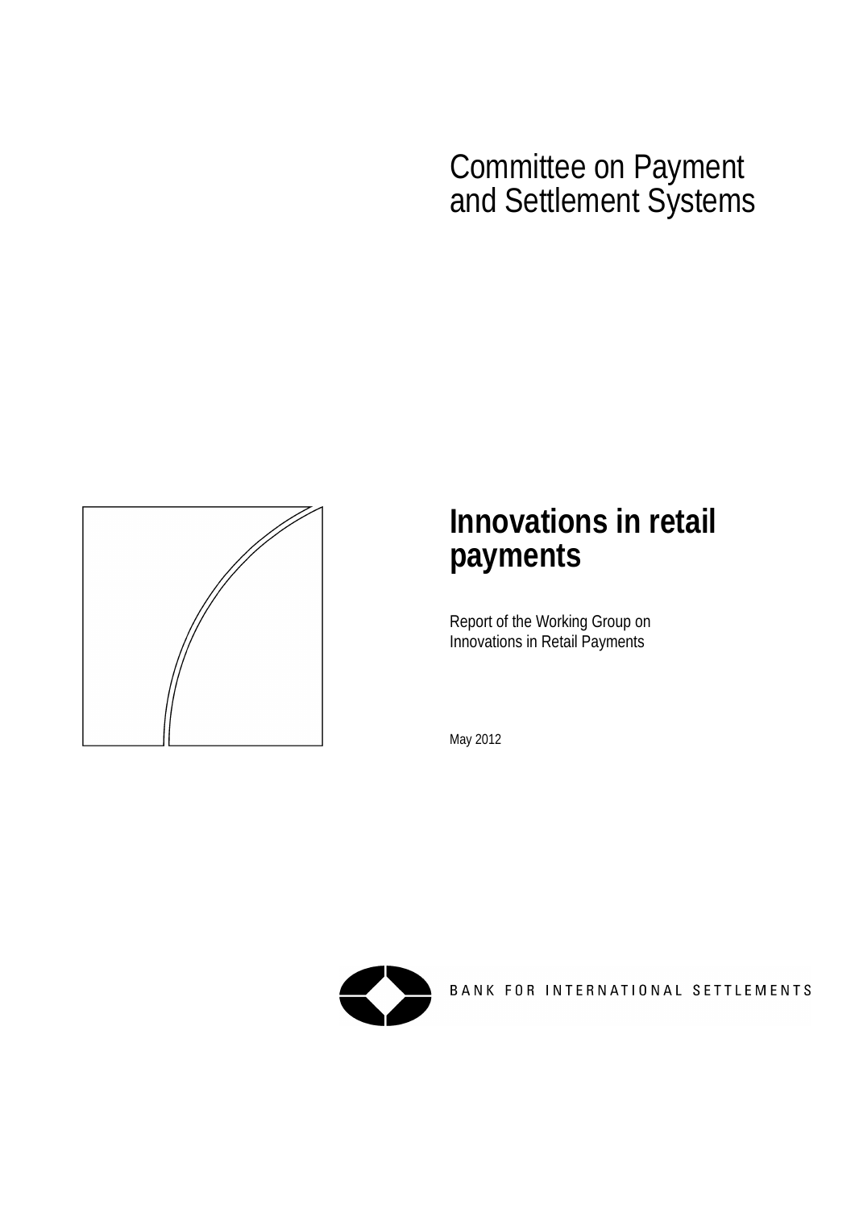Committee on Payment and Settlement Systems

# Innovations in retail payments

Report of the Working Group on Innovations in Retail Payments

May 2012

BANK FOR INTERNATIONAL SETTLEMENTS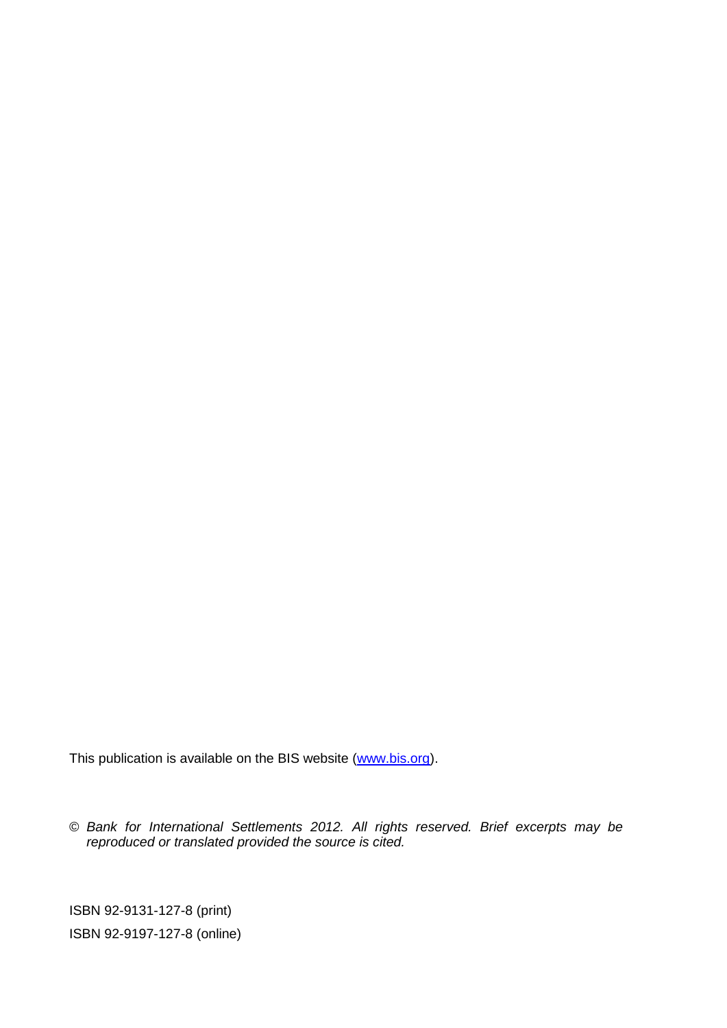This publication is available on the BIS website (www.bis.org).

© *Bank for International Settlements 2012. All rights reserved. Brief excerpts may be reproduced or translated provided the source is cited.*

ISBN 92-9131-127-8 (print)

ISBN 92-9197-127-8 (online)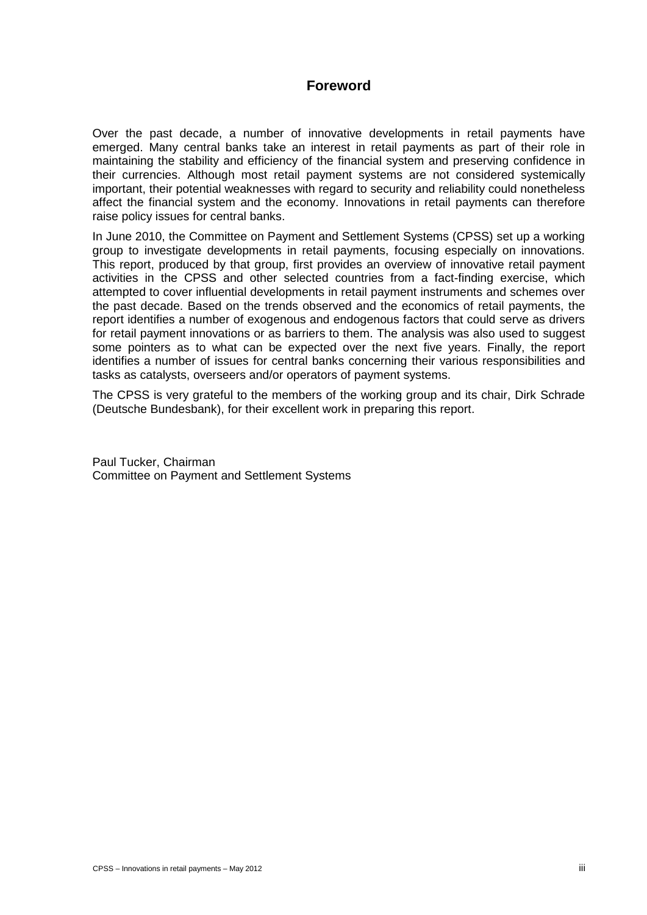# Foreword

Over the past decade, a number of innovative developments in retail payments have emerged. Many central banks take an interest in retail payments as part of their role in maintaining the stability and efficiency of the financial system and preserving confidence in their currencies. Although most retail payment systems are not considered systemically important, their potential weaknesses with regard to security and reliability could nonetheless affect the financial system and the economy. Innovations in retail payments can therefore raise policy issues for central banks.

In June 2010, the Committee on Payment and Settlement Systems (CPSS) set up a working group to investigate developments in retail payments, focusing especially on innovations. This report, produced by that group, first provides an overview of innovative retail payment activities in the CPSS and other selected countries from a fact-finding exercise, which attempted to cover influential developments in retail payment instruments and schemes over the past decade. Based on the trends observed and the economics of retail payments, the report identifies a number of exogenous and endogenous factors that could serve as drivers for retail payment innovations or as barriers to them. The analysis was also used to suggest some pointers as to what can be expected over the next five years. Finally, the report identifies a number of issues for central banks concerning their various responsibilities and tasks as catalysts, overseers and/or operators of payment systems.

The CPSS is very grateful to the members of the working group and its chair, Dirk Schrade (Deutsche Bundesbank), for their excellent work in preparing this report.

Paul Tucker, Chairman
Committee on Payment and Settlement Systems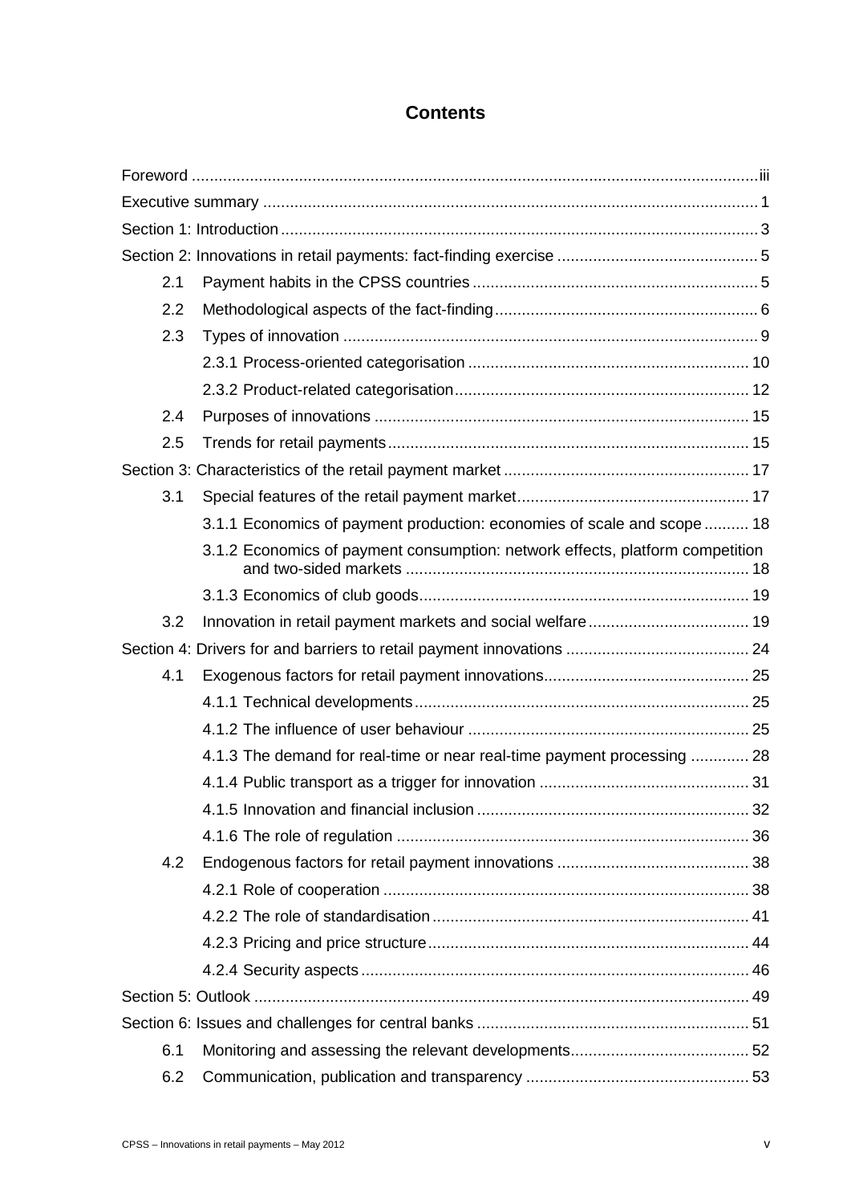# Contents

Foreword ............................................................................................................................iii

Executive summary ............................................................................................................ 1

Section 1: Introduction ........................................................................................................ 3

Section 2: Innovations in retail payments: fact-finding exercise ............................................ 5

- 2.1 Payment habits in the CPSS countries ............................................................... 5
- 2.2 Methodological aspects of the fact-finding .......................................................... 6
- 2.3 Types of innovation ............................................................................................ 9
  - 2.3.1 Process-oriented categorisation .............................................................. 10
  - 2.3.2 Product-related categorisation ................................................................ 12
- 2.4 Purposes of innovations ................................................................................... 15
- 2.5 Trends for retail payments ................................................................................ 15

Section 3: Characteristics of the retail payment market ...................................................... 17

- 3.1 Special features of the retail payment market ................................................... 17
  - 3.1.1 Economics of payment production: economies of scale and scope .......... 18
  - 3.1.2 Economics of payment consumption: network effects, platform competition and two-sided markets ............................................................................ 18
  - 3.1.3 Economics of club goods ......................................................................... 19
- 3.2 Innovation in retail payment markets and social welfare .................................... 19

Section 4: Drivers for and barriers to retail payment innovations ........................................ 24

- 4.1 Exogenous factors for retail payment innovations ............................................. 25
  - 4.1.1 Technical developments .......................................................................... 25
  - 4.1.2 The influence of user behaviour .............................................................. 25
  - 4.1.3 The demand for real-time or near real-time payment processing ............. 28
  - 4.1.4 Public transport as a trigger for innovation .............................................. 31
  - 4.1.5 Innovation and financial inclusion ............................................................ 32
  - 4.1.6 The role of regulation .............................................................................. 36
- 4.2 Endogenous factors for retail payment innovations .......................................... 38
  - 4.2.1 Role of cooperation ................................................................................. 38
  - 4.2.2 The role of standardisation ...................................................................... 41
  - 4.2.3 Pricing and price structure ....................................................................... 44
  - 4.2.4 Security aspects ...................................................................................... 46

Section 5: Outlook ............................................................................................................. 49

Section 6: Issues and challenges for central banks ............................................................ 51

- 6.1 Monitoring and assessing the relevant developments ....................................... 52
- 6.2 Communication, publication and transparency ................................................. 53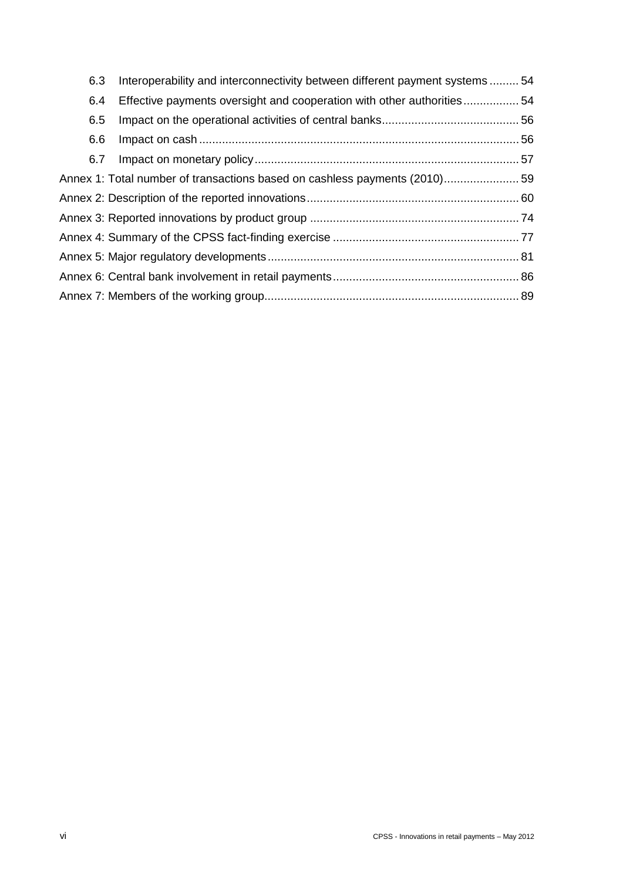6.3 Interoperability and interconnectivity between different payment systems ......... 54

6.4 Effective payments oversight and cooperation with other authorities ................. 54

6.5 Impact on the operational activities of central banks .......................................... 56

6.6 Impact on cash .................................................................................................. 56

6.7 Impact on monetary policy ................................................................................. 57

Annex 1: Total number of transactions based on cashless payments (2010) ....................... 59

Annex 2: Description of the reported innovations ................................................................. 60

Annex 3: Reported innovations by product group ................................................................ 74

Annex 4: Summary of the CPSS fact-finding exercise ......................................................... 77

Annex 5: Major regulatory developments ............................................................................. 81

Annex 6: Central bank involvement in retail payments ......................................................... 86

Annex 7: Members of the working group .............................................................................. 89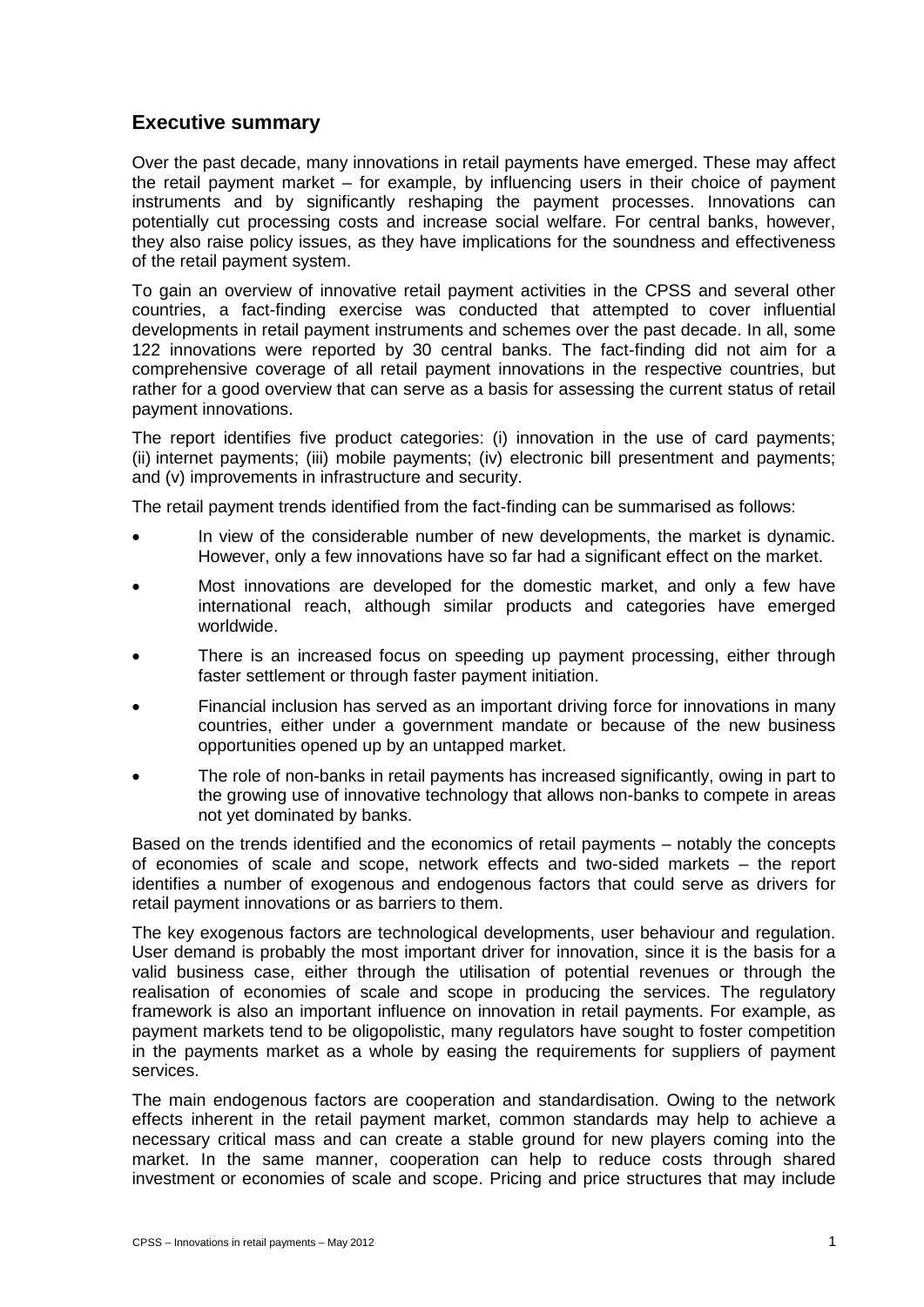## Executive summary

Over the past decade, many innovations in retail payments have emerged. These may affect the retail payment market – for example, by influencing users in their choice of payment instruments and by significantly reshaping the payment processes. Innovations can potentially cut processing costs and increase social welfare. For central banks, however, they also raise policy issues, as they have implications for the soundness and effectiveness of the retail payment system.

To gain an overview of innovative retail payment activities in the CPSS and several other countries, a fact-finding exercise was conducted that attempted to cover influential developments in retail payment instruments and schemes over the past decade. In all, some 122 innovations were reported by 30 central banks. The fact-finding did not aim for a comprehensive coverage of all retail payment innovations in the respective countries, but rather for a good overview that can serve as a basis for assessing the current status of retail payment innovations.

The report identifies five product categories: (i) innovation in the use of card payments; (ii) internet payments; (iii) mobile payments; (iv) electronic bill presentment and payments; and (v) improvements in infrastructure and security.

The retail payment trends identified from the fact-finding can be summarised as follows:

- In view of the considerable number of new developments, the market is dynamic. However, only a few innovations have so far had a significant effect on the market.
- Most innovations are developed for the domestic market, and only a few have international reach, although similar products and categories have emerged worldwide.
- There is an increased focus on speeding up payment processing, either through faster settlement or through faster payment initiation.
- Financial inclusion has served as an important driving force for innovations in many countries, either under a government mandate or because of the new business opportunities opened up by an untapped market.
- The role of non-banks in retail payments has increased significantly, owing in part to the growing use of innovative technology that allows non-banks to compete in areas not yet dominated by banks.

Based on the trends identified and the economics of retail payments – notably the concepts of economies of scale and scope, network effects and two-sided markets – the report identifies a number of exogenous and endogenous factors that could serve as drivers for retail payment innovations or as barriers to them.

The key exogenous factors are technological developments, user behaviour and regulation. User demand is probably the most important driver for innovation, since it is the basis for a valid business case, either through the utilisation of potential revenues or through the realisation of economies of scale and scope in producing the services. The regulatory framework is also an important influence on innovation in retail payments. For example, as payment markets tend to be oligopolistic, many regulators have sought to foster competition in the payments market as a whole by easing the requirements for suppliers of payment services.

The main endogenous factors are cooperation and standardisation. Owing to the network effects inherent in the retail payment market, common standards may help to achieve a necessary critical mass and can create a stable ground for new players coming into the market. In the same manner, cooperation can help to reduce costs through shared investment or economies of scale and scope. Pricing and price structures that may include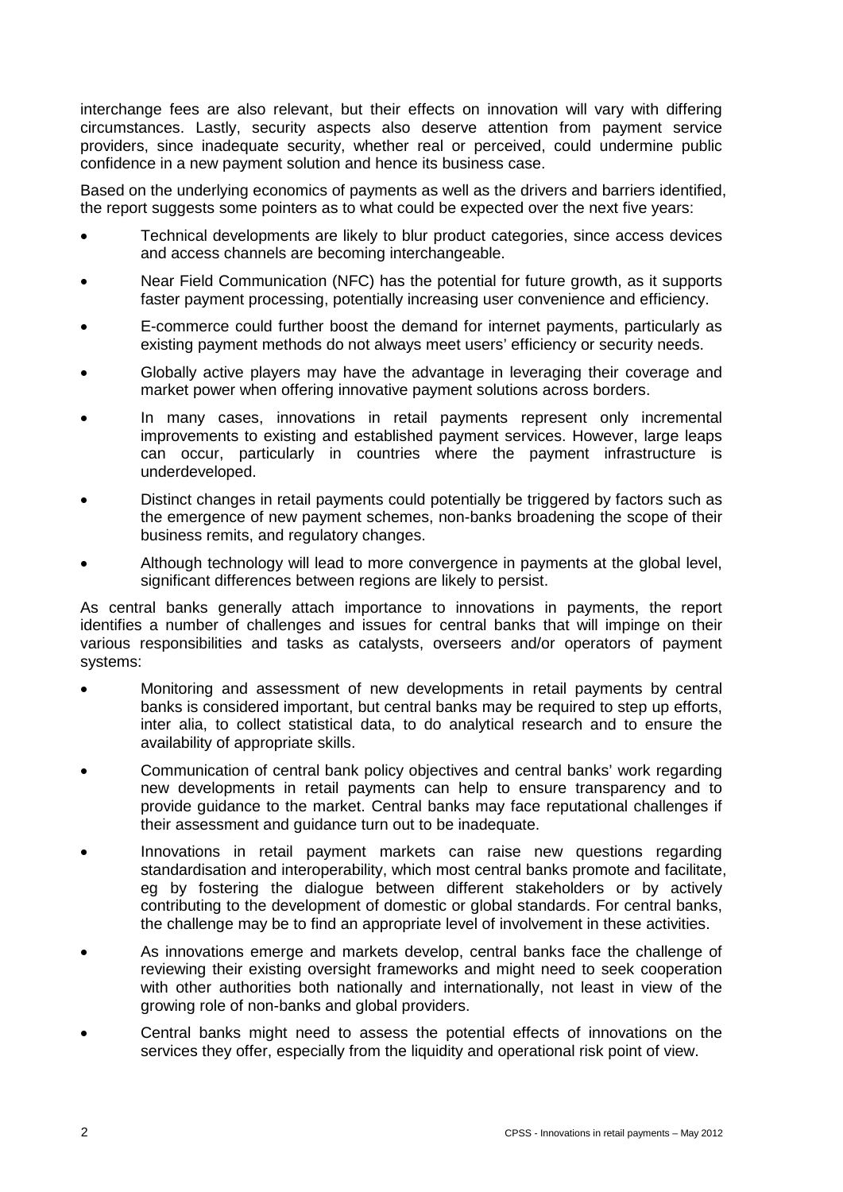interchange fees are also relevant, but their effects on innovation will vary with differing circumstances. Lastly, security aspects also deserve attention from payment service providers, since inadequate security, whether real or perceived, could undermine public confidence in a new payment solution and hence its business case.

Based on the underlying economics of payments as well as the drivers and barriers identified, the report suggests some pointers as to what could be expected over the next five years:

- Technical developments are likely to blur product categories, since access devices and access channels are becoming interchangeable.
- Near Field Communication (NFC) has the potential for future growth, as it supports faster payment processing, potentially increasing user convenience and efficiency.
- E-commerce could further boost the demand for internet payments, particularly as existing payment methods do not always meet users' efficiency or security needs.
- Globally active players may have the advantage in leveraging their coverage and market power when offering innovative payment solutions across borders.
- In many cases, innovations in retail payments represent only incremental improvements to existing and established payment services. However, large leaps can occur, particularly in countries where the payment infrastructure is underdeveloped.
- Distinct changes in retail payments could potentially be triggered by factors such as the emergence of new payment schemes, non-banks broadening the scope of their business remits, and regulatory changes.
- Although technology will lead to more convergence in payments at the global level, significant differences between regions are likely to persist.

As central banks generally attach importance to innovations in payments, the report identifies a number of challenges and issues for central banks that will impinge on their various responsibilities and tasks as catalysts, overseers and/or operators of payment systems:

- Monitoring and assessment of new developments in retail payments by central banks is considered important, but central banks may be required to step up efforts, inter alia, to collect statistical data, to do analytical research and to ensure the availability of appropriate skills.
- Communication of central bank policy objectives and central banks' work regarding new developments in retail payments can help to ensure transparency and to provide guidance to the market. Central banks may face reputational challenges if their assessment and guidance turn out to be inadequate.
- Innovations in retail payment markets can raise new questions regarding standardisation and interoperability, which most central banks promote and facilitate, eg by fostering the dialogue between different stakeholders or by actively contributing to the development of domestic or global standards. For central banks, the challenge may be to find an appropriate level of involvement in these activities.
- As innovations emerge and markets develop, central banks face the challenge of reviewing their existing oversight frameworks and might need to seek cooperation with other authorities both nationally and internationally, not least in view of the growing role of non-banks and global providers.
- Central banks might need to assess the potential effects of innovations on the services they offer, especially from the liquidity and operational risk point of view.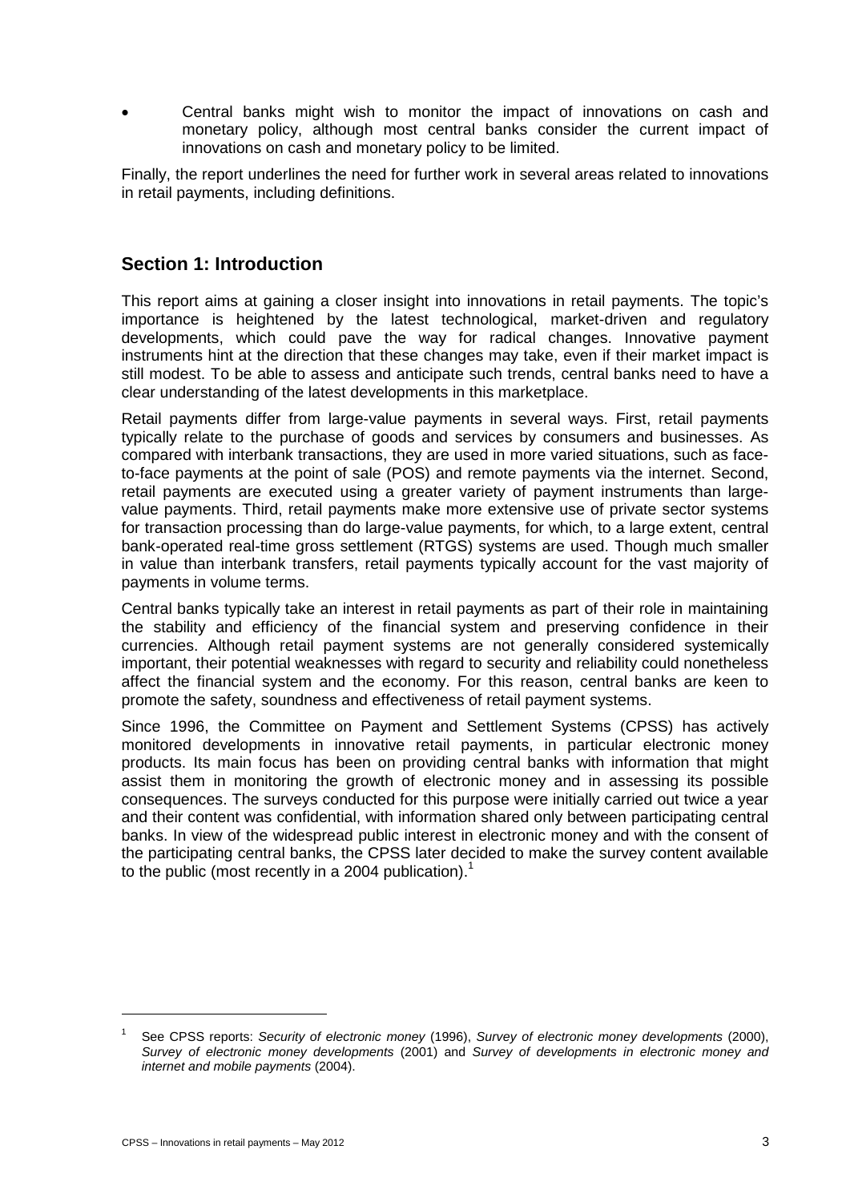- Central banks might wish to monitor the impact of innovations on cash and monetary policy, although most central banks consider the current impact of innovations on cash and monetary policy to be limited.

Finally, the report underlines the need for further work in several areas related to innovations in retail payments, including definitions.

## Section 1: Introduction

This report aims at gaining a closer insight into innovations in retail payments. The topic's importance is heightened by the latest technological, market-driven and regulatory developments, which could pave the way for radical changes. Innovative payment instruments hint at the direction that these changes may take, even if their market impact is still modest. To be able to assess and anticipate such trends, central banks need to have a clear understanding of the latest developments in this marketplace.

Retail payments differ from large-value payments in several ways. First, retail payments typically relate to the purchase of goods and services by consumers and businesses. As compared with interbank transactions, they are used in more varied situations, such as face-to-face payments at the point of sale (POS) and remote payments via the internet. Second, retail payments are executed using a greater variety of payment instruments than large-value payments. Third, retail payments make more extensive use of private sector systems for transaction processing than do large-value payments, for which, to a large extent, central bank-operated real-time gross settlement (RTGS) systems are used. Though much smaller in value than interbank transfers, retail payments typically account for the vast majority of payments in volume terms.

Central banks typically take an interest in retail payments as part of their role in maintaining the stability and efficiency of the financial system and preserving confidence in their currencies. Although retail payment systems are not generally considered systemically important, their potential weaknesses with regard to security and reliability could nonetheless affect the financial system and the economy. For this reason, central banks are keen to promote the safety, soundness and effectiveness of retail payment systems.

Since 1996, the Committee on Payment and Settlement Systems (CPSS) has actively monitored developments in innovative retail payments, in particular electronic money products. Its main focus has been on providing central banks with information that might assist them in monitoring the growth of electronic money and in assessing its possible consequences. The surveys conducted for this purpose were initially carried out twice a year and their content was confidential, with information shared only between participating central banks. In view of the widespread public interest in electronic money and with the consent of the participating central banks, the CPSS later decided to make the survey content available to the public (most recently in a 2004 publication).[1]

---

[1] See CPSS reports: *Security of electronic money* (1996), *Survey of electronic money developments* (2000), *Survey of electronic money developments* (2001) and *Survey of developments in electronic money and internet and mobile payments* (2004).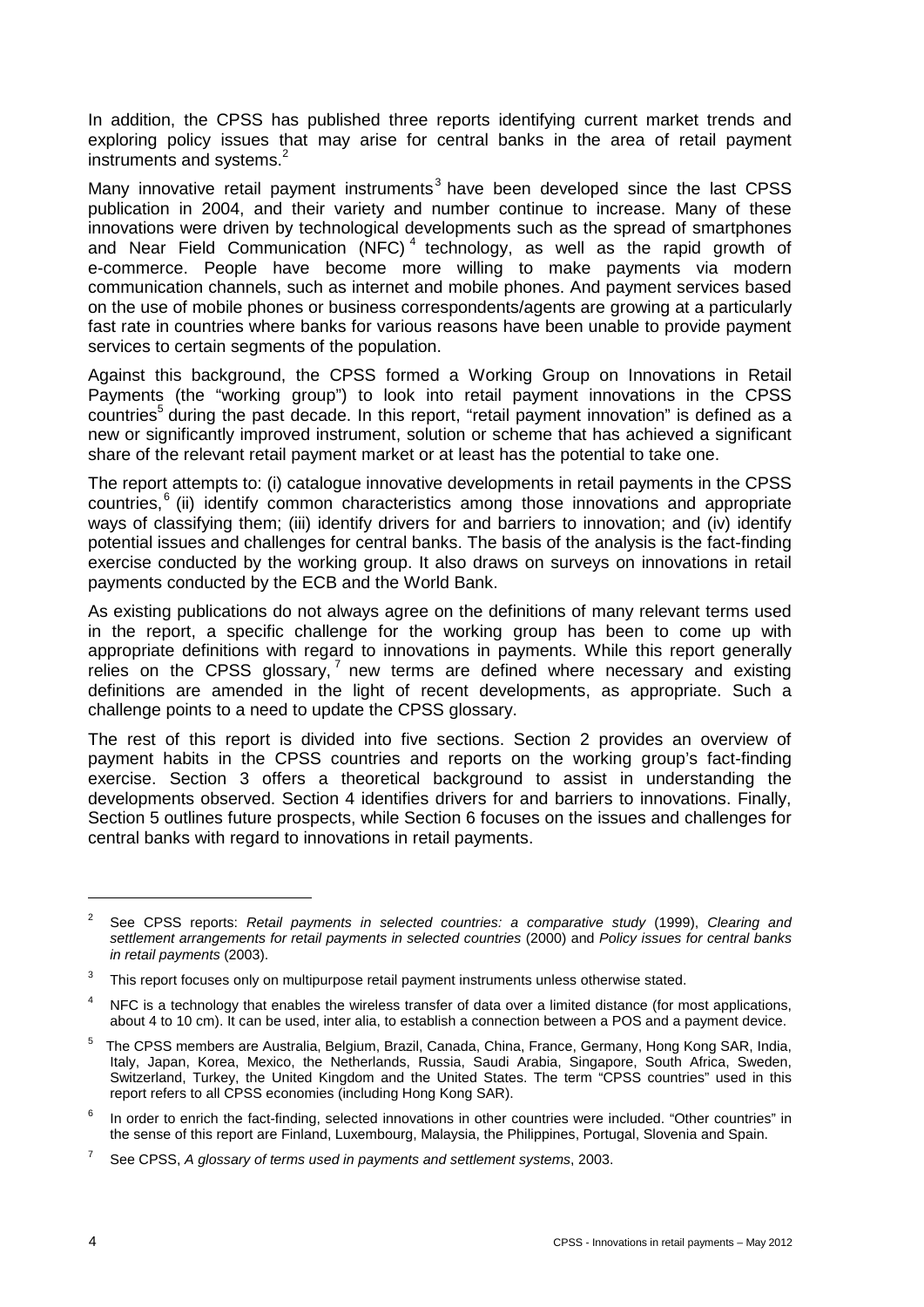In addition, the CPSS has published three reports identifying current market trends and exploring policy issues that may arise for central banks in the area of retail payment instruments and systems.[2]

Many innovative retail payment instruments[3] have been developed since the last CPSS publication in 2004, and their variety and number continue to increase. Many of these innovations were driven by technological developments such as the spread of smartphones and Near Field Communication (NFC)[4] technology, as well as the rapid growth of e-commerce. People have become more willing to make payments via modern communication channels, such as internet and mobile phones. And payment services based on the use of mobile phones or business correspondents/agents are growing at a particularly fast rate in countries where banks for various reasons have been unable to provide payment services to certain segments of the population.

Against this background, the CPSS formed a Working Group on Innovations in Retail Payments (the "working group") to look into retail payment innovations in the CPSS countries[5] during the past decade. In this report, "retail payment innovation" is defined as a new or significantly improved instrument, solution or scheme that has achieved a significant share of the relevant retail payment market or at least has the potential to take one.

The report attempts to: (i) catalogue innovative developments in retail payments in the CPSS countries,[6] (ii) identify common characteristics among those innovations and appropriate ways of classifying them; (iii) identify drivers for and barriers to innovation; and (iv) identify potential issues and challenges for central banks. The basis of the analysis is the fact-finding exercise conducted by the working group. It also draws on surveys on innovations in retail payments conducted by the ECB and the World Bank.

As existing publications do not always agree on the definitions of many relevant terms used in the report, a specific challenge for the working group has been to come up with appropriate definitions with regard to innovations in payments. While this report generally relies on the CPSS glossary,[7] new terms are defined where necessary and existing definitions are amended in the light of recent developments, as appropriate. Such a challenge points to a need to update the CPSS glossary.

The rest of this report is divided into five sections. Section 2 provides an overview of payment habits in the CPSS countries and reports on the working group's fact-finding exercise. Section 3 offers a theoretical background to assist in understanding the developments observed. Section 4 identifies drivers for and barriers to innovations. Finally, Section 5 outlines future prospects, while Section 6 focuses on the issues and challenges for central banks with regard to innovations in retail payments.

---

[2] See CPSS reports: *Retail payments in selected countries: a comparative study* (1999), *Clearing and settlement arrangements for retail payments in selected countries* (2000) and *Policy issues for central banks in retail payments* (2003).

[3] This report focuses only on multipurpose retail payment instruments unless otherwise stated.

[4] NFC is a technology that enables the wireless transfer of data over a limited distance (for most applications, about 4 to 10 cm). It can be used, inter alia, to establish a connection between a POS and a payment device.

[5] The CPSS members are Australia, Belgium, Brazil, Canada, China, France, Germany, Hong Kong SAR, India, Italy, Japan, Korea, Mexico, the Netherlands, Russia, Saudi Arabia, Singapore, South Africa, Sweden, Switzerland, Turkey, the United Kingdom and the United States. The term "CPSS countries" used in this report refers to all CPSS economies (including Hong Kong SAR).

[6] In order to enrich the fact-finding, selected innovations in other countries were included. "Other countries" in the sense of this report are Finland, Luxembourg, Malaysia, the Philippines, Portugal, Slovenia and Spain.

[7] See CPSS, *A glossary of terms used in payments and settlement systems*, 2003.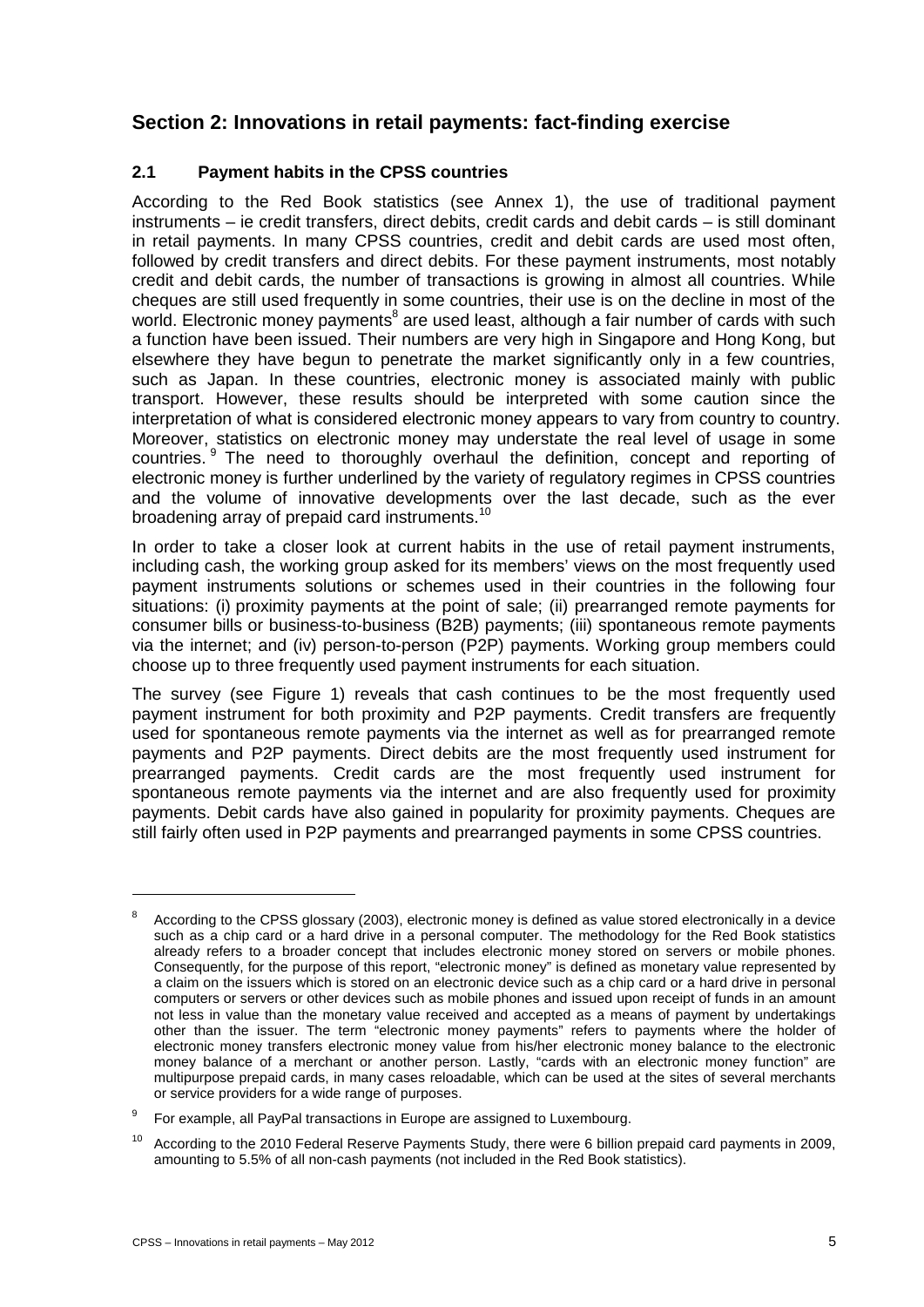## Section 2: Innovations in retail payments: fact-finding exercise

### 2.1 Payment habits in the CPSS countries

According to the Red Book statistics (see Annex 1), the use of traditional payment instruments – ie credit transfers, direct debits, credit cards and debit cards – is still dominant in retail payments. In many CPSS countries, credit and debit cards are used most often, followed by credit transfers and direct debits. For these payment instruments, most notably credit and debit cards, the number of transactions is growing in almost all countries. While cheques are still used frequently in some countries, their use is on the decline in most of the world. Electronic money payments[8] are used least, although a fair number of cards with such a function have been issued. Their numbers are very high in Singapore and Hong Kong, but elsewhere they have begun to penetrate the market significantly only in a few countries, such as Japan. In these countries, electronic money is associated mainly with public transport. However, these results should be interpreted with some caution since the interpretation of what is considered electronic money appears to vary from country to country. Moreover, statistics on electronic money may understate the real level of usage in some countries.[9] The need to thoroughly overhaul the definition, concept and reporting of electronic money is further underlined by the variety of regulatory regimes in CPSS countries and the volume of innovative developments over the last decade, such as the ever broadening array of prepaid card instruments.[10]

In order to take a closer look at current habits in the use of retail payment instruments, including cash, the working group asked for its members' views on the most frequently used payment instruments solutions or schemes used in their countries in the following four situations: (i) proximity payments at the point of sale; (ii) prearranged remote payments for consumer bills or business-to-business (B2B) payments; (iii) spontaneous remote payments via the internet; and (iv) person-to-person (P2P) payments. Working group members could choose up to three frequently used payment instruments for each situation.

The survey (see Figure 1) reveals that cash continues to be the most frequently used payment instrument for both proximity and P2P payments. Credit transfers are frequently used for spontaneous remote payments via the internet as well as for prearranged remote payments and P2P payments. Direct debits are the most frequently used instrument for prearranged payments. Credit cards are the most frequently used instrument for spontaneous remote payments via the internet and are also frequently used for proximity payments. Debit cards have also gained in popularity for proximity payments. Cheques are still fairly often used in P2P payments and prearranged payments in some CPSS countries.

---

[8] According to the CPSS glossary (2003), electronic money is defined as value stored electronically in a device such as a chip card or a hard drive in a personal computer. The methodology for the Red Book statistics already refers to a broader concept that includes electronic money stored on servers or mobile phones. Consequently, for the purpose of this report, "electronic money" is defined as monetary value represented by a claim on the issuers which is stored on an electronic device such as a chip card or a hard drive in personal computers or servers or other devices such as mobile phones and issued upon receipt of funds in an amount not less in value than the monetary value received and accepted as a means of payment by undertakings other than the issuer. The term "electronic money payments" refers to payments where the holder of electronic money transfers electronic money value from his/her electronic money balance to the electronic money balance of a merchant or another person. Lastly, "cards with an electronic money function" are multipurpose prepaid cards, in many cases reloadable, which can be used at the sites of several merchants or service providers for a wide range of purposes.

[9] For example, all PayPal transactions in Europe are assigned to Luxembourg.

[10] According to the 2010 Federal Reserve Payments Study, there were 6 billion prepaid card payments in 2009, amounting to 5.5% of all non-cash payments (not included in the Red Book statistics).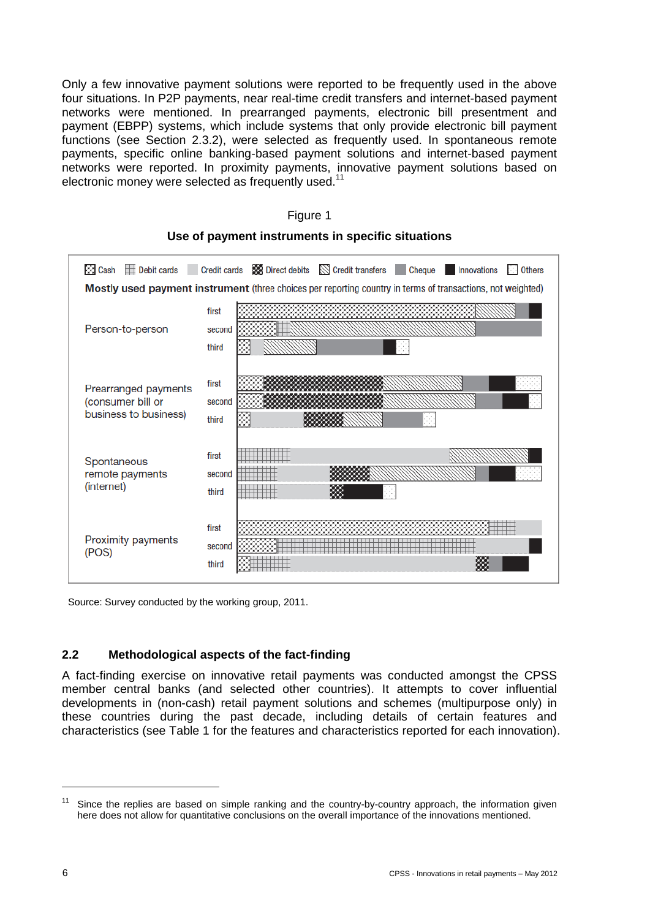Only a few innovative payment solutions were reported to be frequently used in the above four situations. In P2P payments, near real-time credit transfers and internet-based payment networks were mentioned. In prearranged payments, electronic bill presentment and payment (EBPP) systems, which include systems that only provide electronic bill payment functions (see Section 2.3.2), were selected as frequently used. In spontaneous remote payments, specific online banking-based payment solutions and internet-based payment networks were reported. In proximity payments, innovative payment solutions based on electronic money were selected as frequently used.[11]

Figure 1

**Use of payment instruments in specific situations**

Cash
Debit cards
Credit cards
Direct debits
Credit transfers
Cheque
Innovations
Others

**Mostly used payment instrument** (three choices per reporting country in terms of transactions, not weighted)

Person-to-person
first
second
third

Prearranged payments (consumer bill or business to business)
first
second
third

Spontaneous remote payments (internet)
first
second
third

Proximity payments (POS)
first
second
third

Source: Survey conducted by the working group, 2011.

## 2.2 Methodological aspects of the fact-finding

A fact-finding exercise on innovative retail payments was conducted amongst the CPSS member central banks (and selected other countries). It attempts to cover influential developments in (non-cash) retail payment solutions and schemes (multipurpose only) in these countries during the past decade, including details of certain features and characteristics (see Table 1 for the features and characteristics reported for each innovation).

[11] Since the replies are based on simple ranking and the country-by-country approach, the information given here does not allow for quantitative conclusions on the overall importance of the innovations mentioned.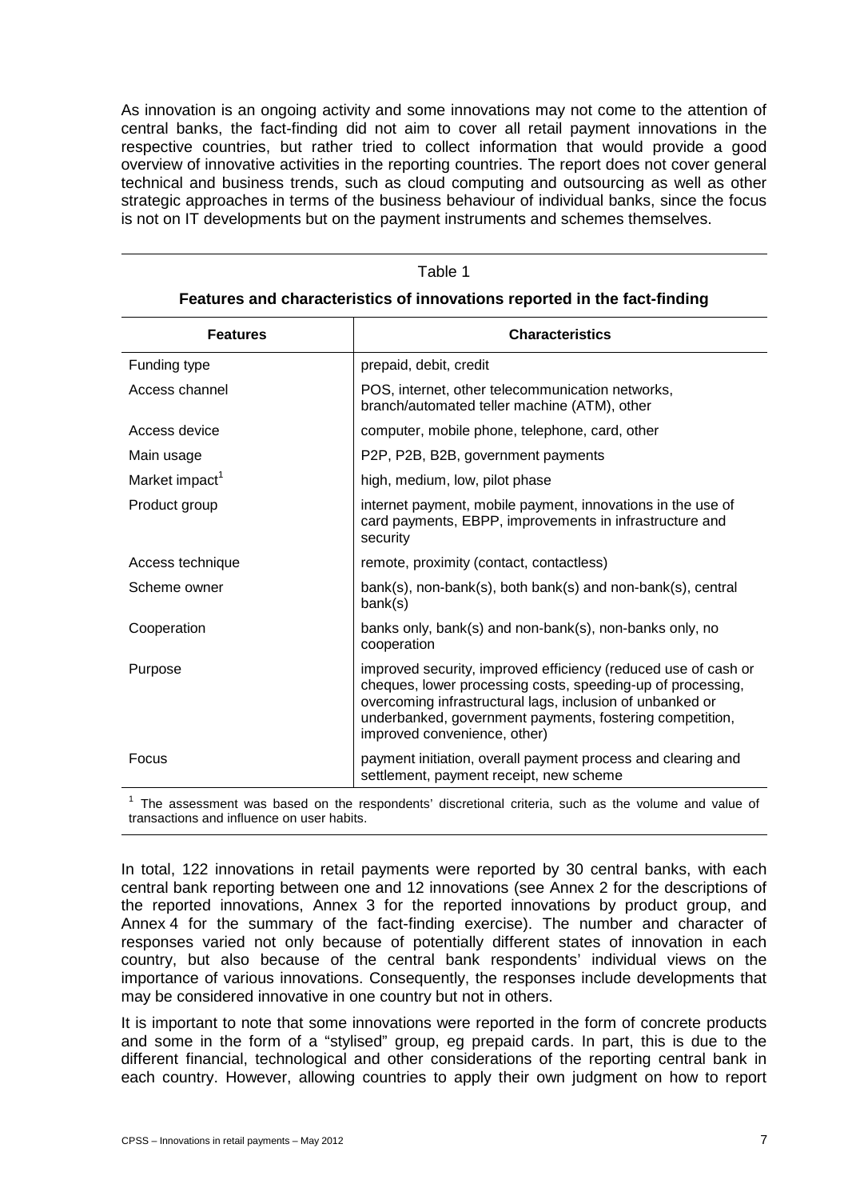As innovation is an ongoing activity and some innovations may not come to the attention of central banks, the fact-finding did not aim to cover all retail payment innovations in the respective countries, but rather tried to collect information that would provide a good overview of innovative activities in the reporting countries. The report does not cover general technical and business trends, such as cloud computing and outsourcing as well as other strategic approaches in terms of the business behaviour of individual banks, since the focus is not on IT developments but on the payment instruments and schemes themselves.

Table 1

**Features and characteristics of innovations reported in the fact-finding**

| Features | Characteristics |
|---|---|
| Funding type | prepaid, debit, credit |
| Access channel | POS, internet, other telecommunication networks, branch/automated teller machine (ATM), other |
| Access device | computer, mobile phone, telephone, card, other |
| Main usage | P2P, P2B, B2B, government payments |
| Market impact[1] | high, medium, low, pilot phase |
| Product group | internet payment, mobile payment, innovations in the use of card payments, EBPP, improvements in infrastructure and security |
| Access technique | remote, proximity (contact, contactless) |
| Scheme owner | bank(s), non-bank(s), both bank(s) and non-bank(s), central bank(s) |
| Cooperation | banks only, bank(s) and non-bank(s), non-banks only, no cooperation |
| Purpose | improved security, improved efficiency (reduced use of cash or cheques, lower processing costs, speeding-up of processing, overcoming infrastructural lags, inclusion of unbanked or underbanked, government payments, fostering competition, improved convenience, other) |
| Focus | payment initiation, overall payment process and clearing and settlement, payment receipt, new scheme |

[1] The assessment was based on the respondents' discretional criteria, such as the volume and value of transactions and influence on user habits.

In total, 122 innovations in retail payments were reported by 30 central banks, with each central bank reporting between one and 12 innovations (see Annex 2 for the descriptions of the reported innovations, Annex 3 for the reported innovations by product group, and Annex 4 for the summary of the fact-finding exercise). The number and character of responses varied not only because of potentially different states of innovation in each country, but also because of the central bank respondents' individual views on the importance of various innovations. Consequently, the responses include developments that may be considered innovative in one country but not in others.

It is important to note that some innovations were reported in the form of concrete products and some in the form of a "stylised" group, eg prepaid cards. In part, this is due to the different financial, technological and other considerations of the reporting central bank in each country. However, allowing countries to apply their own judgment on how to report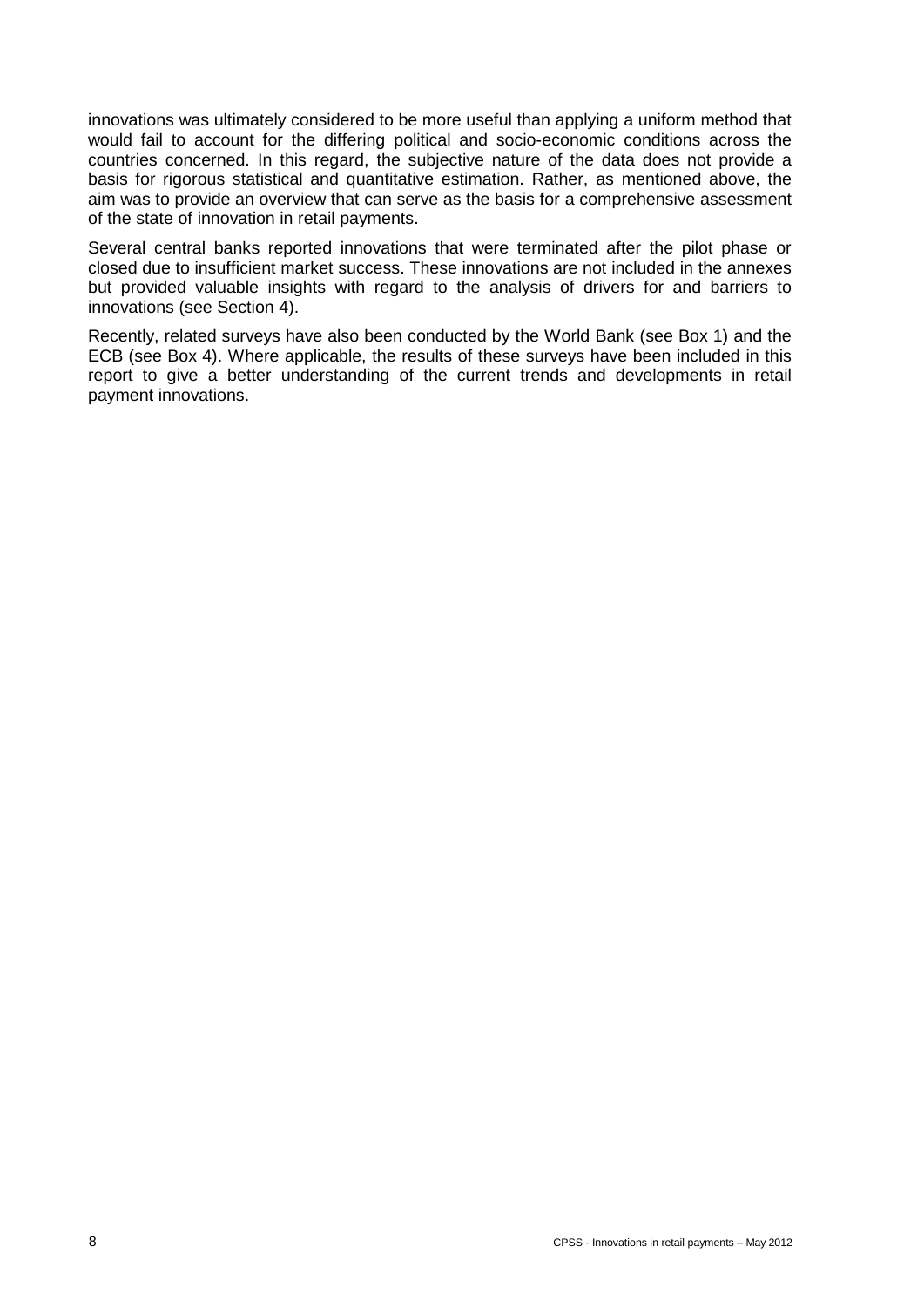innovations was ultimately considered to be more useful than applying a uniform method that would fail to account for the differing political and socio-economic conditions across the countries concerned. In this regard, the subjective nature of the data does not provide a basis for rigorous statistical and quantitative estimation. Rather, as mentioned above, the aim was to provide an overview that can serve as the basis for a comprehensive assessment of the state of innovation in retail payments.

Several central banks reported innovations that were terminated after the pilot phase or closed due to insufficient market success. These innovations are not included in the annexes but provided valuable insights with regard to the analysis of drivers for and barriers to innovations (see Section 4).

Recently, related surveys have also been conducted by the World Bank (see Box 1) and the ECB (see Box 4). Where applicable, the results of these surveys have been included in this report to give a better understanding of the current trends and developments in retail payment innovations.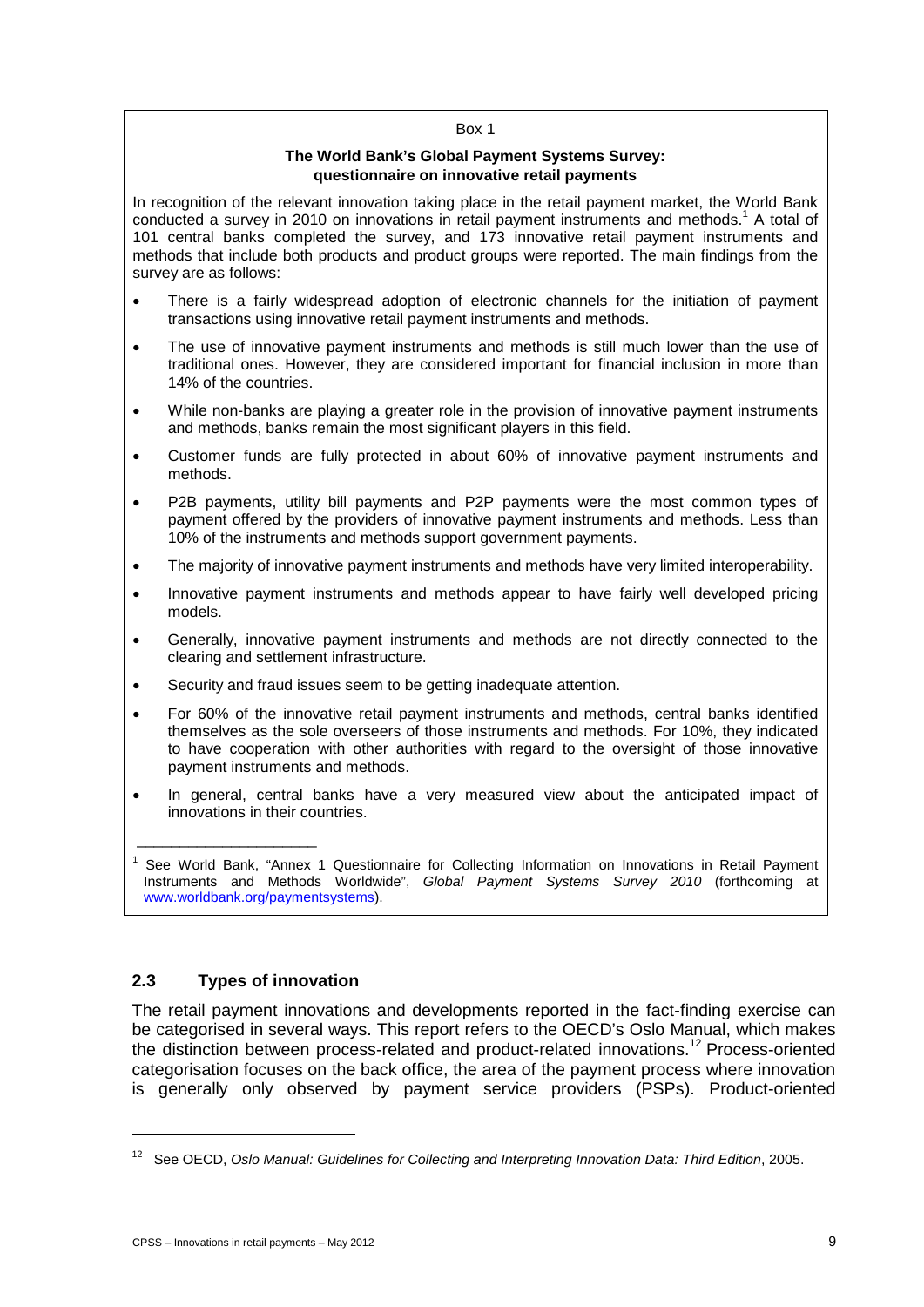Box 1

**The World Bank's Global Payment Systems Survey: questionnaire on innovative retail payments**

In recognition of the relevant innovation taking place in the retail payment market, the World Bank conducted a survey in 2010 on innovations in retail payment instruments and methods.[1] A total of 101 central banks completed the survey, and 173 innovative retail payment instruments and methods that include both products and product groups were reported. The main findings from the survey are as follows:

- There is a fairly widespread adoption of electronic channels for the initiation of payment transactions using innovative retail payment instruments and methods.
- The use of innovative payment instruments and methods is still much lower than the use of traditional ones. However, they are considered important for financial inclusion in more than 14% of the countries.
- While non-banks are playing a greater role in the provision of innovative payment instruments and methods, banks remain the most significant players in this field.
- Customer funds are fully protected in about 60% of innovative payment instruments and methods.
- P2B payments, utility bill payments and P2P payments were the most common types of payment offered by the providers of innovative payment instruments and methods. Less than 10% of the instruments and methods support government payments.
- The majority of innovative payment instruments and methods have very limited interoperability.
- Innovative payment instruments and methods appear to have fairly well developed pricing models.
- Generally, innovative payment instruments and methods are not directly connected to the clearing and settlement infrastructure.
- Security and fraud issues seem to be getting inadequate attention.
- For 60% of the innovative retail payment instruments and methods, central banks identified themselves as the sole overseers of those instruments and methods. For 10%, they indicated to have cooperation with other authorities with regard to the oversight of those innovative payment instruments and methods.
- In general, central banks have a very measured view about the anticipated impact of innovations in their countries.

[1] See World Bank, "Annex 1 Questionnaire for Collecting Information on Innovations in Retail Payment Instruments and Methods Worldwide", *Global Payment Systems Survey 2010* (forthcoming at www.worldbank.org/paymentsystems).

## 2.3 Types of innovation

The retail payment innovations and developments reported in the fact-finding exercise can be categorised in several ways. This report refers to the OECD's Oslo Manual, which makes the distinction between process-related and product-related innovations.[12] Process-oriented categorisation focuses on the back office, the area of the payment process where innovation is generally only observed by payment service providers (PSPs). Product-oriented

[12] See OECD, *Oslo Manual: Guidelines for Collecting and Interpreting Innovation Data: Third Edition*, 2005.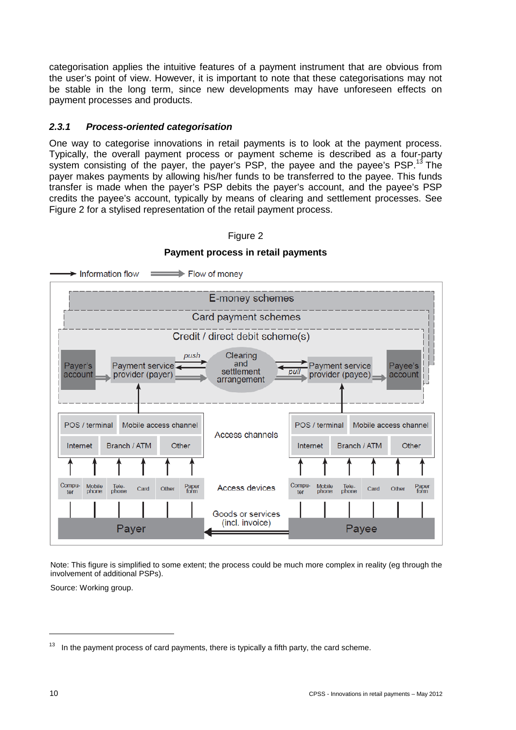categorisation applies the intuitive features of a payment instrument that are obvious from the user's point of view. However, it is important to note that these categorisations may not be stable in the long term, since new developments may have unforeseen effects on payment processes and products.

### 2.3.1 *Process-oriented categorisation*

One way to categorise innovations in retail payments is to look at the payment process. Typically, the overall payment process or payment scheme is described as a four-party system consisting of the payer, the payer's PSP, the payee and the payee's PSP.[13] The payer makes payments by allowing his/her funds to be transferred to the payee. This funds transfer is made when the payer's PSP debits the payer's account, and the payee's PSP credits the payee's account, typically by means of clearing and settlement processes. See Figure 2 for a stylised representation of the retail payment process.

Figure 2

**Payment process in retail payments**

Information flow
Flow of money

E-money schemes
Card payment schemes
Credit / direct debit scheme(s)

Payer's account
Payment service provider (payer)
push
Clearing and settlement arrangement
pull
Payment service provider (payee)
Payee's account

POS / terminal
Mobile access channel
Internet
Branch / ATM
Other
Access channels

Computer
Mobile phone
Telephone
Card
Other
Paper form
Access devices

Goods or services (incl. invoice)

Payer
Payee

Note: This figure is simplified to some extent; the process could be much more complex in reality (eg through the involvement of additional PSPs).

Source: Working group.

[13] In the payment process of card payments, there is typically a fifth party, the card scheme.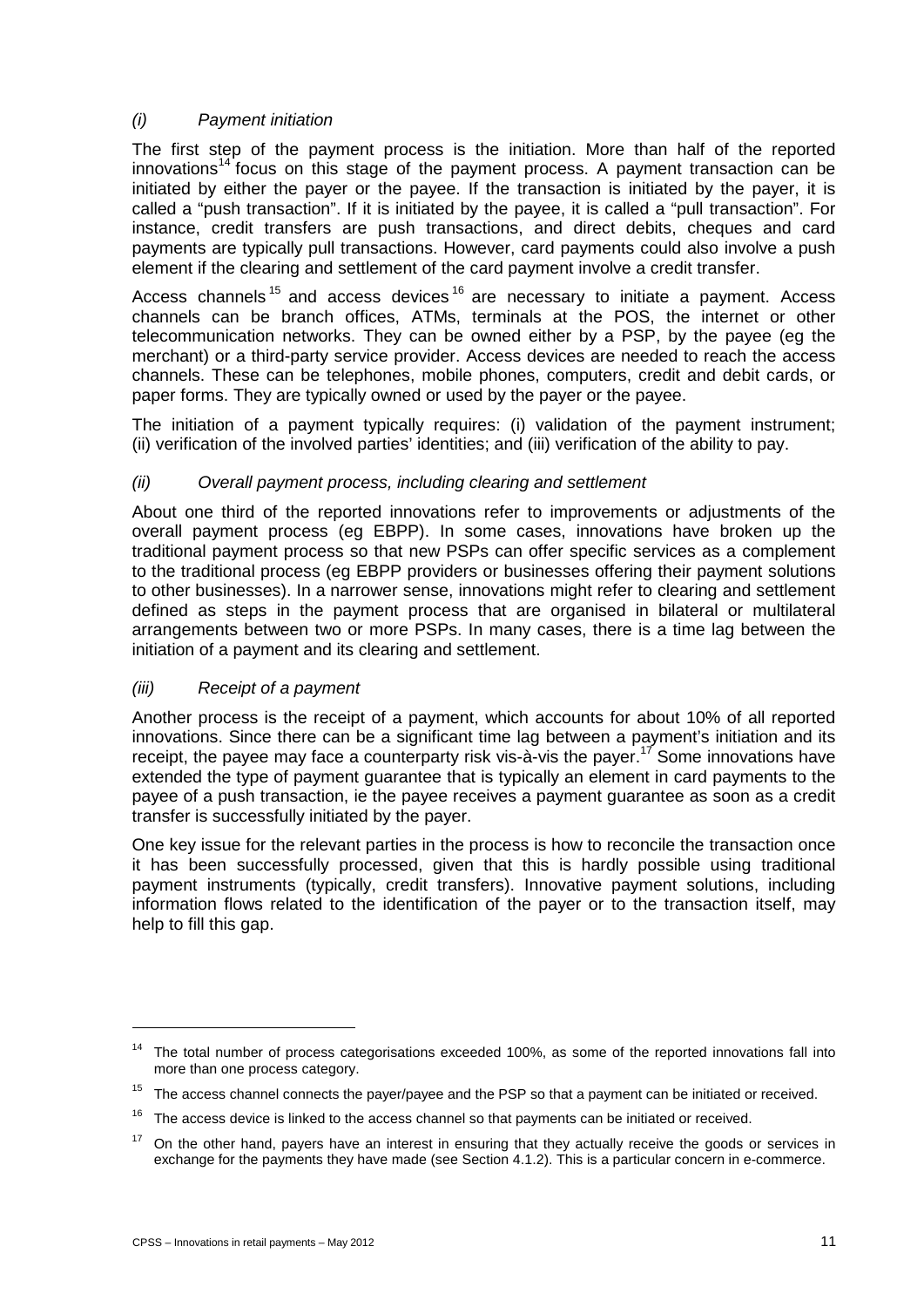*(i) Payment initiation*

The first step of the payment process is the initiation. More than half of the reported innovations[14] focus on this stage of the payment process. A payment transaction can be initiated by either the payer or the payee. If the transaction is initiated by the payer, it is called a "push transaction". If it is initiated by the payee, it is called a "pull transaction". For instance, credit transfers are push transactions, and direct debits, cheques and card payments are typically pull transactions. However, card payments could also involve a push element if the clearing and settlement of the card payment involve a credit transfer.

Access channels[15] and access devices[16] are necessary to initiate a payment. Access channels can be branch offices, ATMs, terminals at the POS, the internet or other telecommunication networks. They can be owned either by a PSP, by the payee (eg the merchant) or a third-party service provider. Access devices are needed to reach the access channels. These can be telephones, mobile phones, computers, credit and debit cards, or paper forms. They are typically owned or used by the payer or the payee.

The initiation of a payment typically requires: (i) validation of the payment instrument; (ii) verification of the involved parties' identities; and (iii) verification of the ability to pay.

*(ii) Overall payment process, including clearing and settlement*

About one third of the reported innovations refer to improvements or adjustments of the overall payment process (eg EBPP). In some cases, innovations have broken up the traditional payment process so that new PSPs can offer specific services as a complement to the traditional process (eg EBPP providers or businesses offering their payment solutions to other businesses). In a narrower sense, innovations might refer to clearing and settlement defined as steps in the payment process that are organised in bilateral or multilateral arrangements between two or more PSPs. In many cases, there is a time lag between the initiation of a payment and its clearing and settlement.

*(iii) Receipt of a payment*

Another process is the receipt of a payment, which accounts for about 10% of all reported innovations. Since there can be a significant time lag between a payment's initiation and its receipt, the payee may face a counterparty risk vis-à-vis the payer.[17] Some innovations have extended the type of payment guarantee that is typically an element in card payments to the payee of a push transaction, ie the payee receives a payment guarantee as soon as a credit transfer is successfully initiated by the payer.

One key issue for the relevant parties in the process is how to reconcile the transaction once it has been successfully processed, given that this is hardly possible using traditional payment instruments (typically, credit transfers). Innovative payment solutions, including information flows related to the identification of the payer or to the transaction itself, may help to fill this gap.

---

[14] The total number of process categorisations exceeded 100%, as some of the reported innovations fall into more than one process category.

[15] The access channel connects the payer/payee and the PSP so that a payment can be initiated or received.

[16] The access device is linked to the access channel so that payments can be initiated or received.

[17] On the other hand, payers have an interest in ensuring that they actually receive the goods or services in exchange for the payments they have made (see Section 4.1.2). This is a particular concern in e-commerce.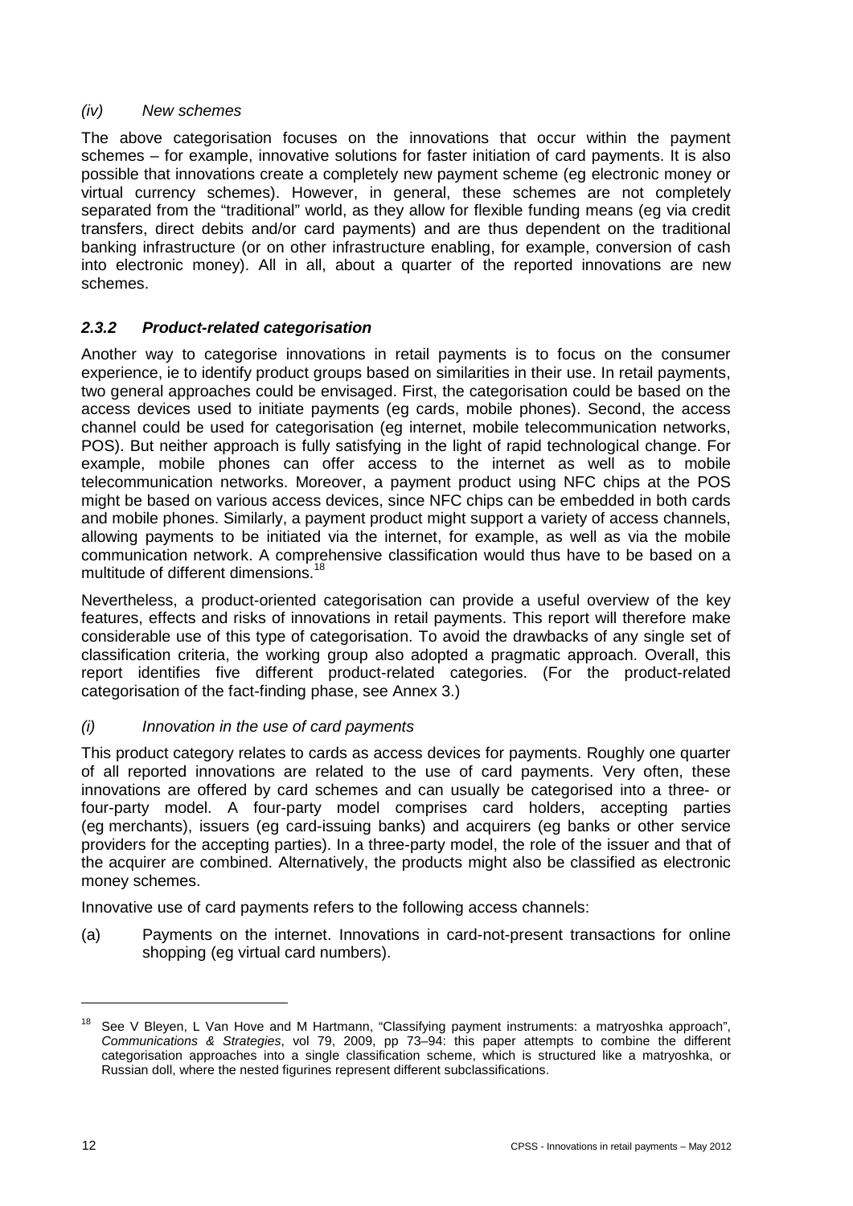*(iv) New schemes*

The above categorisation focuses on the innovations that occur within the payment schemes – for example, innovative solutions for faster initiation of card payments. It is also possible that innovations create a completely new payment scheme (eg electronic money or virtual currency schemes). However, in general, these schemes are not completely separated from the "traditional" world, as they allow for flexible funding means (eg via credit transfers, direct debits and/or card payments) and are thus dependent on the traditional banking infrastructure (or on other infrastructure enabling, for example, conversion of cash into electronic money). All in all, about a quarter of the reported innovations are new schemes.

### *2.3.2 Product-related categorisation*

Another way to categorise innovations in retail payments is to focus on the consumer experience, ie to identify product groups based on similarities in their use. In retail payments, two general approaches could be envisaged. First, the categorisation could be based on the access devices used to initiate payments (eg cards, mobile phones). Second, the access channel could be used for categorisation (eg internet, mobile telecommunication networks, POS). But neither approach is fully satisfying in the light of rapid technological change. For example, mobile phones can offer access to the internet as well as to mobile telecommunication networks. Moreover, a payment product using NFC chips at the POS might be based on various access devices, since NFC chips can be embedded in both cards and mobile phones. Similarly, a payment product might support a variety of access channels, allowing payments to be initiated via the internet, for example, as well as via the mobile communication network. A comprehensive classification would thus have to be based on a multitude of different dimensions.[18]

Nevertheless, a product-oriented categorisation can provide a useful overview of the key features, effects and risks of innovations in retail payments. This report will therefore make considerable use of this type of categorisation. To avoid the drawbacks of any single set of classification criteria, the working group also adopted a pragmatic approach. Overall, this report identifies five different product-related categories. (For the product-related categorisation of the fact-finding phase, see Annex 3.)

*(i) Innovation in the use of card payments*

This product category relates to cards as access devices for payments. Roughly one quarter of all reported innovations are related to the use of card payments. Very often, these innovations are offered by card schemes and can usually be categorised into a three- or four-party model. A four-party model comprises card holders, accepting parties (eg merchants), issuers (eg card-issuing banks) and acquirers (eg banks or other service providers for the accepting parties). In a three-party model, the role of the issuer and that of the acquirer are combined. Alternatively, the products might also be classified as electronic money schemes.

Innovative use of card payments refers to the following access channels:

(a) Payments on the internet. Innovations in card-not-present transactions for online shopping (eg virtual card numbers).

---

[18] See V Bleyen, L Van Hove and M Hartmann, "Classifying payment instruments: a matryoshka approach", *Communications & Strategies*, vol 79, 2009, pp 73–94: this paper attempts to combine the different categorisation approaches into a single classification scheme, which is structured like a matryoshka, or Russian doll, where the nested figurines represent different subclassifications.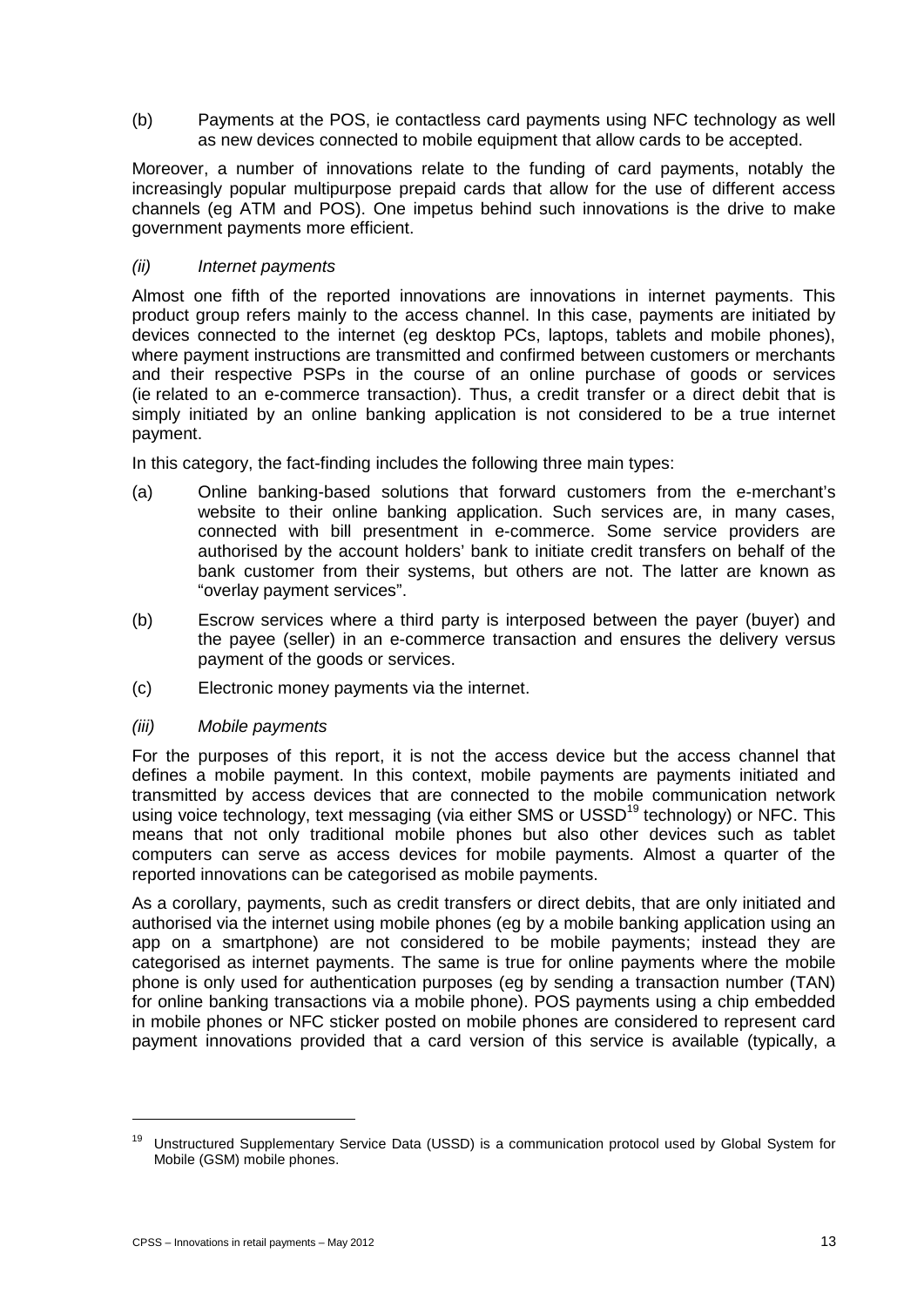(b) Payments at the POS, ie contactless card payments using NFC technology as well as new devices connected to mobile equipment that allow cards to be accepted.

Moreover, a number of innovations relate to the funding of card payments, notably the increasingly popular multipurpose prepaid cards that allow for the use of different access channels (eg ATM and POS). One impetus behind such innovations is the drive to make government payments more efficient.

*(ii) Internet payments*

Almost one fifth of the reported innovations are innovations in internet payments. This product group refers mainly to the access channel. In this case, payments are initiated by devices connected to the internet (eg desktop PCs, laptops, tablets and mobile phones), where payment instructions are transmitted and confirmed between customers or merchants and their respective PSPs in the course of an online purchase of goods or services (ie related to an e-commerce transaction). Thus, a credit transfer or a direct debit that is simply initiated by an online banking application is not considered to be a true internet payment.

In this category, the fact-finding includes the following three main types:

(a) Online banking-based solutions that forward customers from the e-merchant's website to their online banking application. Such services are, in many cases, connected with bill presentment in e-commerce. Some service providers are authorised by the account holders' bank to initiate credit transfers on behalf of the bank customer from their systems, but others are not. The latter are known as "overlay payment services".

(b) Escrow services where a third party is interposed between the payer (buyer) and the payee (seller) in an e-commerce transaction and ensures the delivery versus payment of the goods or services.

(c) Electronic money payments via the internet.

*(iii) Mobile payments*

For the purposes of this report, it is not the access device but the access channel that defines a mobile payment. In this context, mobile payments are payments initiated and transmitted by access devices that are connected to the mobile communication network using voice technology, text messaging (via either SMS or USSD[19] technology) or NFC. This means that not only traditional mobile phones but also other devices such as tablet computers can serve as access devices for mobile payments. Almost a quarter of the reported innovations can be categorised as mobile payments.

As a corollary, payments, such as credit transfers or direct debits, that are only initiated and authorised via the internet using mobile phones (eg by a mobile banking application using an app on a smartphone) are not considered to be mobile payments; instead they are categorised as internet payments. The same is true for online payments where the mobile phone is only used for authentication purposes (eg by sending a transaction number (TAN) for online banking transactions via a mobile phone). POS payments using a chip embedded in mobile phones or NFC sticker posted on mobile phones are considered to represent card payment innovations provided that a card version of this service is available (typically, a

[19] Unstructured Supplementary Service Data (USSD) is a communication protocol used by Global System for Mobile (GSM) mobile phones.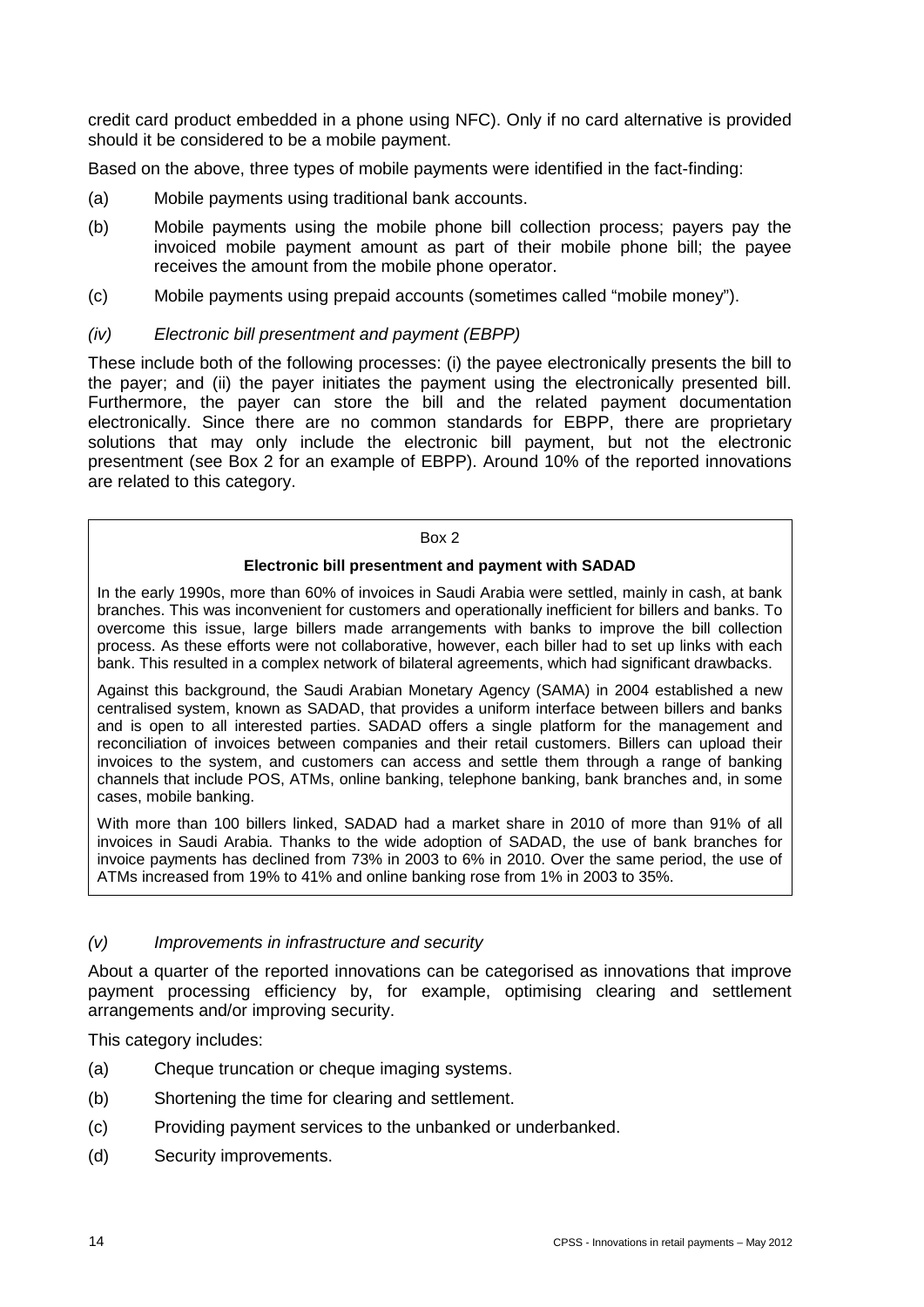credit card product embedded in a phone using NFC). Only if no card alternative is provided should it be considered to be a mobile payment.

Based on the above, three types of mobile payments were identified in the fact-finding:

(a) Mobile payments using traditional bank accounts.

(b) Mobile payments using the mobile phone bill collection process; payers pay the invoiced mobile payment amount as part of their mobile phone bill; the payee receives the amount from the mobile phone operator.

(c) Mobile payments using prepaid accounts (sometimes called "mobile money").

*(iv) Electronic bill presentment and payment (EBPP)*

These include both of the following processes: (i) the payee electronically presents the bill to the payer; and (ii) the payer initiates the payment using the electronically presented bill. Furthermore, the payer can store the bill and the related payment documentation electronically. Since there are no common standards for EBPP, there are proprietary solutions that may only include the electronic bill payment, but not the electronic presentment (see Box 2 for an example of EBPP). Around 10% of the reported innovations are related to this category.

Box 2

**Electronic bill presentment and payment with SADAD**

In the early 1990s, more than 60% of invoices in Saudi Arabia were settled, mainly in cash, at bank branches. This was inconvenient for customers and operationally inefficient for billers and banks. To overcome this issue, large billers made arrangements with banks to improve the bill collection process. As these efforts were not collaborative, however, each biller had to set up links with each bank. This resulted in a complex network of bilateral agreements, which had significant drawbacks.

Against this background, the Saudi Arabian Monetary Agency (SAMA) in 2004 established a new centralised system, known as SADAD, that provides a uniform interface between billers and banks and is open to all interested parties. SADAD offers a single platform for the management and reconciliation of invoices between companies and their retail customers. Billers can upload their invoices to the system, and customers can access and settle them through a range of banking channels that include POS, ATMs, online banking, telephone banking, bank branches and, in some cases, mobile banking.

With more than 100 billers linked, SADAD had a market share in 2010 of more than 91% of all invoices in Saudi Arabia. Thanks to the wide adoption of SADAD, the use of bank branches for invoice payments has declined from 73% in 2003 to 6% in 2010. Over the same period, the use of ATMs increased from 19% to 41% and online banking rose from 1% in 2003 to 35%.

*(v) Improvements in infrastructure and security*

About a quarter of the reported innovations can be categorised as innovations that improve payment processing efficiency by, for example, optimising clearing and settlement arrangements and/or improving security.

This category includes:

(a) Cheque truncation or cheque imaging systems.

(b) Shortening the time for clearing and settlement.

(c) Providing payment services to the unbanked or underbanked.

(d) Security improvements.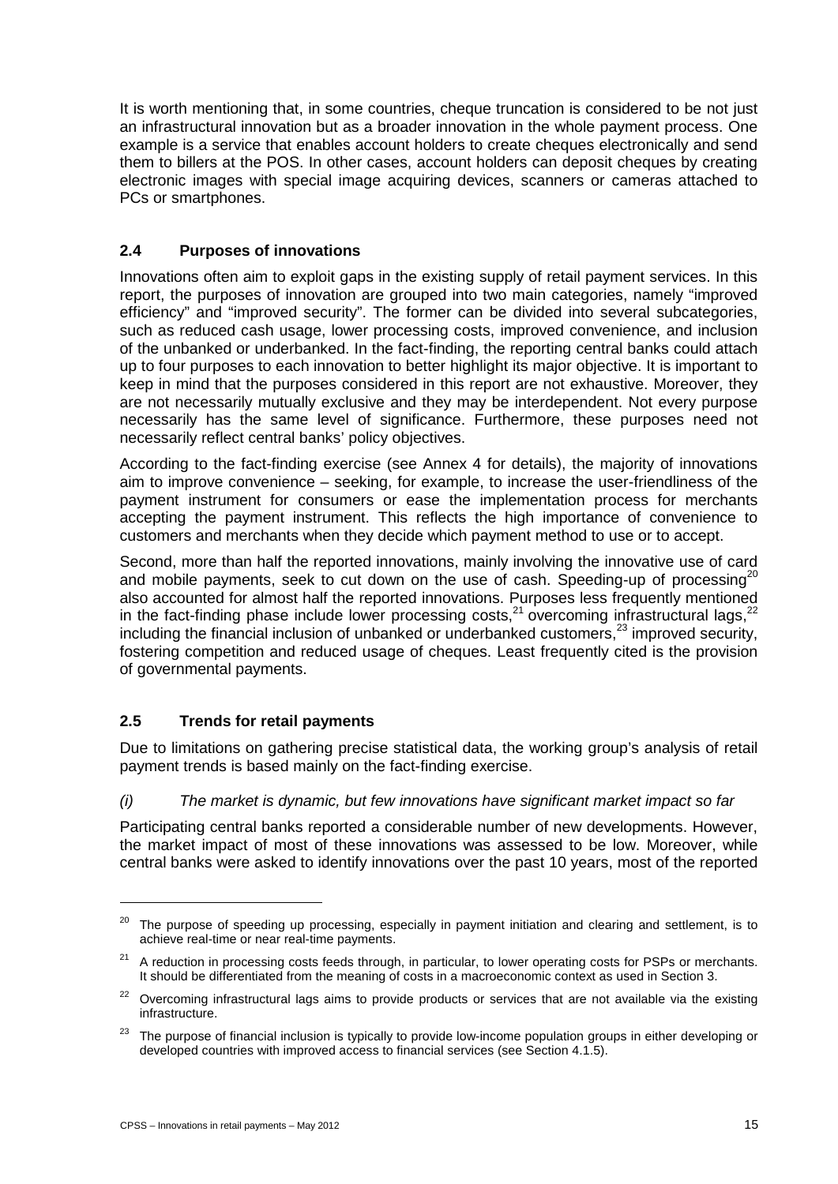It is worth mentioning that, in some countries, cheque truncation is considered to be not just an infrastructural innovation but as a broader innovation in the whole payment process. One example is a service that enables account holders to create cheques electronically and send them to billers at the POS. In other cases, account holders can deposit cheques by creating electronic images with special image acquiring devices, scanners or cameras attached to PCs or smartphones.

## 2.4 Purposes of innovations

Innovations often aim to exploit gaps in the existing supply of retail payment services. In this report, the purposes of innovation are grouped into two main categories, namely "improved efficiency" and "improved security". The former can be divided into several subcategories, such as reduced cash usage, lower processing costs, improved convenience, and inclusion of the unbanked or underbanked. In the fact-finding, the reporting central banks could attach up to four purposes to each innovation to better highlight its major objective. It is important to keep in mind that the purposes considered in this report are not exhaustive. Moreover, they are not necessarily mutually exclusive and they may be interdependent. Not every purpose necessarily has the same level of significance. Furthermore, these purposes need not necessarily reflect central banks' policy objectives.

According to the fact-finding exercise (see Annex 4 for details), the majority of innovations aim to improve convenience – seeking, for example, to increase the user-friendliness of the payment instrument for consumers or ease the implementation process for merchants accepting the payment instrument. This reflects the high importance of convenience to customers and merchants when they decide which payment method to use or to accept.

Second, more than half the reported innovations, mainly involving the innovative use of card and mobile payments, seek to cut down on the use of cash. Speeding-up of processing[20] also accounted for almost half the reported innovations. Purposes less frequently mentioned in the fact-finding phase include lower processing costs,[21] overcoming infrastructural lags,[22] including the financial inclusion of unbanked or underbanked customers,[23] improved security, fostering competition and reduced usage of cheques. Least frequently cited is the provision of governmental payments.

## 2.5 Trends for retail payments

Due to limitations on gathering precise statistical data, the working group's analysis of retail payment trends is based mainly on the fact-finding exercise.

### *(i) The market is dynamic, but few innovations have significant market impact so far*

Participating central banks reported a considerable number of new developments. However, the market impact of most of these innovations was assessed to be low. Moreover, while central banks were asked to identify innovations over the past 10 years, most of the reported

---

[20] The purpose of speeding up processing, especially in payment initiation and clearing and settlement, is to achieve real-time or near real-time payments.

[21] A reduction in processing costs feeds through, in particular, to lower operating costs for PSPs or merchants. It should be differentiated from the meaning of costs in a macroeconomic context as used in Section 3.

[22] Overcoming infrastructural lags aims to provide products or services that are not available via the existing infrastructure.

[23] The purpose of financial inclusion is typically to provide low-income population groups in either developing or developed countries with improved access to financial services (see Section 4.1.5).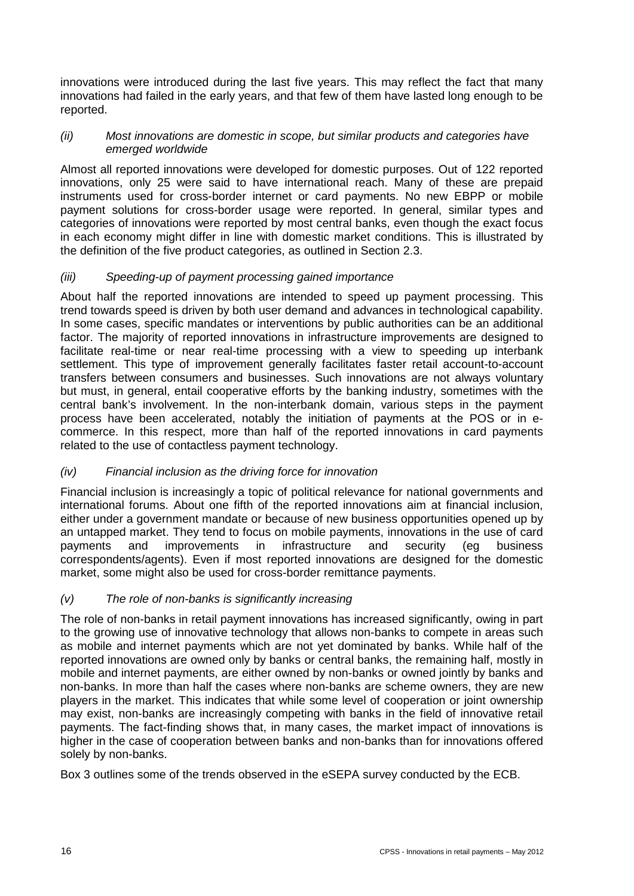innovations were introduced during the last five years. This may reflect the fact that many innovations had failed in the early years, and that few of them have lasted long enough to be reported.

*(ii) Most innovations are domestic in scope, but similar products and categories have emerged worldwide*

Almost all reported innovations were developed for domestic purposes. Out of 122 reported innovations, only 25 were said to have international reach. Many of these are prepaid instruments used for cross-border internet or card payments. No new EBPP or mobile payment solutions for cross-border usage were reported. In general, similar types and categories of innovations were reported by most central banks, even though the exact focus in each economy might differ in line with domestic market conditions. This is illustrated by the definition of the five product categories, as outlined in Section 2.3.

*(iii) Speeding-up of payment processing gained importance*

About half the reported innovations are intended to speed up payment processing. This trend towards speed is driven by both user demand and advances in technological capability. In some cases, specific mandates or interventions by public authorities can be an additional factor. The majority of reported innovations in infrastructure improvements are designed to facilitate real-time or near real-time processing with a view to speeding up interbank settlement. This type of improvement generally facilitates faster retail account-to-account transfers between consumers and businesses. Such innovations are not always voluntary but must, in general, entail cooperative efforts by the banking industry, sometimes with the central bank's involvement. In the non-interbank domain, various steps in the payment process have been accelerated, notably the initiation of payments at the POS or in e-commerce. In this respect, more than half of the reported innovations in card payments related to the use of contactless payment technology.

*(iv) Financial inclusion as the driving force for innovation*

Financial inclusion is increasingly a topic of political relevance for national governments and international forums. About one fifth of the reported innovations aim at financial inclusion, either under a government mandate or because of new business opportunities opened up by an untapped market. They tend to focus on mobile payments, innovations in the use of card payments and improvements in infrastructure and security (eg business correspondents/agents). Even if most reported innovations are designed for the domestic market, some might also be used for cross-border remittance payments.

*(v) The role of non-banks is significantly increasing*

The role of non-banks in retail payment innovations has increased significantly, owing in part to the growing use of innovative technology that allows non-banks to compete in areas such as mobile and internet payments which are not yet dominated by banks. While half of the reported innovations are owned only by banks or central banks, the remaining half, mostly in mobile and internet payments, are either owned by non-banks or owned jointly by banks and non-banks. In more than half the cases where non-banks are scheme owners, they are new players in the market. This indicates that while some level of cooperation or joint ownership may exist, non-banks are increasingly competing with banks in the field of innovative retail payments. The fact-finding shows that, in many cases, the market impact of innovations is higher in the case of cooperation between banks and non-banks than for innovations offered solely by non-banks.

Box 3 outlines some of the trends observed in the eSEPA survey conducted by the ECB.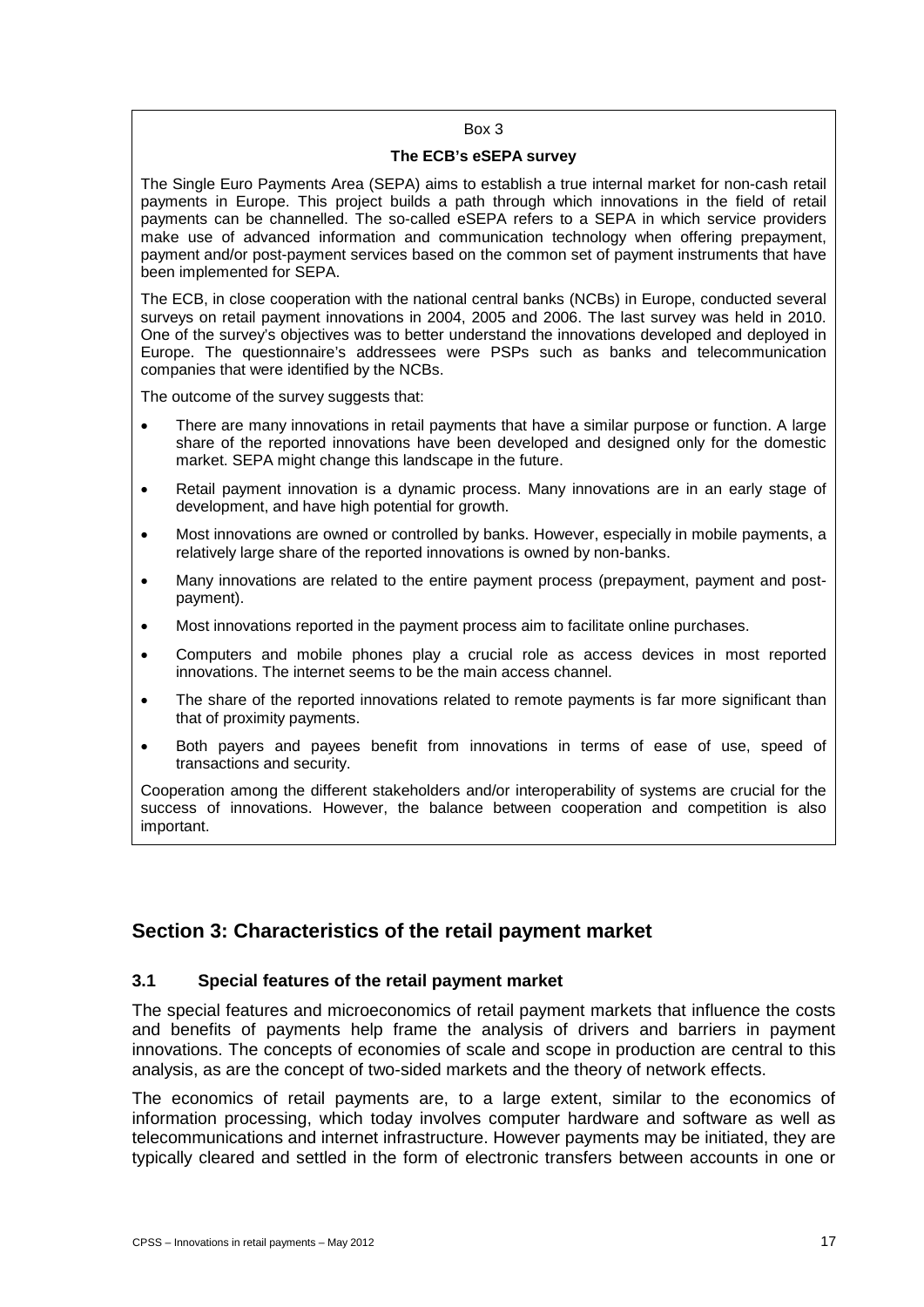Box 3

**The ECB's eSEPA survey**

The Single Euro Payments Area (SEPA) aims to establish a true internal market for non-cash retail payments in Europe. This project builds a path through which innovations in the field of retail payments can be channelled. The so-called eSEPA refers to a SEPA in which service providers make use of advanced information and communication technology when offering prepayment, payment and/or post-payment services based on the common set of payment instruments that have been implemented for SEPA.

The ECB, in close cooperation with the national central banks (NCBs) in Europe, conducted several surveys on retail payment innovations in 2004, 2005 and 2006. The last survey was held in 2010. One of the survey's objectives was to better understand the innovations developed and deployed in Europe. The questionnaire's addressees were PSPs such as banks and telecommunication companies that were identified by the NCBs.

The outcome of the survey suggests that:

- There are many innovations in retail payments that have a similar purpose or function. A large share of the reported innovations have been developed and designed only for the domestic market. SEPA might change this landscape in the future.
- Retail payment innovation is a dynamic process. Many innovations are in an early stage of development, and have high potential for growth.
- Most innovations are owned or controlled by banks. However, especially in mobile payments, a relatively large share of the reported innovations is owned by non-banks.
- Many innovations are related to the entire payment process (prepayment, payment and post-payment).
- Most innovations reported in the payment process aim to facilitate online purchases.
- Computers and mobile phones play a crucial role as access devices in most reported innovations. The internet seems to be the main access channel.
- The share of the reported innovations related to remote payments is far more significant than that of proximity payments.
- Both payers and payees benefit from innovations in terms of ease of use, speed of transactions and security.

Cooperation among the different stakeholders and/or interoperability of systems are crucial for the success of innovations. However, the balance between cooperation and competition is also important.

## Section 3: Characteristics of the retail payment market

### 3.1 Special features of the retail payment market

The special features and microeconomics of retail payment markets that influence the costs and benefits of payments help frame the analysis of drivers and barriers in payment innovations. The concepts of economies of scale and scope in production are central to this analysis, as are the concept of two-sided markets and the theory of network effects.

The economics of retail payments are, to a large extent, similar to the economics of information processing, which today involves computer hardware and software as well as telecommunications and internet infrastructure. However payments may be initiated, they are typically cleared and settled in the form of electronic transfers between accounts in one or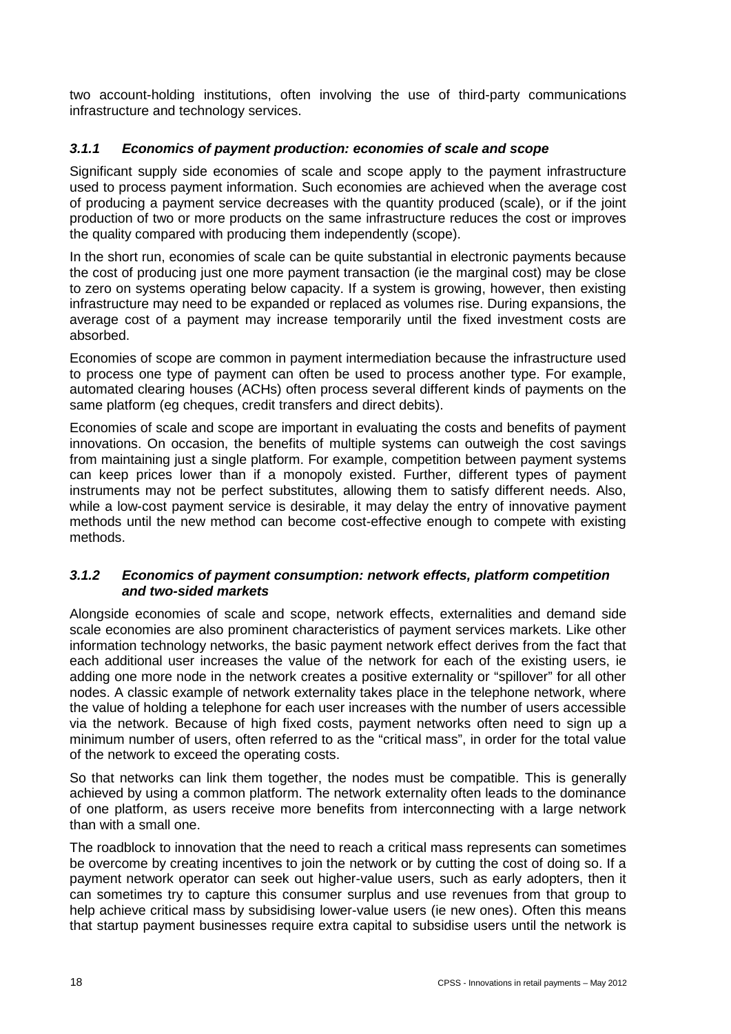two account-holding institutions, often involving the use of third-party communications infrastructure and technology services.

### *3.1.1 Economics of payment production: economies of scale and scope*

Significant supply side economies of scale and scope apply to the payment infrastructure used to process payment information. Such economies are achieved when the average cost of producing a payment service decreases with the quantity produced (scale), or if the joint production of two or more products on the same infrastructure reduces the cost or improves the quality compared with producing them independently (scope).

In the short run, economies of scale can be quite substantial in electronic payments because the cost of producing just one more payment transaction (ie the marginal cost) may be close to zero on systems operating below capacity. If a system is growing, however, then existing infrastructure may need to be expanded or replaced as volumes rise. During expansions, the average cost of a payment may increase temporarily until the fixed investment costs are absorbed.

Economies of scope are common in payment intermediation because the infrastructure used to process one type of payment can often be used to process another type. For example, automated clearing houses (ACHs) often process several different kinds of payments on the same platform (eg cheques, credit transfers and direct debits).

Economies of scale and scope are important in evaluating the costs and benefits of payment innovations. On occasion, the benefits of multiple systems can outweigh the cost savings from maintaining just a single platform. For example, competition between payment systems can keep prices lower than if a monopoly existed. Further, different types of payment instruments may not be perfect substitutes, allowing them to satisfy different needs. Also, while a low-cost payment service is desirable, it may delay the entry of innovative payment methods until the new method can become cost-effective enough to compete with existing methods.

### *3.1.2 Economics of payment consumption: network effects, platform competition and two-sided markets*

Alongside economies of scale and scope, network effects, externalities and demand side scale economies are also prominent characteristics of payment services markets. Like other information technology networks, the basic payment network effect derives from the fact that each additional user increases the value of the network for each of the existing users, ie adding one more node in the network creates a positive externality or "spillover" for all other nodes. A classic example of network externality takes place in the telephone network, where the value of holding a telephone for each user increases with the number of users accessible via the network. Because of high fixed costs, payment networks often need to sign up a minimum number of users, often referred to as the "critical mass", in order for the total value of the network to exceed the operating costs.

So that networks can link them together, the nodes must be compatible. This is generally achieved by using a common platform. The network externality often leads to the dominance of one platform, as users receive more benefits from interconnecting with a large network than with a small one.

The roadblock to innovation that the need to reach a critical mass represents can sometimes be overcome by creating incentives to join the network or by cutting the cost of doing so. If a payment network operator can seek out higher-value users, such as early adopters, then it can sometimes try to capture this consumer surplus and use revenues from that group to help achieve critical mass by subsidising lower-value users (ie new ones). Often this means that startup payment businesses require extra capital to subsidise users until the network is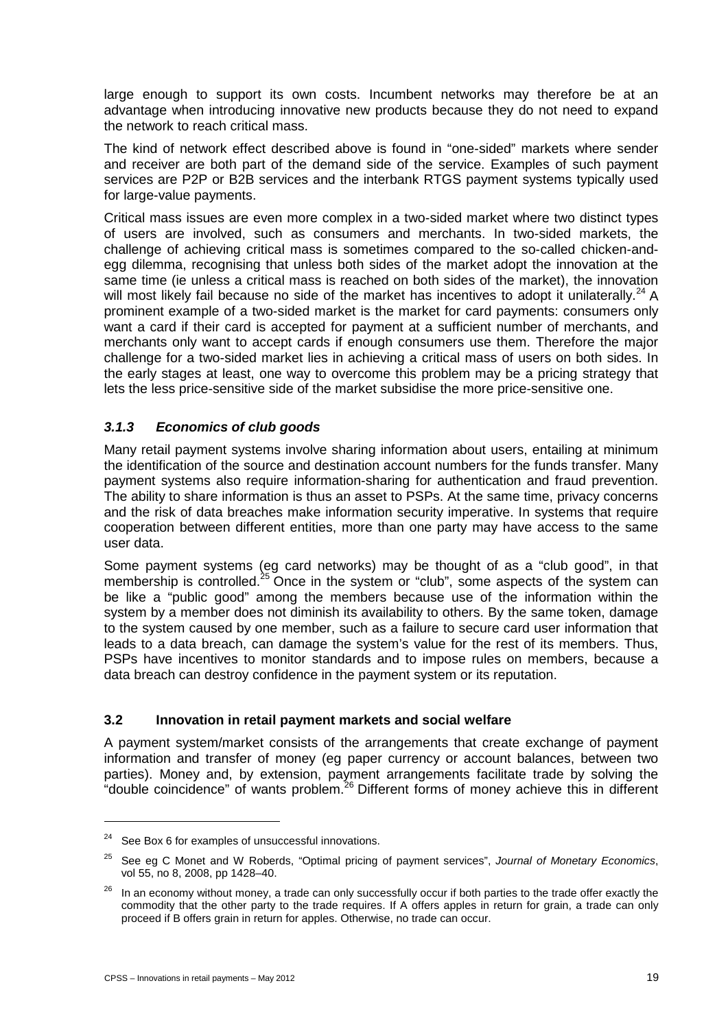large enough to support its own costs. Incumbent networks may therefore be at an advantage when introducing innovative new products because they do not need to expand the network to reach critical mass.

The kind of network effect described above is found in "one-sided" markets where sender and receiver are both part of the demand side of the service. Examples of such payment services are P2P or B2B services and the interbank RTGS payment systems typically used for large-value payments.

Critical mass issues are even more complex in a two-sided market where two distinct types of users are involved, such as consumers and merchants. In two-sided markets, the challenge of achieving critical mass is sometimes compared to the so-called chicken-and-egg dilemma, recognising that unless both sides of the market adopt the innovation at the same time (ie unless a critical mass is reached on both sides of the market), the innovation will most likely fail because no side of the market has incentives to adopt it unilaterally.[24] A prominent example of a two-sided market is the market for card payments: consumers only want a card if their card is accepted for payment at a sufficient number of merchants, and merchants only want to accept cards if enough consumers use them. Therefore the major challenge for a two-sided market lies in achieving a critical mass of users on both sides. In the early stages at least, one way to overcome this problem may be a pricing strategy that lets the less price-sensitive side of the market subsidise the more price-sensitive one.

### *3.1.3 Economics of club goods*

Many retail payment systems involve sharing information about users, entailing at minimum the identification of the source and destination account numbers for the funds transfer. Many payment systems also require information-sharing for authentication and fraud prevention. The ability to share information is thus an asset to PSPs. At the same time, privacy concerns and the risk of data breaches make information security imperative. In systems that require cooperation between different entities, more than one party may have access to the same user data.

Some payment systems (eg card networks) may be thought of as a "club good", in that membership is controlled.[25] Once in the system or "club", some aspects of the system can be like a "public good" among the members because use of the information within the system by a member does not diminish its availability to others. By the same token, damage to the system caused by one member, such as a failure to secure card user information that leads to a data breach, can damage the system's value for the rest of its members. Thus, PSPs have incentives to monitor standards and to impose rules on members, because a data breach can destroy confidence in the payment system or its reputation.

## 3.2 Innovation in retail payment markets and social welfare

A payment system/market consists of the arrangements that create exchange of payment information and transfer of money (eg paper currency or account balances, between two parties). Money and, by extension, payment arrangements facilitate trade by solving the "double coincidence" of wants problem.[26] Different forms of money achieve this in different

---

[24] See Box 6 for examples of unsuccessful innovations.

[25] See eg C Monet and W Roberds, "Optimal pricing of payment services", *Journal of Monetary Economics*, vol 55, no 8, 2008, pp 1428–40.

[26] In an economy without money, a trade can only successfully occur if both parties to the trade offer exactly the commodity that the other party to the trade requires. If A offers apples in return for grain, a trade can only proceed if B offers grain in return for apples. Otherwise, no trade can occur.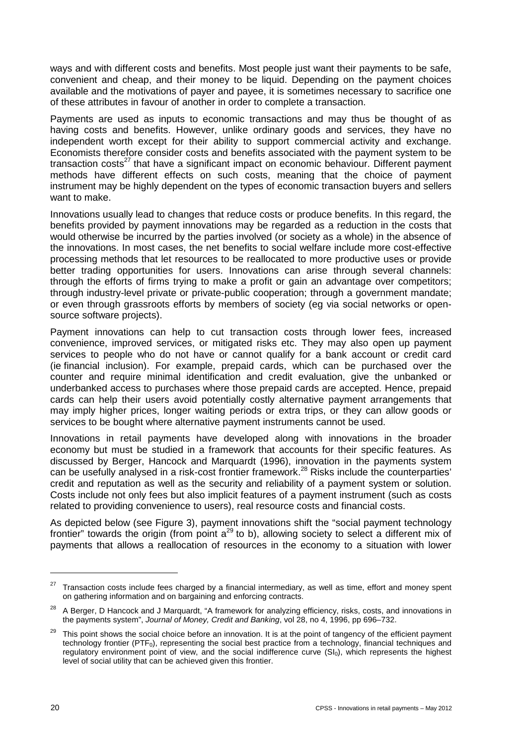ways and with different costs and benefits. Most people just want their payments to be safe, convenient and cheap, and their money to be liquid. Depending on the payment choices available and the motivations of payer and payee, it is sometimes necessary to sacrifice one of these attributes in favour of another in order to complete a transaction.

Payments are used as inputs to economic transactions and may thus be thought of as having costs and benefits. However, unlike ordinary goods and services, they have no independent worth except for their ability to support commercial activity and exchange. Economists therefore consider costs and benefits associated with the payment system to be transaction costs[27] that have a significant impact on economic behaviour. Different payment methods have different effects on such costs, meaning that the choice of payment instrument may be highly dependent on the types of economic transaction buyers and sellers want to make.

Innovations usually lead to changes that reduce costs or produce benefits. In this regard, the benefits provided by payment innovations may be regarded as a reduction in the costs that would otherwise be incurred by the parties involved (or society as a whole) in the absence of the innovations. In most cases, the net benefits to social welfare include more cost-effective processing methods that let resources to be reallocated to more productive uses or provide better trading opportunities for users. Innovations can arise through several channels: through the efforts of firms trying to make a profit or gain an advantage over competitors; through industry-level private or private-public cooperation; through a government mandate; or even through grassroots efforts by members of society (eg via social networks or open-source software projects).

Payment innovations can help to cut transaction costs through lower fees, increased convenience, improved services, or mitigated risks etc. They may also open up payment services to people who do not have or cannot qualify for a bank account or credit card (ie financial inclusion). For example, prepaid cards, which can be purchased over the counter and require minimal identification and credit evaluation, give the unbanked or underbanked access to purchases where those prepaid cards are accepted. Hence, prepaid cards can help their users avoid potentially costly alternative payment arrangements that may imply higher prices, longer waiting periods or extra trips, or they can allow goods or services to be bought where alternative payment instruments cannot be used.

Innovations in retail payments have developed along with innovations in the broader economy but must be studied in a framework that accounts for their specific features. As discussed by Berger, Hancock and Marquardt (1996), innovation in the payments system can be usefully analysed in a risk-cost frontier framework.[28] Risks include the counterparties' credit and reputation as well as the security and reliability of a payment system or solution. Costs include not only fees but also implicit features of a payment instrument (such as costs related to providing convenience to users), real resource costs and financial costs.

As depicted below (see Figure 3), payment innovations shift the "social payment technology frontier" towards the origin (from point a[29] to b), allowing society to select a different mix of payments that allows a reallocation of resources in the economy to a situation with lower

---

[27] Transaction costs include fees charged by a financial intermediary, as well as time, effort and money spent on gathering information and on bargaining and enforcing contracts.

[28] A Berger, D Hancock and J Marquardt, "A framework for analyzing efficiency, risks, costs, and innovations in the payments system", *Journal of Money, Credit and Banking*, vol 28, no 4, 1996, pp 696–732.

[29] This point shows the social choice before an innovation. It is at the point of tangency of the efficient payment technology frontier ($PTF_0$), representing the social best practice from a technology, financial techniques and regulatory environment point of view, and the social indifference curve ($SI_0$), which represents the highest level of social utility that can be achieved given this frontier.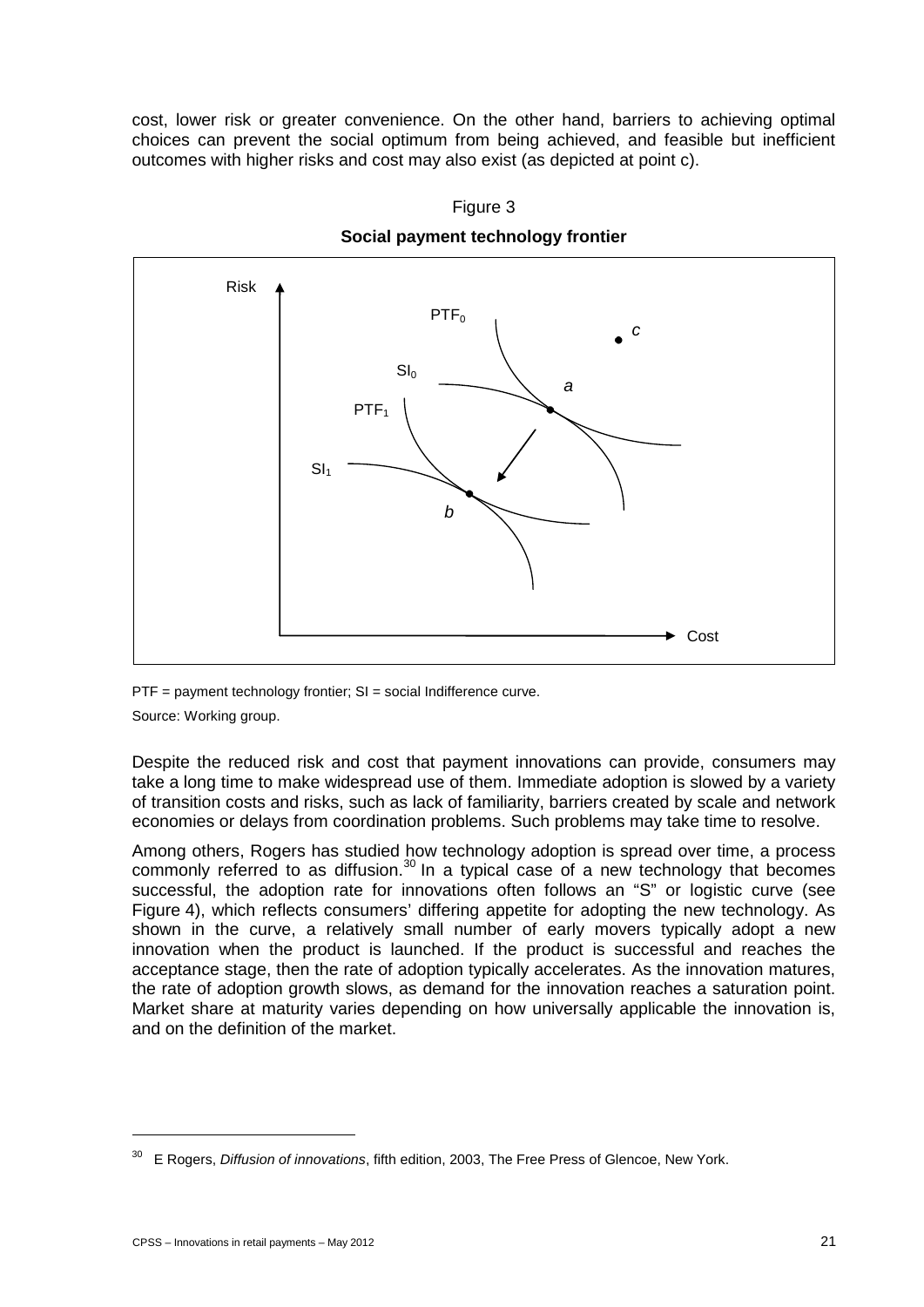cost, lower risk or greater convenience. On the other hand, barriers to achieving optimal choices can prevent the social optimum from being achieved, and feasible but inefficient outcomes with higher risks and cost may also exist (as depicted at point c).

Figure 3

**Social payment technology frontier**

Risk

$PTF_0$

*c*

$SI_0$

*a*

$PTF_1$

$SI_1$

*b*

Cost

PTF = payment technology frontier; SI = social Indifference curve.

Source: Working group.

Despite the reduced risk and cost that payment innovations can provide, consumers may take a long time to make widespread use of them. Immediate adoption is slowed by a variety of transition costs and risks, such as lack of familiarity, barriers created by scale and network economies or delays from coordination problems. Such problems may take time to resolve.

Among others, Rogers has studied how technology adoption is spread over time, a process commonly referred to as diffusion.[30] In a typical case of a new technology that becomes successful, the adoption rate for innovations often follows an "S" or logistic curve (see Figure 4), which reflects consumers' differing appetite for adopting the new technology. As shown in the curve, a relatively small number of early movers typically adopt a new innovation when the product is launched. If the product is successful and reaches the acceptance stage, then the rate of adoption typically accelerates. As the innovation matures, the rate of adoption growth slows, as demand for the innovation reaches a saturation point. Market share at maturity varies depending on how universally applicable the innovation is, and on the definition of the market.

[30] E Rogers, *Diffusion of innovations*, fifth edition, 2003, The Free Press of Glencoe, New York.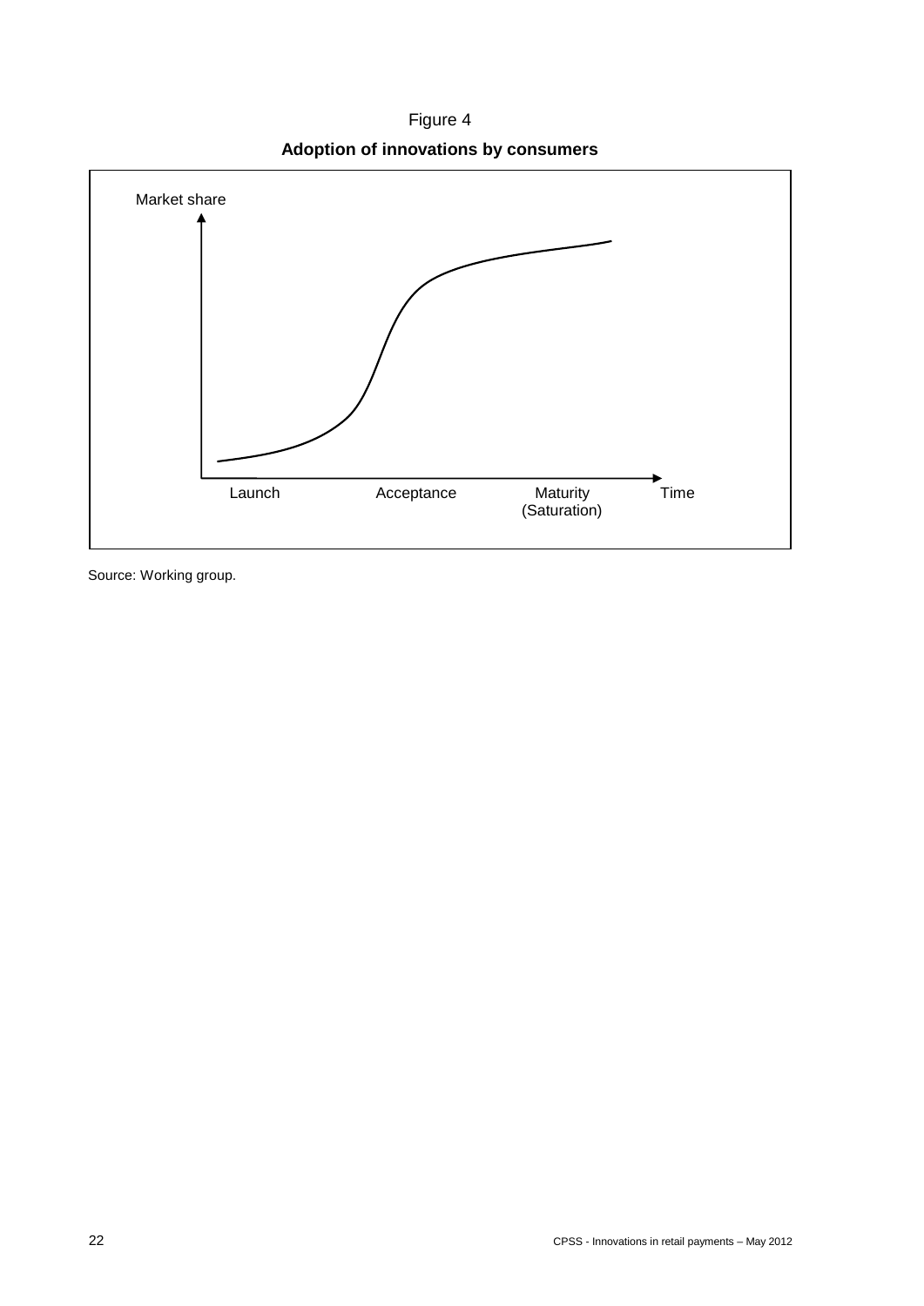Figure 4

**Adoption of innovations by consumers**

Market share

Launch

Acceptance

Maturity
(Saturation)

Time

Source: Working group.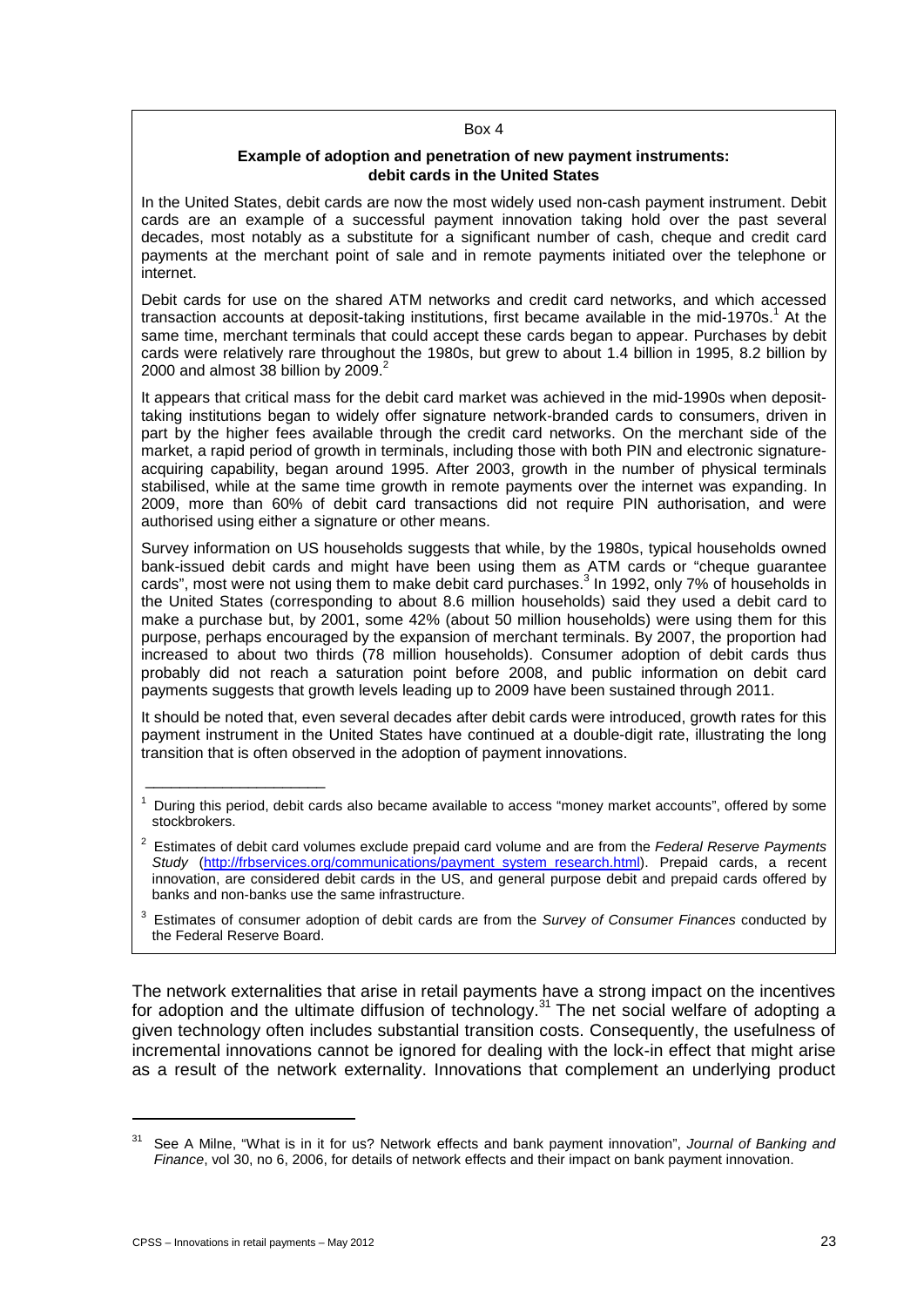Box 4

**Example of adoption and penetration of new payment instruments: debit cards in the United States**

In the United States, debit cards are now the most widely used non-cash payment instrument. Debit cards are an example of a successful payment innovation taking hold over the past several decades, most notably as a substitute for a significant number of cash, cheque and credit card payments at the merchant point of sale and in remote payments initiated over the telephone or internet.

Debit cards for use on the shared ATM networks and credit card networks, and which accessed transaction accounts at deposit-taking institutions, first became available in the mid-1970s.[1] At the same time, merchant terminals that could accept these cards began to appear. Purchases by debit cards were relatively rare throughout the 1980s, but grew to about 1.4 billion in 1995, 8.2 billion by 2000 and almost 38 billion by 2009.[2]

It appears that critical mass for the debit card market was achieved in the mid-1990s when deposit-taking institutions began to widely offer signature network-branded cards to consumers, driven in part by the higher fees available through the credit card networks. On the merchant side of the market, a rapid period of growth in terminals, including those with both PIN and electronic signature-acquiring capability, began around 1995. After 2003, growth in the number of physical terminals stabilised, while at the same time growth in remote payments over the internet was expanding. In 2009, more than 60% of debit card transactions did not require PIN authorisation, and were authorised using either a signature or other means.

Survey information on US households suggests that while, by the 1980s, typical households owned bank-issued debit cards and might have been using them as ATM cards or "cheque guarantee cards", most were not using them to make debit card purchases.[3] In 1992, only 7% of households in the United States (corresponding to about 8.6 million households) said they used a debit card to make a purchase but, by 2001, some 42% (about 50 million households) were using them for this purpose, perhaps encouraged by the expansion of merchant terminals. By 2007, the proportion had increased to about two thirds (78 million households). Consumer adoption of debit cards thus probably did not reach a saturation point before 2008, and public information on debit card payments suggests that growth levels leading up to 2009 have been sustained through 2011.

It should be noted that, even several decades after debit cards were introduced, growth rates for this payment instrument in the United States have continued at a double-digit rate, illustrating the long transition that is often observed in the adoption of payment innovations.

---

[1] During this period, debit cards also became available to access "money market accounts", offered by some stockbrokers.

[2] Estimates of debit card volumes exclude prepaid card volume and are from the *Federal Reserve Payments Study* (http://frbservices.org/communications/payment_system_research.html). Prepaid cards, a recent innovation, are considered debit cards in the US, and general purpose debit and prepaid cards offered by banks and non-banks use the same infrastructure.

[3] Estimates of consumer adoption of debit cards are from the *Survey of Consumer Finances* conducted by the Federal Reserve Board.

The network externalities that arise in retail payments have a strong impact on the incentives for adoption and the ultimate diffusion of technology.[31] The net social welfare of adopting a given technology often includes substantial transition costs. Consequently, the usefulness of incremental innovations cannot be ignored for dealing with the lock-in effect that might arise as a result of the network externality. Innovations that complement an underlying product

---

[31] See A Milne, "What is in it for us? Network effects and bank payment innovation", *Journal of Banking and Finance*, vol 30, no 6, 2006, for details of network effects and their impact on bank payment innovation.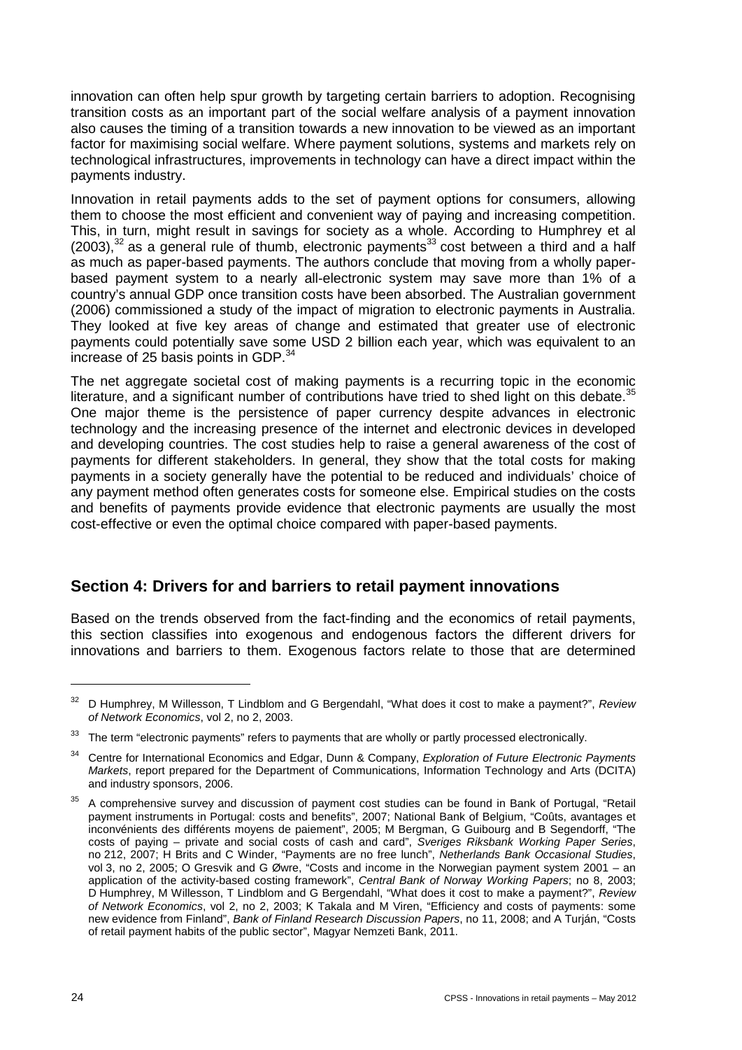innovation can often help spur growth by targeting certain barriers to adoption. Recognising transition costs as an important part of the social welfare analysis of a payment innovation also causes the timing of a transition towards a new innovation to be viewed as an important factor for maximising social welfare. Where payment solutions, systems and markets rely on technological infrastructures, improvements in technology can have a direct impact within the payments industry.

Innovation in retail payments adds to the set of payment options for consumers, allowing them to choose the most efficient and convenient way of paying and increasing competition. This, in turn, might result in savings for society as a whole. According to Humphrey et al (2003),[32] as a general rule of thumb, electronic payments[33] cost between a third and a half as much as paper-based payments. The authors conclude that moving from a wholly paper-based payment system to a nearly all-electronic system may save more than 1% of a country's annual GDP once transition costs have been absorbed. The Australian government (2006) commissioned a study of the impact of migration to electronic payments in Australia. They looked at five key areas of change and estimated that greater use of electronic payments could potentially save some USD 2 billion each year, which was equivalent to an increase of 25 basis points in GDP.[34]

The net aggregate societal cost of making payments is a recurring topic in the economic literature, and a significant number of contributions have tried to shed light on this debate.[35] One major theme is the persistence of paper currency despite advances in electronic technology and the increasing presence of the internet and electronic devices in developed and developing countries. The cost studies help to raise a general awareness of the cost of payments for different stakeholders. In general, they show that the total costs for making payments in a society generally have the potential to be reduced and individuals' choice of any payment method often generates costs for someone else. Empirical studies on the costs and benefits of payments provide evidence that electronic payments are usually the most cost-effective or even the optimal choice compared with paper-based payments.

## Section 4: Drivers for and barriers to retail payment innovations

Based on the trends observed from the fact-finding and the economics of retail payments, this section classifies into exogenous and endogenous factors the different drivers for innovations and barriers to them. Exogenous factors relate to those that are determined

---

[32] D Humphrey, M Willesson, T Lindblom and G Bergendahl, "What does it cost to make a payment?", *Review of Network Economics*, vol 2, no 2, 2003.

[33] The term "electronic payments" refers to payments that are wholly or partly processed electronically.

[34] Centre for International Economics and Edgar, Dunn & Company, *Exploration of Future Electronic Payments Markets*, report prepared for the Department of Communications, Information Technology and Arts (DCITA) and industry sponsors, 2006.

[35] A comprehensive survey and discussion of payment cost studies can be found in Bank of Portugal, "Retail payment instruments in Portugal: costs and benefits", 2007; National Bank of Belgium, "Coûts, avantages et inconvénients des différents moyens de paiement", 2005; M Bergman, G Guibourg and B Segendorff, "The costs of paying – private and social costs of cash and card", *Sveriges Riksbank Working Paper Series*, no 212, 2007; H Brits and C Winder, "Payments are no free lunch", *Netherlands Bank Occasional Studies*, vol 3, no 2, 2005; O Gresvik and G Øwre, "Costs and income in the Norwegian payment system 2001 – an application of the activity-based costing framework", *Central Bank of Norway Working Papers*; no 8, 2003; D Humphrey, M Willesson, T Lindblom and G Bergendahl, "What does it cost to make a payment?", *Review of Network Economics*, vol 2, no 2, 2003; K Takala and M Viren, "Efficiency and costs of payments: some new evidence from Finland", *Bank of Finland Research Discussion Papers*, no 11, 2008; and A Turján, "Costs of retail payment habits of the public sector", Magyar Nemzeti Bank, 2011.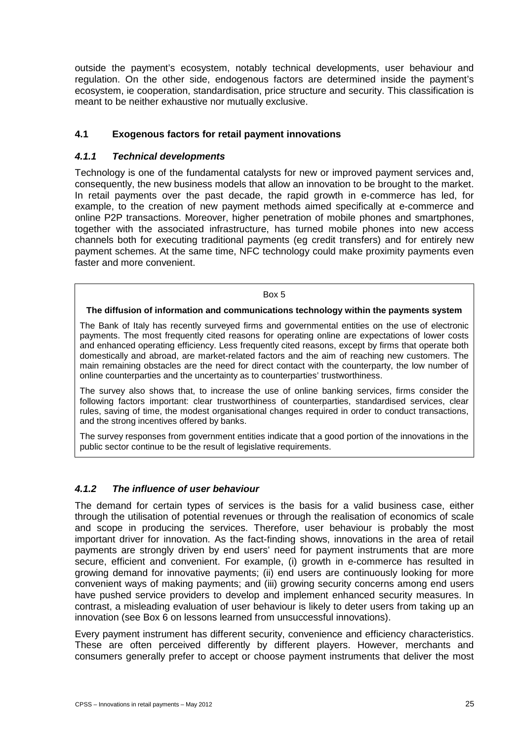outside the payment's ecosystem, notably technical developments, user behaviour and regulation. On the other side, endogenous factors are determined inside the payment's ecosystem, ie cooperation, standardisation, price structure and security. This classification is meant to be neither exhaustive nor mutually exclusive.

## 4.1 Exogenous factors for retail payment innovations

### *4.1.1 Technical developments*

Technology is one of the fundamental catalysts for new or improved payment services and, consequently, the new business models that allow an innovation to be brought to the market. In retail payments over the past decade, the rapid growth in e-commerce has led, for example, to the creation of new payment methods aimed specifically at e-commerce and online P2P transactions. Moreover, higher penetration of mobile phones and smartphones, together with the associated infrastructure, has turned mobile phones into new access channels both for executing traditional payments (eg credit transfers) and for entirely new payment schemes. At the same time, NFC technology could make proximity payments even faster and more convenient.

Box 5

**The diffusion of information and communications technology within the payments system**

The Bank of Italy has recently surveyed firms and governmental entities on the use of electronic payments. The most frequently cited reasons for operating online are expectations of lower costs and enhanced operating efficiency. Less frequently cited reasons, except by firms that operate both domestically and abroad, are market-related factors and the aim of reaching new customers. The main remaining obstacles are the need for direct contact with the counterparty, the low number of online counterparties and the uncertainty as to counterparties' trustworthiness.

The survey also shows that, to increase the use of online banking services, firms consider the following factors important: clear trustworthiness of counterparties, standardised services, clear rules, saving of time, the modest organisational changes required in order to conduct transactions, and the strong incentives offered by banks.

The survey responses from government entities indicate that a good portion of the innovations in the public sector continue to be the result of legislative requirements.

### *4.1.2 The influence of user behaviour*

The demand for certain types of services is the basis for a valid business case, either through the utilisation of potential revenues or through the realisation of economics of scale and scope in producing the services. Therefore, user behaviour is probably the most important driver for innovation. As the fact-finding shows, innovations in the area of retail payments are strongly driven by end users' need for payment instruments that are more secure, efficient and convenient. For example, (i) growth in e-commerce has resulted in growing demand for innovative payments; (ii) end users are continuously looking for more convenient ways of making payments; and (iii) growing security concerns among end users have pushed service providers to develop and implement enhanced security measures. In contrast, a misleading evaluation of user behaviour is likely to deter users from taking up an innovation (see Box 6 on lessons learned from unsuccessful innovations).

Every payment instrument has different security, convenience and efficiency characteristics. These are often perceived differently by different players. However, merchants and consumers generally prefer to accept or choose payment instruments that deliver the most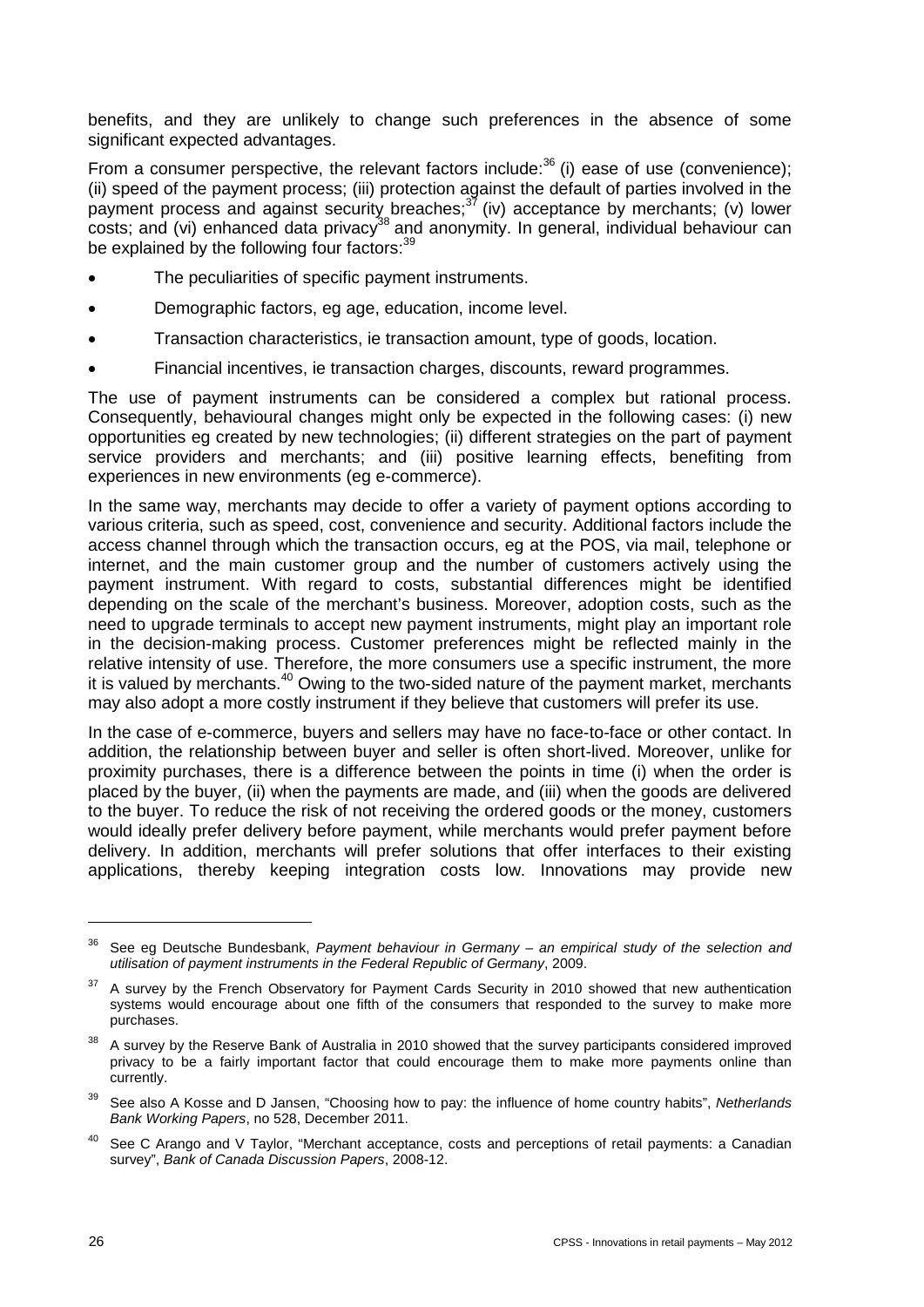benefits, and they are unlikely to change such preferences in the absence of some significant expected advantages.

From a consumer perspective, the relevant factors include:[36] (i) ease of use (convenience); (ii) speed of the payment process; (iii) protection against the default of parties involved in the payment process and against security breaches;[37] (iv) acceptance by merchants; (v) lower costs; and (vi) enhanced data privacy[38] and anonymity. In general, individual behaviour can be explained by the following four factors:[39]

- The peculiarities of specific payment instruments.
- Demographic factors, eg age, education, income level.
- Transaction characteristics, ie transaction amount, type of goods, location.
- Financial incentives, ie transaction charges, discounts, reward programmes.

The use of payment instruments can be considered a complex but rational process. Consequently, behavioural changes might only be expected in the following cases: (i) new opportunities eg created by new technologies; (ii) different strategies on the part of payment service providers and merchants; and (iii) positive learning effects, benefiting from experiences in new environments (eg e-commerce).

In the same way, merchants may decide to offer a variety of payment options according to various criteria, such as speed, cost, convenience and security. Additional factors include the access channel through which the transaction occurs, eg at the POS, via mail, telephone or internet, and the main customer group and the number of customers actively using the payment instrument. With regard to costs, substantial differences might be identified depending on the scale of the merchant's business. Moreover, adoption costs, such as the need to upgrade terminals to accept new payment instruments, might play an important role in the decision-making process. Customer preferences might be reflected mainly in the relative intensity of use. Therefore, the more consumers use a specific instrument, the more it is valued by merchants.[40] Owing to the two-sided nature of the payment market, merchants may also adopt a more costly instrument if they believe that customers will prefer its use.

In the case of e-commerce, buyers and sellers may have no face-to-face or other contact. In addition, the relationship between buyer and seller is often short-lived. Moreover, unlike for proximity purchases, there is a difference between the points in time (i) when the order is placed by the buyer, (ii) when the payments are made, and (iii) when the goods are delivered to the buyer. To reduce the risk of not receiving the ordered goods or the money, customers would ideally prefer delivery before payment, while merchants would prefer payment before delivery. In addition, merchants will prefer solutions that offer interfaces to their existing applications, thereby keeping integration costs low. Innovations may provide new

---

[36] See eg Deutsche Bundesbank, *Payment behaviour in Germany – an empirical study of the selection and utilisation of payment instruments in the Federal Republic of Germany*, 2009.

[37] A survey by the French Observatory for Payment Cards Security in 2010 showed that new authentication systems would encourage about one fifth of the consumers that responded to the survey to make more purchases.

[38] A survey by the Reserve Bank of Australia in 2010 showed that the survey participants considered improved privacy to be a fairly important factor that could encourage them to make more payments online than currently.

[39] See also A Kosse and D Jansen, "Choosing how to pay: the influence of home country habits", *Netherlands Bank Working Papers*, no 528, December 2011.

[40] See C Arango and V Taylor, "Merchant acceptance, costs and perceptions of retail payments: a Canadian survey", *Bank of Canada Discussion Papers*, 2008-12.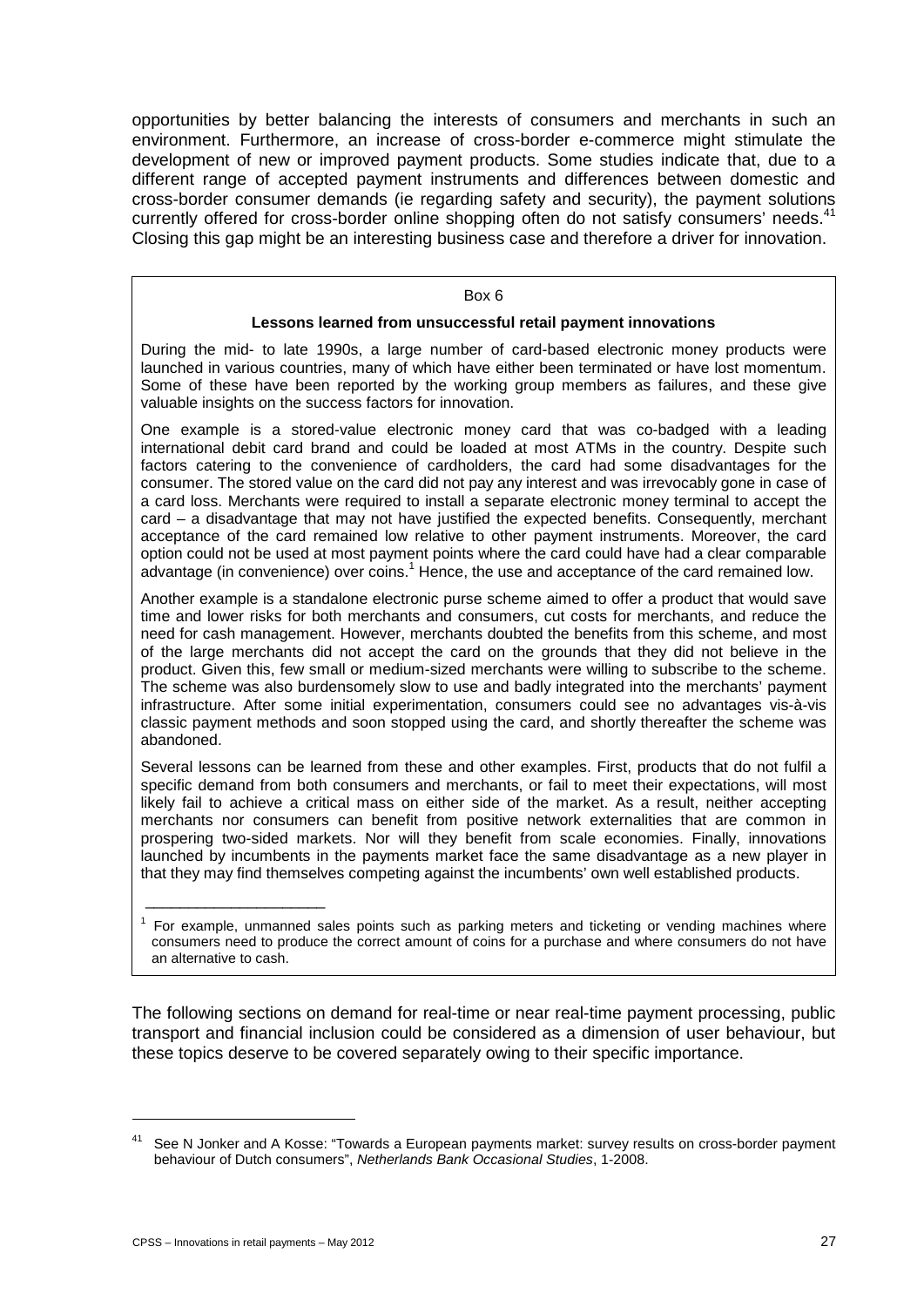opportunities by better balancing the interests of consumers and merchants in such an environment. Furthermore, an increase of cross-border e-commerce might stimulate the development of new or improved payment products. Some studies indicate that, due to a different range of accepted payment instruments and differences between domestic and cross-border consumer demands (ie regarding safety and security), the payment solutions currently offered for cross-border online shopping often do not satisfy consumers' needs.[41] Closing this gap might be an interesting business case and therefore a driver for innovation.

Box 6

**Lessons learned from unsuccessful retail payment innovations**

During the mid- to late 1990s, a large number of card-based electronic money products were launched in various countries, many of which have either been terminated or have lost momentum. Some of these have been reported by the working group members as failures, and these give valuable insights on the success factors for innovation.

One example is a stored-value electronic money card that was co-badged with a leading international debit card brand and could be loaded at most ATMs in the country. Despite such factors catering to the convenience of cardholders, the card had some disadvantages for the consumer. The stored value on the card did not pay any interest and was irrevocably gone in case of a card loss. Merchants were required to install a separate electronic money terminal to accept the card – a disadvantage that may not have justified the expected benefits. Consequently, merchant acceptance of the card remained low relative to other payment instruments. Moreover, the card option could not be used at most payment points where the card could have had a clear comparable advantage (in convenience) over coins.[1] Hence, the use and acceptance of the card remained low.

Another example is a standalone electronic purse scheme aimed to offer a product that would save time and lower risks for both merchants and consumers, cut costs for merchants, and reduce the need for cash management. However, merchants doubted the benefits from this scheme, and most of the large merchants did not accept the card on the grounds that they did not believe in the product. Given this, few small or medium-sized merchants were willing to subscribe to the scheme. The scheme was also burdensomely slow to use and badly integrated into the merchants' payment infrastructure. After some initial experimentation, consumers could see no advantages vis-à-vis classic payment methods and soon stopped using the card, and shortly thereafter the scheme was abandoned.

Several lessons can be learned from these and other examples. First, products that do not fulfil a specific demand from both consumers and merchants, or fail to meet their expectations, will most likely fail to achieve a critical mass on either side of the market. As a result, neither accepting merchants nor consumers can benefit from positive network externalities that are common in prospering two-sided markets. Nor will they benefit from scale economies. Finally, innovations launched by incumbents in the payments market face the same disadvantage as a new player in that they may find themselves competing against the incumbents' own well established products.

[1] For example, unmanned sales points such as parking meters and ticketing or vending machines where consumers need to produce the correct amount of coins for a purchase and where consumers do not have an alternative to cash.

The following sections on demand for real-time or near real-time payment processing, public transport and financial inclusion could be considered as a dimension of user behaviour, but these topics deserve to be covered separately owing to their specific importance.

[41] See N Jonker and A Kosse: "Towards a European payments market: survey results on cross-border payment behaviour of Dutch consumers", *Netherlands Bank Occasional Studies*, 1-2008.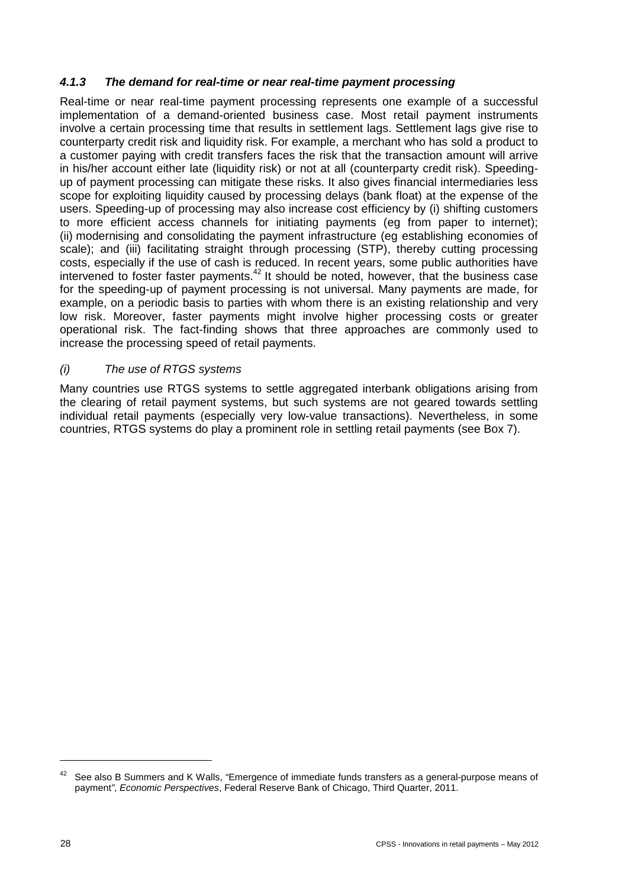### *4.1.3 The demand for real-time or near real-time payment processing*

Real-time or near real-time payment processing represents one example of a successful implementation of a demand-oriented business case. Most retail payment instruments involve a certain processing time that results in settlement lags. Settlement lags give rise to counterparty credit risk and liquidity risk. For example, a merchant who has sold a product to a customer paying with credit transfers faces the risk that the transaction amount will arrive in his/her account either late (liquidity risk) or not at all (counterparty credit risk). Speeding-up of payment processing can mitigate these risks. It also gives financial intermediaries less scope for exploiting liquidity caused by processing delays (bank float) at the expense of the users. Speeding-up of processing may also increase cost efficiency by (i) shifting customers to more efficient access channels for initiating payments (eg from paper to internet); (ii) modernising and consolidating the payment infrastructure (eg establishing economies of scale); and (iii) facilitating straight through processing (STP), thereby cutting processing costs, especially if the use of cash is reduced. In recent years, some public authorities have intervened to foster faster payments.[42] It should be noted, however, that the business case for the speeding-up of payment processing is not universal. Many payments are made, for example, on a periodic basis to parties with whom there is an existing relationship and very low risk. Moreover, faster payments might involve higher processing costs or greater operational risk. The fact-finding shows that three approaches are commonly used to increase the processing speed of retail payments.

*(i) The use of RTGS systems*

Many countries use RTGS systems to settle aggregated interbank obligations arising from the clearing of retail payment systems, but such systems are not geared towards settling individual retail payments (especially very low-value transactions). Nevertheless, in some countries, RTGS systems do play a prominent role in settling retail payments (see Box 7).

---

[42] See also B Summers and K Walls, "Emergence of immediate funds transfers as a general-purpose means of payment", *Economic Perspectives*, Federal Reserve Bank of Chicago, Third Quarter, 2011.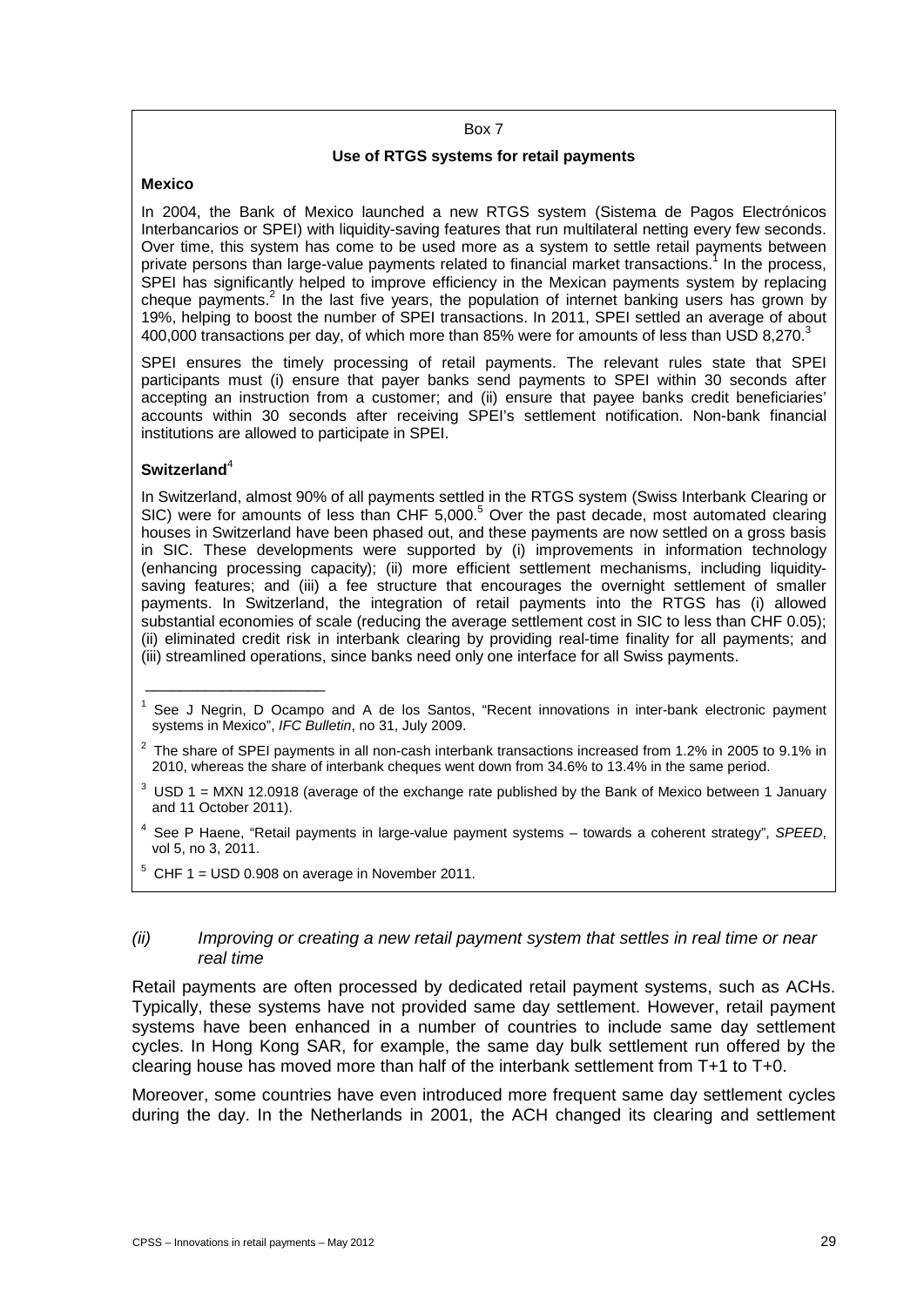Box 7

**Use of RTGS systems for retail payments**

**Mexico**

In 2004, the Bank of Mexico launched a new RTGS system (Sistema de Pagos Electrónicos Interbancarios or SPEI) with liquidity-saving features that run multilateral netting every few seconds. Over time, this system has come to be used more as a system to settle retail payments between private persons than large-value payments related to financial market transactions.[1] In the process, SPEI has significantly helped to improve efficiency in the Mexican payments system by replacing cheque payments.[2] In the last five years, the population of internet banking users has grown by 19%, helping to boost the number of SPEI transactions. In 2011, SPEI settled an average of about 400,000 transactions per day, of which more than 85% were for amounts of less than USD 8,270.[3]

SPEI ensures the timely processing of retail payments. The relevant rules state that SPEI participants must (i) ensure that payer banks send payments to SPEI within 30 seconds after accepting an instruction from a customer; and (ii) ensure that payee banks credit beneficiaries' accounts within 30 seconds after receiving SPEI's settlement notification. Non-bank financial institutions are allowed to participate in SPEI.

**Switzerland**[4]

In Switzerland, almost 90% of all payments settled in the RTGS system (Swiss Interbank Clearing or SIC) were for amounts of less than CHF 5,000.[5] Over the past decade, most automated clearing houses in Switzerland have been phased out, and these payments are now settled on a gross basis in SIC. These developments were supported by (i) improvements in information technology (enhancing processing capacity); (ii) more efficient settlement mechanisms, including liquidity-saving features; and (iii) a fee structure that encourages the overnight settlement of smaller payments. In Switzerland, the integration of retail payments into the RTGS has (i) allowed substantial economies of scale (reducing the average settlement cost in SIC to less than CHF 0.05); (ii) eliminated credit risk in interbank clearing by providing real-time finality for all payments; and (iii) streamlined operations, since banks need only one interface for all Swiss payments.

---

[1] See J Negrin, D Ocampo and A de los Santos, "Recent innovations in inter-bank electronic payment systems in Mexico", *IFC Bulletin*, no 31, July 2009.

[2] The share of SPEI payments in all non-cash interbank transactions increased from 1.2% in 2005 to 9.1% in 2010, whereas the share of interbank cheques went down from 34.6% to 13.4% in the same period.

[3] USD 1 = MXN 12.0918 (average of the exchange rate published by the Bank of Mexico between 1 January and 11 October 2011).

[4] See P Haene, "Retail payments in large-value payment systems – towards a coherent strategy", *SPEED*, vol 5, no 3, 2011.

[5] CHF 1 = USD 0.908 on average in November 2011.

*(ii) Improving or creating a new retail payment system that settles in real time or near real time*

Retail payments are often processed by dedicated retail payment systems, such as ACHs. Typically, these systems have not provided same day settlement. However, retail payment systems have been enhanced in a number of countries to include same day settlement cycles. In Hong Kong SAR, for example, the same day bulk settlement run offered by the clearing house has moved more than half of the interbank settlement from T+1 to T+0.

Moreover, some countries have even introduced more frequent same day settlement cycles during the day. In the Netherlands in 2001, the ACH changed its clearing and settlement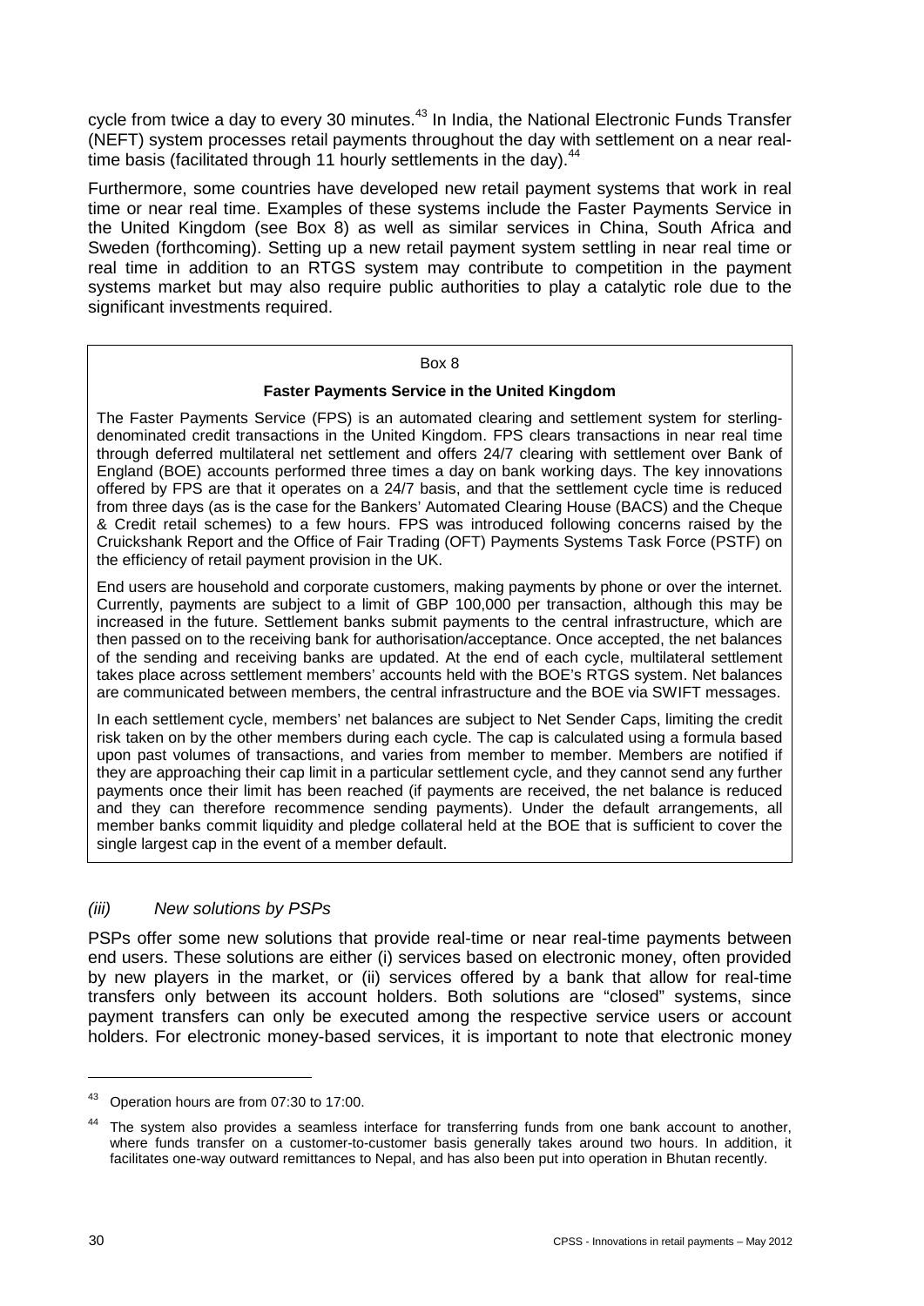cycle from twice a day to every 30 minutes.[43] In India, the National Electronic Funds Transfer (NEFT) system processes retail payments throughout the day with settlement on a near real-time basis (facilitated through 11 hourly settlements in the day).[44]

Furthermore, some countries have developed new retail payment systems that work in real time or near real time. Examples of these systems include the Faster Payments Service in the United Kingdom (see Box 8) as well as similar services in China, South Africa and Sweden (forthcoming). Setting up a new retail payment system settling in near real time or real time in addition to an RTGS system may contribute to competition in the payment systems market but may also require public authorities to play a catalytic role due to the significant investments required.

> Box 8
>
> **Faster Payments Service in the United Kingdom**
>
> The Faster Payments Service (FPS) is an automated clearing and settlement system for sterling-denominated credit transactions in the United Kingdom. FPS clears transactions in near real time through deferred multilateral net settlement and offers 24/7 clearing with settlement over Bank of England (BOE) accounts performed three times a day on bank working days. The key innovations offered by FPS are that it operates on a 24/7 basis, and that the settlement cycle time is reduced from three days (as is the case for the Bankers' Automated Clearing House (BACS) and the Cheque & Credit retail schemes) to a few hours. FPS was introduced following concerns raised by the Cruickshank Report and the Office of Fair Trading (OFT) Payments Systems Task Force (PSTF) on the efficiency of retail payment provision in the UK.
>
> End users are household and corporate customers, making payments by phone or over the internet. Currently, payments are subject to a limit of GBP 100,000 per transaction, although this may be increased in the future. Settlement banks submit payments to the central infrastructure, which are then passed on to the receiving bank for authorisation/acceptance. Once accepted, the net balances of the sending and receiving banks are updated. At the end of each cycle, multilateral settlement takes place across settlement members' accounts held with the BOE's RTGS system. Net balances are communicated between members, the central infrastructure and the BOE via SWIFT messages.
>
> In each settlement cycle, members' net balances are subject to Net Sender Caps, limiting the credit risk taken on by the other members during each cycle. The cap is calculated using a formula based upon past volumes of transactions, and varies from member to member. Members are notified if they are approaching their cap limit in a particular settlement cycle, and they cannot send any further payments once their limit has been reached (if payments are received, the net balance is reduced and they can therefore recommence sending payments). Under the default arrangements, all member banks commit liquidity and pledge collateral held at the BOE that is sufficient to cover the single largest cap in the event of a member default.

### *(iii) New solutions by PSPs*

PSPs offer some new solutions that provide real-time or near real-time payments between end users. These solutions are either (i) services based on electronic money, often provided by new players in the market, or (ii) services offered by a bank that allow for real-time transfers only between its account holders. Both solutions are "closed" systems, since payment transfers can only be executed among the respective service users or account holders. For electronic money-based services, it is important to note that electronic money

---

[43] Operation hours are from 07:30 to 17:00.

[44] The system also provides a seamless interface for transferring funds from one bank account to another, where funds transfer on a customer-to-customer basis generally takes around two hours. In addition, it facilitates one-way outward remittances to Nepal, and has also been put into operation in Bhutan recently.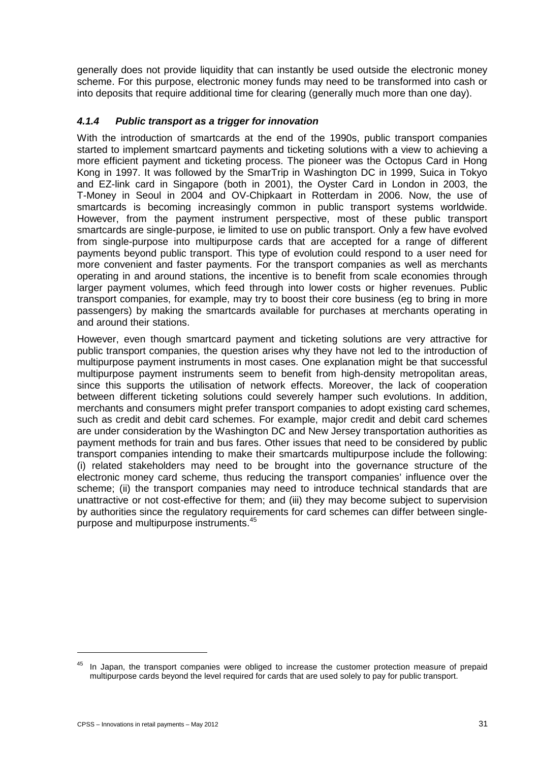generally does not provide liquidity that can instantly be used outside the electronic money scheme. For this purpose, electronic money funds may need to be transformed into cash or into deposits that require additional time for clearing (generally much more than one day).

#### *4.1.4 Public transport as a trigger for innovation*

With the introduction of smartcards at the end of the 1990s, public transport companies started to implement smartcard payments and ticketing solutions with a view to achieving a more efficient payment and ticketing process. The pioneer was the Octopus Card in Hong Kong in 1997. It was followed by the SmarTrip in Washington DC in 1999, Suica in Tokyo and EZ-link card in Singapore (both in 2001), the Oyster Card in London in 2003, the T-Money in Seoul in 2004 and OV-Chipkaart in Rotterdam in 2006. Now, the use of smartcards is becoming increasingly common in public transport systems worldwide. However, from the payment instrument perspective, most of these public transport smartcards are single-purpose, ie limited to use on public transport. Only a few have evolved from single-purpose into multipurpose cards that are accepted for a range of different payments beyond public transport. This type of evolution could respond to a user need for more convenient and faster payments. For the transport companies as well as merchants operating in and around stations, the incentive is to benefit from scale economies through larger payment volumes, which feed through into lower costs or higher revenues. Public transport companies, for example, may try to boost their core business (eg to bring in more passengers) by making the smartcards available for purchases at merchants operating in and around their stations.

However, even though smartcard payment and ticketing solutions are very attractive for public transport companies, the question arises why they have not led to the introduction of multipurpose payment instruments in most cases. One explanation might be that successful multipurpose payment instruments seem to benefit from high-density metropolitan areas, since this supports the utilisation of network effects. Moreover, the lack of cooperation between different ticketing solutions could severely hamper such evolutions. In addition, merchants and consumers might prefer transport companies to adopt existing card schemes, such as credit and debit card schemes. For example, major credit and debit card schemes are under consideration by the Washington DC and New Jersey transportation authorities as payment methods for train and bus fares. Other issues that need to be considered by public transport companies intending to make their smartcards multipurpose include the following: (i) related stakeholders may need to be brought into the governance structure of the electronic money card scheme, thus reducing the transport companies' influence over the scheme; (ii) the transport companies may need to introduce technical standards that are unattractive or not cost-effective for them; and (iii) they may become subject to supervision by authorities since the regulatory requirements for card schemes can differ between single-purpose and multipurpose instruments.[45]

---

[45] In Japan, the transport companies were obliged to increase the customer protection measure of prepaid multipurpose cards beyond the level required for cards that are used solely to pay for public transport.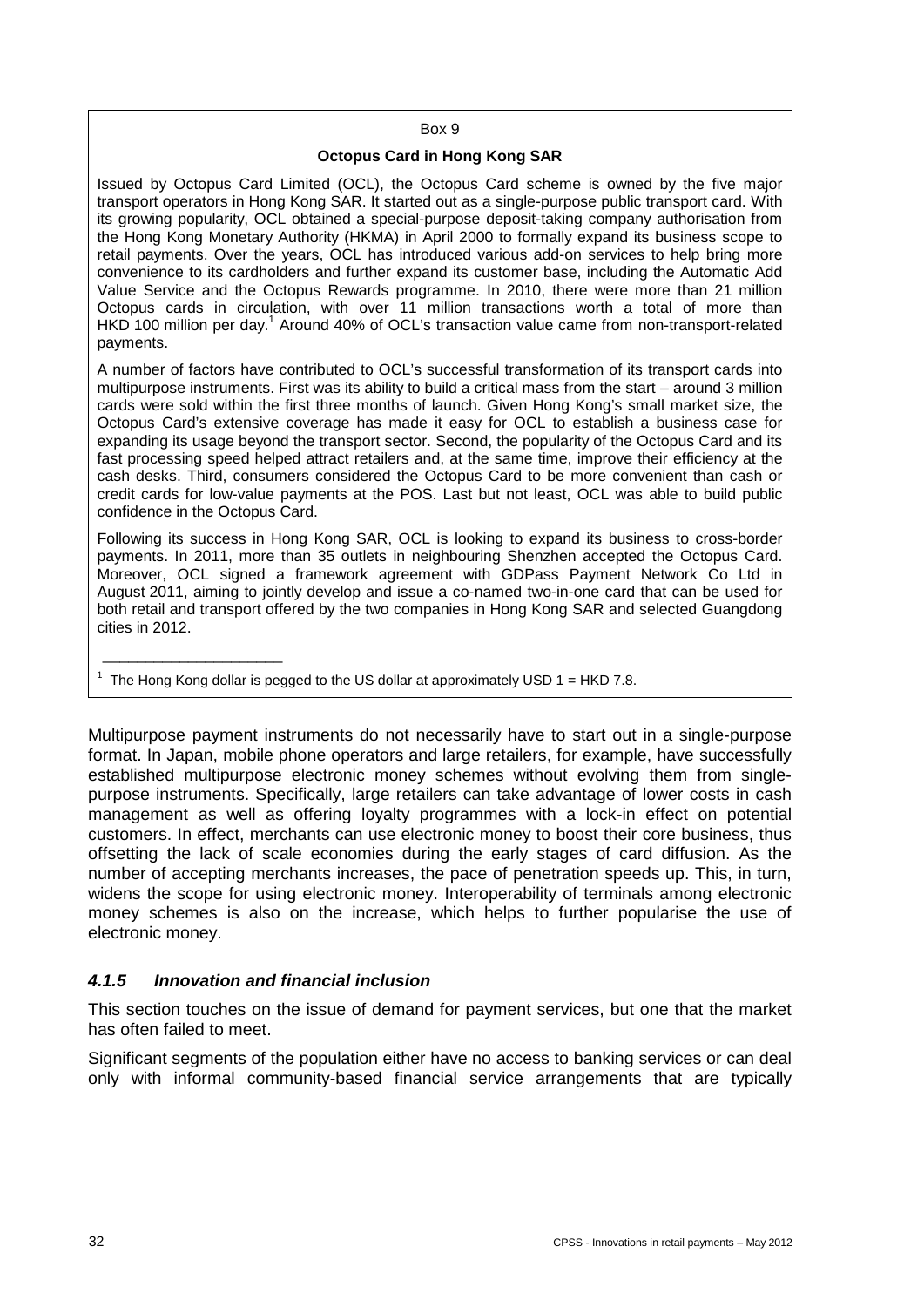Box 9

**Octopus Card in Hong Kong SAR**

Issued by Octopus Card Limited (OCL), the Octopus Card scheme is owned by the five major transport operators in Hong Kong SAR. It started out as a single-purpose public transport card. With its growing popularity, OCL obtained a special-purpose deposit-taking company authorisation from the Hong Kong Monetary Authority (HKMA) in April 2000 to formally expand its business scope to retail payments. Over the years, OCL has introduced various add-on services to help bring more convenience to its cardholders and further expand its customer base, including the Automatic Add Value Service and the Octopus Rewards programme. In 2010, there were more than 21 million Octopus cards in circulation, with over 11 million transactions worth a total of more than HKD 100 million per day.[1] Around 40% of OCL's transaction value came from non-transport-related payments.

A number of factors have contributed to OCL's successful transformation of its transport cards into multipurpose instruments. First was its ability to build a critical mass from the start – around 3 million cards were sold within the first three months of launch. Given Hong Kong's small market size, the Octopus Card's extensive coverage has made it easy for OCL to establish a business case for expanding its usage beyond the transport sector. Second, the popularity of the Octopus Card and its fast processing speed helped attract retailers and, at the same time, improve their efficiency at the cash desks. Third, consumers considered the Octopus Card to be more convenient than cash or credit cards for low-value payments at the POS. Last but not least, OCL was able to build public confidence in the Octopus Card.

Following its success in Hong Kong SAR, OCL is looking to expand its business to cross-border payments. In 2011, more than 35 outlets in neighbouring Shenzhen accepted the Octopus Card. Moreover, OCL signed a framework agreement with GDPass Payment Network Co Ltd in August 2011, aiming to jointly develop and issue a co-named two-in-one card that can be used for both retail and transport offered by the two companies in Hong Kong SAR and selected Guangdong cities in 2012.

[1] The Hong Kong dollar is pegged to the US dollar at approximately USD 1 = HKD 7.8.

Multipurpose payment instruments do not necessarily have to start out in a single-purpose format. In Japan, mobile phone operators and large retailers, for example, have successfully established multipurpose electronic money schemes without evolving them from single-purpose instruments. Specifically, large retailers can take advantage of lower costs in cash management as well as offering loyalty programmes with a lock-in effect on potential customers. In effect, merchants can use electronic money to boost their core business, thus offsetting the lack of scale economies during the early stages of card diffusion. As the number of accepting merchants increases, the pace of penetration speeds up. This, in turn, widens the scope for using electronic money. Interoperability of terminals among electronic money schemes is also on the increase, which helps to further popularise the use of electronic money.

### *4.1.5 Innovation and financial inclusion*

This section touches on the issue of demand for payment services, but one that the market has often failed to meet.

Significant segments of the population either have no access to banking services or can deal only with informal community-based financial service arrangements that are typically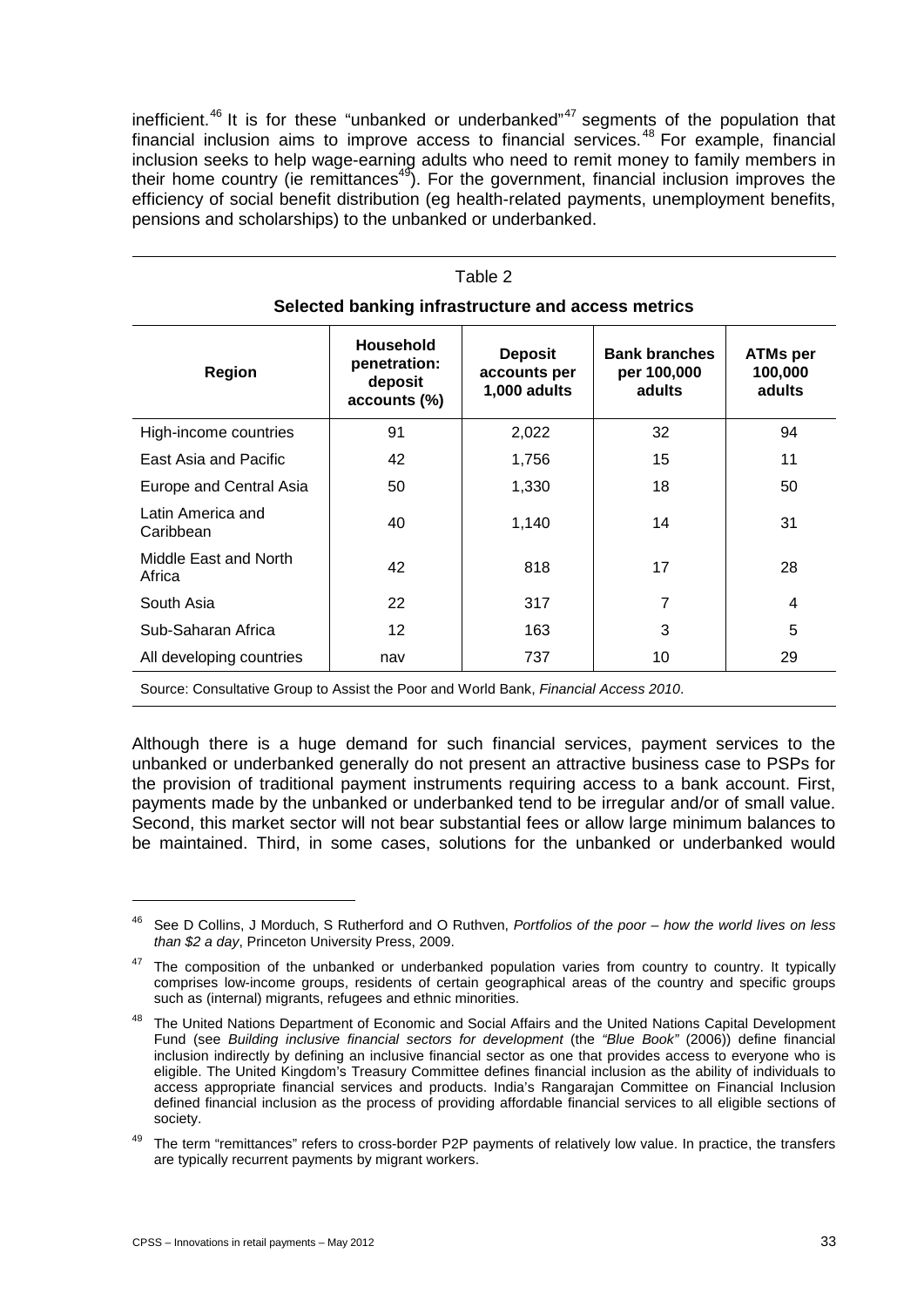inefficient.[46] It is for these "unbanked or underbanked"[47] segments of the population that financial inclusion aims to improve access to financial services.[48] For example, financial inclusion seeks to help wage-earning adults who need to remit money to family members in their home country (ie remittances[49]). For the government, financial inclusion improves the efficiency of social benefit distribution (eg health-related payments, unemployment benefits, pensions and scholarships) to the unbanked or underbanked.

Table 2

**Selected banking infrastructure and access metrics**

| Region | Household penetration: deposit accounts (%) | Deposit accounts per 1,000 adults | Bank branches per 100,000 adults | ATMs per 100,000 adults |
|---|---|---|---|---|
| High-income countries | 91 | 2,022 | 32 | 94 |
| East Asia and Pacific | 42 | 1,756 | 15 | 11 |
| Europe and Central Asia | 50 | 1,330 | 18 | 50 |
| Latin America and Caribbean | 40 | 1,140 | 14 | 31 |
| Middle East and North Africa | 42 | 818 | 17 | 28 |
| South Asia | 22 | 317 | 7 | 4 |
| Sub-Saharan Africa | 12 | 163 | 3 | 5 |
| All developing countries | nav | 737 | 10 | 29 |

Source: Consultative Group to Assist the Poor and World Bank, *Financial Access 2010*.

Although there is a huge demand for such financial services, payment services to the unbanked or underbanked generally do not present an attractive business case to PSPs for the provision of traditional payment instruments requiring access to a bank account. First, payments made by the unbanked or underbanked tend to be irregular and/or of small value. Second, this market sector will not bear substantial fees or allow large minimum balances to be maintained. Third, in some cases, solutions for the unbanked or underbanked would

---

[46] See D Collins, J Morduch, S Rutherford and O Ruthven, *Portfolios of the poor – how the world lives on less than $2 a day*, Princeton University Press, 2009.

[47] The composition of the unbanked or underbanked population varies from country to country. It typically comprises low-income groups, residents of certain geographical areas of the country and specific groups such as (internal) migrants, refugees and ethnic minorities.

[48] The United Nations Department of Economic and Social Affairs and the United Nations Capital Development Fund (see *Building inclusive financial sectors for development* (the *"Blue Book"* (2006)) define financial inclusion indirectly by defining an inclusive financial sector as one that provides access to everyone who is eligible. The United Kingdom's Treasury Committee defines financial inclusion as the ability of individuals to access appropriate financial services and products. India's Rangarajan Committee on Financial Inclusion defined financial inclusion as the process of providing affordable financial services to all eligible sections of society.

[49] The term "remittances" refers to cross-border P2P payments of relatively low value. In practice, the transfers are typically recurrent payments by migrant workers.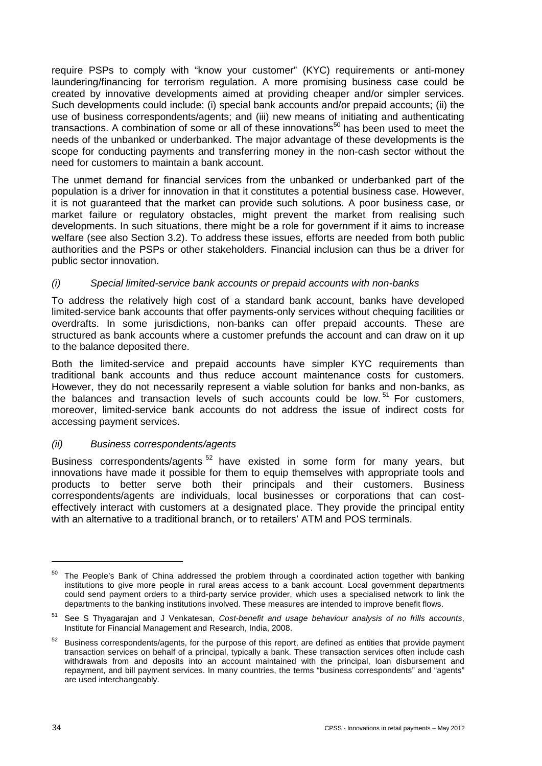require PSPs to comply with "know your customer" (KYC) requirements or anti-money laundering/financing for terrorism regulation. A more promising business case could be created by innovative developments aimed at providing cheaper and/or simpler services. Such developments could include: (i) special bank accounts and/or prepaid accounts; (ii) the use of business correspondents/agents; and (iii) new means of initiating and authenticating transactions. A combination of some or all of these innovations[50] has been used to meet the needs of the unbanked or underbanked. The major advantage of these developments is the scope for conducting payments and transferring money in the non-cash sector without the need for customers to maintain a bank account.

The unmet demand for financial services from the unbanked or underbanked part of the population is a driver for innovation in that it constitutes a potential business case. However, it is not guaranteed that the market can provide such solutions. A poor business case, or market failure or regulatory obstacles, might prevent the market from realising such developments. In such situations, there might be a role for government if it aims to increase welfare (see also Section 3.2). To address these issues, efforts are needed from both public authorities and the PSPs or other stakeholders. Financial inclusion can thus be a driver for public sector innovation.

*(i) Special limited-service bank accounts or prepaid accounts with non-banks*

To address the relatively high cost of a standard bank account, banks have developed limited-service bank accounts that offer payments-only services without chequing facilities or overdrafts. In some jurisdictions, non-banks can offer prepaid accounts. These are structured as bank accounts where a customer prefunds the account and can draw on it up to the balance deposited there.

Both the limited-service and prepaid accounts have simpler KYC requirements than traditional bank accounts and thus reduce account maintenance costs for customers. However, they do not necessarily represent a viable solution for banks and non-banks, as the balances and transaction levels of such accounts could be low.[51] For customers, moreover, limited-service bank accounts do not address the issue of indirect costs for accessing payment services.

*(ii) Business correspondents/agents*

Business correspondents/agents[52] have existed in some form for many years, but innovations have made it possible for them to equip themselves with appropriate tools and products to better serve both their principals and their customers. Business correspondents/agents are individuals, local businesses or corporations that can cost-effectively interact with customers at a designated place. They provide the principal entity with an alternative to a traditional branch, or to retailers' ATM and POS terminals.

---

[50] The People's Bank of China addressed the problem through a coordinated action together with banking institutions to give more people in rural areas access to a bank account. Local government departments could send payment orders to a third-party service provider, which uses a specialised network to link the departments to the banking institutions involved. These measures are intended to improve benefit flows.

[51] See S Thyagarajan and J Venkatesan, *Cost-benefit and usage behaviour analysis of no frills accounts*, Institute for Financial Management and Research, India, 2008.

[52] Business correspondents/agents, for the purpose of this report, are defined as entities that provide payment transaction services on behalf of a principal, typically a bank. These transaction services often include cash withdrawals from and deposits into an account maintained with the principal, loan disbursement and repayment, and bill payment services. In many countries, the terms "business correspondents" and "agents" are used interchangeably.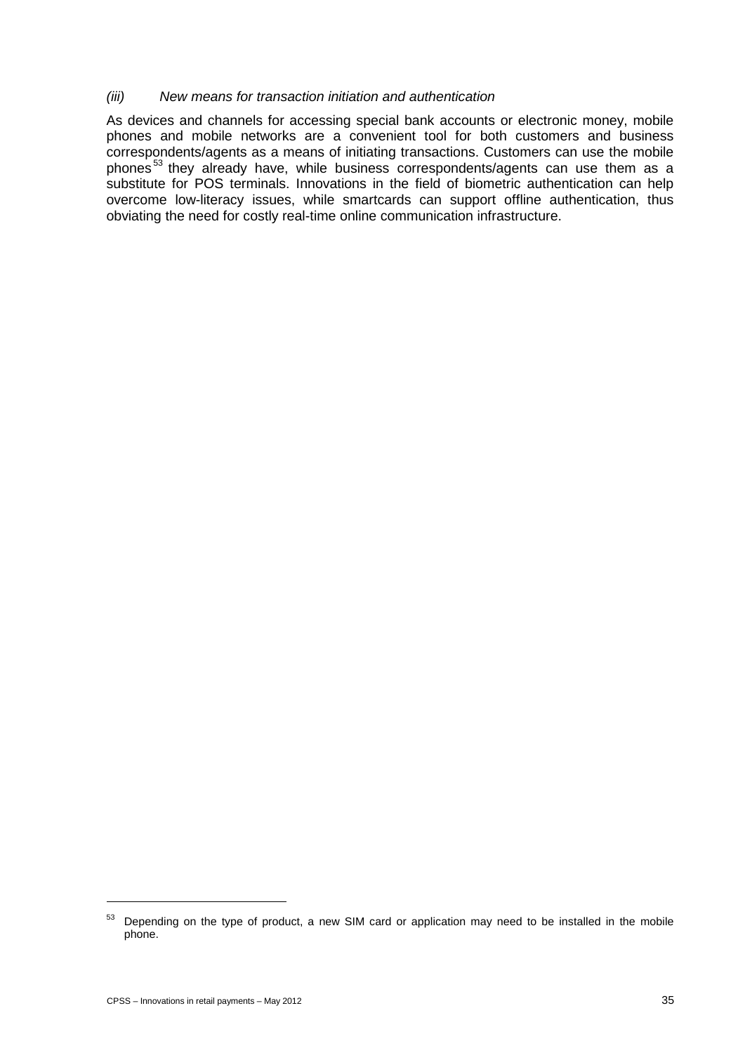*(iii) New means for transaction initiation and authentication*

As devices and channels for accessing special bank accounts or electronic money, mobile phones and mobile networks are a convenient tool for both customers and business correspondents/agents as a means of initiating transactions. Customers can use the mobile phones[53] they already have, while business correspondents/agents can use them as a substitute for POS terminals. Innovations in the field of biometric authentication can help overcome low-literacy issues, while smartcards can support offline authentication, thus obviating the need for costly real-time online communication infrastructure.

[53] Depending on the type of product, a new SIM card or application may need to be installed in the mobile phone.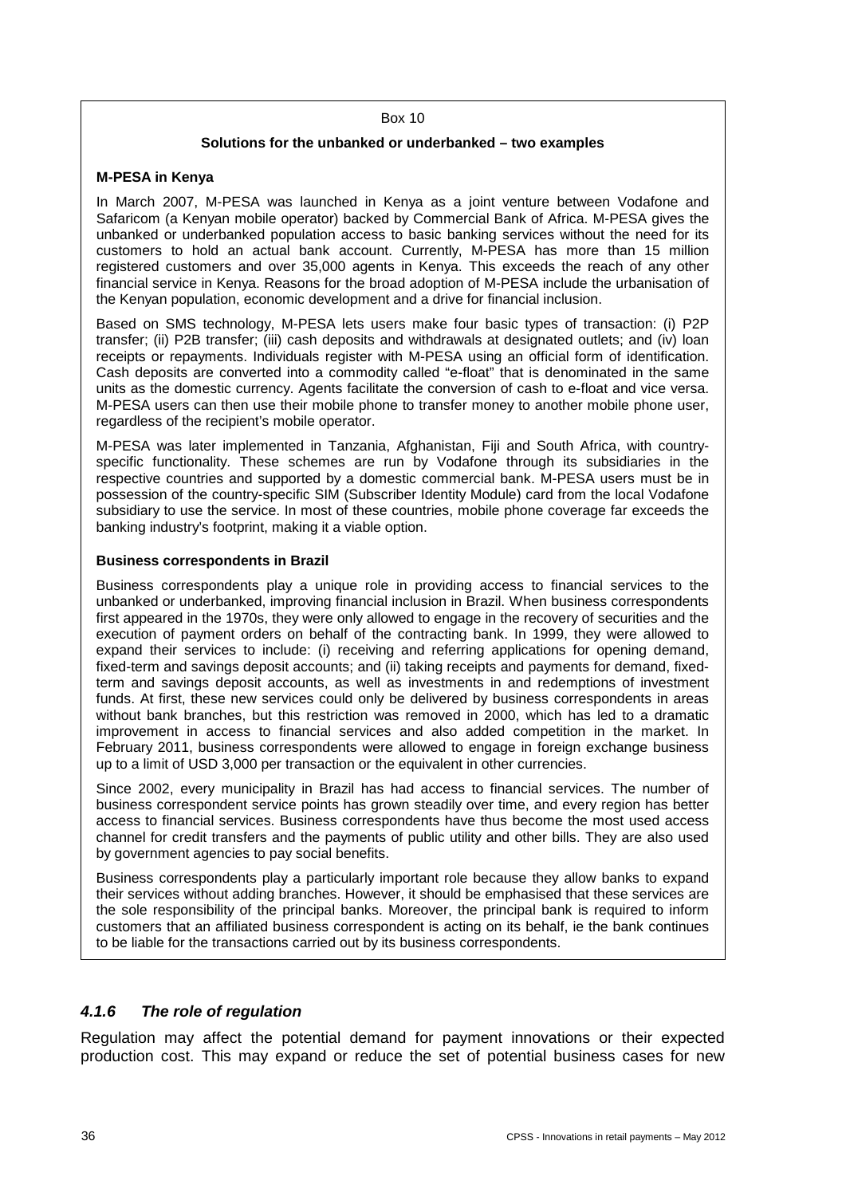Box 10

**Solutions for the unbanked or underbanked – two examples**

**M-PESA in Kenya**

In March 2007, M-PESA was launched in Kenya as a joint venture between Vodafone and Safaricom (a Kenyan mobile operator) backed by Commercial Bank of Africa. M-PESA gives the unbanked or underbanked population access to basic banking services without the need for its customers to hold an actual bank account. Currently, M-PESA has more than 15 million registered customers and over 35,000 agents in Kenya. This exceeds the reach of any other financial service in Kenya. Reasons for the broad adoption of M-PESA include the urbanisation of the Kenyan population, economic development and a drive for financial inclusion.

Based on SMS technology, M-PESA lets users make four basic types of transaction: (i) P2P transfer; (ii) P2B transfer; (iii) cash deposits and withdrawals at designated outlets; and (iv) loan receipts or repayments. Individuals register with M-PESA using an official form of identification. Cash deposits are converted into a commodity called "e-float" that is denominated in the same units as the domestic currency. Agents facilitate the conversion of cash to e-float and vice versa. M-PESA users can then use their mobile phone to transfer money to another mobile phone user, regardless of the recipient's mobile operator.

M-PESA was later implemented in Tanzania, Afghanistan, Fiji and South Africa, with country-specific functionality. These schemes are run by Vodafone through its subsidiaries in the respective countries and supported by a domestic commercial bank. M-PESA users must be in possession of the country-specific SIM (Subscriber Identity Module) card from the local Vodafone subsidiary to use the service. In most of these countries, mobile phone coverage far exceeds the banking industry's footprint, making it a viable option.

**Business correspondents in Brazil**

Business correspondents play a unique role in providing access to financial services to the unbanked or underbanked, improving financial inclusion in Brazil. When business correspondents first appeared in the 1970s, they were only allowed to engage in the recovery of securities and the execution of payment orders on behalf of the contracting bank. In 1999, they were allowed to expand their services to include: (i) receiving and referring applications for opening demand, fixed-term and savings deposit accounts; and (ii) taking receipts and payments for demand, fixed-term and savings deposit accounts, as well as investments in and redemptions of investment funds. At first, these new services could only be delivered by business correspondents in areas without bank branches, but this restriction was removed in 2000, which has led to a dramatic improvement in access to financial services and also added competition in the market. In February 2011, business correspondents were allowed to engage in foreign exchange business up to a limit of USD 3,000 per transaction or the equivalent in other currencies.

Since 2002, every municipality in Brazil has had access to financial services. The number of business correspondent service points has grown steadily over time, and every region has better access to financial services. Business correspondents have thus become the most used access channel for credit transfers and the payments of public utility and other bills. They are also used by government agencies to pay social benefits.

Business correspondents play a particularly important role because they allow banks to expand their services without adding branches. However, it should be emphasised that these services are the sole responsibility of the principal banks. Moreover, the principal bank is required to inform customers that an affiliated business correspondent is acting on its behalf, ie the bank continues to be liable for the transactions carried out by its business correspondents.

#### *4.1.6 The role of regulation*

Regulation may affect the potential demand for payment innovations or their expected production cost. This may expand or reduce the set of potential business cases for new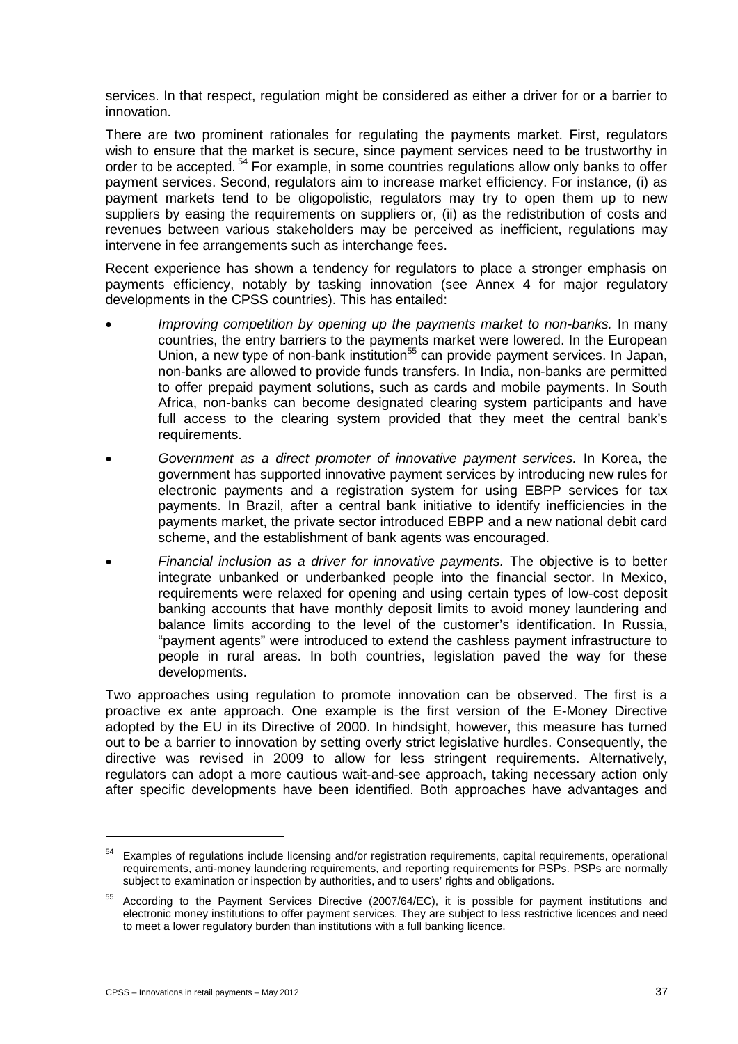services. In that respect, regulation might be considered as either a driver for or a barrier to innovation.

There are two prominent rationales for regulating the payments market. First, regulators wish to ensure that the market is secure, since payment services need to be trustworthy in order to be accepted.[54] For example, in some countries regulations allow only banks to offer payment services. Second, regulators aim to increase market efficiency. For instance, (i) as payment markets tend to be oligopolistic, regulators may try to open them up to new suppliers by easing the requirements on suppliers or, (ii) as the redistribution of costs and revenues between various stakeholders may be perceived as inefficient, regulations may intervene in fee arrangements such as interchange fees.

Recent experience has shown a tendency for regulators to place a stronger emphasis on payments efficiency, notably by tasking innovation (see Annex 4 for major regulatory developments in the CPSS countries). This has entailed:

- *Improving competition by opening up the payments market to non-banks.* In many countries, the entry barriers to the payments market were lowered. In the European Union, a new type of non-bank institution[55] can provide payment services. In Japan, non-banks are allowed to provide funds transfers. In India, non-banks are permitted to offer prepaid payment solutions, such as cards and mobile payments. In South Africa, non-banks can become designated clearing system participants and have full access to the clearing system provided that they meet the central bank's requirements.
- *Government as a direct promoter of innovative payment services.* In Korea, the government has supported innovative payment services by introducing new rules for electronic payments and a registration system for using EBPP services for tax payments. In Brazil, after a central bank initiative to identify inefficiencies in the payments market, the private sector introduced EBPP and a new national debit card scheme, and the establishment of bank agents was encouraged.
- *Financial inclusion as a driver for innovative payments.* The objective is to better integrate unbanked or underbanked people into the financial sector. In Mexico, requirements were relaxed for opening and using certain types of low-cost deposit banking accounts that have monthly deposit limits to avoid money laundering and balance limits according to the level of the customer's identification. In Russia, "payment agents" were introduced to extend the cashless payment infrastructure to people in rural areas. In both countries, legislation paved the way for these developments.

Two approaches using regulation to promote innovation can be observed. The first is a proactive ex ante approach. One example is the first version of the E-Money Directive adopted by the EU in its Directive of 2000. In hindsight, however, this measure has turned out to be a barrier to innovation by setting overly strict legislative hurdles. Consequently, the directive was revised in 2009 to allow for less stringent requirements. Alternatively, regulators can adopt a more cautious wait-and-see approach, taking necessary action only after specific developments have been identified. Both approaches have advantages and

---

[54] Examples of regulations include licensing and/or registration requirements, capital requirements, operational requirements, anti-money laundering requirements, and reporting requirements for PSPs. PSPs are normally subject to examination or inspection by authorities, and to users' rights and obligations.

[55] According to the Payment Services Directive (2007/64/EC), it is possible for payment institutions and electronic money institutions to offer payment services. They are subject to less restrictive licences and need to meet a lower regulatory burden than institutions with a full banking licence.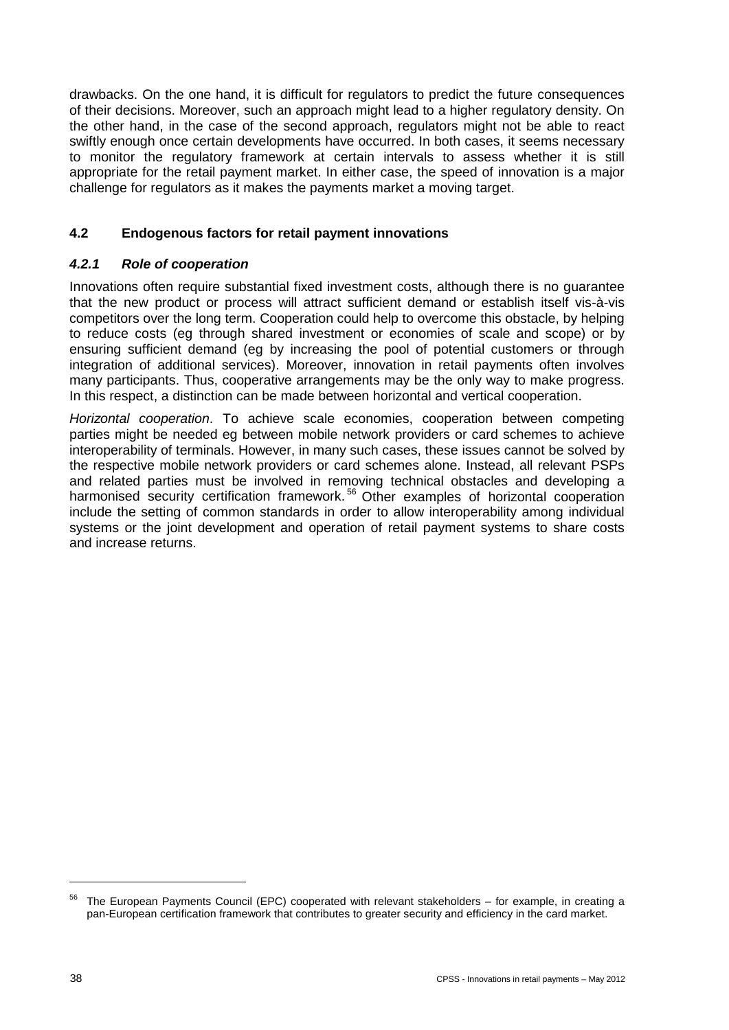drawbacks. On the one hand, it is difficult for regulators to predict the future consequences of their decisions. Moreover, such an approach might lead to a higher regulatory density. On the other hand, in the case of the second approach, regulators might not be able to react swiftly enough once certain developments have occurred. In both cases, it seems necessary to monitor the regulatory framework at certain intervals to assess whether it is still appropriate for the retail payment market. In either case, the speed of innovation is a major challenge for regulators as it makes the payments market a moving target.

## 4.2 Endogenous factors for retail payment innovations

### *4.2.1 Role of cooperation*

Innovations often require substantial fixed investment costs, although there is no guarantee that the new product or process will attract sufficient demand or establish itself vis-à-vis competitors over the long term. Cooperation could help to overcome this obstacle, by helping to reduce costs (eg through shared investment or economies of scale and scope) or by ensuring sufficient demand (eg by increasing the pool of potential customers or through integration of additional services). Moreover, innovation in retail payments often involves many participants. Thus, cooperative arrangements may be the only way to make progress. In this respect, a distinction can be made between horizontal and vertical cooperation.

*Horizontal cooperation*. To achieve scale economies, cooperation between competing parties might be needed eg between mobile network providers or card schemes to achieve interoperability of terminals. However, in many such cases, these issues cannot be solved by the respective mobile network providers or card schemes alone. Instead, all relevant PSPs and related parties must be involved in removing technical obstacles and developing a harmonised security certification framework.[56] Other examples of horizontal cooperation include the setting of common standards in order to allow interoperability among individual systems or the joint development and operation of retail payment systems to share costs and increase returns.

[56] The European Payments Council (EPC) cooperated with relevant stakeholders – for example, in creating a pan-European certification framework that contributes to greater security and efficiency in the card market.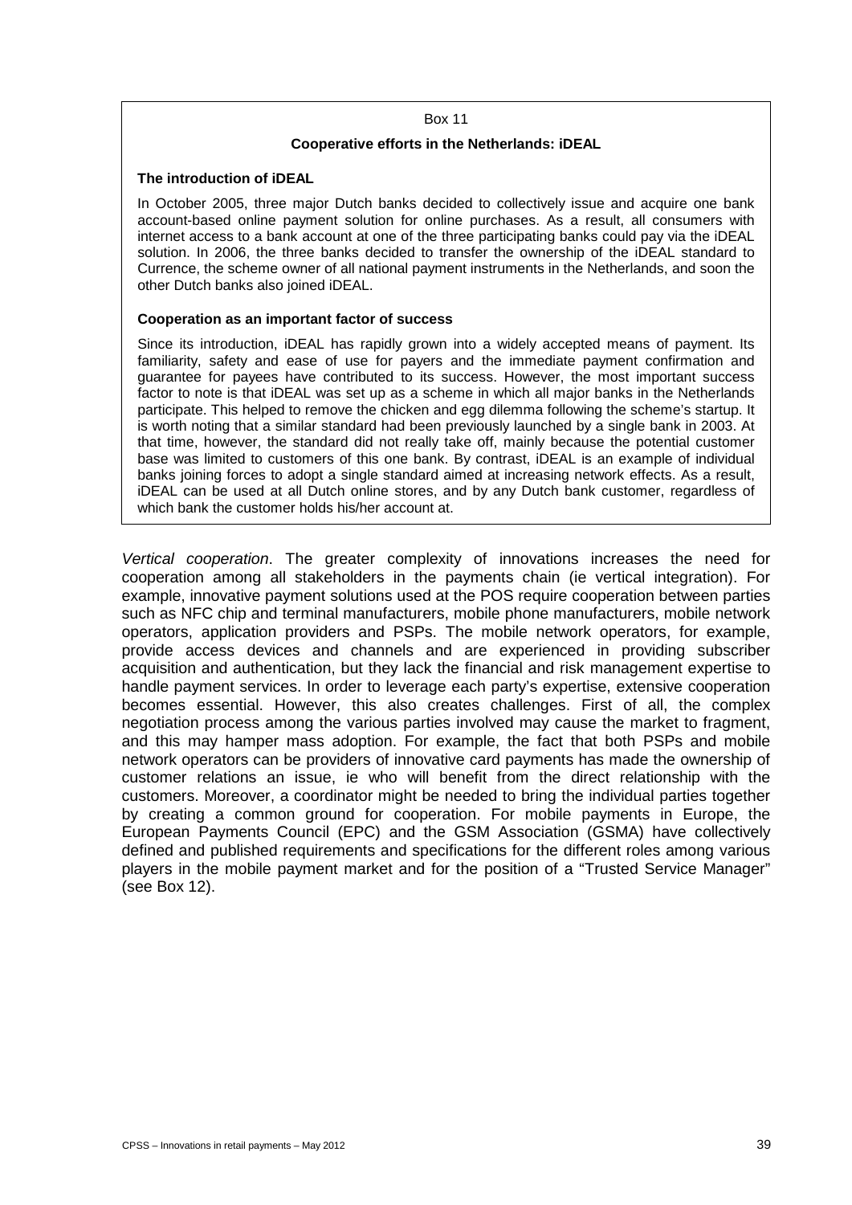Box 11

**Cooperative efforts in the Netherlands: iDEAL**

**The introduction of iDEAL**

In October 2005, three major Dutch banks decided to collectively issue and acquire one bank account-based online payment solution for online purchases. As a result, all consumers with internet access to a bank account at one of the three participating banks could pay via the iDEAL solution. In 2006, the three banks decided to transfer the ownership of the iDEAL standard to Currence, the scheme owner of all national payment instruments in the Netherlands, and soon the other Dutch banks also joined iDEAL.

**Cooperation as an important factor of success**

Since its introduction, iDEAL has rapidly grown into a widely accepted means of payment. Its familiarity, safety and ease of use for payers and the immediate payment confirmation and guarantee for payees have contributed to its success. However, the most important success factor to note is that iDEAL was set up as a scheme in which all major banks in the Netherlands participate. This helped to remove the chicken and egg dilemma following the scheme's startup. It is worth noting that a similar standard had been previously launched by a single bank in 2003. At that time, however, the standard did not really take off, mainly because the potential customer base was limited to customers of this one bank. By contrast, iDEAL is an example of individual banks joining forces to adopt a single standard aimed at increasing network effects. As a result, iDEAL can be used at all Dutch online stores, and by any Dutch bank customer, regardless of which bank the customer holds his/her account at.

*Vertical cooperation*. The greater complexity of innovations increases the need for cooperation among all stakeholders in the payments chain (ie vertical integration). For example, innovative payment solutions used at the POS require cooperation between parties such as NFC chip and terminal manufacturers, mobile phone manufacturers, mobile network operators, application providers and PSPs. The mobile network operators, for example, provide access devices and channels and are experienced in providing subscriber acquisition and authentication, but they lack the financial and risk management expertise to handle payment services. In order to leverage each party's expertise, extensive cooperation becomes essential. However, this also creates challenges. First of all, the complex negotiation process among the various parties involved may cause the market to fragment, and this may hamper mass adoption. For example, the fact that both PSPs and mobile network operators can be providers of innovative card payments has made the ownership of customer relations an issue, ie who will benefit from the direct relationship with the customers. Moreover, a coordinator might be needed to bring the individual parties together by creating a common ground for cooperation. For mobile payments in Europe, the European Payments Council (EPC) and the GSM Association (GSMA) have collectively defined and published requirements and specifications for the different roles among various players in the mobile payment market and for the position of a "Trusted Service Manager" (see Box 12).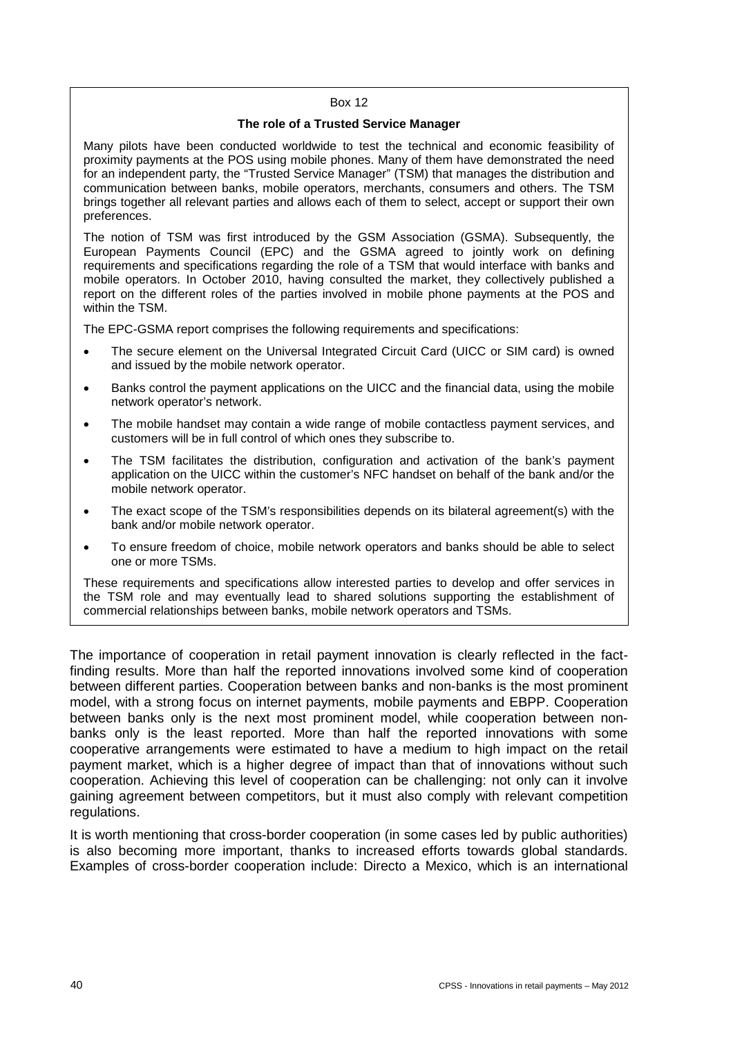Box 12

**The role of a Trusted Service Manager**

Many pilots have been conducted worldwide to test the technical and economic feasibility of proximity payments at the POS using mobile phones. Many of them have demonstrated the need for an independent party, the "Trusted Service Manager" (TSM) that manages the distribution and communication between banks, mobile operators, merchants, consumers and others. The TSM brings together all relevant parties and allows each of them to select, accept or support their own preferences.

The notion of TSM was first introduced by the GSM Association (GSMA). Subsequently, the European Payments Council (EPC) and the GSMA agreed to jointly work on defining requirements and specifications regarding the role of a TSM that would interface with banks and mobile operators. In October 2010, having consulted the market, they collectively published a report on the different roles of the parties involved in mobile phone payments at the POS and within the TSM.

The EPC-GSMA report comprises the following requirements and specifications:

- The secure element on the Universal Integrated Circuit Card (UICC or SIM card) is owned and issued by the mobile network operator.
- Banks control the payment applications on the UICC and the financial data, using the mobile network operator's network.
- The mobile handset may contain a wide range of mobile contactless payment services, and customers will be in full control of which ones they subscribe to.
- The TSM facilitates the distribution, configuration and activation of the bank's payment application on the UICC within the customer's NFC handset on behalf of the bank and/or the mobile network operator.
- The exact scope of the TSM's responsibilities depends on its bilateral agreement(s) with the bank and/or mobile network operator.
- To ensure freedom of choice, mobile network operators and banks should be able to select one or more TSMs.

These requirements and specifications allow interested parties to develop and offer services in the TSM role and may eventually lead to shared solutions supporting the establishment of commercial relationships between banks, mobile network operators and TSMs.

The importance of cooperation in retail payment innovation is clearly reflected in the fact-finding results. More than half the reported innovations involved some kind of cooperation between different parties. Cooperation between banks and non-banks is the most prominent model, with a strong focus on internet payments, mobile payments and EBPP. Cooperation between banks only is the next most prominent model, while cooperation between non-banks only is the least reported. More than half the reported innovations with some cooperative arrangements were estimated to have a medium to high impact on the retail payment market, which is a higher degree of impact than that of innovations without such cooperation. Achieving this level of cooperation can be challenging: not only can it involve gaining agreement between competitors, but it must also comply with relevant competition regulations.

It is worth mentioning that cross-border cooperation (in some cases led by public authorities) is also becoming more important, thanks to increased efforts towards global standards. Examples of cross-border cooperation include: Directo a Mexico, which is an international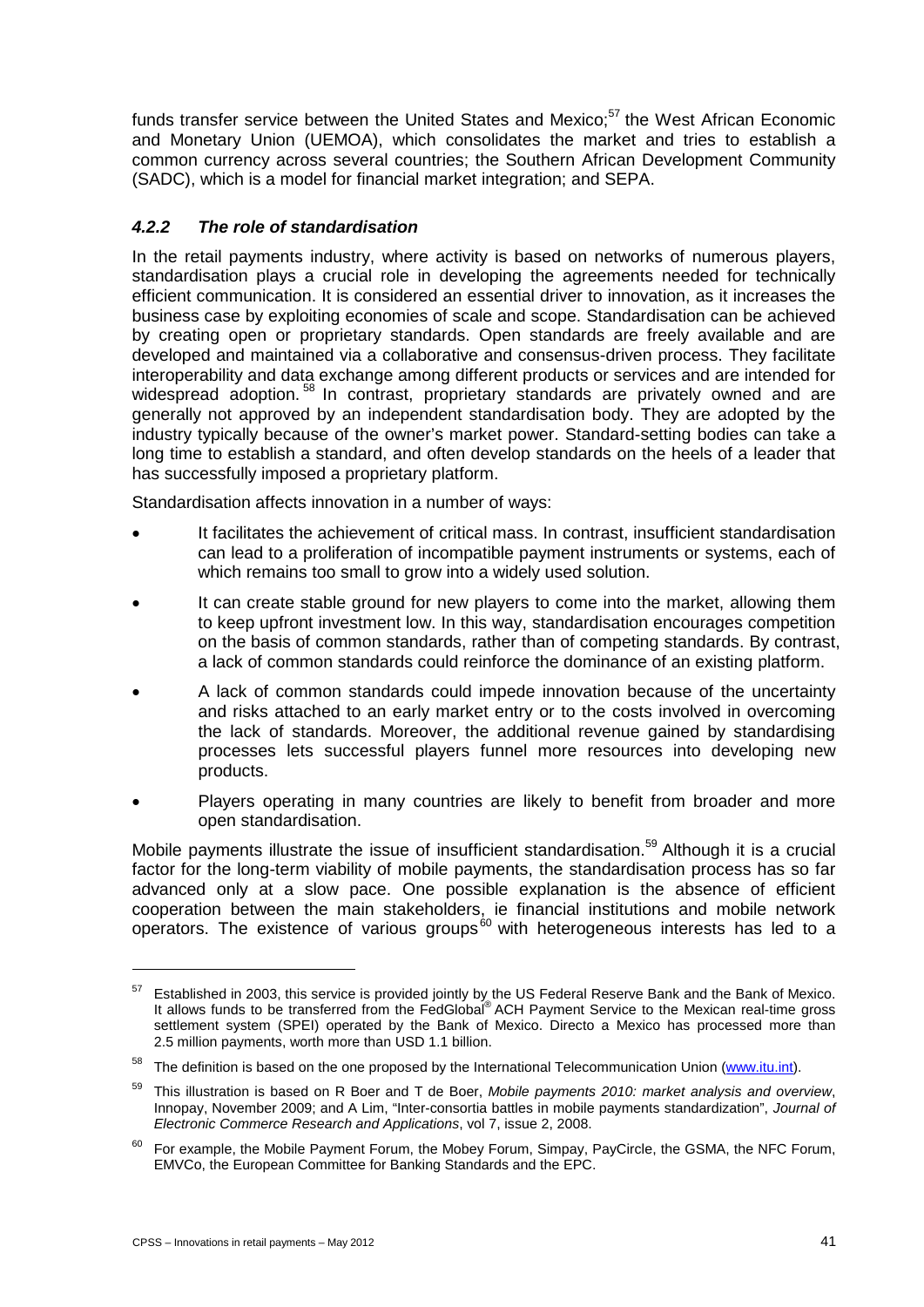funds transfer service between the United States and Mexico;[57] the West African Economic and Monetary Union (UEMOA), which consolidates the market and tries to establish a common currency across several countries; the Southern African Development Community (SADC), which is a model for financial market integration; and SEPA.

### *4.2.2 The role of standardisation*

In the retail payments industry, where activity is based on networks of numerous players, standardisation plays a crucial role in developing the agreements needed for technically efficient communication. It is considered an essential driver to innovation, as it increases the business case by exploiting economies of scale and scope. Standardisation can be achieved by creating open or proprietary standards. Open standards are freely available and are developed and maintained via a collaborative and consensus-driven process. They facilitate interoperability and data exchange among different products or services and are intended for widespread adoption.[58] In contrast, proprietary standards are privately owned and are generally not approved by an independent standardisation body. They are adopted by the industry typically because of the owner's market power. Standard-setting bodies can take a long time to establish a standard, and often develop standards on the heels of a leader that has successfully imposed a proprietary platform.

Standardisation affects innovation in a number of ways:

- It facilitates the achievement of critical mass. In contrast, insufficient standardisation can lead to a proliferation of incompatible payment instruments or systems, each of which remains too small to grow into a widely used solution.
- It can create stable ground for new players to come into the market, allowing them to keep upfront investment low. In this way, standardisation encourages competition on the basis of common standards, rather than of competing standards. By contrast, a lack of common standards could reinforce the dominance of an existing platform.
- A lack of common standards could impede innovation because of the uncertainty and risks attached to an early market entry or to the costs involved in overcoming the lack of standards. Moreover, the additional revenue gained by standardising processes lets successful players funnel more resources into developing new products.
- Players operating in many countries are likely to benefit from broader and more open standardisation.

Mobile payments illustrate the issue of insufficient standardisation.[59] Although it is a crucial factor for the long-term viability of mobile payments, the standardisation process has so far advanced only at a slow pace. One possible explanation is the absence of efficient cooperation between the main stakeholders, ie financial institutions and mobile network operators. The existence of various groups[60] with heterogeneous interests has led to a

---

[57] Established in 2003, this service is provided jointly by the US Federal Reserve Bank and the Bank of Mexico. It allows funds to be transferred from the FedGlobal® ACH Payment Service to the Mexican real-time gross settlement system (SPEI) operated by the Bank of Mexico. Directo a Mexico has processed more than 2.5 million payments, worth more than USD 1.1 billion.

[58] The definition is based on the one proposed by the International Telecommunication Union (www.itu.int).

[59] This illustration is based on R Boer and T de Boer, *Mobile payments 2010: market analysis and overview*, Innopay, November 2009; and A Lim, "Inter-consortia battles in mobile payments standardization", *Journal of Electronic Commerce Research and Applications*, vol 7, issue 2, 2008.

[60] For example, the Mobile Payment Forum, the Mobey Forum, Simpay, PayCircle, the GSMA, the NFC Forum, EMVCo, the European Committee for Banking Standards and the EPC.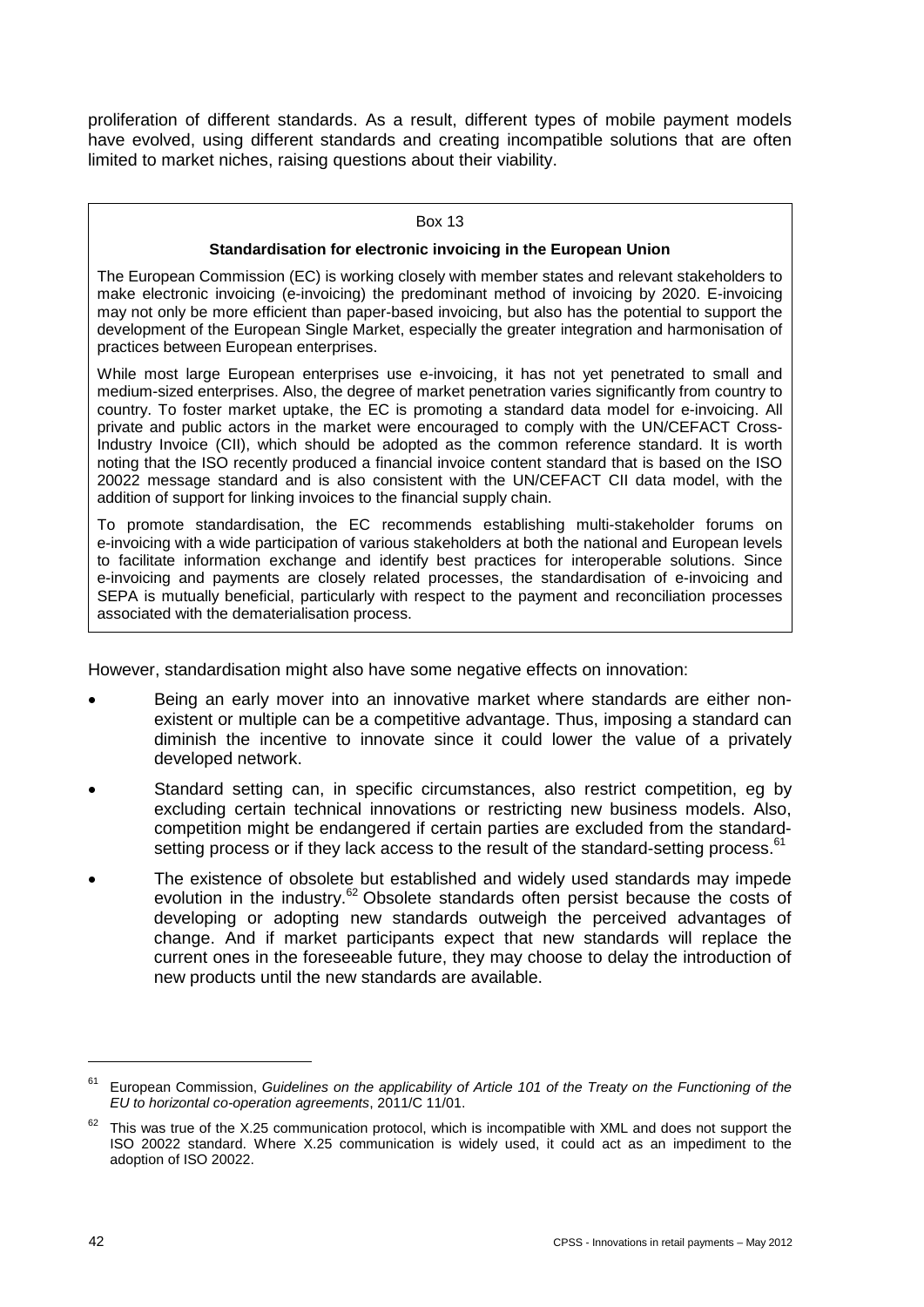proliferation of different standards. As a result, different types of mobile payment models have evolved, using different standards and creating incompatible solutions that are often limited to market niches, raising questions about their viability.

Box 13

**Standardisation for electronic invoicing in the European Union**

The European Commission (EC) is working closely with member states and relevant stakeholders to make electronic invoicing (e-invoicing) the predominant method of invoicing by 2020. E-invoicing may not only be more efficient than paper-based invoicing, but also has the potential to support the development of the European Single Market, especially the greater integration and harmonisation of practices between European enterprises.

While most large European enterprises use e-invoicing, it has not yet penetrated to small and medium-sized enterprises. Also, the degree of market penetration varies significantly from country to country. To foster market uptake, the EC is promoting a standard data model for e-invoicing. All private and public actors in the market were encouraged to comply with the UN/CEFACT Cross-Industry Invoice (CII), which should be adopted as the common reference standard. It is worth noting that the ISO recently produced a financial invoice content standard that is based on the ISO 20022 message standard and is also consistent with the UN/CEFACT CII data model, with the addition of support for linking invoices to the financial supply chain.

To promote standardisation, the EC recommends establishing multi-stakeholder forums on e-invoicing with a wide participation of various stakeholders at both the national and European levels to facilitate information exchange and identify best practices for interoperable solutions. Since e-invoicing and payments are closely related processes, the standardisation of e-invoicing and SEPA is mutually beneficial, particularly with respect to the payment and reconciliation processes associated with the dematerialisation process.

However, standardisation might also have some negative effects on innovation:

- Being an early mover into an innovative market where standards are either non-existent or multiple can be a competitive advantage. Thus, imposing a standard can diminish the incentive to innovate since it could lower the value of a privately developed network.
- Standard setting can, in specific circumstances, also restrict competition, eg by excluding certain technical innovations or restricting new business models. Also, competition might be endangered if certain parties are excluded from the standard-setting process or if they lack access to the result of the standard-setting process.[61]
- The existence of obsolete but established and widely used standards may impede evolution in the industry.[62] Obsolete standards often persist because the costs of developing or adopting new standards outweigh the perceived advantages of change. And if market participants expect that new standards will replace the current ones in the foreseeable future, they may choose to delay the introduction of new products until the new standards are available.

[61] European Commission, *Guidelines on the applicability of Article 101 of the Treaty on the Functioning of the EU to horizontal co-operation agreements*, 2011/C 11/01.

[62] This was true of the X.25 communication protocol, which is incompatible with XML and does not support the ISO 20022 standard. Where X.25 communication is widely used, it could act as an impediment to the adoption of ISO 20022.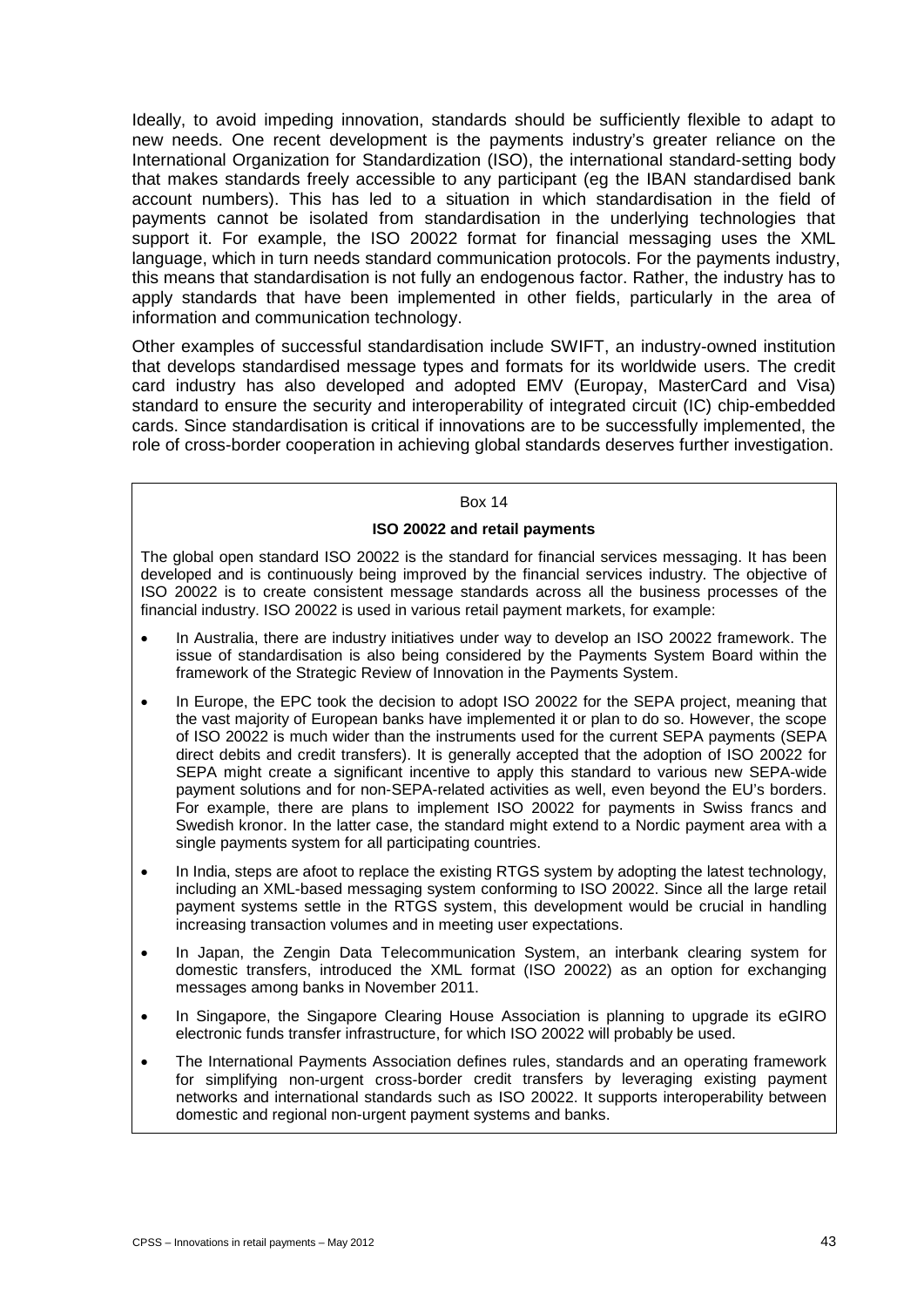Ideally, to avoid impeding innovation, standards should be sufficiently flexible to adapt to new needs. One recent development is the payments industry's greater reliance on the International Organization for Standardization (ISO), the international standard-setting body that makes standards freely accessible to any participant (eg the IBAN standardised bank account numbers). This has led to a situation in which standardisation in the field of payments cannot be isolated from standardisation in the underlying technologies that support it. For example, the ISO 20022 format for financial messaging uses the XML language, which in turn needs standard communication protocols. For the payments industry, this means that standardisation is not fully an endogenous factor. Rather, the industry has to apply standards that have been implemented in other fields, particularly in the area of information and communication technology.

Other examples of successful standardisation include SWIFT, an industry-owned institution that develops standardised message types and formats for its worldwide users. The credit card industry has also developed and adopted EMV (Europay, MasterCard and Visa) standard to ensure the security and interoperability of integrated circuit (IC) chip-embedded cards. Since standardisation is critical if innovations are to be successfully implemented, the role of cross-border cooperation in achieving global standards deserves further investigation.

Box 14

**ISO 20022 and retail payments**

The global open standard ISO 20022 is the standard for financial services messaging. It has been developed and is continuously being improved by the financial services industry. The objective of ISO 20022 is to create consistent message standards across all the business processes of the financial industry. ISO 20022 is used in various retail payment markets, for example:

- In Australia, there are industry initiatives under way to develop an ISO 20022 framework. The issue of standardisation is also being considered by the Payments System Board within the framework of the Strategic Review of Innovation in the Payments System.
- In Europe, the EPC took the decision to adopt ISO 20022 for the SEPA project, meaning that the vast majority of European banks have implemented it or plan to do so. However, the scope of ISO 20022 is much wider than the instruments used for the current SEPA payments (SEPA direct debits and credit transfers). It is generally accepted that the adoption of ISO 20022 for SEPA might create a significant incentive to apply this standard to various new SEPA-wide payment solutions and for non-SEPA-related activities as well, even beyond the EU's borders. For example, there are plans to implement ISO 20022 for payments in Swiss francs and Swedish kronor. In the latter case, the standard might extend to a Nordic payment area with a single payments system for all participating countries.
- In India, steps are afoot to replace the existing RTGS system by adopting the latest technology, including an XML-based messaging system conforming to ISO 20022. Since all the large retail payment systems settle in the RTGS system, this development would be crucial in handling increasing transaction volumes and in meeting user expectations.
- In Japan, the Zengin Data Telecommunication System, an interbank clearing system for domestic transfers, introduced the XML format (ISO 20022) as an option for exchanging messages among banks in November 2011.
- In Singapore, the Singapore Clearing House Association is planning to upgrade its eGIRO electronic funds transfer infrastructure, for which ISO 20022 will probably be used.
- The International Payments Association defines rules, standards and an operating framework for simplifying non-urgent cross-border credit transfers by leveraging existing payment networks and international standards such as ISO 20022. It supports interoperability between domestic and regional non-urgent payment systems and banks.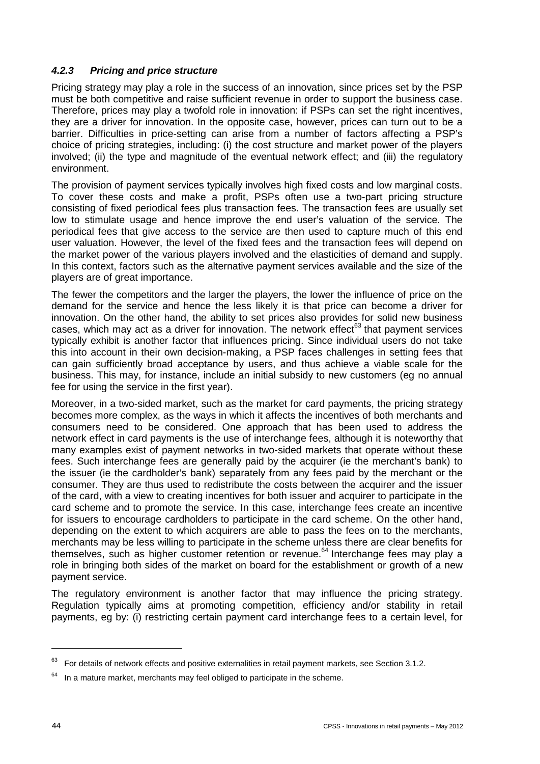### *4.2.3 Pricing and price structure*

Pricing strategy may play a role in the success of an innovation, since prices set by the PSP must be both competitive and raise sufficient revenue in order to support the business case. Therefore, prices may play a twofold role in innovation: if PSPs can set the right incentives, they are a driver for innovation. In the opposite case, however, prices can turn out to be a barrier. Difficulties in price-setting can arise from a number of factors affecting a PSP's choice of pricing strategies, including: (i) the cost structure and market power of the players involved; (ii) the type and magnitude of the eventual network effect; and (iii) the regulatory environment.

The provision of payment services typically involves high fixed costs and low marginal costs. To cover these costs and make a profit, PSPs often use a two-part pricing structure consisting of fixed periodical fees plus transaction fees. The transaction fees are usually set low to stimulate usage and hence improve the end user's valuation of the service. The periodical fees that give access to the service are then used to capture much of this end user valuation. However, the level of the fixed fees and the transaction fees will depend on the market power of the various players involved and the elasticities of demand and supply. In this context, factors such as the alternative payment services available and the size of the players are of great importance.

The fewer the competitors and the larger the players, the lower the influence of price on the demand for the service and hence the less likely it is that price can become a driver for innovation. On the other hand, the ability to set prices also provides for solid new business cases, which may act as a driver for innovation. The network effect[63] that payment services typically exhibit is another factor that influences pricing. Since individual users do not take this into account in their own decision-making, a PSP faces challenges in setting fees that can gain sufficiently broad acceptance by users, and thus achieve a viable scale for the business. This may, for instance, include an initial subsidy to new customers (eg no annual fee for using the service in the first year).

Moreover, in a two-sided market, such as the market for card payments, the pricing strategy becomes more complex, as the ways in which it affects the incentives of both merchants and consumers need to be considered. One approach that has been used to address the network effect in card payments is the use of interchange fees, although it is noteworthy that many examples exist of payment networks in two-sided markets that operate without these fees. Such interchange fees are generally paid by the acquirer (ie the merchant's bank) to the issuer (ie the cardholder's bank) separately from any fees paid by the merchant or the consumer. They are thus used to redistribute the costs between the acquirer and the issuer of the card, with a view to creating incentives for both issuer and acquirer to participate in the card scheme and to promote the service. In this case, interchange fees create an incentive for issuers to encourage cardholders to participate in the card scheme. On the other hand, depending on the extent to which acquirers are able to pass the fees on to the merchants, merchants may be less willing to participate in the scheme unless there are clear benefits for themselves, such as higher customer retention or revenue.[64] Interchange fees may play a role in bringing both sides of the market on board for the establishment or growth of a new payment service.

The regulatory environment is another factor that may influence the pricing strategy. Regulation typically aims at promoting competition, efficiency and/or stability in retail payments, eg by: (i) restricting certain payment card interchange fees to a certain level, for

[63] For details of network effects and positive externalities in retail payment markets, see Section 3.1.2.

[64] In a mature market, merchants may feel obliged to participate in the scheme.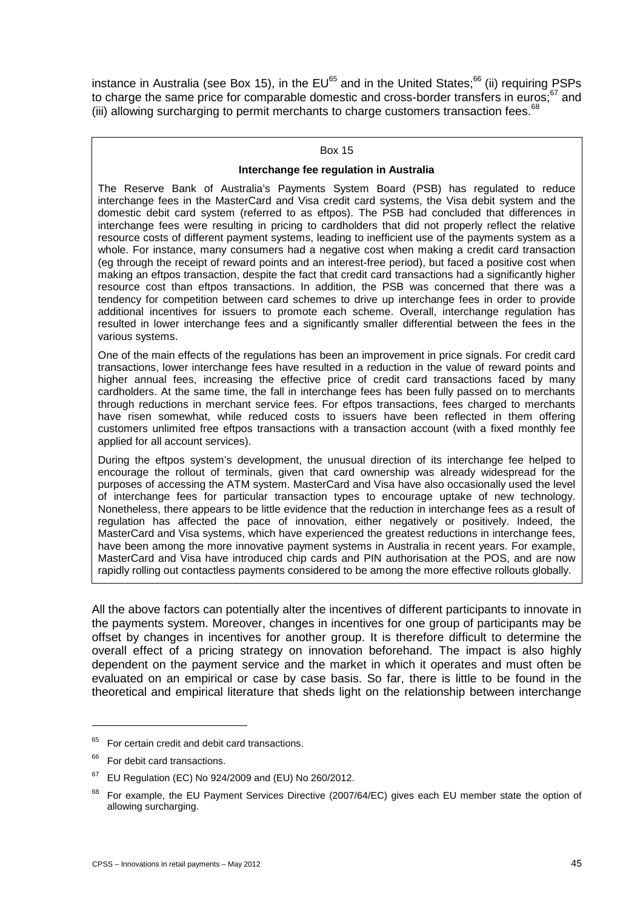instance in Australia (see Box 15), in the EU[65] and in the United States;[66] (ii) requiring PSPs to charge the same price for comparable domestic and cross-border transfers in euros;[67] and (iii) allowing surcharging to permit merchants to charge customers transaction fees.[68]

Box 15

**Interchange fee regulation in Australia**

The Reserve Bank of Australia's Payments System Board (PSB) has regulated to reduce interchange fees in the MasterCard and Visa credit card systems, the Visa debit system and the domestic debit card system (referred to as eftpos). The PSB had concluded that differences in interchange fees were resulting in pricing to cardholders that did not properly reflect the relative resource costs of different payment systems, leading to inefficient use of the payments system as a whole. For instance, many consumers had a negative cost when making a credit card transaction (eg through the receipt of reward points and an interest-free period), but faced a positive cost when making an eftpos transaction, despite the fact that credit card transactions had a significantly higher resource cost than eftpos transactions. In addition, the PSB was concerned that there was a tendency for competition between card schemes to drive up interchange fees in order to provide additional incentives for issuers to promote each scheme. Overall, interchange regulation has resulted in lower interchange fees and a significantly smaller differential between the fees in the various systems.

One of the main effects of the regulations has been an improvement in price signals. For credit card transactions, lower interchange fees have resulted in a reduction in the value of reward points and higher annual fees, increasing the effective price of credit card transactions faced by many cardholders. At the same time, the fall in interchange fees has been fully passed on to merchants through reductions in merchant service fees. For eftpos transactions, fees charged to merchants have risen somewhat, while reduced costs to issuers have been reflected in them offering customers unlimited free eftpos transactions with a transaction account (with a fixed monthly fee applied for all account services).

During the eftpos system's development, the unusual direction of its interchange fee helped to encourage the rollout of terminals, given that card ownership was already widespread for the purposes of accessing the ATM system. MasterCard and Visa have also occasionally used the level of interchange fees for particular transaction types to encourage uptake of new technology. Nonetheless, there appears to be little evidence that the reduction in interchange fees as a result of regulation has affected the pace of innovation, either negatively or positively. Indeed, the MasterCard and Visa systems, which have experienced the greatest reductions in interchange fees, have been among the more innovative payment systems in Australia in recent years. For example, MasterCard and Visa have introduced chip cards and PIN authorisation at the POS, and are now rapidly rolling out contactless payments considered to be among the more effective rollouts globally.

All the above factors can potentially alter the incentives of different participants to innovate in the payments system. Moreover, changes in incentives for one group of participants may be offset by changes in incentives for another group. It is therefore difficult to determine the overall effect of a pricing strategy on innovation beforehand. The impact is also highly dependent on the payment service and the market in which it operates and must often be evaluated on an empirical or case by case basis. So far, there is little to be found in the theoretical and empirical literature that sheds light on the relationship between interchange

---

[65] For certain credit and debit card transactions.

[66] For debit card transactions.

[67] EU Regulation (EC) No 924/2009 and (EU) No 260/2012.

[68] For example, the EU Payment Services Directive (2007/64/EC) gives each EU member state the option of allowing surcharging.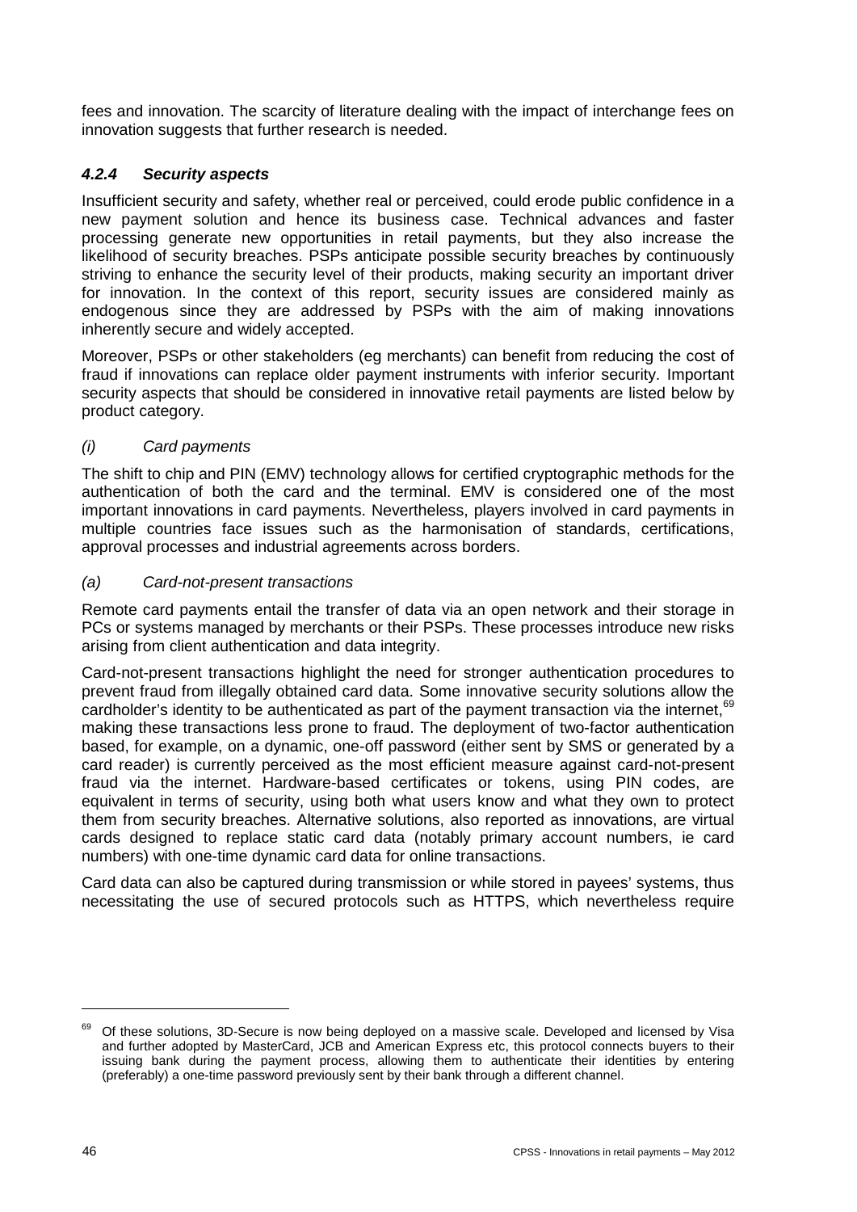fees and innovation. The scarcity of literature dealing with the impact of interchange fees on innovation suggests that further research is needed.

### *4.2.4 Security aspects*

Insufficient security and safety, whether real or perceived, could erode public confidence in a new payment solution and hence its business case. Technical advances and faster processing generate new opportunities in retail payments, but they also increase the likelihood of security breaches. PSPs anticipate possible security breaches by continuously striving to enhance the security level of their products, making security an important driver for innovation. In the context of this report, security issues are considered mainly as endogenous since they are addressed by PSPs with the aim of making innovations inherently secure and widely accepted.

Moreover, PSPs or other stakeholders (eg merchants) can benefit from reducing the cost of fraud if innovations can replace older payment instruments with inferior security. Important security aspects that should be considered in innovative retail payments are listed below by product category.

*(i) Card payments*

The shift to chip and PIN (EMV) technology allows for certified cryptographic methods for the authentication of both the card and the terminal. EMV is considered one of the most important innovations in card payments. Nevertheless, players involved in card payments in multiple countries face issues such as the harmonisation of standards, certifications, approval processes and industrial agreements across borders.

*(a) Card-not-present transactions*

Remote card payments entail the transfer of data via an open network and their storage in PCs or systems managed by merchants or their PSPs. These processes introduce new risks arising from client authentication and data integrity.

Card-not-present transactions highlight the need for stronger authentication procedures to prevent fraud from illegally obtained card data. Some innovative security solutions allow the cardholder's identity to be authenticated as part of the payment transaction via the internet,[69] making these transactions less prone to fraud. The deployment of two-factor authentication based, for example, on a dynamic, one-off password (either sent by SMS or generated by a card reader) is currently perceived as the most efficient measure against card-not-present fraud via the internet. Hardware-based certificates or tokens, using PIN codes, are equivalent in terms of security, using both what users know and what they own to protect them from security breaches. Alternative solutions, also reported as innovations, are virtual cards designed to replace static card data (notably primary account numbers, ie card numbers) with one-time dynamic card data for online transactions.

Card data can also be captured during transmission or while stored in payees' systems, thus necessitating the use of secured protocols such as HTTPS, which nevertheless require

[69] Of these solutions, 3D-Secure is now being deployed on a massive scale. Developed and licensed by Visa and further adopted by MasterCard, JCB and American Express etc, this protocol connects buyers to their issuing bank during the payment process, allowing them to authenticate their identities by entering (preferably) a one-time password previously sent by their bank through a different channel.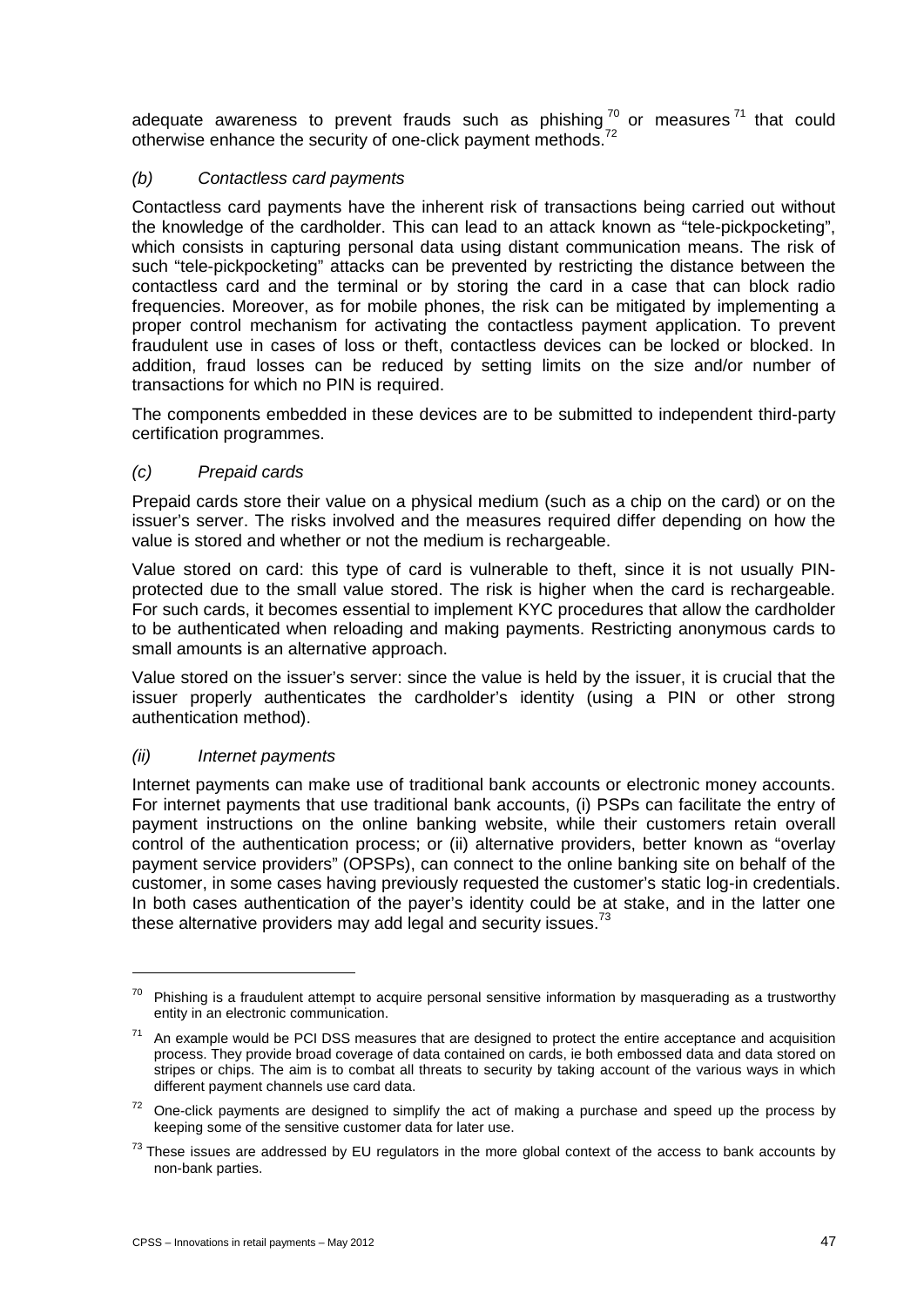adequate awareness to prevent frauds such as phishing[70] or measures[71] that could otherwise enhance the security of one-click payment methods.[72]

*(b) Contactless card payments*

Contactless card payments have the inherent risk of transactions being carried out without the knowledge of the cardholder. This can lead to an attack known as "tele-pickpocketing", which consists in capturing personal data using distant communication means. The risk of such "tele-pickpocketing" attacks can be prevented by restricting the distance between the contactless card and the terminal or by storing the card in a case that can block radio frequencies. Moreover, as for mobile phones, the risk can be mitigated by implementing a proper control mechanism for activating the contactless payment application. To prevent fraudulent use in cases of loss or theft, contactless devices can be locked or blocked. In addition, fraud losses can be reduced by setting limits on the size and/or number of transactions for which no PIN is required.

The components embedded in these devices are to be submitted to independent third-party certification programmes.

*(c) Prepaid cards*

Prepaid cards store their value on a physical medium (such as a chip on the card) or on the issuer's server. The risks involved and the measures required differ depending on how the value is stored and whether or not the medium is rechargeable.

Value stored on card: this type of card is vulnerable to theft, since it is not usually PIN-protected due to the small value stored. The risk is higher when the card is rechargeable. For such cards, it becomes essential to implement KYC procedures that allow the cardholder to be authenticated when reloading and making payments. Restricting anonymous cards to small amounts is an alternative approach.

Value stored on the issuer's server: since the value is held by the issuer, it is crucial that the issuer properly authenticates the cardholder's identity (using a PIN or other strong authentication method).

*(ii) Internet payments*

Internet payments can make use of traditional bank accounts or electronic money accounts. For internet payments that use traditional bank accounts, (i) PSPs can facilitate the entry of payment instructions on the online banking website, while their customers retain overall control of the authentication process; or (ii) alternative providers, better known as "overlay payment service providers" (OPSPs), can connect to the online banking site on behalf of the customer, in some cases having previously requested the customer's static log-in credentials. In both cases authentication of the payer's identity could be at stake, and in the latter one these alternative providers may add legal and security issues.[73]

---

[70] Phishing is a fraudulent attempt to acquire personal sensitive information by masquerading as a trustworthy entity in an electronic communication.

[71] An example would be PCI DSS measures that are designed to protect the entire acceptance and acquisition process. They provide broad coverage of data contained on cards, ie both embossed data and data stored on stripes or chips. The aim is to combat all threats to security by taking account of the various ways in which different payment channels use card data.

[72] One-click payments are designed to simplify the act of making a purchase and speed up the process by keeping some of the sensitive customer data for later use.

[73] These issues are addressed by EU regulators in the more global context of the access to bank accounts by non-bank parties.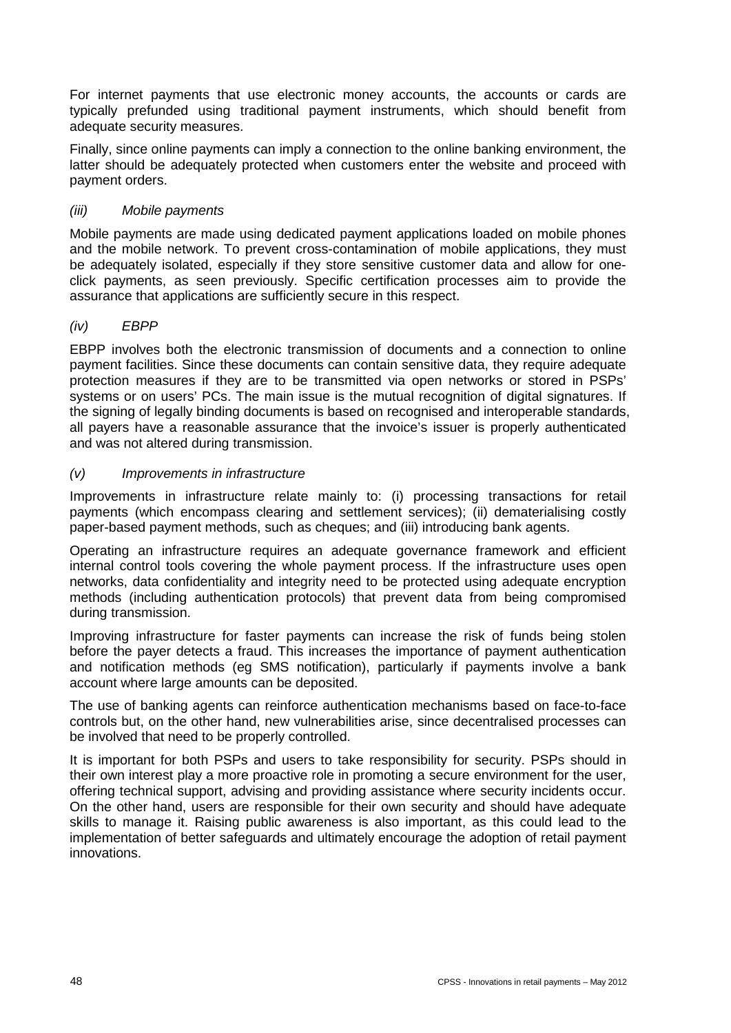For internet payments that use electronic money accounts, the accounts or cards are typically prefunded using traditional payment instruments, which should benefit from adequate security measures.

Finally, since online payments can imply a connection to the online banking environment, the latter should be adequately protected when customers enter the website and proceed with payment orders.

*(iii) Mobile payments*

Mobile payments are made using dedicated payment applications loaded on mobile phones and the mobile network. To prevent cross-contamination of mobile applications, they must be adequately isolated, especially if they store sensitive customer data and allow for one-click payments, as seen previously. Specific certification processes aim to provide the assurance that applications are sufficiently secure in this respect.

*(iv) EBPP*

EBPP involves both the electronic transmission of documents and a connection to online payment facilities. Since these documents can contain sensitive data, they require adequate protection measures if they are to be transmitted via open networks or stored in PSPs' systems or on users' PCs. The main issue is the mutual recognition of digital signatures. If the signing of legally binding documents is based on recognised and interoperable standards, all payers have a reasonable assurance that the invoice's issuer is properly authenticated and was not altered during transmission.

*(v) Improvements in infrastructure*

Improvements in infrastructure relate mainly to: (i) processing transactions for retail payments (which encompass clearing and settlement services); (ii) dematerialising costly paper-based payment methods, such as cheques; and (iii) introducing bank agents.

Operating an infrastructure requires an adequate governance framework and efficient internal control tools covering the whole payment process. If the infrastructure uses open networks, data confidentiality and integrity need to be protected using adequate encryption methods (including authentication protocols) that prevent data from being compromised during transmission.

Improving infrastructure for faster payments can increase the risk of funds being stolen before the payer detects a fraud. This increases the importance of payment authentication and notification methods (eg SMS notification), particularly if payments involve a bank account where large amounts can be deposited.

The use of banking agents can reinforce authentication mechanisms based on face-to-face controls but, on the other hand, new vulnerabilities arise, since decentralised processes can be involved that need to be properly controlled.

It is important for both PSPs and users to take responsibility for security. PSPs should in their own interest play a more proactive role in promoting a secure environment for the user, offering technical support, advising and providing assistance where security incidents occur. On the other hand, users are responsible for their own security and should have adequate skills to manage it. Raising public awareness is also important, as this could lead to the implementation of better safeguards and ultimately encourage the adoption of retail payment innovations.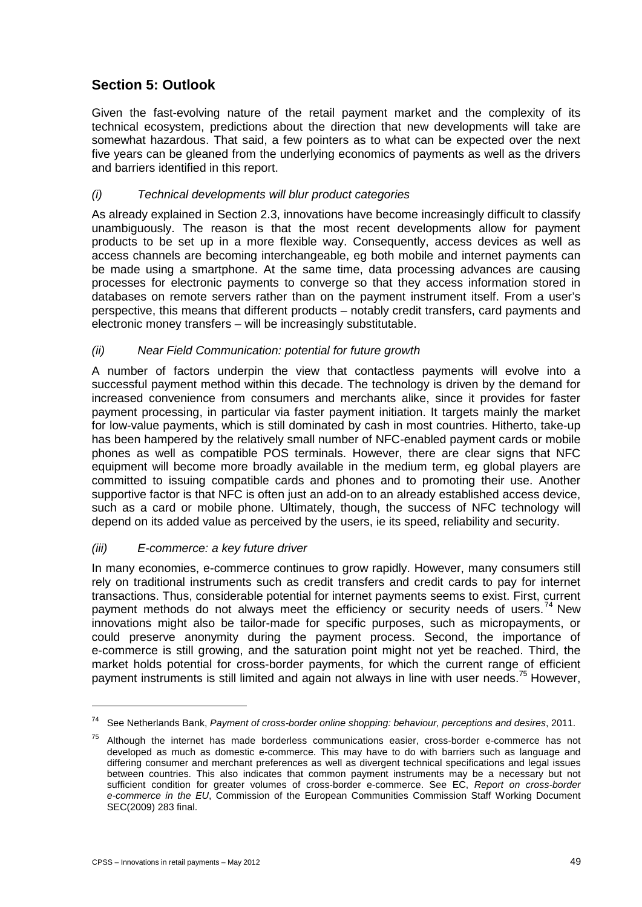## Section 5: Outlook

Given the fast-evolving nature of the retail payment market and the complexity of its technical ecosystem, predictions about the direction that new developments will take are somewhat hazardous. That said, a few pointers as to what can be expected over the next five years can be gleaned from the underlying economics of payments as well as the drivers and barriers identified in this report.

### *(i) Technical developments will blur product categories*

As already explained in Section 2.3, innovations have become increasingly difficult to classify unambiguously. The reason is that the most recent developments allow for payment products to be set up in a more flexible way. Consequently, access devices as well as access channels are becoming interchangeable, eg both mobile and internet payments can be made using a smartphone. At the same time, data processing advances are causing processes for electronic payments to converge so that they access information stored in databases on remote servers rather than on the payment instrument itself. From a user's perspective, this means that different products – notably credit transfers, card payments and electronic money transfers – will be increasingly substitutable.

### *(ii) Near Field Communication: potential for future growth*

A number of factors underpin the view that contactless payments will evolve into a successful payment method within this decade. The technology is driven by the demand for increased convenience from consumers and merchants alike, since it provides for faster payment processing, in particular via faster payment initiation. It targets mainly the market for low-value payments, which is still dominated by cash in most countries. Hitherto, take-up has been hampered by the relatively small number of NFC-enabled payment cards or mobile phones as well as compatible POS terminals. However, there are clear signs that NFC equipment will become more broadly available in the medium term, eg global players are committed to issuing compatible cards and phones and to promoting their use. Another supportive factor is that NFC is often just an add-on to an already established access device, such as a card or mobile phone. Ultimately, though, the success of NFC technology will depend on its added value as perceived by the users, ie its speed, reliability and security.

### *(iii) E-commerce: a key future driver*

In many economies, e-commerce continues to grow rapidly. However, many consumers still rely on traditional instruments such as credit transfers and credit cards to pay for internet transactions. Thus, considerable potential for internet payments seems to exist. First, current payment methods do not always meet the efficiency or security needs of users.[74] New innovations might also be tailor-made for specific purposes, such as micropayments, or could preserve anonymity during the payment process. Second, the importance of e-commerce is still growing, and the saturation point might not yet be reached. Third, the market holds potential for cross-border payments, for which the current range of efficient payment instruments is still limited and again not always in line with user needs.[75] However,

---

[74] See Netherlands Bank, *Payment of cross-border online shopping: behaviour, perceptions and desires*, 2011.

[75] Although the internet has made borderless communications easier, cross-border e-commerce has not developed as much as domestic e-commerce. This may have to do with barriers such as language and differing consumer and merchant preferences as well as divergent technical specifications and legal issues between countries. This also indicates that common payment instruments may be a necessary but not sufficient condition for greater volumes of cross-border e-commerce. See EC, *Report on cross-border e-commerce in the EU*, Commission of the European Communities Commission Staff Working Document SEC(2009) 283 final.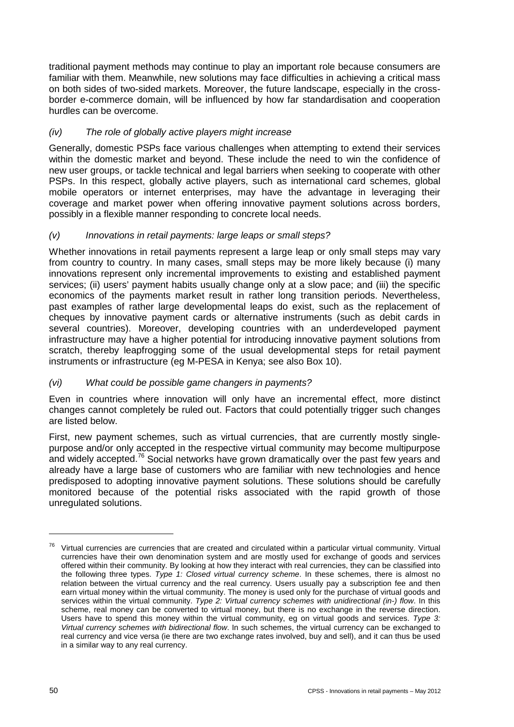traditional payment methods may continue to play an important role because consumers are familiar with them. Meanwhile, new solutions may face difficulties in achieving a critical mass on both sides of two-sided markets. Moreover, the future landscape, especially in the cross-border e-commerce domain, will be influenced by how far standardisation and cooperation hurdles can be overcome.

*(iv) The role of globally active players might increase*

Generally, domestic PSPs face various challenges when attempting to extend their services within the domestic market and beyond. These include the need to win the confidence of new user groups, or tackle technical and legal barriers when seeking to cooperate with other PSPs. In this respect, globally active players, such as international card schemes, global mobile operators or internet enterprises, may have the advantage in leveraging their coverage and market power when offering innovative payment solutions across borders, possibly in a flexible manner responding to concrete local needs.

*(v) Innovations in retail payments: large leaps or small steps?*

Whether innovations in retail payments represent a large leap or only small steps may vary from country to country. In many cases, small steps may be more likely because (i) many innovations represent only incremental improvements to existing and established payment services; (ii) users' payment habits usually change only at a slow pace; and (iii) the specific economics of the payments market result in rather long transition periods. Nevertheless, past examples of rather large developmental leaps do exist, such as the replacement of cheques by innovative payment cards or alternative instruments (such as debit cards in several countries). Moreover, developing countries with an underdeveloped payment infrastructure may have a higher potential for introducing innovative payment solutions from scratch, thereby leapfrogging some of the usual developmental steps for retail payment instruments or infrastructure (eg M-PESA in Kenya; see also Box 10).

*(vi) What could be possible game changers in payments?*

Even in countries where innovation will only have an incremental effect, more distinct changes cannot completely be ruled out. Factors that could potentially trigger such changes are listed below.

First, new payment schemes, such as virtual currencies, that are currently mostly single-purpose and/or only accepted in the respective virtual community may become multipurpose and widely accepted.[76] Social networks have grown dramatically over the past few years and already have a large base of customers who are familiar with new technologies and hence predisposed to adopting innovative payment solutions. These solutions should be carefully monitored because of the potential risks associated with the rapid growth of those unregulated solutions.

---

[76] Virtual currencies are currencies that are created and circulated within a particular virtual community. Virtual currencies have their own denomination system and are mostly used for exchange of goods and services offered within their community. By looking at how they interact with real currencies, they can be classified into the following three types. *Type 1: Closed virtual currency scheme*. In these schemes, there is almost no relation between the virtual currency and the real currency. Users usually pay a subscription fee and then earn virtual money within the virtual community. The money is used only for the purchase of virtual goods and services within the virtual community. *Type 2: Virtual currency schemes with unidirectional (in-) flow*. In this scheme, real money can be converted to virtual money, but there is no exchange in the reverse direction. Users have to spend this money within the virtual community, eg on virtual goods and services. *Type 3: Virtual currency schemes with bidirectional flow*. In such schemes, the virtual currency can be exchanged to real currency and vice versa (ie there are two exchange rates involved, buy and sell), and it can thus be used in a similar way to any real currency.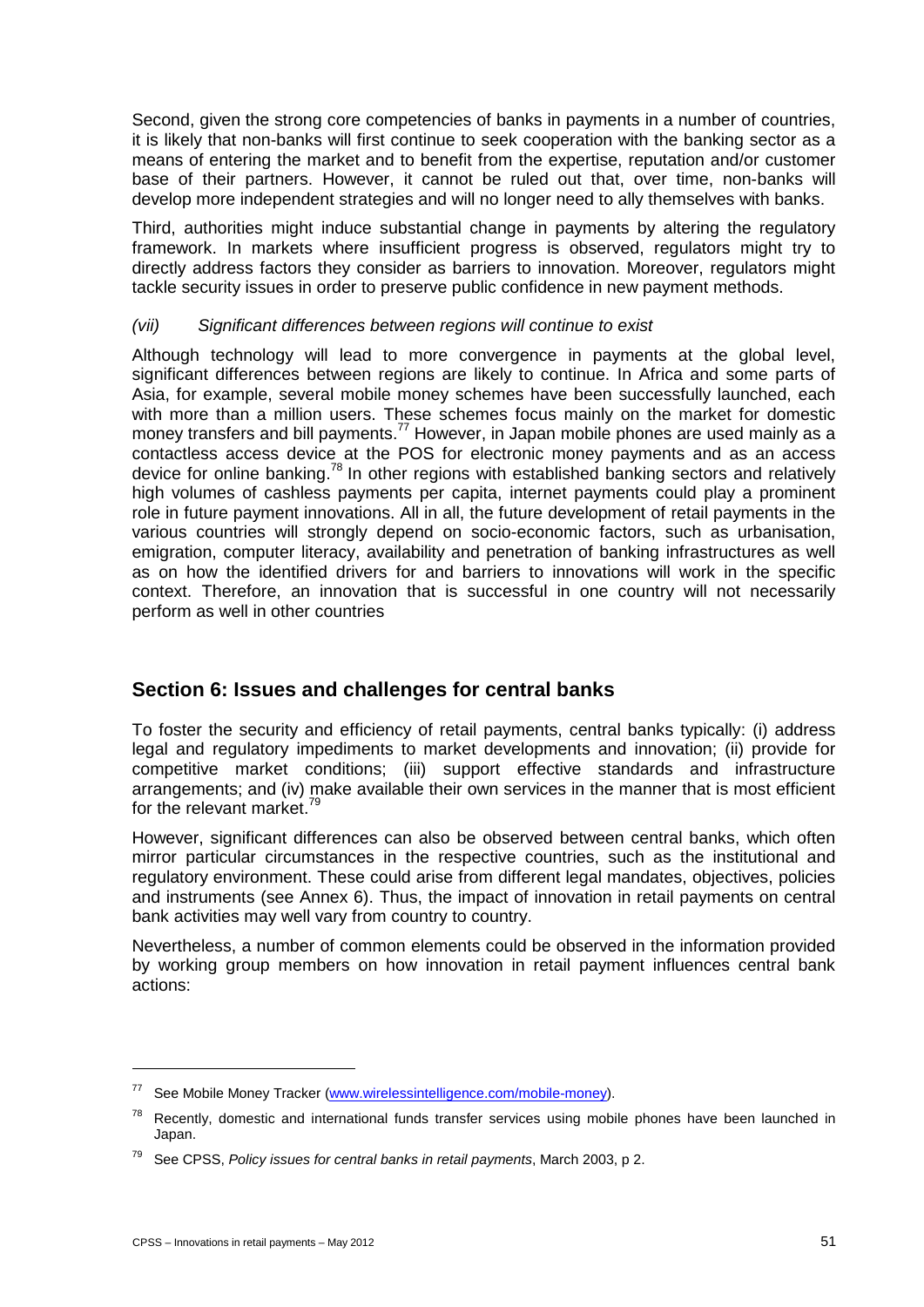Second, given the strong core competencies of banks in payments in a number of countries, it is likely that non-banks will first continue to seek cooperation with the banking sector as a means of entering the market and to benefit from the expertise, reputation and/or customer base of their partners. However, it cannot be ruled out that, over time, non-banks will develop more independent strategies and will no longer need to ally themselves with banks.

Third, authorities might induce substantial change in payments by altering the regulatory framework. In markets where insufficient progress is observed, regulators might try to directly address factors they consider as barriers to innovation. Moreover, regulators might tackle security issues in order to preserve public confidence in new payment methods.

*(vii) Significant differences between regions will continue to exist*

Although technology will lead to more convergence in payments at the global level, significant differences between regions are likely to continue. In Africa and some parts of Asia, for example, several mobile money schemes have been successfully launched, each with more than a million users. These schemes focus mainly on the market for domestic money transfers and bill payments.[77] However, in Japan mobile phones are used mainly as a contactless access device at the POS for electronic money payments and as an access device for online banking.[78] In other regions with established banking sectors and relatively high volumes of cashless payments per capita, internet payments could play a prominent role in future payment innovations. All in all, the future development of retail payments in the various countries will strongly depend on socio-economic factors, such as urbanisation, emigration, computer literacy, availability and penetration of banking infrastructures as well as on how the identified drivers for and barriers to innovations will work in the specific context. Therefore, an innovation that is successful in one country will not necessarily perform as well in other countries

## Section 6: Issues and challenges for central banks

To foster the security and efficiency of retail payments, central banks typically: (i) address legal and regulatory impediments to market developments and innovation; (ii) provide for competitive market conditions; (iii) support effective standards and infrastructure arrangements; and (iv) make available their own services in the manner that is most efficient for the relevant market.[79]

However, significant differences can also be observed between central banks, which often mirror particular circumstances in the respective countries, such as the institutional and regulatory environment. These could arise from different legal mandates, objectives, policies and instruments (see Annex 6). Thus, the impact of innovation in retail payments on central bank activities may well vary from country to country.

Nevertheless, a number of common elements could be observed in the information provided by working group members on how innovation in retail payment influences central bank actions:

---

[77] See Mobile Money Tracker (www.wirelessintelligence.com/mobile-money).

[78] Recently, domestic and international funds transfer services using mobile phones have been launched in Japan.

[79] See CPSS, *Policy issues for central banks in retail payments*, March 2003, p 2.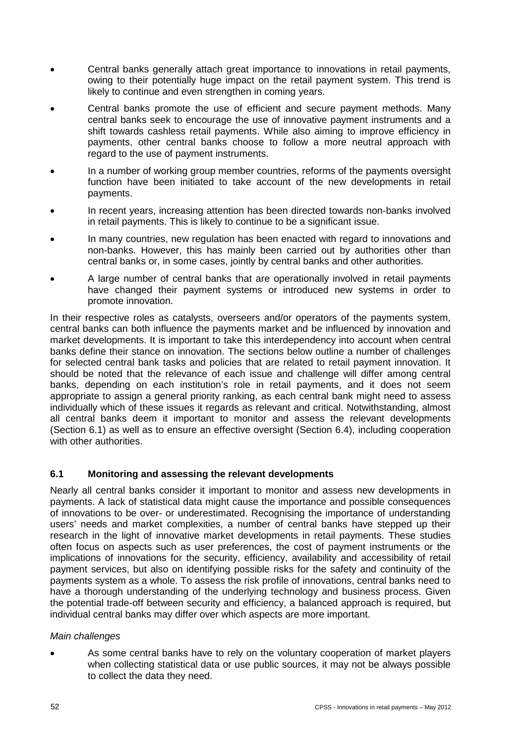- Central banks generally attach great importance to innovations in retail payments, owing to their potentially huge impact on the retail payment system. This trend is likely to continue and even strengthen in coming years.
- Central banks promote the use of efficient and secure payment methods. Many central banks seek to encourage the use of innovative payment instruments and a shift towards cashless retail payments. While also aiming to improve efficiency in payments, other central banks choose to follow a more neutral approach with regard to the use of payment instruments.
- In a number of working group member countries, reforms of the payments oversight function have been initiated to take account of the new developments in retail payments.
- In recent years, increasing attention has been directed towards non-banks involved in retail payments. This is likely to continue to be a significant issue.
- In many countries, new regulation has been enacted with regard to innovations and non-banks. However, this has mainly been carried out by authorities other than central banks or, in some cases, jointly by central banks and other authorities.
- A large number of central banks that are operationally involved in retail payments have changed their payment systems or introduced new systems in order to promote innovation.

In their respective roles as catalysts, overseers and/or operators of the payments system, central banks can both influence the payments market and be influenced by innovation and market developments. It is important to take this interdependency into account when central banks define their stance on innovation. The sections below outline a number of challenges for selected central bank tasks and policies that are related to retail payment innovation. It should be noted that the relevance of each issue and challenge will differ among central banks, depending on each institution's role in retail payments, and it does not seem appropriate to assign a general priority ranking, as each central bank might need to assess individually which of these issues it regards as relevant and critical. Notwithstanding, almost all central banks deem it important to monitor and assess the relevant developments (Section 6.1) as well as to ensure an effective oversight (Section 6.4), including cooperation with other authorities.

### 6.1 Monitoring and assessing the relevant developments

Nearly all central banks consider it important to monitor and assess new developments in payments. A lack of statistical data might cause the importance and possible consequences of innovations to be over- or underestimated. Recognising the importance of understanding users' needs and market complexities, a number of central banks have stepped up their research in the light of innovative market developments in retail payments. These studies often focus on aspects such as user preferences, the cost of payment instruments or the implications of innovations for the security, efficiency, availability and accessibility of retail payment services, but also on identifying possible risks for the safety and continuity of the payments system as a whole. To assess the risk profile of innovations, central banks need to have a thorough understanding of the underlying technology and business process. Given the potential trade-off between security and efficiency, a balanced approach is required, but individual central banks may differ over which aspects are more important.

*Main challenges*

- As some central banks have to rely on the voluntary cooperation of market players when collecting statistical data or use public sources, it may not be always possible to collect the data they need.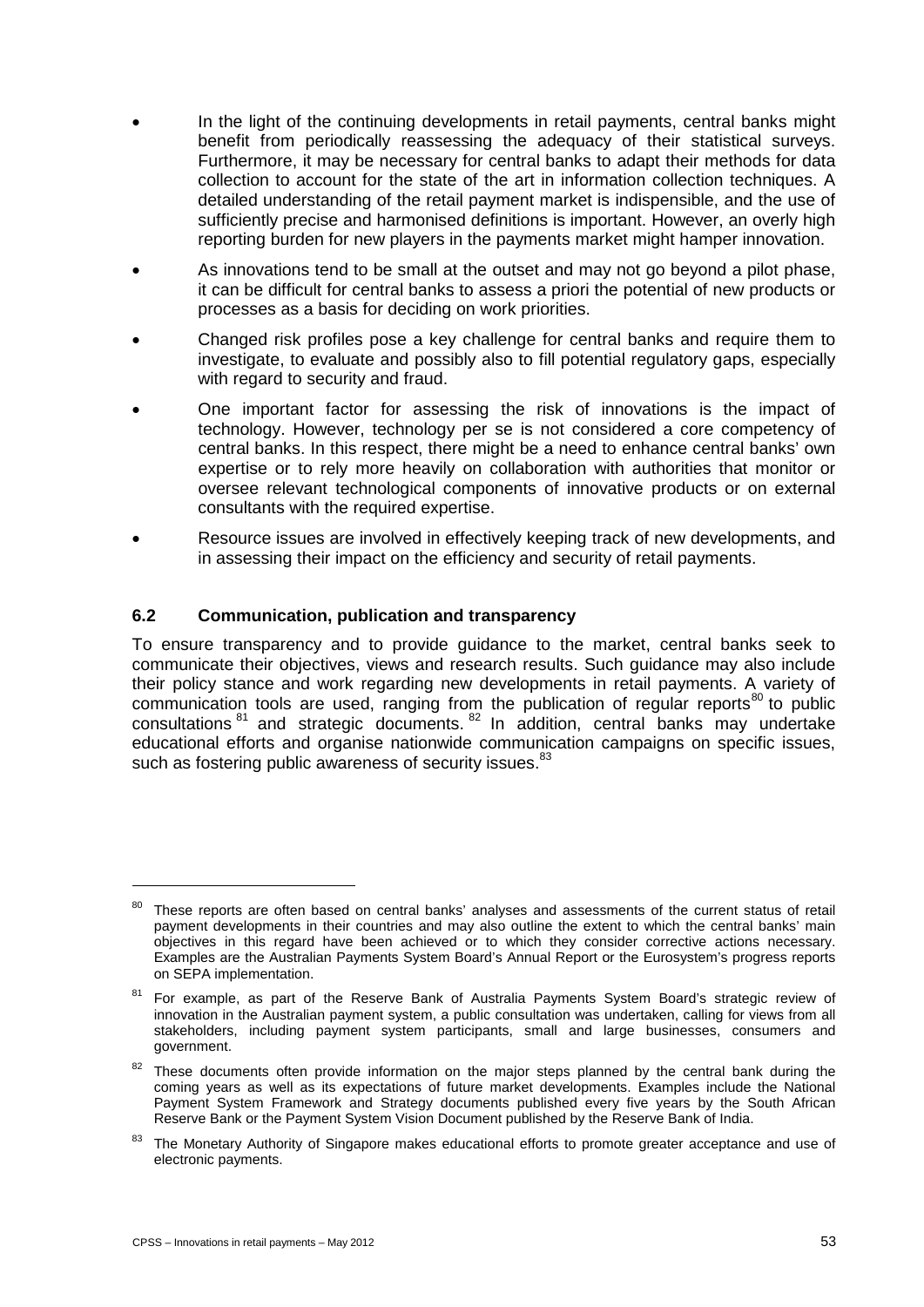- In the light of the continuing developments in retail payments, central banks might benefit from periodically reassessing the adequacy of their statistical surveys. Furthermore, it may be necessary for central banks to adapt their methods for data collection to account for the state of the art in information collection techniques. A detailed understanding of the retail payment market is indispensible, and the use of sufficiently precise and harmonised definitions is important. However, an overly high reporting burden for new players in the payments market might hamper innovation.
- As innovations tend to be small at the outset and may not go beyond a pilot phase, it can be difficult for central banks to assess a priori the potential of new products or processes as a basis for deciding on work priorities.
- Changed risk profiles pose a key challenge for central banks and require them to investigate, to evaluate and possibly also to fill potential regulatory gaps, especially with regard to security and fraud.
- One important factor for assessing the risk of innovations is the impact of technology. However, technology per se is not considered a core competency of central banks. In this respect, there might be a need to enhance central banks' own expertise or to rely more heavily on collaboration with authorities that monitor or oversee relevant technological components of innovative products or on external consultants with the required expertise.
- Resource issues are involved in effectively keeping track of new developments, and in assessing their impact on the efficiency and security of retail payments.

### 6.2 Communication, publication and transparency

To ensure transparency and to provide guidance to the market, central banks seek to communicate their objectives, views and research results. Such guidance may also include their policy stance and work regarding new developments in retail payments. A variety of communication tools are used, ranging from the publication of regular reports[80] to public consultations[81] and strategic documents.[82] In addition, central banks may undertake educational efforts and organise nationwide communication campaigns on specific issues, such as fostering public awareness of security issues.[83]

[80] These reports are often based on central banks' analyses and assessments of the current status of retail payment developments in their countries and may also outline the extent to which the central banks' main objectives in this regard have been achieved or to which they consider corrective actions necessary. Examples are the Australian Payments System Board's Annual Report or the Eurosystem's progress reports on SEPA implementation.

[81] For example, as part of the Reserve Bank of Australia Payments System Board's strategic review of innovation in the Australian payment system, a public consultation was undertaken, calling for views from all stakeholders, including payment system participants, small and large businesses, consumers and government.

[82] These documents often provide information on the major steps planned by the central bank during the coming years as well as its expectations of future market developments. Examples include the National Payment System Framework and Strategy documents published every five years by the South African Reserve Bank or the Payment System Vision Document published by the Reserve Bank of India.

[83] The Monetary Authority of Singapore makes educational efforts to promote greater acceptance and use of electronic payments.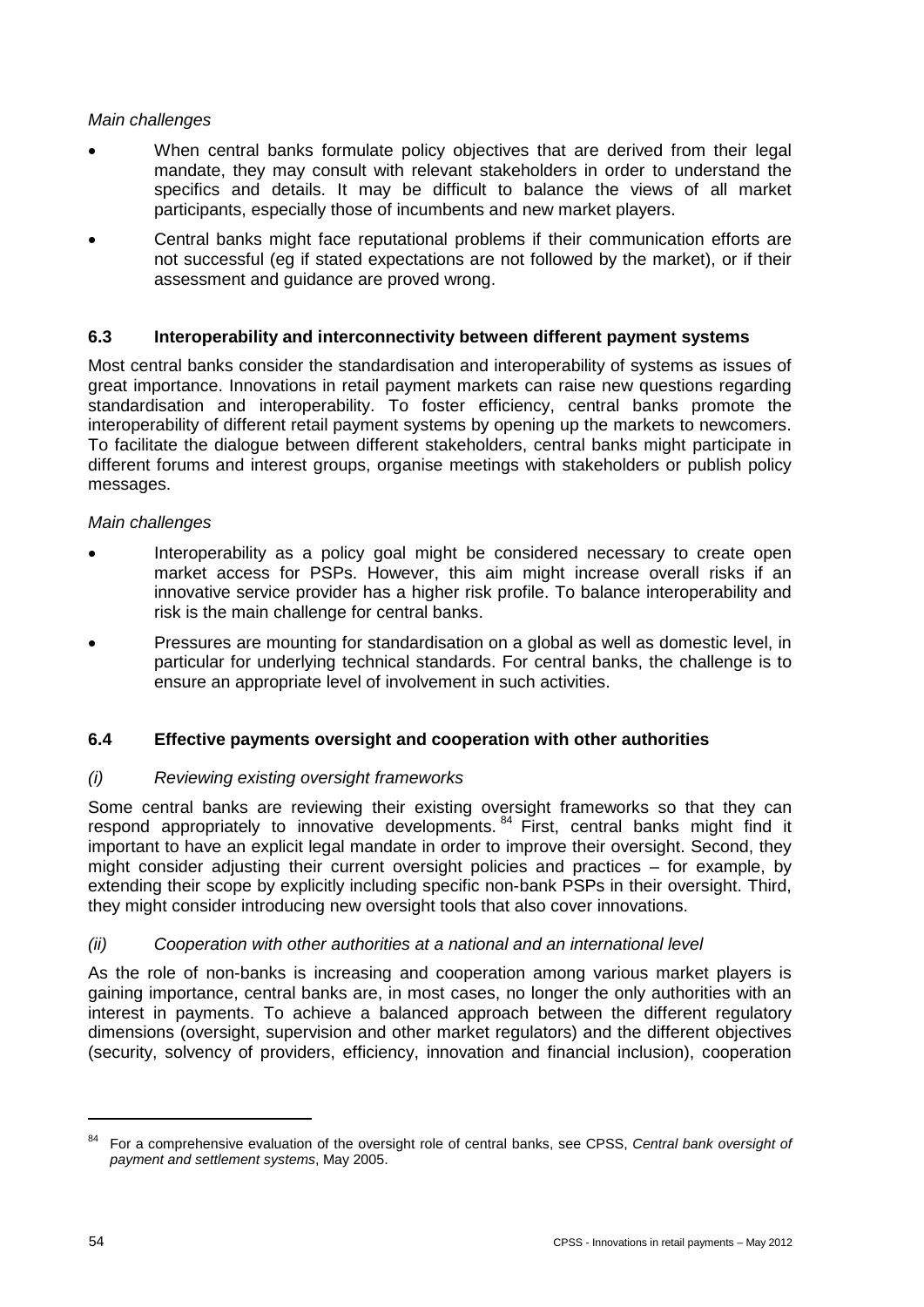*Main challenges*

- When central banks formulate policy objectives that are derived from their legal mandate, they may consult with relevant stakeholders in order to understand the specifics and details. It may be difficult to balance the views of all market participants, especially those of incumbents and new market players.
- Central banks might face reputational problems if their communication efforts are not successful (eg if stated expectations are not followed by the market), or if their assessment and guidance are proved wrong.

### 6.3 Interoperability and interconnectivity between different payment systems

Most central banks consider the standardisation and interoperability of systems as issues of great importance. Innovations in retail payment markets can raise new questions regarding standardisation and interoperability. To foster efficiency, central banks promote the interoperability of different retail payment systems by opening up the markets to newcomers. To facilitate the dialogue between different stakeholders, central banks might participate in different forums and interest groups, organise meetings with stakeholders or publish policy messages.

*Main challenges*

- Interoperability as a policy goal might be considered necessary to create open market access for PSPs. However, this aim might increase overall risks if an innovative service provider has a higher risk profile. To balance interoperability and risk is the main challenge for central banks.
- Pressures are mounting for standardisation on a global as well as domestic level, in particular for underlying technical standards. For central banks, the challenge is to ensure an appropriate level of involvement in such activities.

### 6.4 Effective payments oversight and cooperation with other authorities

*(i) Reviewing existing oversight frameworks*

Some central banks are reviewing their existing oversight frameworks so that they can respond appropriately to innovative developments.[84] First, central banks might find it important to have an explicit legal mandate in order to improve their oversight. Second, they might consider adjusting their current oversight policies and practices – for example, by extending their scope by explicitly including specific non-bank PSPs in their oversight. Third, they might consider introducing new oversight tools that also cover innovations.

*(ii) Cooperation with other authorities at a national and an international level*

As the role of non-banks is increasing and cooperation among various market players is gaining importance, central banks are, in most cases, no longer the only authorities with an interest in payments. To achieve a balanced approach between the different regulatory dimensions (oversight, supervision and other market regulators) and the different objectives (security, solvency of providers, efficiency, innovation and financial inclusion), cooperation

---

[84] For a comprehensive evaluation of the oversight role of central banks, see CPSS, *Central bank oversight of payment and settlement systems*, May 2005.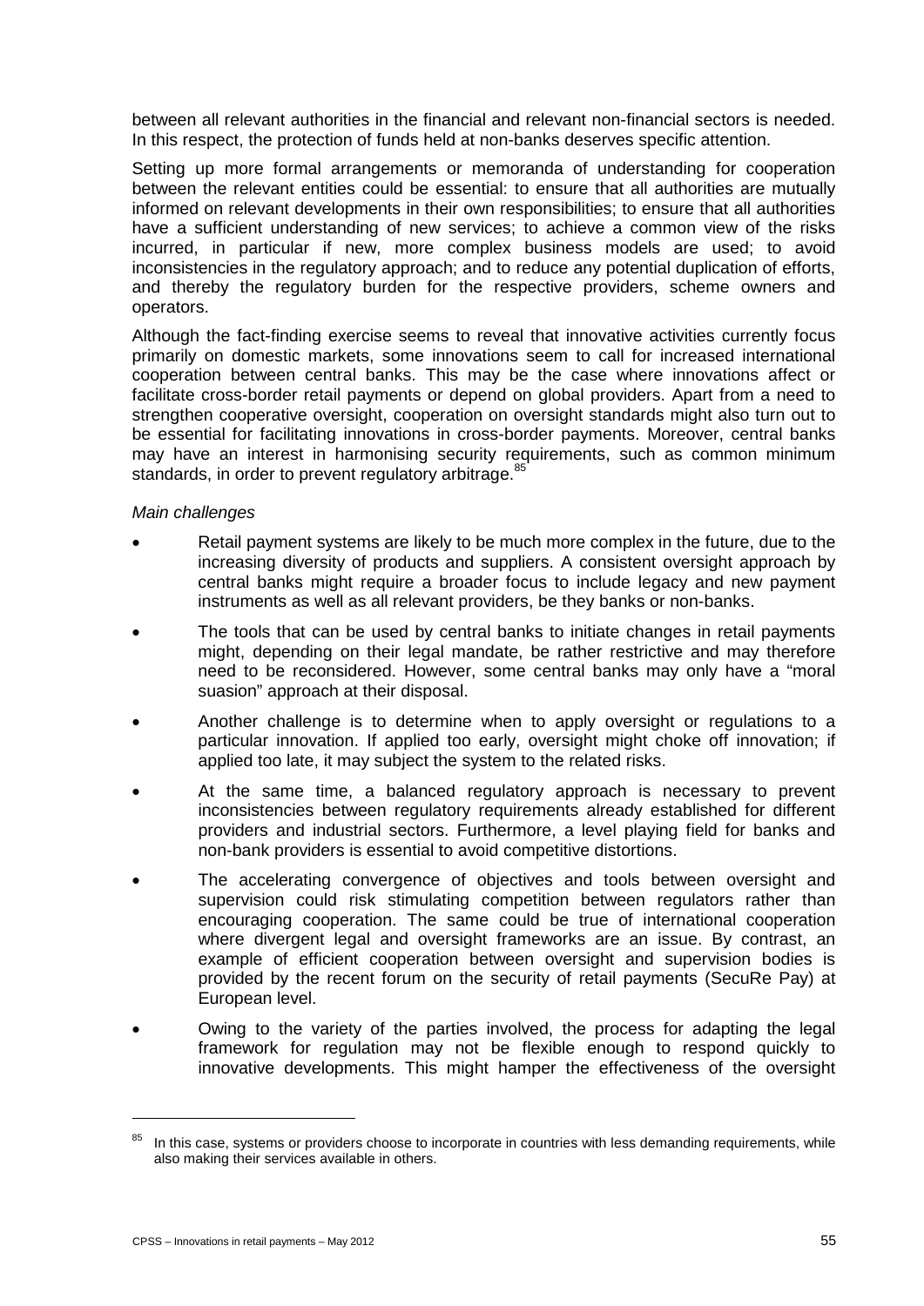between all relevant authorities in the financial and relevant non-financial sectors is needed. In this respect, the protection of funds held at non-banks deserves specific attention.

Setting up more formal arrangements or memoranda of understanding for cooperation between the relevant entities could be essential: to ensure that all authorities are mutually informed on relevant developments in their own responsibilities; to ensure that all authorities have a sufficient understanding of new services; to achieve a common view of the risks incurred, in particular if new, more complex business models are used; to avoid inconsistencies in the regulatory approach; and to reduce any potential duplication of efforts, and thereby the regulatory burden for the respective providers, scheme owners and operators.

Although the fact-finding exercise seems to reveal that innovative activities currently focus primarily on domestic markets, some innovations seem to call for increased international cooperation between central banks. This may be the case where innovations affect or facilitate cross-border retail payments or depend on global providers. Apart from a need to strengthen cooperative oversight, cooperation on oversight standards might also turn out to be essential for facilitating innovations in cross-border payments. Moreover, central banks may have an interest in harmonising security requirements, such as common minimum standards, in order to prevent regulatory arbitrage.[85]

*Main challenges*

- Retail payment systems are likely to be much more complex in the future, due to the increasing diversity of products and suppliers. A consistent oversight approach by central banks might require a broader focus to include legacy and new payment instruments as well as all relevant providers, be they banks or non-banks.
- The tools that can be used by central banks to initiate changes in retail payments might, depending on their legal mandate, be rather restrictive and may therefore need to be reconsidered. However, some central banks may only have a "moral suasion" approach at their disposal.
- Another challenge is to determine when to apply oversight or regulations to a particular innovation. If applied too early, oversight might choke off innovation; if applied too late, it may subject the system to the related risks.
- At the same time, a balanced regulatory approach is necessary to prevent inconsistencies between regulatory requirements already established for different providers and industrial sectors. Furthermore, a level playing field for banks and non-bank providers is essential to avoid competitive distortions.
- The accelerating convergence of objectives and tools between oversight and supervision could risk stimulating competition between regulators rather than encouraging cooperation. The same could be true of international cooperation where divergent legal and oversight frameworks are an issue. By contrast, an example of efficient cooperation between oversight and supervision bodies is provided by the recent forum on the security of retail payments (SecuRe Pay) at European level.
- Owing to the variety of the parties involved, the process for adapting the legal framework for regulation may not be flexible enough to respond quickly to innovative developments. This might hamper the effectiveness of the oversight

[85] In this case, systems or providers choose to incorporate in countries with less demanding requirements, while also making their services available in others.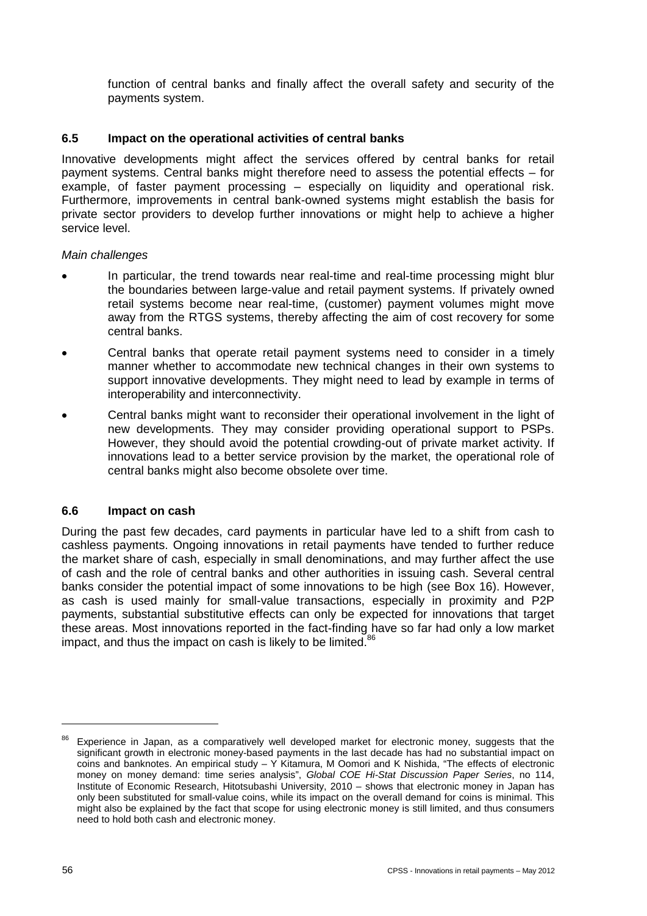function of central banks and finally affect the overall safety and security of the payments system.

### 6.5 Impact on the operational activities of central banks

Innovative developments might affect the services offered by central banks for retail payment systems. Central banks might therefore need to assess the potential effects – for example, of faster payment processing – especially on liquidity and operational risk. Furthermore, improvements in central bank-owned systems might establish the basis for private sector providers to develop further innovations or might help to achieve a higher service level.

*Main challenges*

- In particular, the trend towards near real-time and real-time processing might blur the boundaries between large-value and retail payment systems. If privately owned retail systems become near real-time, (customer) payment volumes might move away from the RTGS systems, thereby affecting the aim of cost recovery for some central banks.
- Central banks that operate retail payment systems need to consider in a timely manner whether to accommodate new technical changes in their own systems to support innovative developments. They might need to lead by example in terms of interoperability and interconnectivity.
- Central banks might want to reconsider their operational involvement in the light of new developments. They may consider providing operational support to PSPs. However, they should avoid the potential crowding-out of private market activity. If innovations lead to a better service provision by the market, the operational role of central banks might also become obsolete over time.

### 6.6 Impact on cash

During the past few decades, card payments in particular have led to a shift from cash to cashless payments. Ongoing innovations in retail payments have tended to further reduce the market share of cash, especially in small denominations, and may further affect the use of cash and the role of central banks and other authorities in issuing cash. Several central banks consider the potential impact of some innovations to be high (see Box 16). However, as cash is used mainly for small-value transactions, especially in proximity and P2P payments, substantial substitutive effects can only be expected for innovations that target these areas. Most innovations reported in the fact-finding have so far had only a low market impact, and thus the impact on cash is likely to be limited.[86]

---

[86] Experience in Japan, as a comparatively well developed market for electronic money, suggests that the significant growth in electronic money-based payments in the last decade has had no substantial impact on coins and banknotes. An empirical study – Y Kitamura, M Oomori and K Nishida, "The effects of electronic money on money demand: time series analysis", *Global COE Hi-Stat Discussion Paper Series*, no 114, Institute of Economic Research, Hitotsubashi University, 2010 – shows that electronic money in Japan has only been substituted for small-value coins, while its impact on the overall demand for coins is minimal. This might also be explained by the fact that scope for using electronic money is still limited, and thus consumers need to hold both cash and electronic money.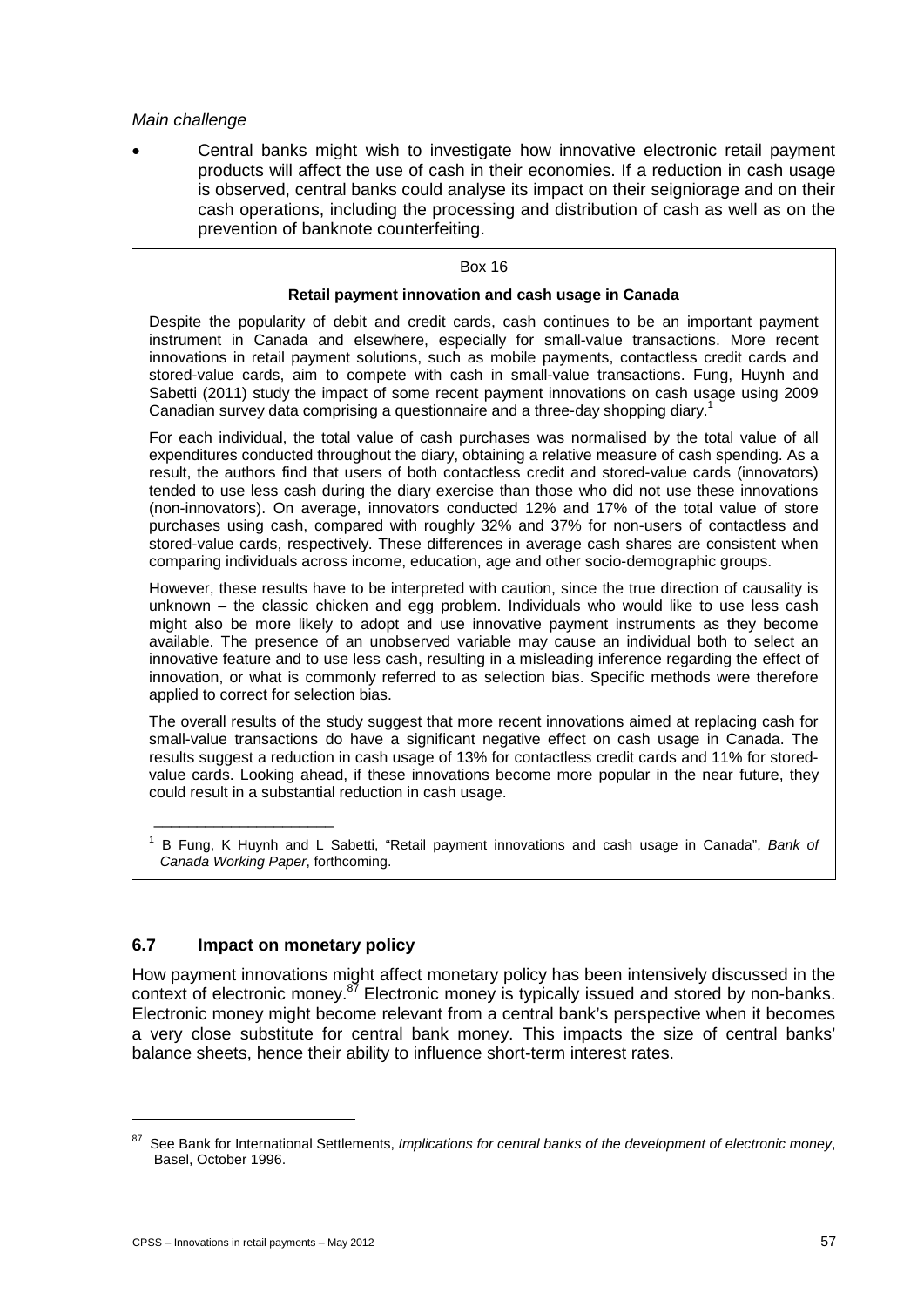*Main challenge*

- Central banks might wish to investigate how innovative electronic retail payment products will affect the use of cash in their economies. If a reduction in cash usage is observed, central banks could analyse its impact on their seigniorage and on their cash operations, including the processing and distribution of cash as well as on the prevention of banknote counterfeiting.

Box 16

**Retail payment innovation and cash usage in Canada**

Despite the popularity of debit and credit cards, cash continues to be an important payment instrument in Canada and elsewhere, especially for small-value transactions. More recent innovations in retail payment solutions, such as mobile payments, contactless credit cards and stored-value cards, aim to compete with cash in small-value transactions. Fung, Huynh and Sabetti (2011) study the impact of some recent payment innovations on cash usage using 2009 Canadian survey data comprising a questionnaire and a three-day shopping diary.[1]

For each individual, the total value of cash purchases was normalised by the total value of all expenditures conducted throughout the diary, obtaining a relative measure of cash spending. As a result, the authors find that users of both contactless credit and stored-value cards (innovators) tended to use less cash during the diary exercise than those who did not use these innovations (non-innovators). On average, innovators conducted 12% and 17% of the total value of store purchases using cash, compared with roughly 32% and 37% for non-users of contactless and stored-value cards, respectively. These differences in average cash shares are consistent when comparing individuals across income, education, age and other socio-demographic groups.

However, these results have to be interpreted with caution, since the true direction of causality is unknown – the classic chicken and egg problem. Individuals who would like to use less cash might also be more likely to adopt and use innovative payment instruments as they become available. The presence of an unobserved variable may cause an individual both to select an innovative feature and to use less cash, resulting in a misleading inference regarding the effect of innovation, or what is commonly referred to as selection bias. Specific methods were therefore applied to correct for selection bias.

The overall results of the study suggest that more recent innovations aimed at replacing cash for small-value transactions do have a significant negative effect on cash usage in Canada. The results suggest a reduction in cash usage of 13% for contactless credit cards and 11% for stored-value cards. Looking ahead, if these innovations become more popular in the near future, they could result in a substantial reduction in cash usage.

[1] B Fung, K Huynh and L Sabetti, "Retail payment innovations and cash usage in Canada", *Bank of Canada Working Paper*, forthcoming.

### 6.7 Impact on monetary policy

How payment innovations might affect monetary policy has been intensively discussed in the context of electronic money.[87] Electronic money is typically issued and stored by non-banks. Electronic money might become relevant from a central bank's perspective when it becomes a very close substitute for central bank money. This impacts the size of central banks' balance sheets, hence their ability to influence short-term interest rates.

[87] See Bank for International Settlements, *Implications for central banks of the development of electronic money*, Basel, October 1996.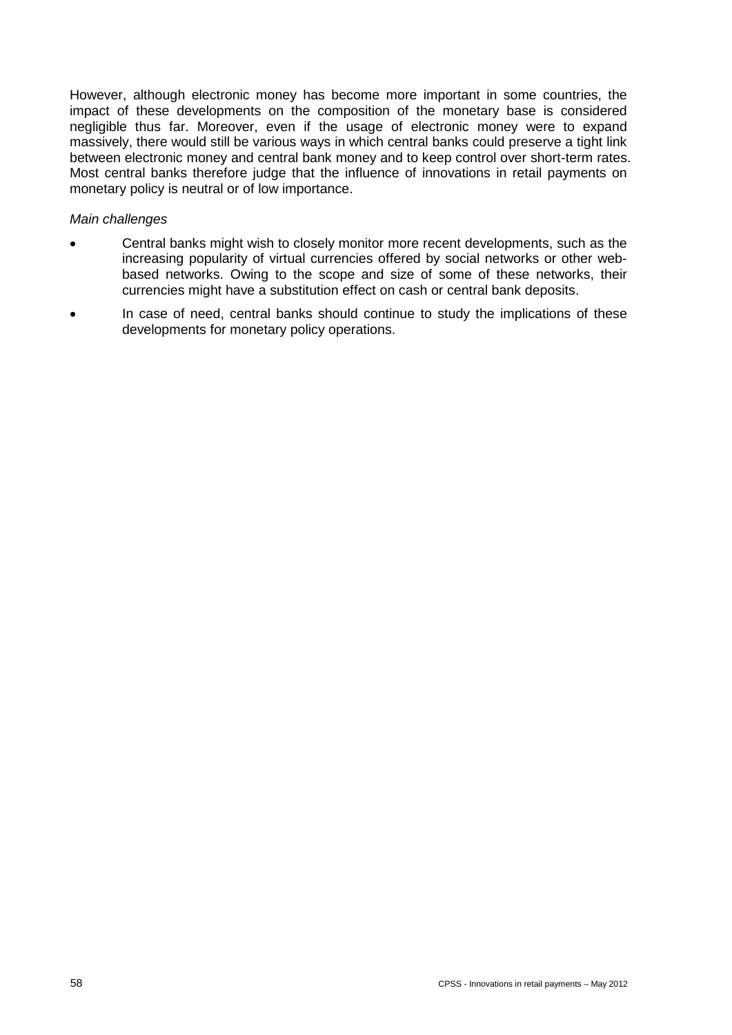However, although electronic money has become more important in some countries, the impact of these developments on the composition of the monetary base is considered negligible thus far. Moreover, even if the usage of electronic money were to expand massively, there would still be various ways in which central banks could preserve a tight link between electronic money and central bank money and to keep control over short-term rates. Most central banks therefore judge that the influence of innovations in retail payments on monetary policy is neutral or of low importance.

*Main challenges*

- Central banks might wish to closely monitor more recent developments, such as the increasing popularity of virtual currencies offered by social networks or other web-based networks. Owing to the scope and size of some of these networks, their currencies might have a substitution effect on cash or central bank deposits.
- In case of need, central banks should continue to study the implications of these developments for monetary policy operations.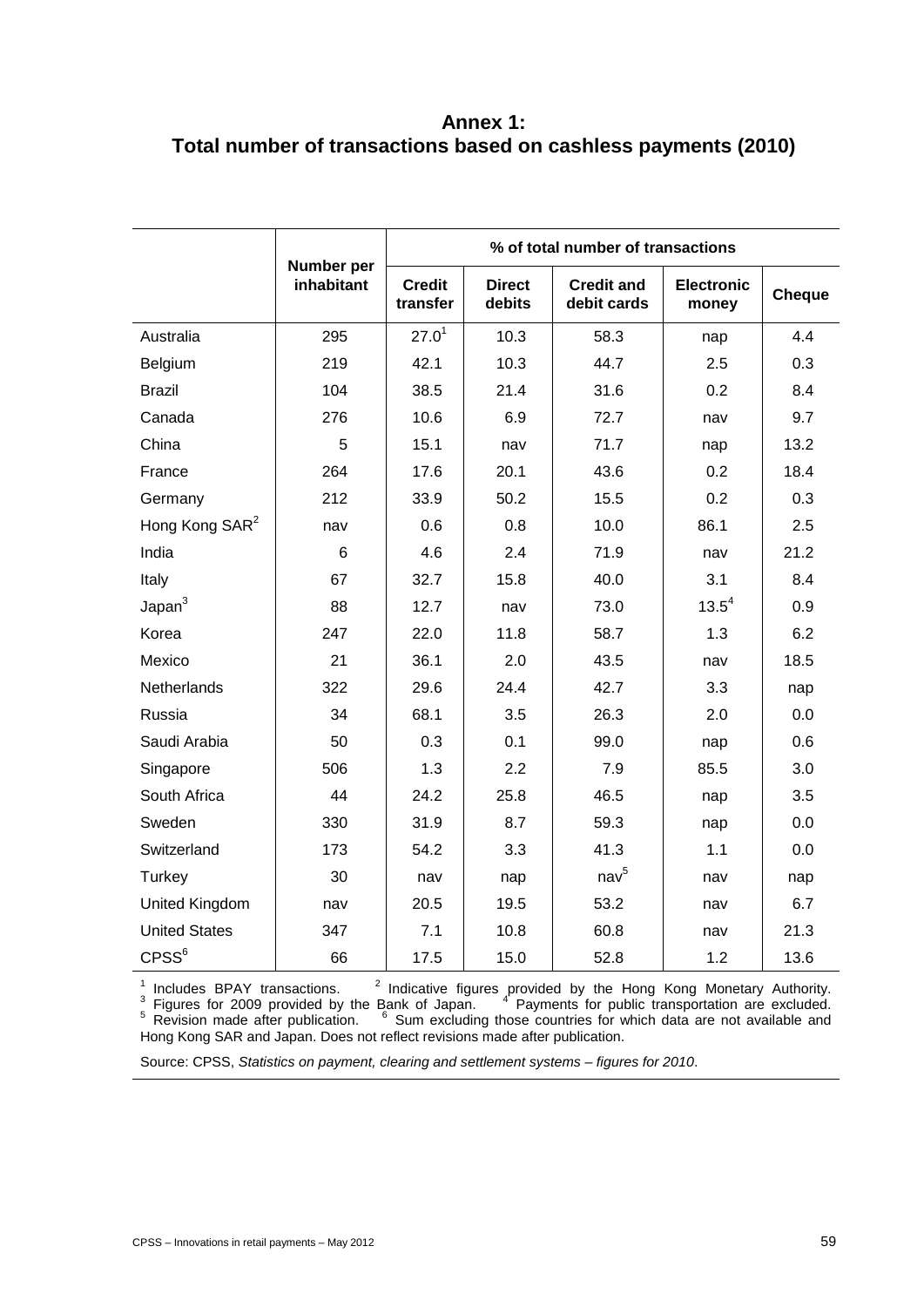# Annex 1:
# Total number of transactions based on cashless payments (2010)

| | Number per inhabitant | % of total number of transactions | | | | |
|---|---|---|---|---|---|---|
| | | Credit transfer | Direct debits | Credit and debit cards | Electronic money | Cheque |
| Australia | 295 | 27.0[1] | 10.3 | 58.3 | nap | 4.4 |
| Belgium | 219 | 42.1 | 10.3 | 44.7 | 2.5 | 0.3 |
| Brazil | 104 | 38.5 | 21.4 | 31.6 | 0.2 | 8.4 |
| Canada | 276 | 10.6 | 6.9 | 72.7 | nav | 9.7 |
| China | 5 | 15.1 | nav | 71.7 | nap | 13.2 |
| France | 264 | 17.6 | 20.1 | 43.6 | 0.2 | 18.4 |
| Germany | 212 | 33.9 | 50.2 | 15.5 | 0.2 | 0.3 |
| Hong Kong SAR[2] | nav | 0.6 | 0.8 | 10.0 | 86.1 | 2.5 |
| India | 6 | 4.6 | 2.4 | 71.9 | nav | 21.2 |
| Italy | 67 | 32.7 | 15.8 | 40.0 | 3.1 | 8.4 |
| Japan[3] | 88 | 12.7 | nav | 73.0 | 13.5[4] | 0.9 |
| Korea | 247 | 22.0 | 11.8 | 58.7 | 1.3 | 6.2 |
| Mexico | 21 | 36.1 | 2.0 | 43.5 | nav | 18.5 |
| Netherlands | 322 | 29.6 | 24.4 | 42.7 | 3.3 | nap |
| Russia | 34 | 68.1 | 3.5 | 26.3 | 2.0 | 0.0 |
| Saudi Arabia | 50 | 0.3 | 0.1 | 99.0 | nap | 0.6 |
| Singapore | 506 | 1.3 | 2.2 | 7.9 | 85.5 | 3.0 |
| South Africa | 44 | 24.2 | 25.8 | 46.5 | nap | 3.5 |
| Sweden | 330 | 31.9 | 8.7 | 59.3 | nap | 0.0 |
| Switzerland | 173 | 54.2 | 3.3 | 41.3 | 1.1 | 0.0 |
| Turkey | 30 | nav | nap | nav[5] | nav | nap |
| United Kingdom | nav | 20.5 | 19.5 | 53.2 | nav | 6.7 |
| United States | 347 | 7.1 | 10.8 | 60.8 | nav | 21.3 |
| CPSS[6] | 66 | 17.5 | 15.0 | 52.8 | 1.2 | 13.6 |

[1] Includes BPAY transactions. [2] Indicative figures provided by the Hong Kong Monetary Authority. [3] Figures for 2009 provided by the Bank of Japan. [4] Payments for public transportation are excluded. [5] Revision made after publication. [6] Sum excluding those countries for which data are not available and Hong Kong SAR and Japan. Does not reflect revisions made after publication.

Source: CPSS, *Statistics on payment, clearing and settlement systems – figures for 2010*.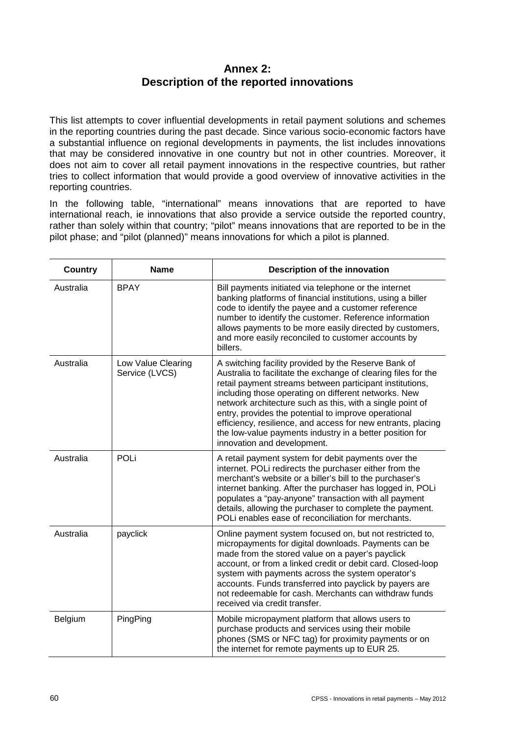## Annex 2:
## Description of the reported innovations

This list attempts to cover influential developments in retail payment solutions and schemes in the reporting countries during the past decade. Since various socio-economic factors have a substantial influence on regional developments in payments, the list includes innovations that may be considered innovative in one country but not in other countries. Moreover, it does not aim to cover all retail payment innovations in the respective countries, but rather tries to collect information that would provide a good overview of innovative activities in the reporting countries.

In the following table, "international" means innovations that are reported to have international reach, ie innovations that also provide a service outside the reported country, rather than solely within that country; "pilot" means innovations that are reported to be in the pilot phase; and "pilot (planned)" means innovations for which a pilot is planned.

| Country | Name | Description of the innovation |
|---|---|---|
| Australia | BPAY | Bill payments initiated via telephone or the internet banking platforms of financial institutions, using a biller code to identify the payee and a customer reference number to identify the customer. Reference information allows payments to be more easily directed by customers, and more easily reconciled to customer accounts by billers. |
| Australia | Low Value Clearing Service (LVCS) | A switching facility provided by the Reserve Bank of Australia to facilitate the exchange of clearing files for the retail payment streams between participant institutions, including those operating on different networks. New network architecture such as this, with a single point of entry, provides the potential to improve operational efficiency, resilience, and access for new entrants, placing the low-value payments industry in a better position for innovation and development. |
| Australia | POLi | A retail payment system for debit payments over the internet. POLi redirects the purchaser either from the merchant's website or a biller's bill to the purchaser's internet banking. After the purchaser has logged in, POLi populates a "pay-anyone" transaction with all payment details, allowing the purchaser to complete the payment. POLi enables ease of reconciliation for merchants. |
| Australia | payclick | Online payment system focused on, but not restricted to, micropayments for digital downloads. Payments can be made from the stored value on a payer's payclick account, or from a linked credit or debit card. Closed-loop system with payments across the system operator's accounts. Funds transferred into payclick by payers are not redeemable for cash. Merchants can withdraw funds received via credit transfer. |
| Belgium | PingPing | Mobile micropayment platform that allows users to purchase products and services using their mobile phones (SMS or NFC tag) for proximity payments or on the internet for remote payments up to EUR 25. |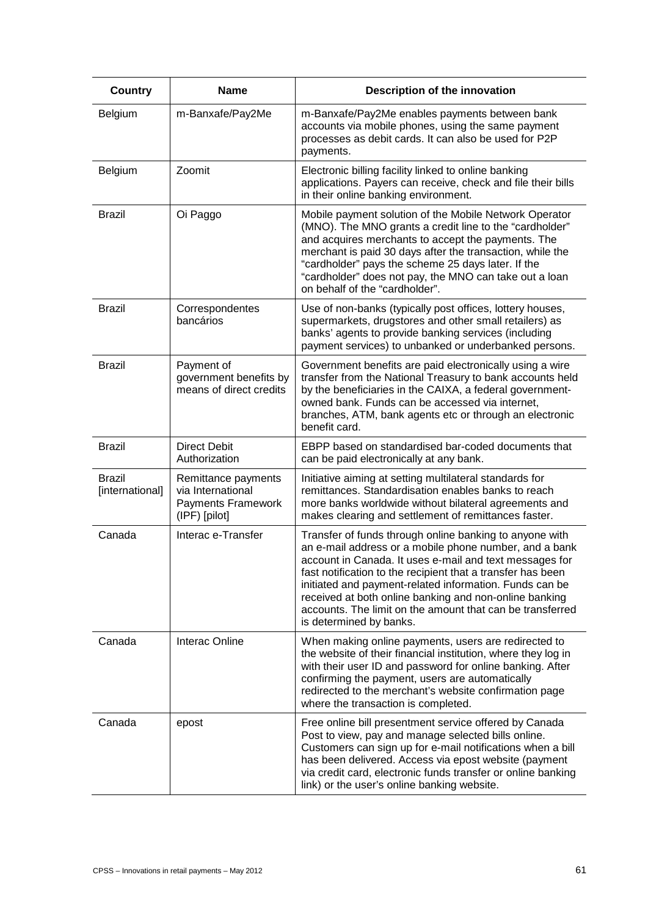| Country | Name | Description of the innovation |
|---|---|---|
| Belgium | m-Banxafe/Pay2Me | m-Banxafe/Pay2Me enables payments between bank accounts via mobile phones, using the same payment processes as debit cards. It can also be used for P2P payments. |
| Belgium | Zoomit | Electronic billing facility linked to online banking applications. Payers can receive, check and file their bills in their online banking environment. |
| Brazil | Oi Paggo | Mobile payment solution of the Mobile Network Operator (MNO). The MNO grants a credit line to the "cardholder" and acquires merchants to accept the payments. The merchant is paid 30 days after the transaction, while the "cardholder" pays the scheme 25 days later. If the "cardholder" does not pay, the MNO can take out a loan on behalf of the "cardholder". |
| Brazil | Correspondentes bancários | Use of non-banks (typically post offices, lottery houses, supermarkets, drugstores and other small retailers) as banks' agents to provide banking services (including payment services) to unbanked or underbanked persons. |
| Brazil | Payment of government benefits by means of direct credits | Government benefits are paid electronically using a wire transfer from the National Treasury to bank accounts held by the beneficiaries in the CAIXA, a federal government-owned bank. Funds can be accessed via internet, branches, ATM, bank agents etc or through an electronic benefit card. |
| Brazil | Direct Debit Authorization | EBPP based on standardised bar-coded documents that can be paid electronically at any bank. |
| Brazil [international] | Remittance payments via International Payments Framework (IPF) [pilot] | Initiative aiming at setting multilateral standards for remittances. Standardisation enables banks to reach more banks worldwide without bilateral agreements and makes clearing and settlement of remittances faster. |
| Canada | Interac e-Transfer | Transfer of funds through online banking to anyone with an e-mail address or a mobile phone number, and a bank account in Canada. It uses e-mail and text messages for fast notification to the recipient that a transfer has been initiated and payment-related information. Funds can be received at both online banking and non-online banking accounts. The limit on the amount that can be transferred is determined by banks. |
| Canada | Interac Online | When making online payments, users are redirected to the website of their financial institution, where they log in with their user ID and password for online banking. After confirming the payment, users are automatically redirected to the merchant's website confirmation page where the transaction is completed. |
| Canada | epost | Free online bill presentment service offered by Canada Post to view, pay and manage selected bills online. Customers can sign up for e-mail notifications when a bill has been delivered. Access via epost website (payment via credit card, electronic funds transfer or online banking link) or the user's online banking website. |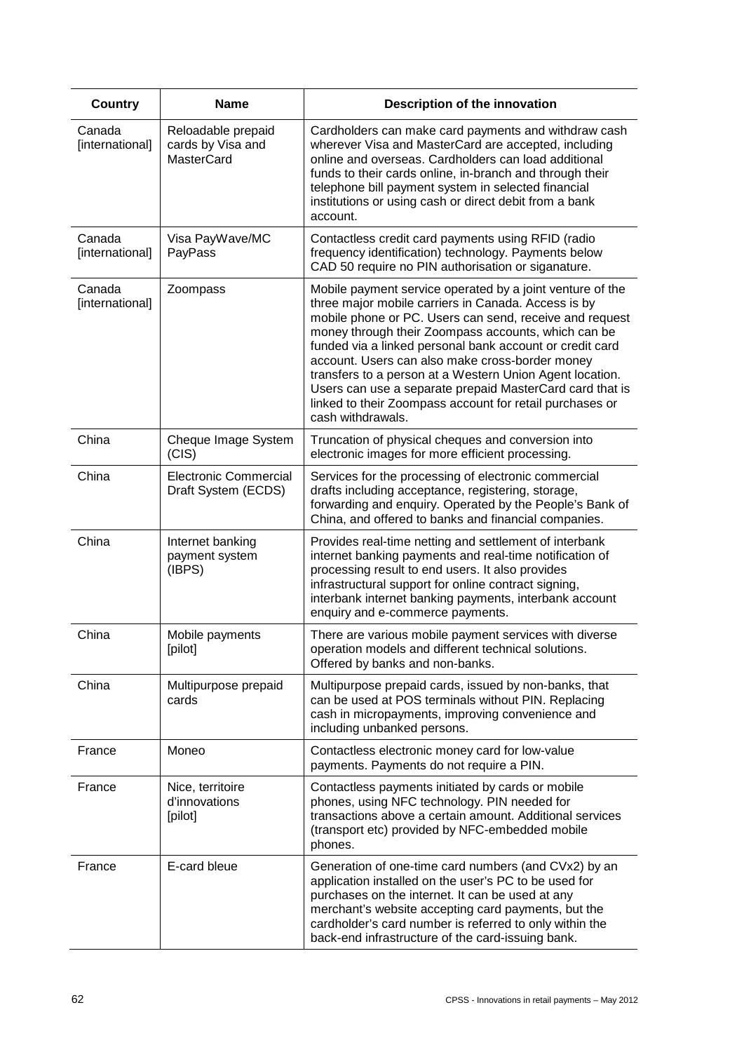| Country | Name | Description of the innovation |
|---|---|---|
| Canada [international] | Reloadable prepaid cards by Visa and MasterCard | Cardholders can make card payments and withdraw cash wherever Visa and MasterCard are accepted, including online and overseas. Cardholders can load additional funds to their cards online, in-branch and through their telephone bill payment system in selected financial institutions or using cash or direct debit from a bank account. |
| Canada [international] | Visa PayWave/MC PayPass | Contactless credit card payments using RFID (radio frequency identification) technology. Payments below CAD 50 require no PIN authorisation or siganature. |
| Canada [international] | Zoompass | Mobile payment service operated by a joint venture of the three major mobile carriers in Canada. Access is by mobile phone or PC. Users can send, receive and request money through their Zoompass accounts, which can be funded via a linked personal bank account or credit card account. Users can also make cross-border money transfers to a person at a Western Union Agent location. Users can use a separate prepaid MasterCard card that is linked to their Zoompass account for retail purchases or cash withdrawals. |
| China | Cheque Image System (CIS) | Truncation of physical cheques and conversion into electronic images for more efficient processing. |
| China | Electronic Commercial Draft System (ECDS) | Services for the processing of electronic commercial drafts including acceptance, registering, storage, forwarding and enquiry. Operated by the People's Bank of China, and offered to banks and financial companies. |
| China | Internet banking payment system (IBPS) | Provides real-time netting and settlement of interbank internet banking payments and real-time notification of processing result to end users. It also provides infrastructural support for online contract signing, interbank internet banking payments, interbank account enquiry and e-commerce payments. |
| China | Mobile payments [pilot] | There are various mobile payment services with diverse operation models and different technical solutions. Offered by banks and non-banks. |
| China | Multipurpose prepaid cards | Multipurpose prepaid cards, issued by non-banks, that can be used at POS terminals without PIN. Replacing cash in micropayments, improving convenience and including unbanked persons. |
| France | Moneo | Contactless electronic money card for low-value payments. Payments do not require a PIN. |
| France | Nice, territoire d'innovations [pilot] | Contactless payments initiated by cards or mobile phones, using NFC technology. PIN needed for transactions above a certain amount. Additional services (transport etc) provided by NFC-embedded mobile phones. |
| France | E-card bleue | Generation of one-time card numbers (and CVx2) by an application installed on the user's PC to be used for purchases on the internet. It can be used at any merchant's website accepting card payments, but the cardholder's card number is referred to only within the back-end infrastructure of the card-issuing bank. |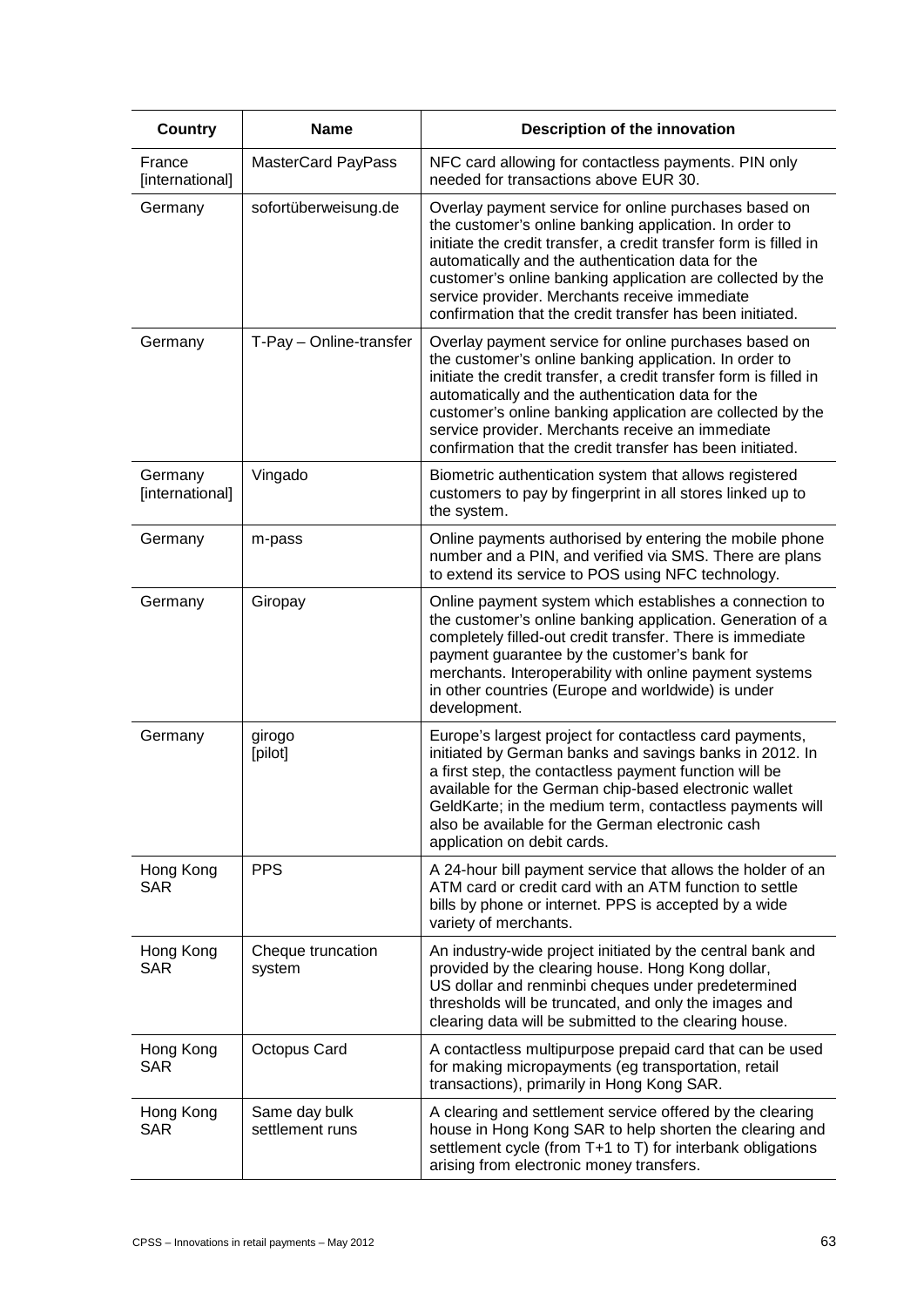| Country | Name | Description of the innovation |
| --- | --- | --- |
| France [international] | MasterCard PayPass | NFC card allowing for contactless payments. PIN only needed for transactions above EUR 30. |
| Germany | sofortüberweisung.de | Overlay payment service for online purchases based on the customer's online banking application. In order to initiate the credit transfer, a credit transfer form is filled in automatically and the authentication data for the customer's online banking application are collected by the service provider. Merchants receive immediate confirmation that the credit transfer has been initiated. |
| Germany | T-Pay – Online-transfer | Overlay payment service for online purchases based on the customer's online banking application. In order to initiate the credit transfer, a credit transfer form is filled in automatically and the authentication data for the customer's online banking application are collected by the service provider. Merchants receive an immediate confirmation that the credit transfer has been initiated. |
| Germany [international] | Vingado | Biometric authentication system that allows registered customers to pay by fingerprint in all stores linked up to the system. |
| Germany | m-pass | Online payments authorised by entering the mobile phone number and a PIN, and verified via SMS. There are plans to extend its service to POS using NFC technology. |
| Germany | Giropay | Online payment system which establishes a connection to the customer's online banking application. Generation of a completely filled-out credit transfer. There is immediate payment guarantee by the customer's bank for merchants. Interoperability with online payment systems in other countries (Europe and worldwide) is under development. |
| Germany | girogo [pilot] | Europe's largest project for contactless card payments, initiated by German banks and savings banks in 2012. In a first step, the contactless payment function will be available for the German chip-based electronic wallet GeldKarte; in the medium term, contactless payments will also be available for the German electronic cash application on debit cards. |
| Hong Kong SAR | PPS | A 24-hour bill payment service that allows the holder of an ATM card or credit card with an ATM function to settle bills by phone or internet. PPS is accepted by a wide variety of merchants. |
| Hong Kong SAR | Cheque truncation system | An industry-wide project initiated by the central bank and provided by the clearing house. Hong Kong dollar, US dollar and renminbi cheques under predetermined thresholds will be truncated, and only the images and clearing data will be submitted to the clearing house. |
| Hong Kong SAR | Octopus Card | A contactless multipurpose prepaid card that can be used for making micropayments (eg transportation, retail transactions), primarily in Hong Kong SAR. |
| Hong Kong SAR | Same day bulk settlement runs | A clearing and settlement service offered by the clearing house in Hong Kong SAR to help shorten the clearing and settlement cycle (from T+1 to T) for interbank obligations arising from electronic money transfers. |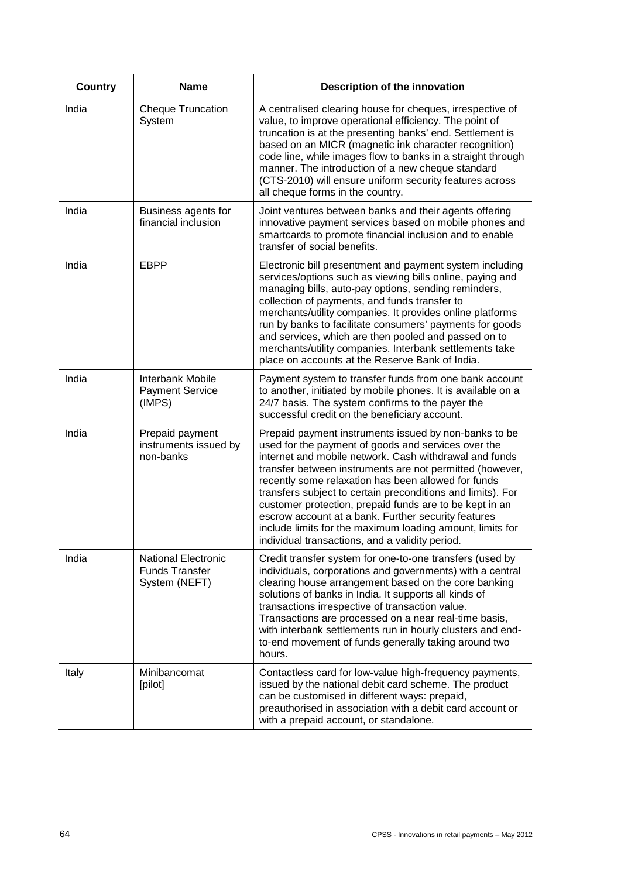| Country | Name | Description of the innovation |
| --- | --- | --- |
| India | Cheque Truncation System | A centralised clearing house for cheques, irrespective of value, to improve operational efficiency. The point of truncation is at the presenting banks' end. Settlement is based on an MICR (magnetic ink character recognition) code line, while images flow to banks in a straight through manner. The introduction of a new cheque standard (CTS-2010) will ensure uniform security features across all cheque forms in the country. |
| India | Business agents for financial inclusion | Joint ventures between banks and their agents offering innovative payment services based on mobile phones and smartcards to promote financial inclusion and to enable transfer of social benefits. |
| India | EBPP | Electronic bill presentment and payment system including services/options such as viewing bills online, paying and managing bills, auto-pay options, sending reminders, collection of payments, and funds transfer to merchants/utility companies. It provides online platforms run by banks to facilitate consumers' payments for goods and services, which are then pooled and passed on to merchants/utility companies. Interbank settlements take place on accounts at the Reserve Bank of India. |
| India | Interbank Mobile Payment Service (IMPS) | Payment system to transfer funds from one bank account to another, initiated by mobile phones. It is available on a 24/7 basis. The system confirms to the payer the successful credit on the beneficiary account. |
| India | Prepaid payment instruments issued by non-banks | Prepaid payment instruments issued by non-banks to be used for the payment of goods and services over the internet and mobile network. Cash withdrawal and funds transfer between instruments are not permitted (however, recently some relaxation has been allowed for funds transfers subject to certain preconditions and limits). For customer protection, prepaid funds are to be kept in an escrow account at a bank. Further security features include limits for the maximum loading amount, limits for individual transactions, and a validity period. |
| India | National Electronic Funds Transfer System (NEFT) | Credit transfer system for one-to-one transfers (used by individuals, corporations and governments) with a central clearing house arrangement based on the core banking solutions of banks in India. It supports all kinds of transactions irrespective of transaction value. Transactions are processed on a near real-time basis, with interbank settlements run in hourly clusters and end-to-end movement of funds generally taking around two hours. |
| Italy | Minibancomat [pilot] | Contactless card for low-value high-frequency payments, issued by the national debit card scheme. The product can be customised in different ways: prepaid, preauthorised in association with a debit card account or with a prepaid account, or standalone. |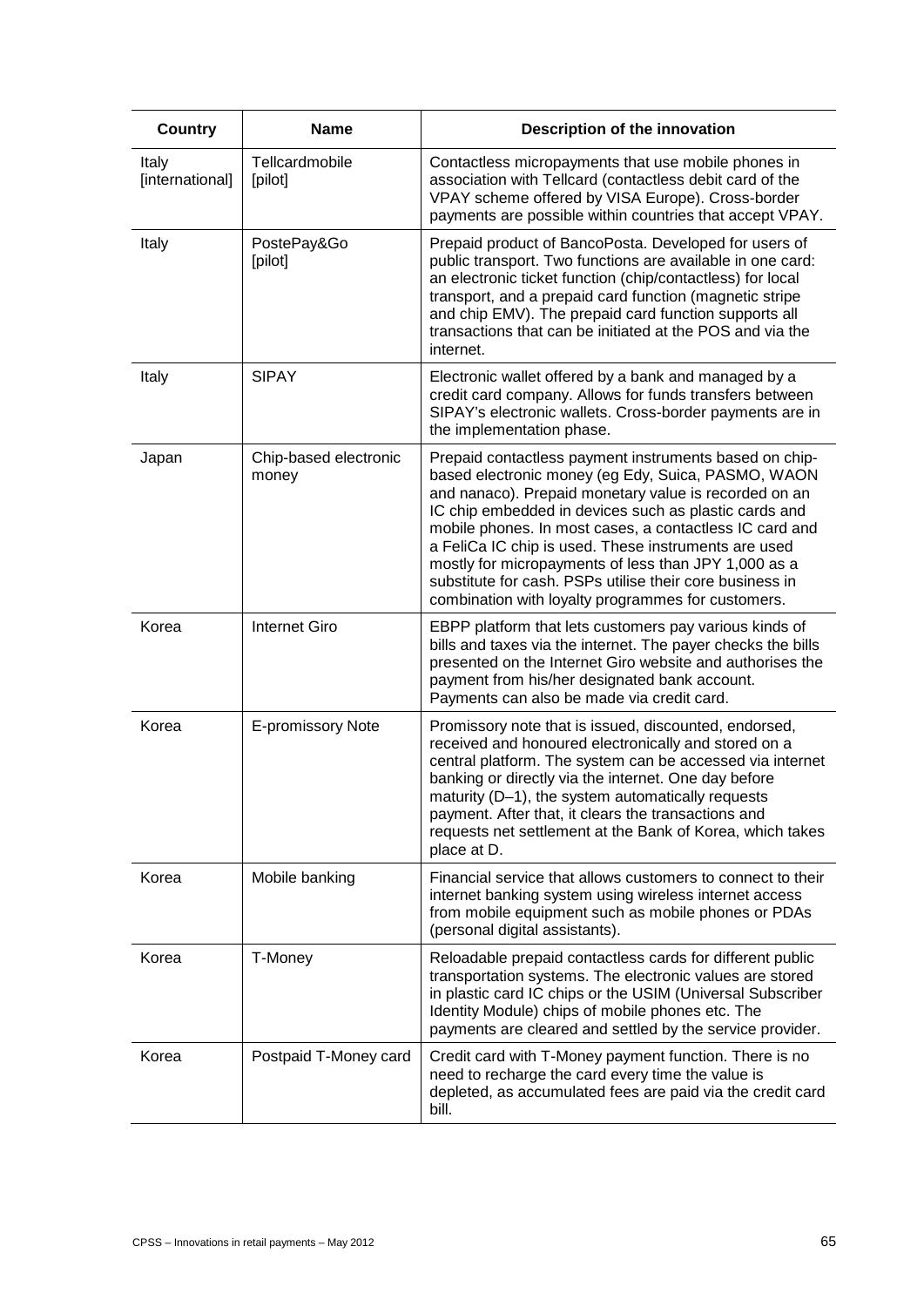| Country | Name | Description of the innovation |
|---|---|---|
| Italy [international] | Tellcardmobile [pilot] | Contactless micropayments that use mobile phones in association with Tellcard (contactless debit card of the VPAY scheme offered by VISA Europe). Cross-border payments are possible within countries that accept VPAY. |
| Italy | PostePay&Go [pilot] | Prepaid product of BancoPosta. Developed for users of public transport. Two functions are available in one card: an electronic ticket function (chip/contactless) for local transport, and a prepaid card function (magnetic stripe and chip EMV). The prepaid card function supports all transactions that can be initiated at the POS and via the internet. |
| Italy | SIPAY | Electronic wallet offered by a bank and managed by a credit card company. Allows for funds transfers between SIPAY's electronic wallets. Cross-border payments are in the implementation phase. |
| Japan | Chip-based electronic money | Prepaid contactless payment instruments based on chip-based electronic money (eg Edy, Suica, PASMO, WAON and nanaco). Prepaid monetary value is recorded on an IC chip embedded in devices such as plastic cards and mobile phones. In most cases, a contactless IC card and a FeliCa IC chip is used. These instruments are used mostly for micropayments of less than JPY 1,000 as a substitute for cash. PSPs utilise their core business in combination with loyalty programmes for customers. |
| Korea | Internet Giro | EBPP platform that lets customers pay various kinds of bills and taxes via the internet. The payer checks the bills presented on the Internet Giro website and authorises the payment from his/her designated bank account. Payments can also be made via credit card. |
| Korea | E-promissory Note | Promissory note that is issued, discounted, endorsed, received and honoured electronically and stored on a central platform. The system can be accessed via internet banking or directly via the internet. One day before maturity (D–1), the system automatically requests payment. After that, it clears the transactions and requests net settlement at the Bank of Korea, which takes place at D. |
| Korea | Mobile banking | Financial service that allows customers to connect to their internet banking system using wireless internet access from mobile equipment such as mobile phones or PDAs (personal digital assistants). |
| Korea | T-Money | Reloadable prepaid contactless cards for different public transportation systems. The electronic values are stored in plastic card IC chips or the USIM (Universal Subscriber Identity Module) chips of mobile phones etc. The payments are cleared and settled by the service provider. |
| Korea | Postpaid T-Money card | Credit card with T-Money payment function. There is no need to recharge the card every time the value is depleted, as accumulated fees are paid via the credit card bill. |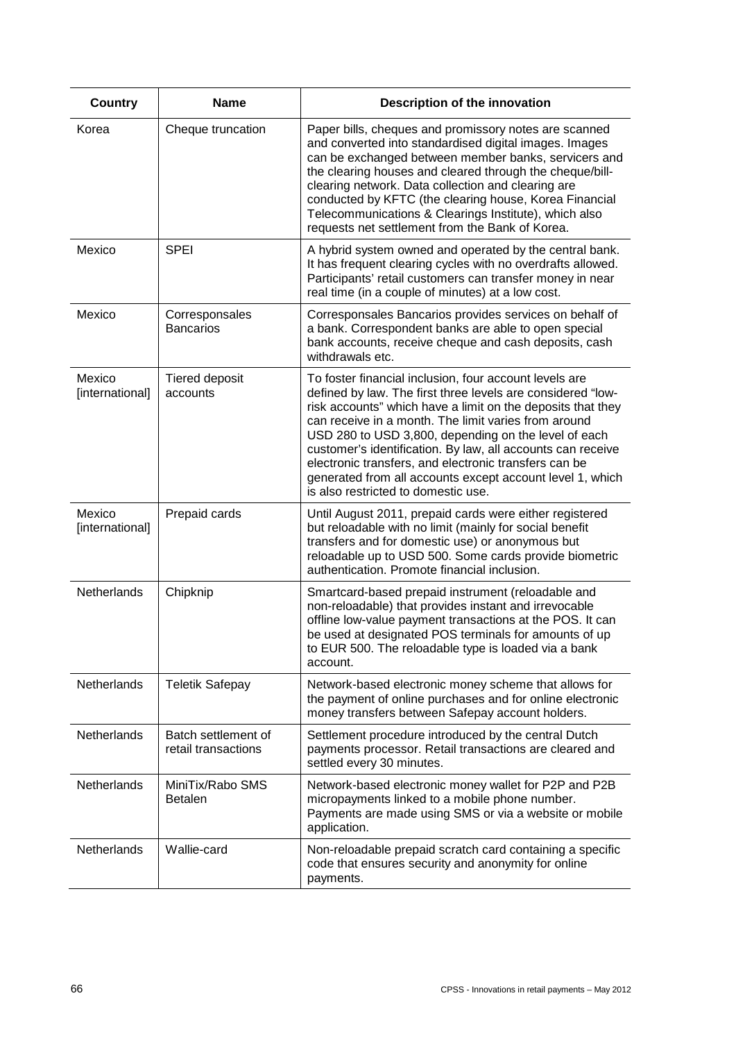| Country | Name | Description of the innovation |
|---|---|---|
| Korea | Cheque truncation | Paper bills, cheques and promissory notes are scanned and converted into standardised digital images. Images can be exchanged between member banks, servicers and the clearing houses and cleared through the cheque/bill-clearing network. Data collection and clearing are conducted by KFTC (the clearing house, Korea Financial Telecommunications & Clearings Institute), which also requests net settlement from the Bank of Korea. |
| Mexico | SPEI | A hybrid system owned and operated by the central bank. It has frequent clearing cycles with no overdrafts allowed. Participants' retail customers can transfer money in near real time (in a couple of minutes) at a low cost. |
| Mexico | Corresponsales Bancarios | Corresponsales Bancarios provides services on behalf of a bank. Correspondent banks are able to open special bank accounts, receive cheque and cash deposits, cash withdrawals etc. |
| Mexico [international] | Tiered deposit accounts | To foster financial inclusion, four account levels are defined by law. The first three levels are considered "low-risk accounts" which have a limit on the deposits that they can receive in a month. The limit varies from around USD 280 to USD 3,800, depending on the level of each customer's identification. By law, all accounts can receive electronic transfers, and electronic transfers can be generated from all accounts except account level 1, which is also restricted to domestic use. |
| Mexico [international] | Prepaid cards | Until August 2011, prepaid cards were either registered but reloadable with no limit (mainly for social benefit transfers and for domestic use) or anonymous but reloadable up to USD 500. Some cards provide biometric authentication. Promote financial inclusion. |
| Netherlands | Chipknip | Smartcard-based prepaid instrument (reloadable and non-reloadable) that provides instant and irrevocable offline low-value payment transactions at the POS. It can be used at designated POS terminals for amounts of up to EUR 500. The reloadable type is loaded via a bank account. |
| Netherlands | Teletik Safepay | Network-based electronic money scheme that allows for the payment of online purchases and for online electronic money transfers between Safepay account holders. |
| Netherlands | Batch settlement of retail transactions | Settlement procedure introduced by the central Dutch payments processor. Retail transactions are cleared and settled every 30 minutes. |
| Netherlands | MiniTix/Rabo SMS Betalen | Network-based electronic money wallet for P2P and P2B micropayments linked to a mobile phone number. Payments are made using SMS or via a website or mobile application. |
| Netherlands | Wallie-card | Non-reloadable prepaid scratch card containing a specific code that ensures security and anonymity for online payments. |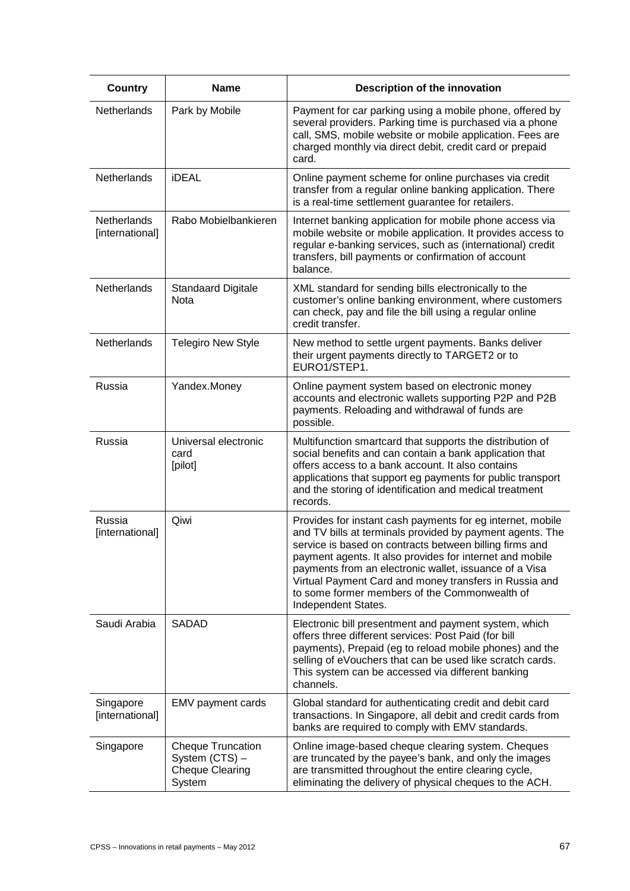| Country | Name | Description of the innovation |
|---|---|---|
| Netherlands | Park by Mobile | Payment for car parking using a mobile phone, offered by several providers. Parking time is purchased via a phone call, SMS, mobile website or mobile application. Fees are charged monthly via direct debit, credit card or prepaid card. |
| Netherlands | iDEAL | Online payment scheme for online purchases via credit transfer from a regular online banking application. There is a real-time settlement guarantee for retailers. |
| Netherlands [international] | Rabo Mobielbankieren | Internet banking application for mobile phone access via mobile website or mobile application. It provides access to regular e-banking services, such as (international) credit transfers, bill payments or confirmation of account balance. |
| Netherlands | Standaard Digitale Nota | XML standard for sending bills electronically to the customer's online banking environment, where customers can check, pay and file the bill using a regular online credit transfer. |
| Netherlands | Telegiro New Style | New method to settle urgent payments. Banks deliver their urgent payments directly to TARGET2 or to EURO1/STEP1. |
| Russia | Yandex.Money | Online payment system based on electronic money accounts and electronic wallets supporting P2P and P2B payments. Reloading and withdrawal of funds are possible. |
| Russia | Universal electronic card [pilot] | Multifunction smartcard that supports the distribution of social benefits and can contain a bank application that offers access to a bank account. It also contains applications that support eg payments for public transport and the storing of identification and medical treatment records. |
| Russia [international] | Qiwi | Provides for instant cash payments for eg internet, mobile and TV bills at terminals provided by payment agents. The service is based on contracts between billing firms and payment agents. It also provides for internet and mobile payments from an electronic wallet, issuance of a Visa Virtual Payment Card and money transfers in Russia and to some former members of the Commonwealth of Independent States. |
| Saudi Arabia | SADAD | Electronic bill presentment and payment system, which offers three different services: Post Paid (for bill payments), Prepaid (eg to reload mobile phones) and the selling of eVouchers that can be used like scratch cards. This system can be accessed via different banking channels. |
| Singapore [international] | EMV payment cards | Global standard for authenticating credit and debit card transactions. In Singapore, all debit and credit cards from banks are required to comply with EMV standards. |
| Singapore | Cheque Truncation System (CTS) – Cheque Clearing System | Online image-based cheque clearing system. Cheques are truncated by the payee's bank, and only the images are transmitted throughout the entire clearing cycle, eliminating the delivery of physical cheques to the ACH. |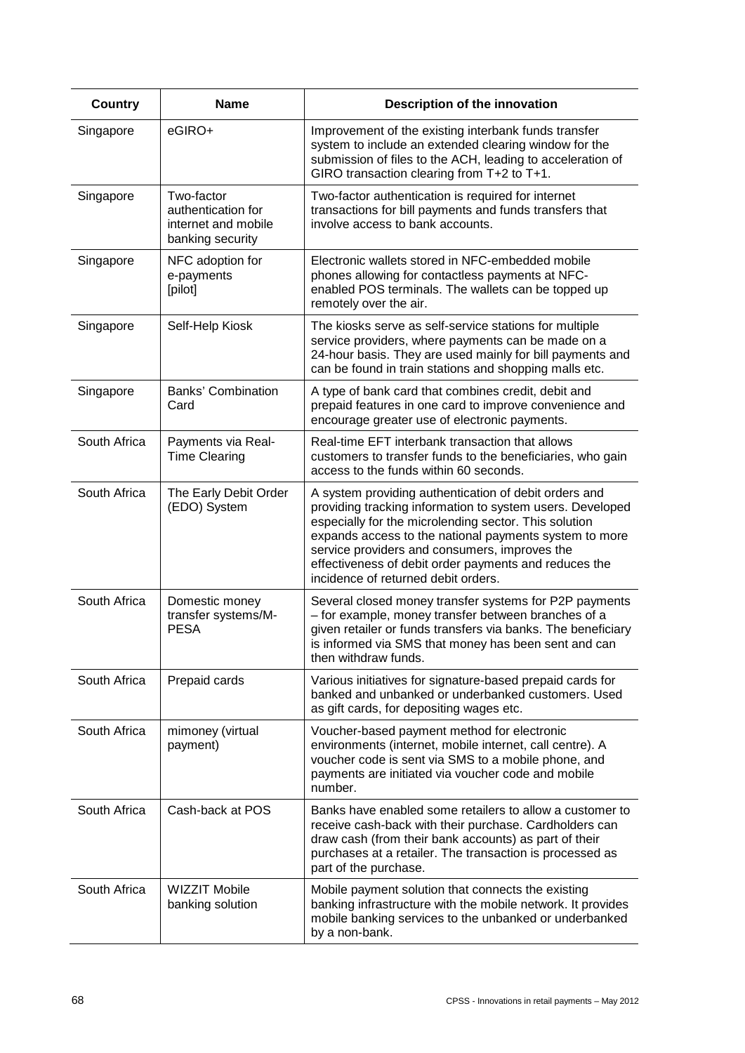| Country | Name | Description of the innovation |
|---|---|---|
| Singapore | eGIRO+ | Improvement of the existing interbank funds transfer system to include an extended clearing window for the submission of files to the ACH, leading to acceleration of GIRO transaction clearing from T+2 to T+1. |
| Singapore | Two-factor authentication for internet and mobile banking security | Two-factor authentication is required for internet transactions for bill payments and funds transfers that involve access to bank accounts. |
| Singapore | NFC adoption for e-payments [pilot] | Electronic wallets stored in NFC-embedded mobile phones allowing for contactless payments at NFC-enabled POS terminals. The wallets can be topped up remotely over the air. |
| Singapore | Self-Help Kiosk | The kiosks serve as self-service stations for multiple service providers, where payments can be made on a 24-hour basis. They are used mainly for bill payments and can be found in train stations and shopping malls etc. |
| Singapore | Banks' Combination Card | A type of bank card that combines credit, debit and prepaid features in one card to improve convenience and encourage greater use of electronic payments. |
| South Africa | Payments via Real-Time Clearing | Real-time EFT interbank transaction that allows customers to transfer funds to the beneficiaries, who gain access to the funds within 60 seconds. |
| South Africa | The Early Debit Order (EDO) System | A system providing authentication of debit orders and providing tracking information to system users. Developed especially for the microlending sector. This solution expands access to the national payments system to more service providers and consumers, improves the effectiveness of debit order payments and reduces the incidence of returned debit orders. |
| South Africa | Domestic money transfer systems/M-PESA | Several closed money transfer systems for P2P payments – for example, money transfer between branches of a given retailer or funds transfers via banks. The beneficiary is informed via SMS that money has been sent and can then withdraw funds. |
| South Africa | Prepaid cards | Various initiatives for signature-based prepaid cards for banked and unbanked or underbanked customers. Used as gift cards, for depositing wages etc. |
| South Africa | mimoney (virtual payment) | Voucher-based payment method for electronic environments (internet, mobile internet, call centre). A voucher code is sent via SMS to a mobile phone, and payments are initiated via voucher code and mobile number. |
| South Africa | Cash-back at POS | Banks have enabled some retailers to allow a customer to receive cash-back with their purchase. Cardholders can draw cash (from their bank accounts) as part of their purchases at a retailer. The transaction is processed as part of the purchase. |
| South Africa | WIZZIT Mobile banking solution | Mobile payment solution that connects the existing banking infrastructure with the mobile network. It provides mobile banking services to the unbanked or underbanked by a non-bank. |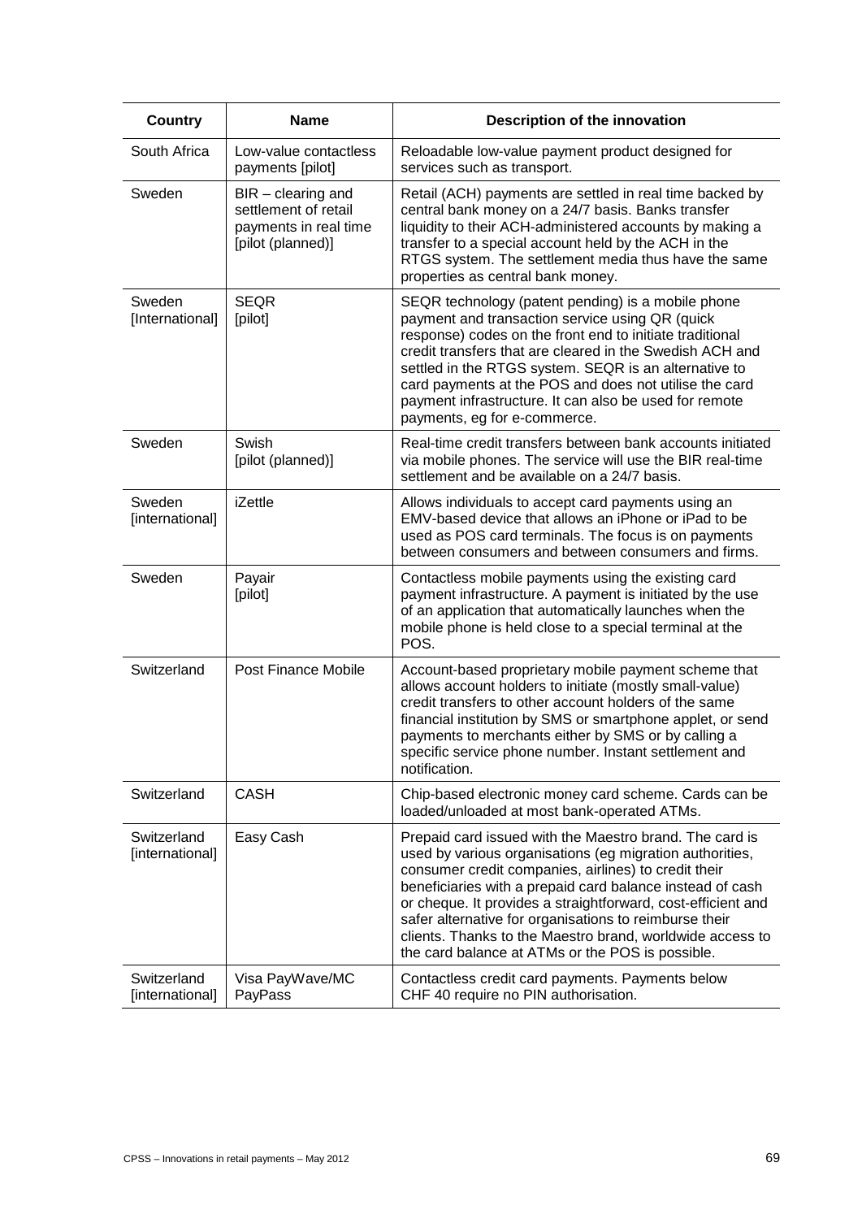| Country | Name | Description of the innovation |
| --- | --- | --- |
| South Africa | Low-value contactless payments [pilot] | Reloadable low-value payment product designed for services such as transport. |
| Sweden | BIR – clearing and settlement of retail payments in real time [pilot (planned)] | Retail (ACH) payments are settled in real time backed by central bank money on a 24/7 basis. Banks transfer liquidity to their ACH-administered accounts by making a transfer to a special account held by the ACH in the RTGS system. The settlement media thus have the same properties as central bank money. |
| Sweden [International] | SEQR [pilot] | SEQR technology (patent pending) is a mobile phone payment and transaction service using QR (quick response) codes on the front end to initiate traditional credit transfers that are cleared in the Swedish ACH and settled in the RTGS system. SEQR is an alternative to card payments at the POS and does not utilise the card payment infrastructure. It can also be used for remote payments, eg for e-commerce. |
| Sweden | Swish [pilot (planned)] | Real-time credit transfers between bank accounts initiated via mobile phones. The service will use the BIR real-time settlement and be available on a 24/7 basis. |
| Sweden [international] | iZettle | Allows individuals to accept card payments using an EMV-based device that allows an iPhone or iPad to be used as POS card terminals. The focus is on payments between consumers and between consumers and firms. |
| Sweden | Payair [pilot] | Contactless mobile payments using the existing card payment infrastructure. A payment is initiated by the use of an application that automatically launches when the mobile phone is held close to a special terminal at the POS. |
| Switzerland | Post Finance Mobile | Account-based proprietary mobile payment scheme that allows account holders to initiate (mostly small-value) credit transfers to other account holders of the same financial institution by SMS or smartphone applet, or send payments to merchants either by SMS or by calling a specific service phone number. Instant settlement and notification. |
| Switzerland | CASH | Chip-based electronic money card scheme. Cards can be loaded/unloaded at most bank-operated ATMs. |
| Switzerland [international] | Easy Cash | Prepaid card issued with the Maestro brand. The card is used by various organisations (eg migration authorities, consumer credit companies, airlines) to credit their beneficiaries with a prepaid card balance instead of cash or cheque. It provides a straightforward, cost-efficient and safer alternative for organisations to reimburse their clients. Thanks to the Maestro brand, worldwide access to the card balance at ATMs or the POS is possible. |
| Switzerland [international] | Visa PayWave/MC PayPass | Contactless credit card payments. Payments below CHF 40 require no PIN authorisation. |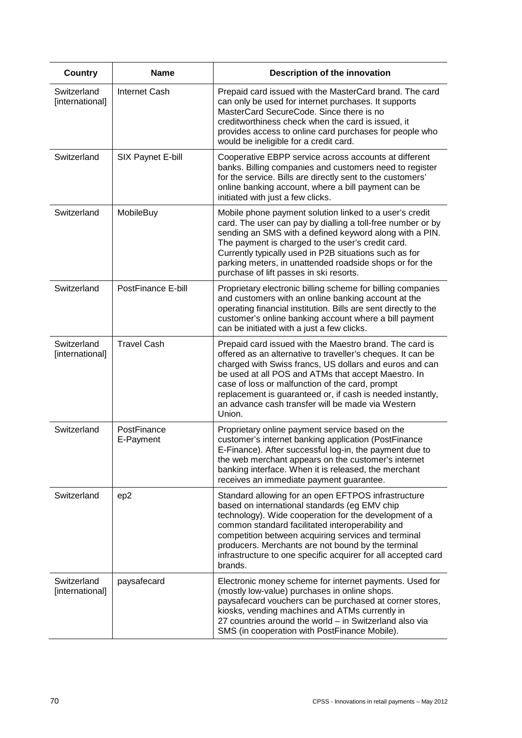| Country | Name | Description of the innovation |
|---|---|---|
| Switzerland [international] | Internet Cash | Prepaid card issued with the MasterCard brand. The card can only be used for internet purchases. It supports MasterCard SecureCode. Since there is no creditworthiness check when the card is issued, it provides access to online card purchases for people who would be ineligible for a credit card. |
| Switzerland | SIX Paynet E-bill | Cooperative EBPP service across accounts at different banks. Billing companies and customers need to register for the service. Bills are directly sent to the customers' online banking account, where a bill payment can be initiated with just a few clicks. |
| Switzerland | MobileBuy | Mobile phone payment solution linked to a user's credit card. The user can pay by dialling a toll-free number or by sending an SMS with a defined keyword along with a PIN. The payment is charged to the user's credit card. Currently typically used in P2B situations such as for parking meters, in unattended roadside shops or for the purchase of lift passes in ski resorts. |
| Switzerland | PostFinance E-bill | Proprietary electronic billing scheme for billing companies and customers with an online banking account at the operating financial institution. Bills are sent directly to the customer's online banking account where a bill payment can be initiated with a just a few clicks. |
| Switzerland [international] | Travel Cash | Prepaid card issued with the Maestro brand. The card is offered as an alternative to traveller's cheques. It can be charged with Swiss francs, US dollars and euros and can be used at all POS and ATMs that accept Maestro. In case of loss or malfunction of the card, prompt replacement is guaranteed or, if cash is needed instantly, an advance cash transfer will be made via Western Union. |
| Switzerland | PostFinance E-Payment | Proprietary online payment service based on the customer's internet banking application (PostFinance E-Finance). After successful log-in, the payment due to the web merchant appears on the customer's internet banking interface. When it is released, the merchant receives an immediate payment guarantee. |
| Switzerland | ep2 | Standard allowing for an open EFTPOS infrastructure based on international standards (eg EMV chip technology). Wide cooperation for the development of a common standard facilitated interoperability and competition between acquiring services and terminal producers. Merchants are not bound by the terminal infrastructure to one specific acquirer for all accepted card brands. |
| Switzerland [international] | paysafecard | Electronic money scheme for internet payments. Used for (mostly low-value) purchases in online shops. paysafecard vouchers can be purchased at corner stores, kiosks, vending machines and ATMs currently in 27 countries around the world – in Switzerland also via SMS (in cooperation with PostFinance Mobile). |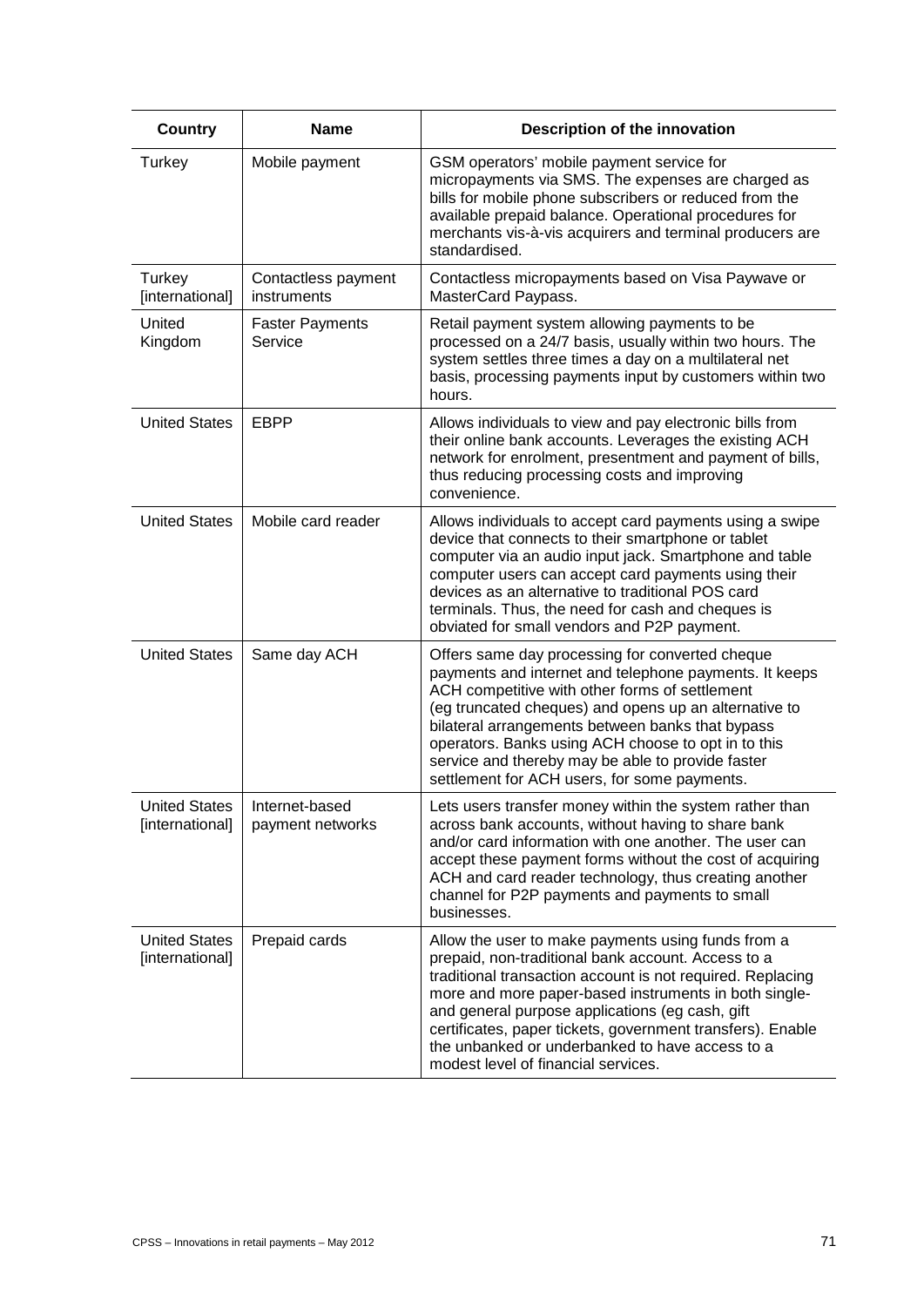| Country | Name | Description of the innovation |
|---|---|---|
| Turkey | Mobile payment | GSM operators' mobile payment service for micropayments via SMS. The expenses are charged as bills for mobile phone subscribers or reduced from the available prepaid balance. Operational procedures for merchants vis-à-vis acquirers and terminal producers are standardised. |
| Turkey [international] | Contactless payment instruments | Contactless micropayments based on Visa Paywave or MasterCard Paypass. |
| United Kingdom | Faster Payments Service | Retail payment system allowing payments to be processed on a 24/7 basis, usually within two hours. The system settles three times a day on a multilateral net basis, processing payments input by customers within two hours. |
| United States | EBPP | Allows individuals to view and pay electronic bills from their online bank accounts. Leverages the existing ACH network for enrolment, presentment and payment of bills, thus reducing processing costs and improving convenience. |
| United States | Mobile card reader | Allows individuals to accept card payments using a swipe device that connects to their smartphone or tablet computer via an audio input jack. Smartphone and table computer users can accept card payments using their devices as an alternative to traditional POS card terminals. Thus, the need for cash and cheques is obviated for small vendors and P2P payment. |
| United States | Same day ACH | Offers same day processing for converted cheque payments and internet and telephone payments. It keeps ACH competitive with other forms of settlement (eg truncated cheques) and opens up an alternative to bilateral arrangements between banks that bypass operators. Banks using ACH choose to opt in to this service and thereby may be able to provide faster settlement for ACH users, for some payments. |
| United States [international] | Internet-based payment networks | Lets users transfer money within the system rather than across bank accounts, without having to share bank and/or card information with one another. The user can accept these payment forms without the cost of acquiring ACH and card reader technology, thus creating another channel for P2P payments and payments to small businesses. |
| United States [international] | Prepaid cards | Allow the user to make payments using funds from a prepaid, non-traditional bank account. Access to a traditional transaction account is not required. Replacing more and more paper-based instruments in both single- and general purpose applications (eg cash, gift certificates, paper tickets, government transfers). Enable the unbanked or underbanked to have access to a modest level of financial services. |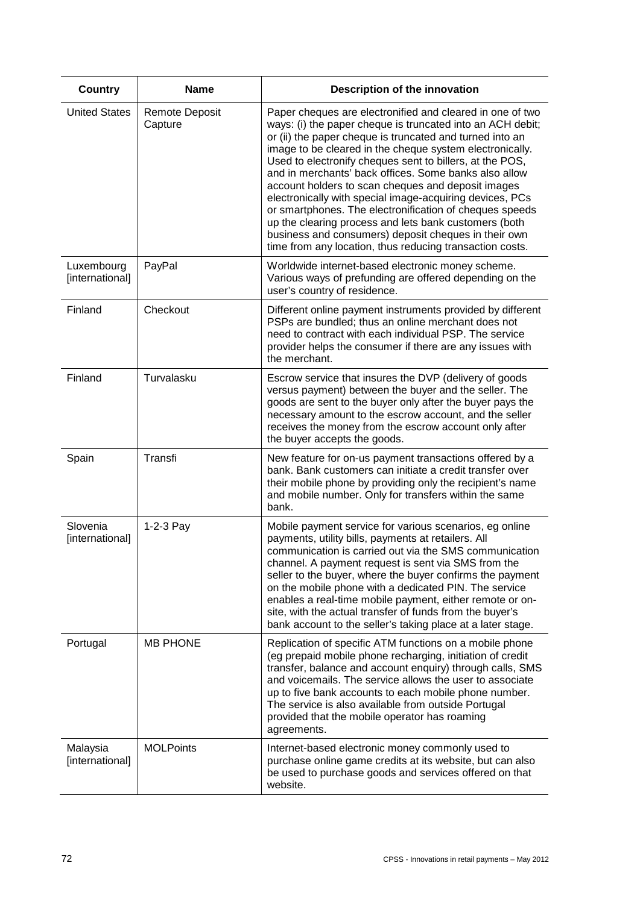| Country | Name | Description of the innovation |
|---|---|---|
| United States | Remote Deposit Capture | Paper cheques are electronified and cleared in one of two ways: (i) the paper cheque is truncated into an ACH debit; or (ii) the paper cheque is truncated and turned into an image to be cleared in the cheque system electronically. Used to electronify cheques sent to billers, at the POS, and in merchants' back offices. Some banks also allow account holders to scan cheques and deposit images electronically with special image-acquiring devices, PCs or smartphones. The electronification of cheques speeds up the clearing process and lets bank customers (both business and consumers) deposit cheques in their own time from any location, thus reducing transaction costs. |
| Luxembourg [international] | PayPal | Worldwide internet-based electronic money scheme. Various ways of prefunding are offered depending on the user's country of residence. |
| Finland | Checkout | Different online payment instruments provided by different PSPs are bundled; thus an online merchant does not need to contract with each individual PSP. The service provider helps the consumer if there are any issues with the merchant. |
| Finland | Turvalasku | Escrow service that insures the DVP (delivery of goods versus payment) between the buyer and the seller. The goods are sent to the buyer only after the buyer pays the necessary amount to the escrow account, and the seller receives the money from the escrow account only after the buyer accepts the goods. |
| Spain | Transfi | New feature for on-us payment transactions offered by a bank. Bank customers can initiate a credit transfer over their mobile phone by providing only the recipient's name and mobile number. Only for transfers within the same bank. |
| Slovenia [international] | 1-2-3 Pay | Mobile payment service for various scenarios, eg online payments, utility bills, payments at retailers. All communication is carried out via the SMS communication channel. A payment request is sent via SMS from the seller to the buyer, where the buyer confirms the payment on the mobile phone with a dedicated PIN. The service enables a real-time mobile payment, either remote or on-site, with the actual transfer of funds from the buyer's bank account to the seller's taking place at a later stage. |
| Portugal | MB PHONE | Replication of specific ATM functions on a mobile phone (eg prepaid mobile phone recharging, initiation of credit transfer, balance and account enquiry) through calls, SMS and voicemails. The service allows the user to associate up to five bank accounts to each mobile phone number. The service is also available from outside Portugal provided that the mobile operator has roaming agreements. |
| Malaysia [international] | MOLPoints | Internet-based electronic money commonly used to purchase online game credits at its website, but can also be used to purchase goods and services offered on that website. |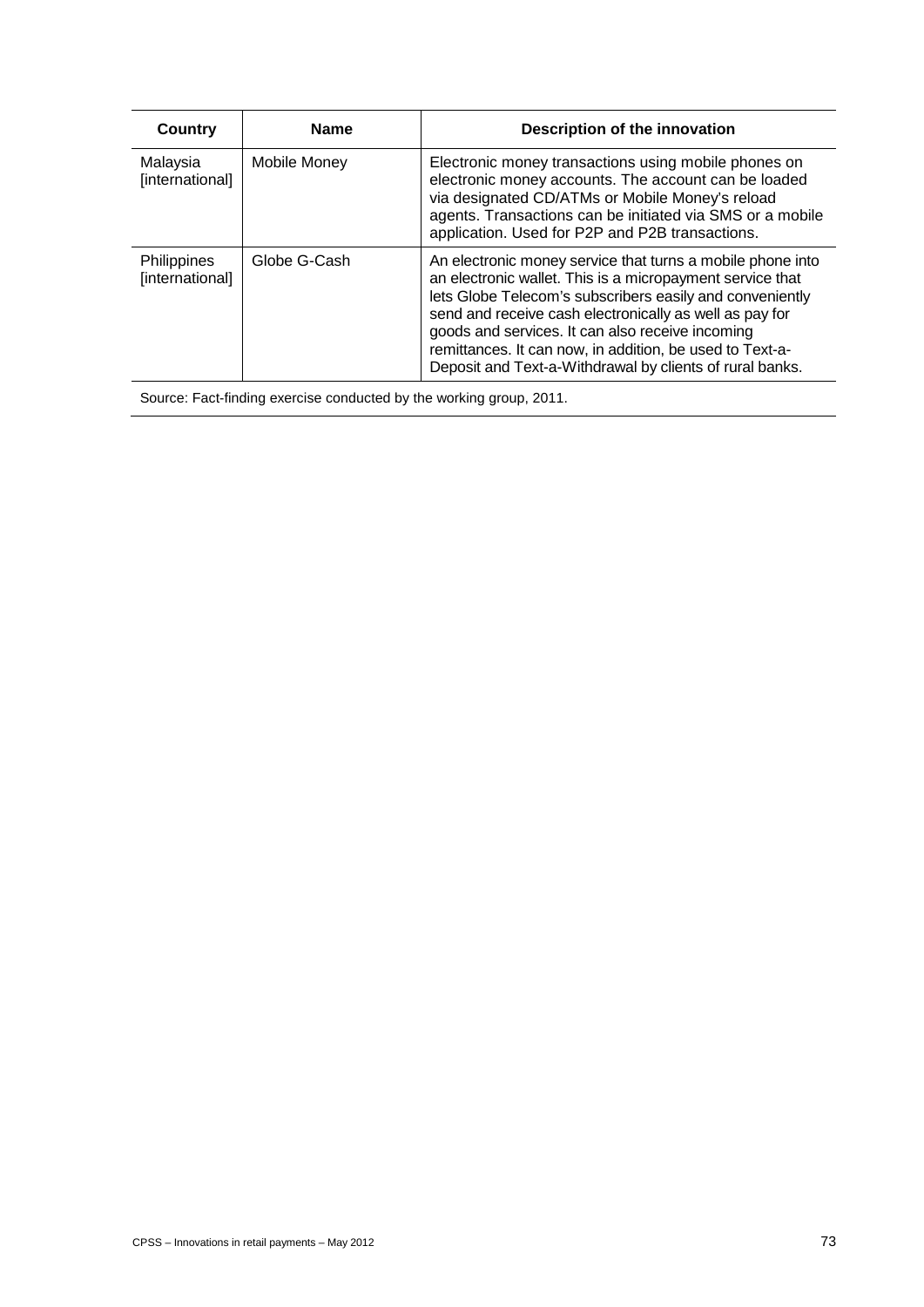| Country | Name | Description of the innovation |
|---|---|---|
| Malaysia [international] | Mobile Money | Electronic money transactions using mobile phones on electronic money accounts. The account can be loaded via designated CD/ATMs or Mobile Money's reload agents. Transactions can be initiated via SMS or a mobile application. Used for P2P and P2B transactions. |
| Philippines [international] | Globe G-Cash | An electronic money service that turns a mobile phone into an electronic wallet. This is a micropayment service that lets Globe Telecom's subscribers easily and conveniently send and receive cash electronically as well as pay for goods and services. It can also receive incoming remittances. It can now, in addition, be used to Text-a-Deposit and Text-a-Withdrawal by clients of rural banks. |

Source: Fact-finding exercise conducted by the working group, 2011.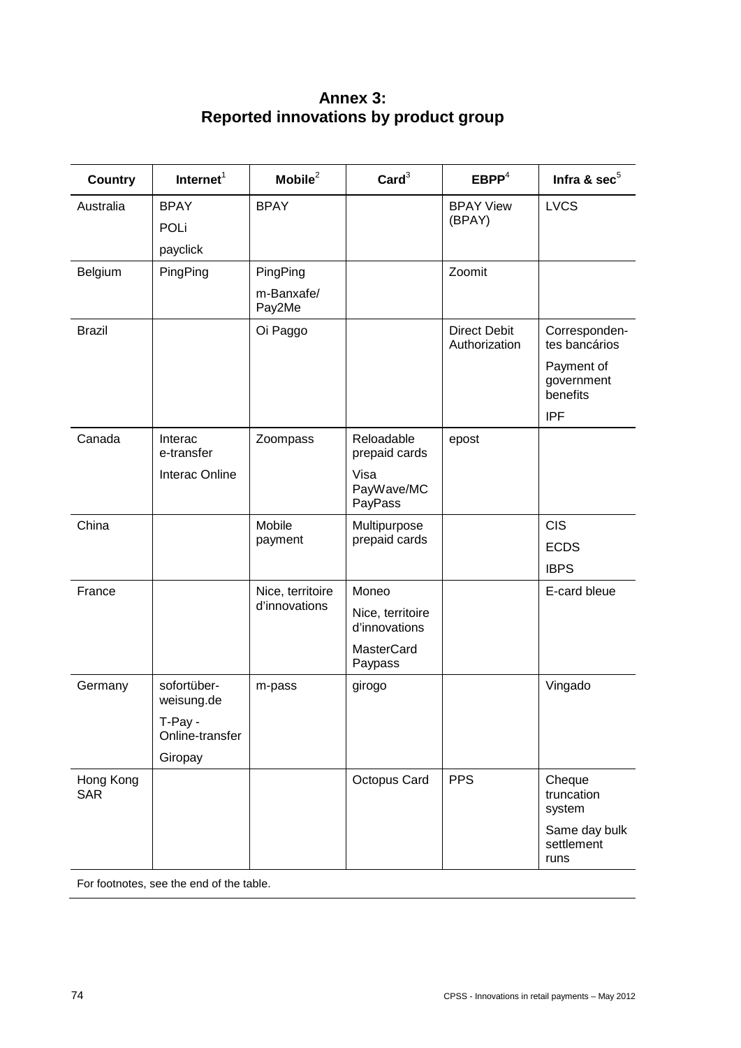# Annex 3:
# Reported innovations by product group

| Country | Internet[1] | Mobile[2] | Card[3] | EBPP[4] | Infra & sec[5] |
|---|---|---|---|---|---|
| Australia | BPAY<br>POLi<br>payclick | BPAY | | BPAY View (BPAY) | LVCS |
| Belgium | PingPing | PingPing<br>m-Banxafe/ Pay2Me | | Zoomit | |
| Brazil | | Oi Paggo | | Direct Debit Authorization | Correspondentes bancários<br>Payment of government benefits<br>IPF |
| Canada | Interac e-transfer<br>Interac Online | Zoompass | Reloadable prepaid cards<br>Visa PayWave/MC PayPass | epost | |
| China | | Mobile payment | Multipurpose prepaid cards | | CIS<br>ECDS<br>IBPS |
| France | | Nice, territoire d'innovations | Moneo<br>Nice, territoire d'innovations<br>MasterCard Paypass | | E-card bleue |
| Germany | sofortüberweisung.de<br>T-Pay - Online-transfer<br>Giropay | m-pass | girogo | | Vingado |
| Hong Kong SAR | | | Octopus Card | PPS | Cheque truncation system<br>Same day bulk settlement runs |

For footnotes, see the end of the table.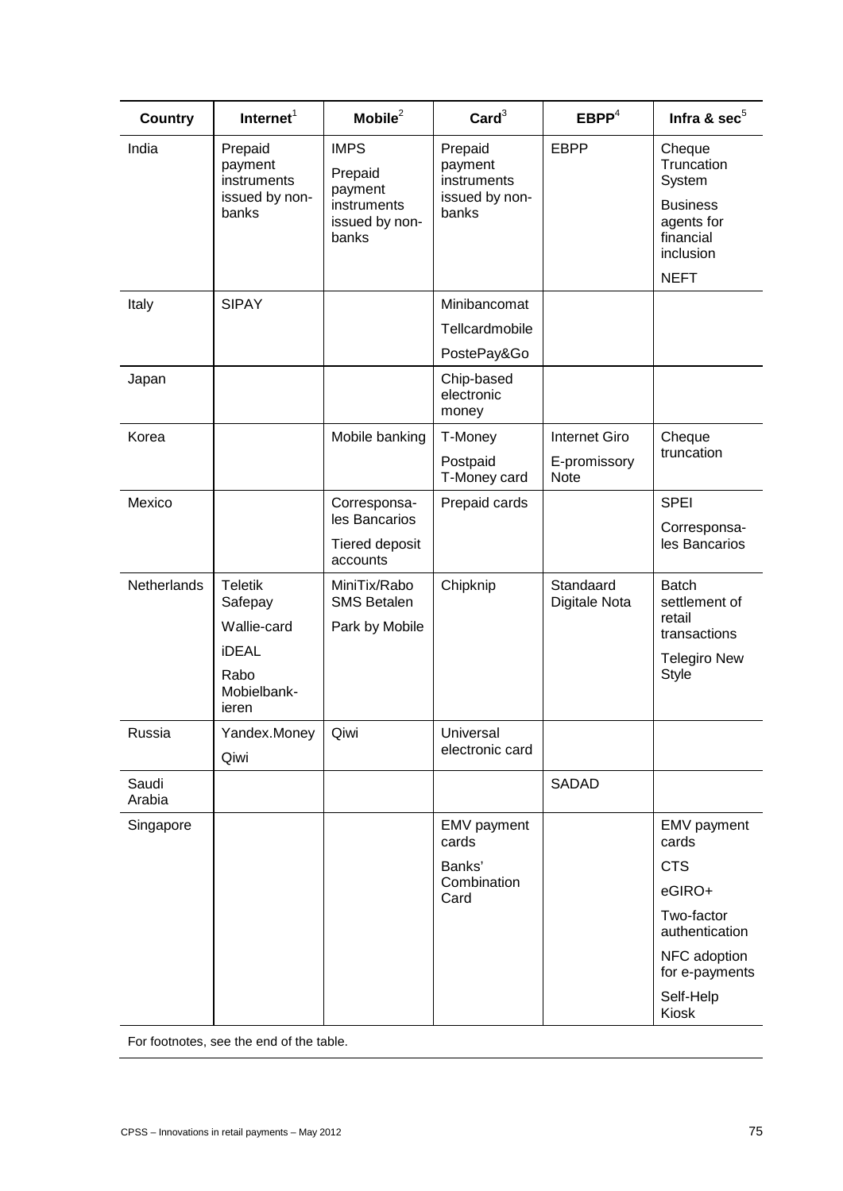| Country | Internet[1] | Mobile[2] | Card[3] | EBPP[4] | Infra & sec[5] |
|---|---|---|---|---|---|
| India | Prepaid payment instruments issued by non-banks | IMPS<br>Prepaid payment instruments issued by non-banks | Prepaid payment instruments issued by non-banks | EBPP | Cheque Truncation System<br>Business agents for financial inclusion<br>NEFT |
| Italy | SIPAY | | Minibancomat<br>Tellcardmobile<br>PostePay&Go | | |
| Japan | | | Chip-based electronic money | | |
| Korea | | Mobile banking | T-Money<br>Postpaid T-Money card | Internet Giro<br>E-promissory Note | Cheque truncation |
| Mexico | | Corresponsa-les Bancarios<br>Tiered deposit accounts | Prepaid cards | | SPEI<br>Corresponsa-les Bancarios |
| Netherlands | Teletik Safepay<br>Wallie-card<br>iDEAL<br>Rabo Mobielbank-ieren | MiniTix/Rabo SMS Betalen<br>Park by Mobile | Chipknip | Standaard Digitale Nota | Batch settlement of retail transactions<br>Telegiro New Style |
| Russia | Yandex.Money<br>Qiwi | Qiwi | Universal electronic card | | |
| Saudi Arabia | | | | SADAD | |
| Singapore | | | EMV payment cards<br>Banks' Combination Card | | EMV payment cards<br>CTS<br>eGIRO+<br>Two-factor authentication<br>NFC adoption for e-payments<br>Self-Help Kiosk |

For footnotes, see the end of the table.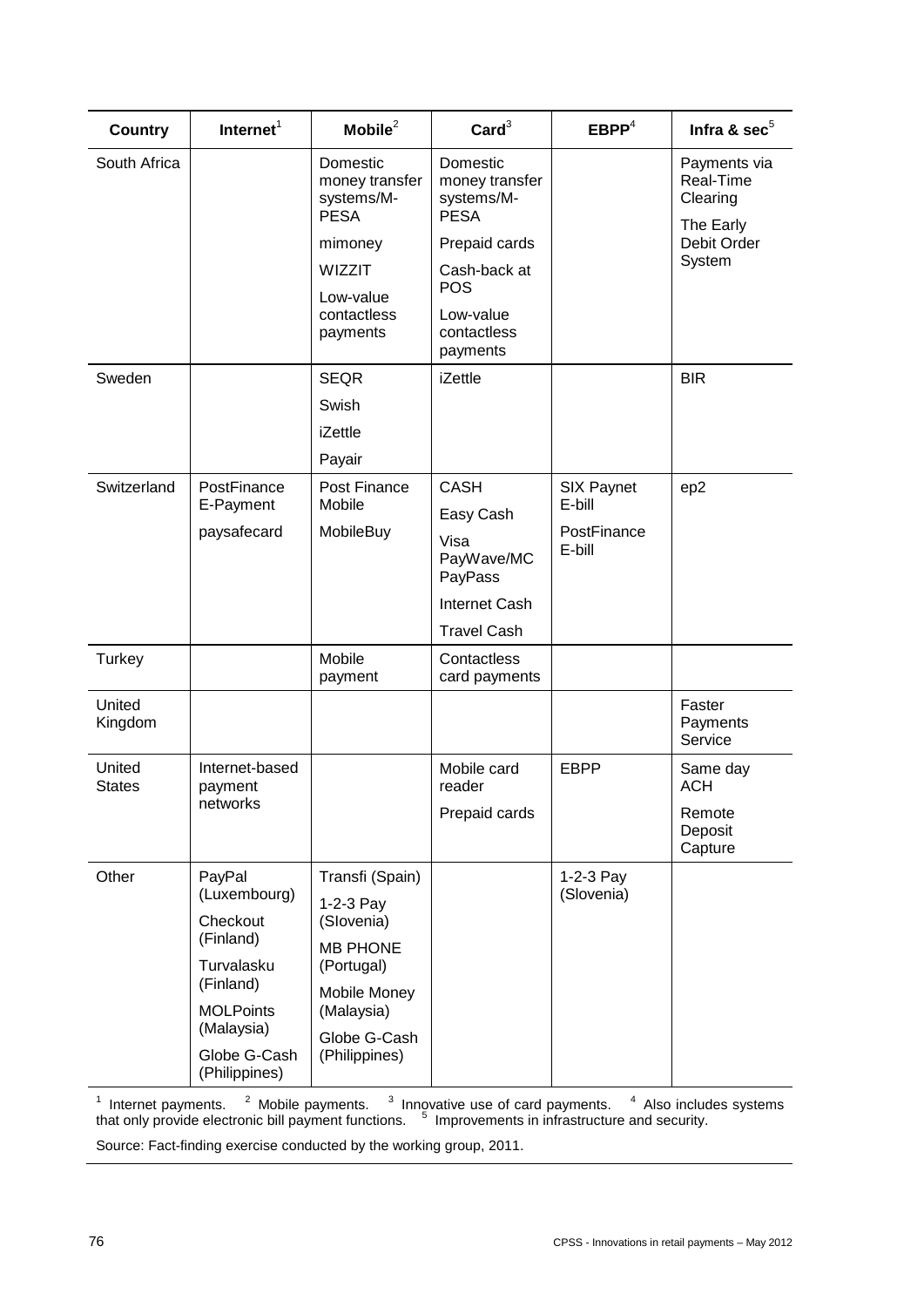| Country | Internet[1] | Mobile[2] | Card[3] | EBPP[4] | Infra & sec[5] |
|---|---|---|---|---|---|
| South Africa | | Domestic money transfer systems/M-PESA<br>mimoney<br>WIZZIT<br>Low-value contactless payments | Domestic money transfer systems/M-PESA<br>Prepaid cards<br>Cash-back at POS<br>Low-value contactless payments | | Payments via Real-Time Clearing<br>The Early Debit Order System |
| Sweden | | SEQR<br>Swish<br>iZettle<br>Payair | iZettle | | BIR |
| Switzerland | PostFinance E-Payment<br>paysafecard | Post Finance Mobile<br>MobileBuy | CASH<br>Easy Cash<br>Visa PayWave/MC PayPass<br>Internet Cash<br>Travel Cash | SIX Paynet E-bill<br>PostFinance E-bill | ep2 |
| Turkey | | Mobile payment | Contactless card payments | | |
| United Kingdom | | | | | Faster Payments Service |
| United States | Internet-based payment networks | | Mobile card reader<br>Prepaid cards | EBPP | Same day ACH<br>Remote Deposit Capture |
| Other | PayPal (Luxembourg)<br>Checkout (Finland)<br>Turvalasku (Finland)<br>MOLPoints (Malaysia)<br>Globe G-Cash (Philippines) | Transfi (Spain)<br>1-2-3 Pay (Slovenia)<br>MB PHONE (Portugal)<br>Mobile Money (Malaysia)<br>Globe G-Cash (Philippines) | | 1-2-3 Pay (Slovenia) | |

[1] Internet payments. [2] Mobile payments. [3] Innovative use of card payments. [4] Also includes systems that only provide electronic bill payment functions. [5] Improvements in infrastructure and security.

Source: Fact-finding exercise conducted by the working group, 2011.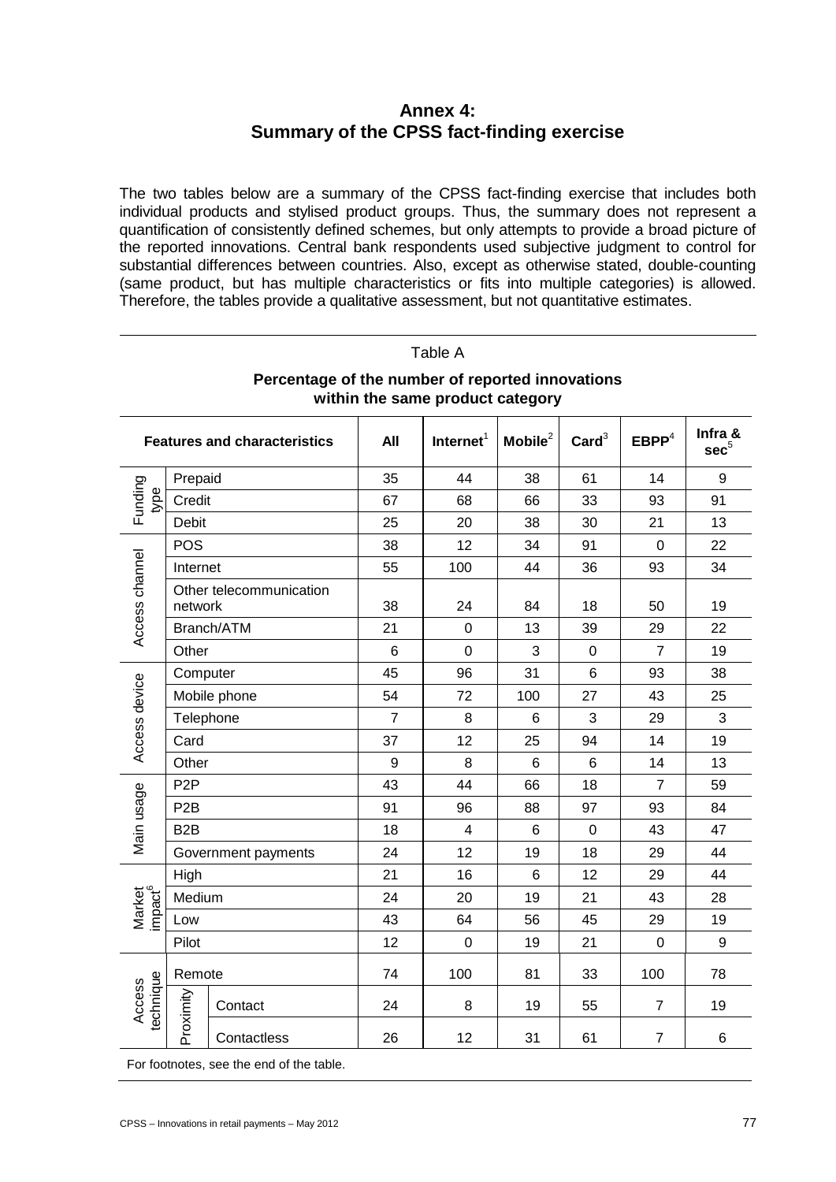# Annex 4: Summary of the CPSS fact-finding exercise

The two tables below are a summary of the CPSS fact-finding exercise that includes both individual products and stylised product groups. Thus, the summary does not represent a quantification of consistently defined schemes, but only attempts to provide a broad picture of the reported innovations. Central bank respondents used subjective judgment to control for substantial differences between countries. Also, except as otherwise stated, double-counting (same product, but has multiple characteristics or fits into multiple categories) is allowed. Therefore, the tables provide a qualitative assessment, but not quantitative estimates.

Table A

**Percentage of the number of reported innovations within the same product category**

| Features and characteristics | | | All | Internet[1] | Mobile[2] | Card[3] | EBPP[4] | Infra & sec[5] |
|---|---|---|---|---|---|---|---|---|
| Funding type | Prepaid | | 35 | 44 | 38 | 61 | 14 | 9 |
| | Credit | | 67 | 68 | 66 | 33 | 93 | 91 |
| | Debit | | 25 | 20 | 38 | 30 | 21 | 13 |
| Access channel | POS | | 38 | 12 | 34 | 91 | 0 | 22 |
| | Internet | | 55 | 100 | 44 | 36 | 93 | 34 |
| | Other telecommunication network | | 38 | 24 | 84 | 18 | 50 | 19 |
| | Branch/ATM | | 21 | 0 | 13 | 39 | 29 | 22 |
| | Other | | 6 | 0 | 3 | 0 | 7 | 19 |
| Access device | Computer | | 45 | 96 | 31 | 6 | 93 | 38 |
| | Mobile phone | | 54 | 72 | 100 | 27 | 43 | 25 |
| | Telephone | | 7 | 8 | 6 | 3 | 29 | 3 |
| | Card | | 37 | 12 | 25 | 94 | 14 | 19 |
| | Other | | 9 | 8 | 6 | 6 | 14 | 13 |
| Main usage | P2P | | 43 | 44 | 66 | 18 | 7 | 59 |
| | P2B | | 91 | 96 | 88 | 97 | 93 | 84 |
| | B2B | | 18 | 4 | 6 | 0 | 43 | 47 |
| | Government payments | | 24 | 12 | 19 | 18 | 29 | 44 |
| Market impact[6] | High | | 21 | 16 | 6 | 12 | 29 | 44 |
| | Medium | | 24 | 20 | 19 | 21 | 43 | 28 |
| | Low | | 43 | 64 | 56 | 45 | 29 | 19 |
| | Pilot | | 12 | 0 | 19 | 21 | 0 | 9 |
| Access technique | Remote | | 74 | 100 | 81 | 33 | 100 | 78 |
| | Proximity | Contact | 24 | 8 | 19 | 55 | 7 | 19 |
| | | Contactless | 26 | 12 | 31 | 61 | 7 | 6 |

For footnotes, see the end of the table.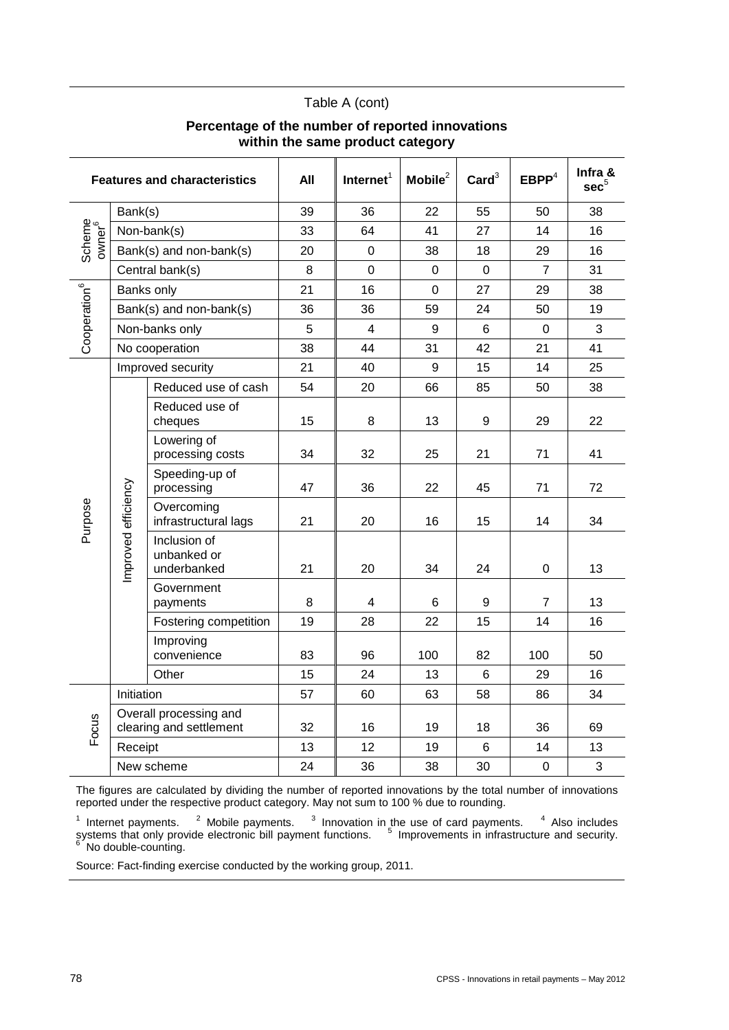Table A (cont)

**Percentage of the number of reported innovations within the same product category**

| Features and characteristics | | | All | Internet[1] | Mobile[2] | Card[3] | EBPP[4] | Infra & sec[5] |
|---|---|---|---|---|---|---|---|---|
| Scheme owner[6] | Bank(s) | | 39 | 36 | 22 | 55 | 50 | 38 |
| | Non-bank(s) | | 33 | 64 | 41 | 27 | 14 | 16 |
| | Bank(s) and non-bank(s) | | 20 | 0 | 38 | 18 | 29 | 16 |
| | Central bank(s) | | 8 | 0 | 0 | 0 | 7 | 31 |
| Cooperation[6] | Banks only | | 21 | 16 | 0 | 27 | 29 | 38 |
| | Bank(s) and non-bank(s) | | 36 | 36 | 59 | 24 | 50 | 19 |
| | Non-banks only | | 5 | 4 | 9 | 6 | 0 | 3 |
| | No cooperation | | 38 | 44 | 31 | 42 | 21 | 41 |
| Purpose | Improved security | | 21 | 40 | 9 | 15 | 14 | 25 |
| | Improved efficiency | Reduced use of cash | 54 | 20 | 66 | 85 | 50 | 38 |
| | | Reduced use of cheques | 15 | 8 | 13 | 9 | 29 | 22 |
| | | Lowering of processing costs | 34 | 32 | 25 | 21 | 71 | 41 |
| | | Speeding-up of processing | 47 | 36 | 22 | 45 | 71 | 72 |
| | | Overcoming infrastructural lags | 21 | 20 | 16 | 15 | 14 | 34 |
| | | Inclusion of unbanked or underbanked | 21 | 20 | 34 | 24 | 0 | 13 |
| | | Government payments | 8 | 4 | 6 | 9 | 7 | 13 |
| | | Fostering competition | 19 | 28 | 22 | 15 | 14 | 16 |
| | | Improving convenience | 83 | 96 | 100 | 82 | 100 | 50 |
| | | Other | 15 | 24 | 13 | 6 | 29 | 16 |
| Focus | Initiation | | 57 | 60 | 63 | 58 | 86 | 34 |
| | Overall processing and clearing and settlement | | 32 | 16 | 19 | 18 | 36 | 69 |
| | Receipt | | 13 | 12 | 19 | 6 | 14 | 13 |
| | New scheme | | 24 | 36 | 38 | 30 | 0 | 3 |

The figures are calculated by dividing the number of reported innovations by the total number of innovations reported under the respective product category. May not sum to 100 % due to rounding.

[1] Internet payments. [2] Mobile payments. [3] Innovation in the use of card payments. [4] Also includes systems that only provide electronic bill payment functions. [5] Improvements in infrastructure and security. [6] No double-counting.

Source: Fact-finding exercise conducted by the working group, 2011.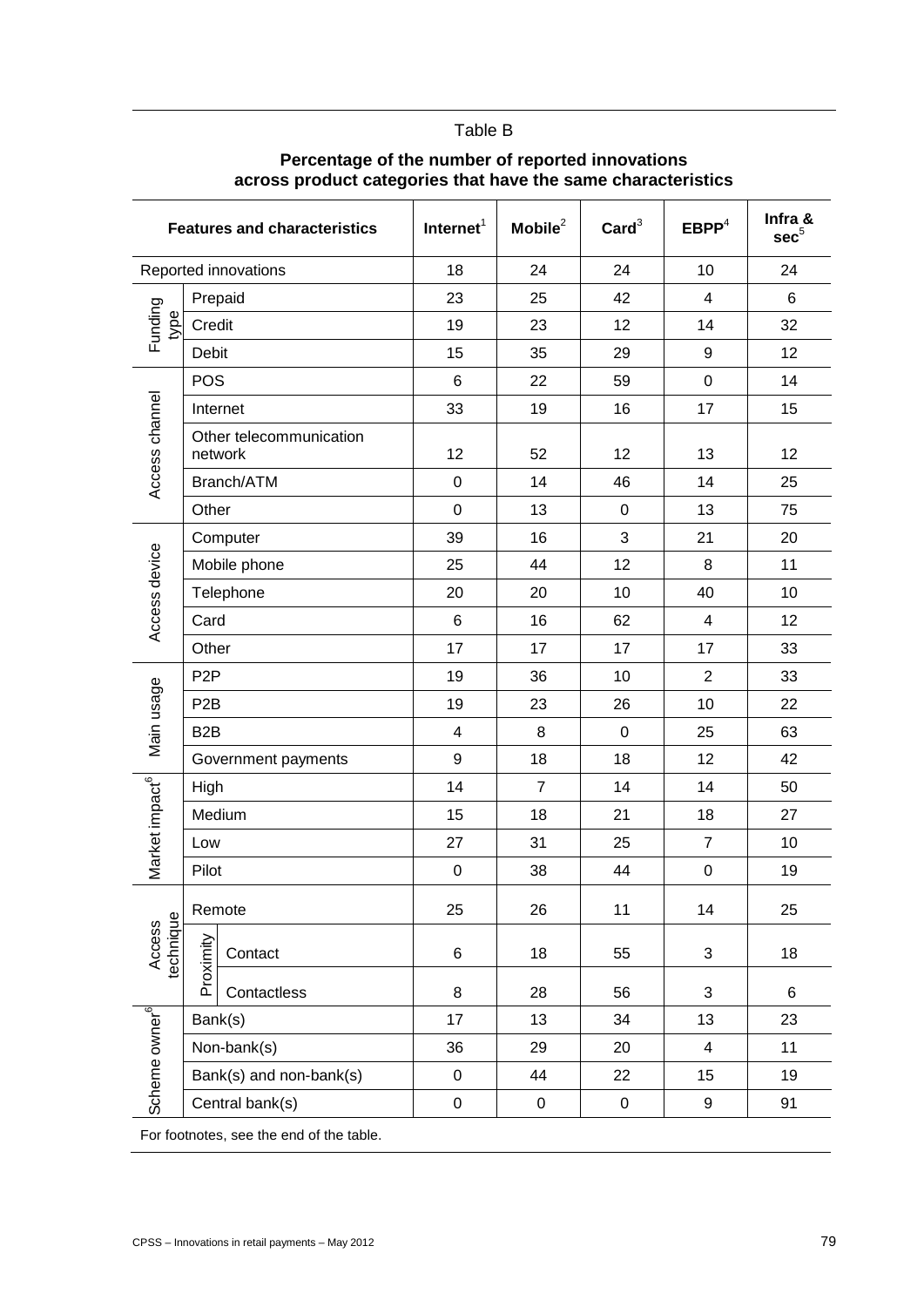Table B

**Percentage of the number of reported innovations across product categories that have the same characteristics**

| Features and characteristics | | | Internet[1] | Mobile[2] | Card[3] | EBPP[4] | Infra & sec[5] |
|---|---|---|---|---|---|---|---|
| Reported innovations | | | 18 | 24 | 24 | 10 | 24 |
| Funding type | Prepaid | | 23 | 25 | 42 | 4 | 6 |
| | Credit | | 19 | 23 | 12 | 14 | 32 |
| | Debit | | 15 | 35 | 29 | 9 | 12 |
| Access channel | POS | | 6 | 22 | 59 | 0 | 14 |
| | Internet | | 33 | 19 | 16 | 17 | 15 |
| | Other telecommunication network | | 12 | 52 | 12 | 13 | 12 |
| | Branch/ATM | | 0 | 14 | 46 | 14 | 25 |
| | Other | | 0 | 13 | 0 | 13 | 75 |
| Access device | Computer | | 39 | 16 | 3 | 21 | 20 |
| | Mobile phone | | 25 | 44 | 12 | 8 | 11 |
| | Telephone | | 20 | 20 | 10 | 40 | 10 |
| | Card | | 6 | 16 | 62 | 4 | 12 |
| | Other | | 17 | 17 | 17 | 17 | 33 |
| Main usage | P2P | | 19 | 36 | 10 | 2 | 33 |
| | P2B | | 19 | 23 | 26 | 10 | 22 |
| | B2B | | 4 | 8 | 0 | 25 | 63 |
| | Government payments | | 9 | 18 | 18 | 12 | 42 |
| Market impact[6] | High | | 14 | 7 | 14 | 14 | 50 |
| | Medium | | 15 | 18 | 21 | 18 | 27 |
| | Low | | 27 | 31 | 25 | 7 | 10 |
| | Pilot | | 0 | 38 | 44 | 0 | 19 |
| Access technique | Remote | | 25 | 26 | 11 | 14 | 25 |
| | Proximity | Contact | 6 | 18 | 55 | 3 | 18 |
| | | Contactless | 8 | 28 | 56 | 3 | 6 |
| Scheme owner[6] | Bank(s) | | 17 | 13 | 34 | 13 | 23 |
| | Non-bank(s) | | 36 | 29 | 20 | 4 | 11 |
| | Bank(s) and non-bank(s) | | 0 | 44 | 22 | 15 | 19 |
| | Central bank(s) | | 0 | 0 | 0 | 9 | 91 |

For footnotes, see the end of the table.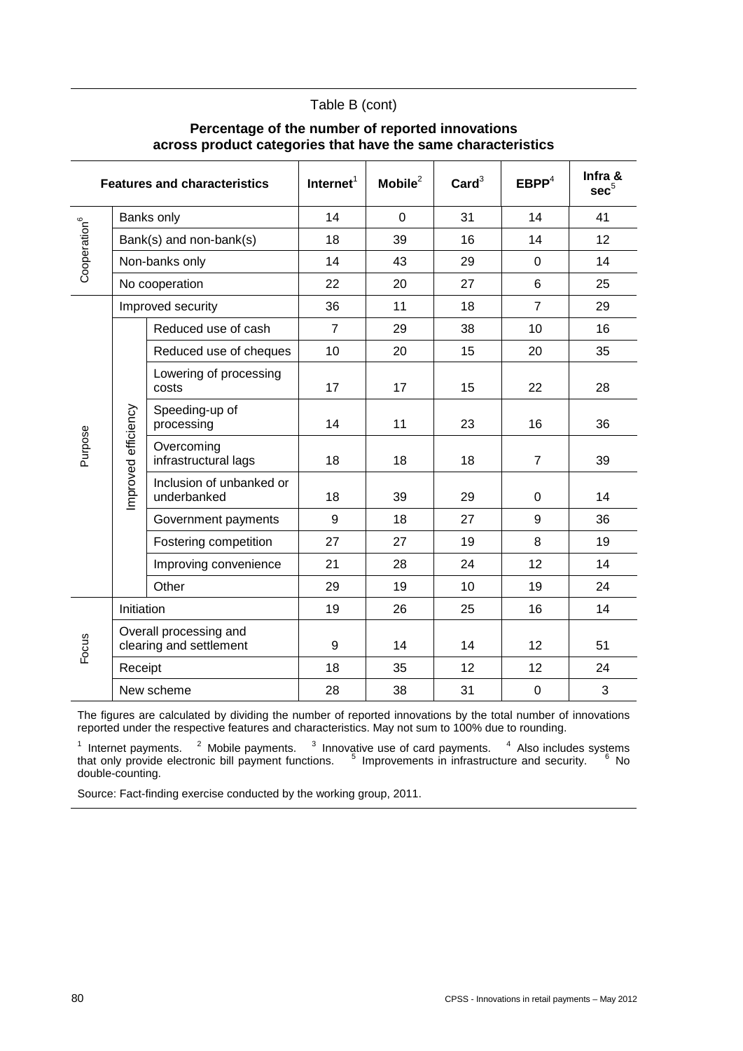Table B (cont)

**Percentage of the number of reported innovations across product categories that have the same characteristics**

| Features and characteristics | | | Internet[1] | Mobile[2] | Card[3] | EBPP[4] | Infra & sec[5] |
|---|---|---|---|---|---|---|---|
| Cooperation[6] | Banks only | | 14 | 0 | 31 | 14 | 41 |
| | Bank(s) and non-bank(s) | | 18 | 39 | 16 | 14 | 12 |
| | Non-banks only | | 14 | 43 | 29 | 0 | 14 |
| | No cooperation | | 22 | 20 | 27 | 6 | 25 |
| Purpose | Improved security | | 36 | 11 | 18 | 7 | 29 |
| | Improved efficiency | Reduced use of cash | 7 | 29 | 38 | 10 | 16 |
| | | Reduced use of cheques | 10 | 20 | 15 | 20 | 35 |
| | | Lowering of processing costs | 17 | 17 | 15 | 22 | 28 |
| | | Speeding-up of processing | 14 | 11 | 23 | 16 | 36 |
| | | Overcoming infrastructural lags | 18 | 18 | 18 | 7 | 39 |
| | | Inclusion of unbanked or underbanked | 18 | 39 | 29 | 0 | 14 |
| | | Government payments | 9 | 18 | 27 | 9 | 36 |
| | | Fostering competition | 27 | 27 | 19 | 8 | 19 |
| | | Improving convenience | 21 | 28 | 24 | 12 | 14 |
| | | Other | 29 | 19 | 10 | 19 | 24 |
| Focus | Initiation | | 19 | 26 | 25 | 16 | 14 |
| | Overall processing and clearing and settlement | | 9 | 14 | 14 | 12 | 51 |
| | Receipt | | 18 | 35 | 12 | 12 | 24 |
| | New scheme | | 28 | 38 | 31 | 0 | 3 |

The figures are calculated by dividing the number of reported innovations by the total number of innovations reported under the respective features and characteristics. May not sum to 100% due to rounding.

[1] Internet payments. [2] Mobile payments. [3] Innovative use of card payments. [4] Also includes systems that only provide electronic bill payment functions. [5] Improvements in infrastructure and security. [6] No double-counting.

Source: Fact-finding exercise conducted by the working group, 2011.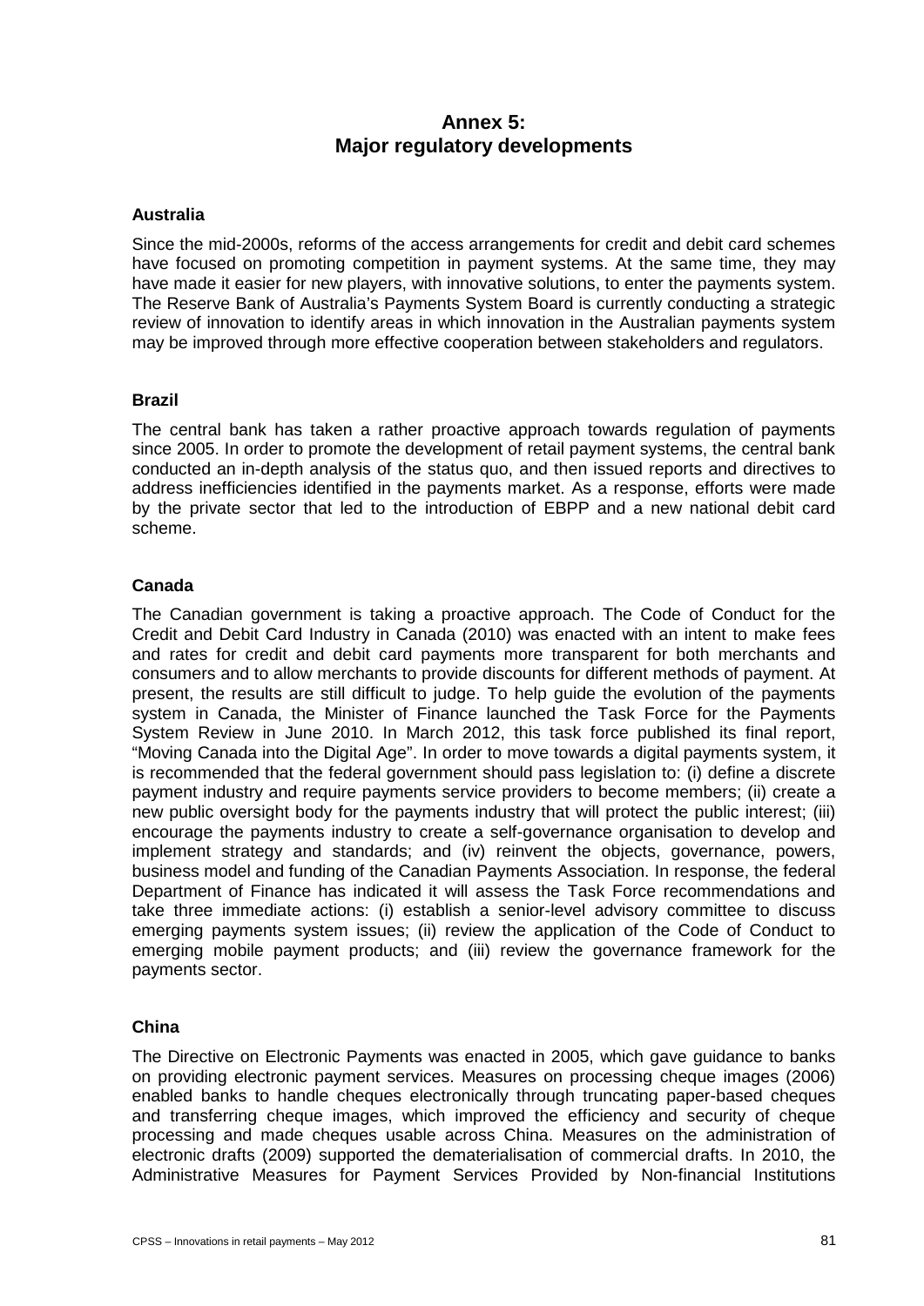# Annex 5: Major regulatory developments

### Australia

Since the mid-2000s, reforms of the access arrangements for credit and debit card schemes have focused on promoting competition in payment systems. At the same time, they may have made it easier for new players, with innovative solutions, to enter the payments system. The Reserve Bank of Australia's Payments System Board is currently conducting a strategic review of innovation to identify areas in which innovation in the Australian payments system may be improved through more effective cooperation between stakeholders and regulators.

### Brazil

The central bank has taken a rather proactive approach towards regulation of payments since 2005. In order to promote the development of retail payment systems, the central bank conducted an in-depth analysis of the status quo, and then issued reports and directives to address inefficiencies identified in the payments market. As a response, efforts were made by the private sector that led to the introduction of EBPP and a new national debit card scheme.

### Canada

The Canadian government is taking a proactive approach. The Code of Conduct for the Credit and Debit Card Industry in Canada (2010) was enacted with an intent to make fees and rates for credit and debit card payments more transparent for both merchants and consumers and to allow merchants to provide discounts for different methods of payment. At present, the results are still difficult to judge. To help guide the evolution of the payments system in Canada, the Minister of Finance launched the Task Force for the Payments System Review in June 2010. In March 2012, this task force published its final report, "Moving Canada into the Digital Age". In order to move towards a digital payments system, it is recommended that the federal government should pass legislation to: (i) define a discrete payment industry and require payments service providers to become members; (ii) create a new public oversight body for the payments industry that will protect the public interest; (iii) encourage the payments industry to create a self-governance organisation to develop and implement strategy and standards; and (iv) reinvent the objects, governance, powers, business model and funding of the Canadian Payments Association. In response, the federal Department of Finance has indicated it will assess the Task Force recommendations and take three immediate actions: (i) establish a senior-level advisory committee to discuss emerging payments system issues; (ii) review the application of the Code of Conduct to emerging mobile payment products; and (iii) review the governance framework for the payments sector.

### China

The Directive on Electronic Payments was enacted in 2005, which gave guidance to banks on providing electronic payment services. Measures on processing cheque images (2006) enabled banks to handle cheques electronically through truncating paper-based cheques and transferring cheque images, which improved the efficiency and security of cheque processing and made cheques usable across China. Measures on the administration of electronic drafts (2009) supported the dematerialisation of commercial drafts. In 2010, the Administrative Measures for Payment Services Provided by Non-financial Institutions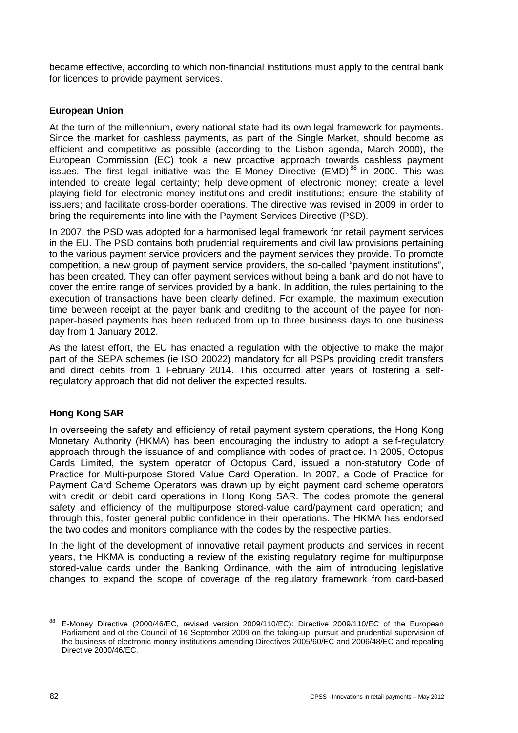became effective, according to which non-financial institutions must apply to the central bank for licences to provide payment services.

**European Union**

At the turn of the millennium, every national state had its own legal framework for payments. Since the market for cashless payments, as part of the Single Market, should become as efficient and competitive as possible (according to the Lisbon agenda, March 2000), the European Commission (EC) took a new proactive approach towards cashless payment issues. The first legal initiative was the E-Money Directive (EMD)[88] in 2000. This was intended to create legal certainty; help development of electronic money; create a level playing field for electronic money institutions and credit institutions; ensure the stability of issuers; and facilitate cross-border operations. The directive was revised in 2009 in order to bring the requirements into line with the Payment Services Directive (PSD).

In 2007, the PSD was adopted for a harmonised legal framework for retail payment services in the EU. The PSD contains both prudential requirements and civil law provisions pertaining to the various payment service providers and the payment services they provide. To promote competition, a new group of payment service providers, the so-called "payment institutions", has been created. They can offer payment services without being a bank and do not have to cover the entire range of services provided by a bank. In addition, the rules pertaining to the execution of transactions have been clearly defined. For example, the maximum execution time between receipt at the payer bank and crediting to the account of the payee for non-paper-based payments has been reduced from up to three business days to one business day from 1 January 2012.

As the latest effort, the EU has enacted a regulation with the objective to make the major part of the SEPA schemes (ie ISO 20022) mandatory for all PSPs providing credit transfers and direct debits from 1 February 2014. This occurred after years of fostering a self-regulatory approach that did not deliver the expected results.

**Hong Kong SAR**

In overseeing the safety and efficiency of retail payment system operations, the Hong Kong Monetary Authority (HKMA) has been encouraging the industry to adopt a self-regulatory approach through the issuance of and compliance with codes of practice. In 2005, Octopus Cards Limited, the system operator of Octopus Card, issued a non-statutory Code of Practice for Multi-purpose Stored Value Card Operation. In 2007, a Code of Practice for Payment Card Scheme Operators was drawn up by eight payment card scheme operators with credit or debit card operations in Hong Kong SAR. The codes promote the general safety and efficiency of the multipurpose stored-value card/payment card operation; and through this, foster general public confidence in their operations. The HKMA has endorsed the two codes and monitors compliance with the codes by the respective parties.

In the light of the development of innovative retail payment products and services in recent years, the HKMA is conducting a review of the existing regulatory regime for multipurpose stored-value cards under the Banking Ordinance, with the aim of introducing legislative changes to expand the scope of coverage of the regulatory framework from card-based

[88] E-Money Directive (2000/46/EC, revised version 2009/110/EC): Directive 2009/110/EC of the European Parliament and of the Council of 16 September 2009 on the taking-up, pursuit and prudential supervision of the business of electronic money institutions amending Directives 2005/60/EC and 2006/48/EC and repealing Directive 2000/46/EC.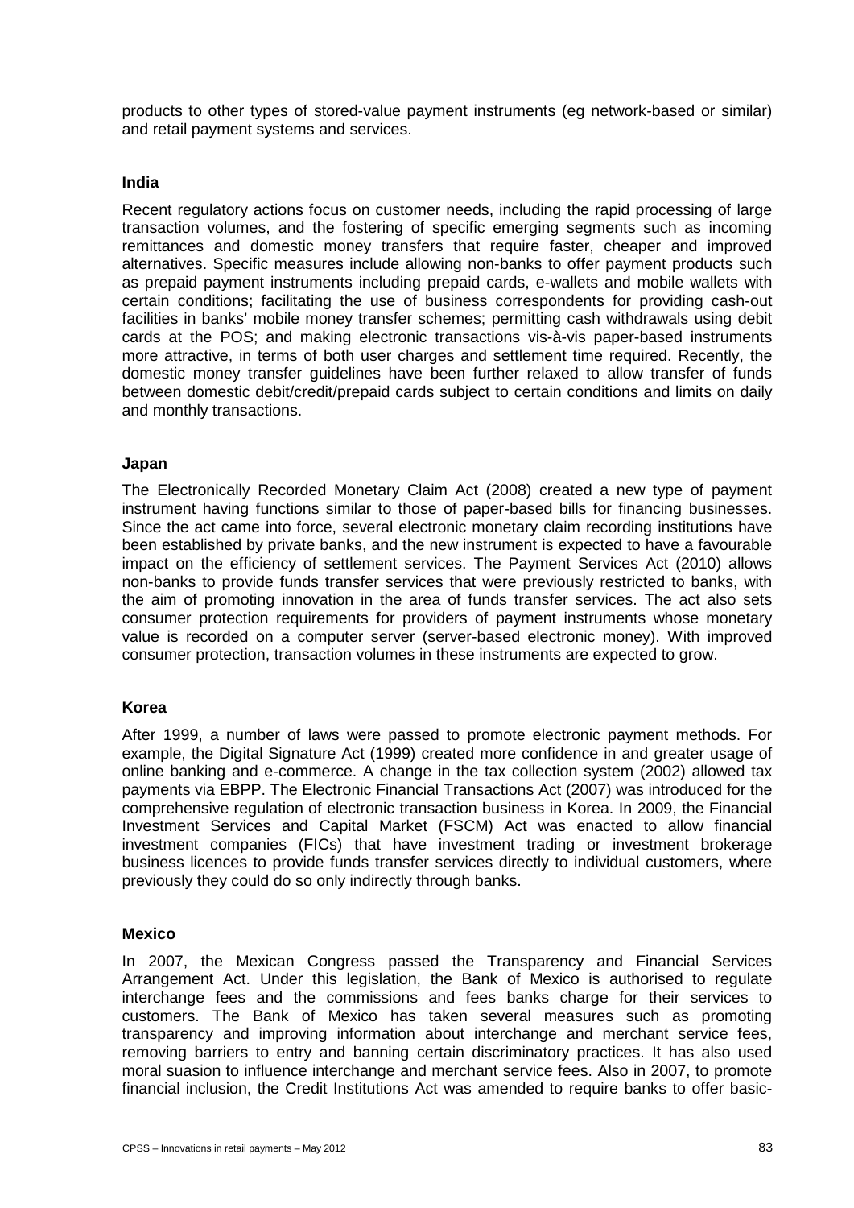products to other types of stored-value payment instruments (eg network-based or similar) and retail payment systems and services.

### India

Recent regulatory actions focus on customer needs, including the rapid processing of large transaction volumes, and the fostering of specific emerging segments such as incoming remittances and domestic money transfers that require faster, cheaper and improved alternatives. Specific measures include allowing non-banks to offer payment products such as prepaid payment instruments including prepaid cards, e-wallets and mobile wallets with certain conditions; facilitating the use of business correspondents for providing cash-out facilities in banks' mobile money transfer schemes; permitting cash withdrawals using debit cards at the POS; and making electronic transactions vis-à-vis paper-based instruments more attractive, in terms of both user charges and settlement time required. Recently, the domestic money transfer guidelines have been further relaxed to allow transfer of funds between domestic debit/credit/prepaid cards subject to certain conditions and limits on daily and monthly transactions.

### Japan

The Electronically Recorded Monetary Claim Act (2008) created a new type of payment instrument having functions similar to those of paper-based bills for financing businesses. Since the act came into force, several electronic monetary claim recording institutions have been established by private banks, and the new instrument is expected to have a favourable impact on the efficiency of settlement services. The Payment Services Act (2010) allows non-banks to provide funds transfer services that were previously restricted to banks, with the aim of promoting innovation in the area of funds transfer services. The act also sets consumer protection requirements for providers of payment instruments whose monetary value is recorded on a computer server (server-based electronic money). With improved consumer protection, transaction volumes in these instruments are expected to grow.

### Korea

After 1999, a number of laws were passed to promote electronic payment methods. For example, the Digital Signature Act (1999) created more confidence in and greater usage of online banking and e-commerce. A change in the tax collection system (2002) allowed tax payments via EBPP. The Electronic Financial Transactions Act (2007) was introduced for the comprehensive regulation of electronic transaction business in Korea. In 2009, the Financial Investment Services and Capital Market (FSCM) Act was enacted to allow financial investment companies (FICs) that have investment trading or investment brokerage business licences to provide funds transfer services directly to individual customers, where previously they could do so only indirectly through banks.

### Mexico

In 2007, the Mexican Congress passed the Transparency and Financial Services Arrangement Act. Under this legislation, the Bank of Mexico is authorised to regulate interchange fees and the commissions and fees banks charge for their services to customers. The Bank of Mexico has taken several measures such as promoting transparency and improving information about interchange and merchant service fees, removing barriers to entry and banning certain discriminatory practices. It has also used moral suasion to influence interchange and merchant service fees. Also in 2007, to promote financial inclusion, the Credit Institutions Act was amended to require banks to offer basic-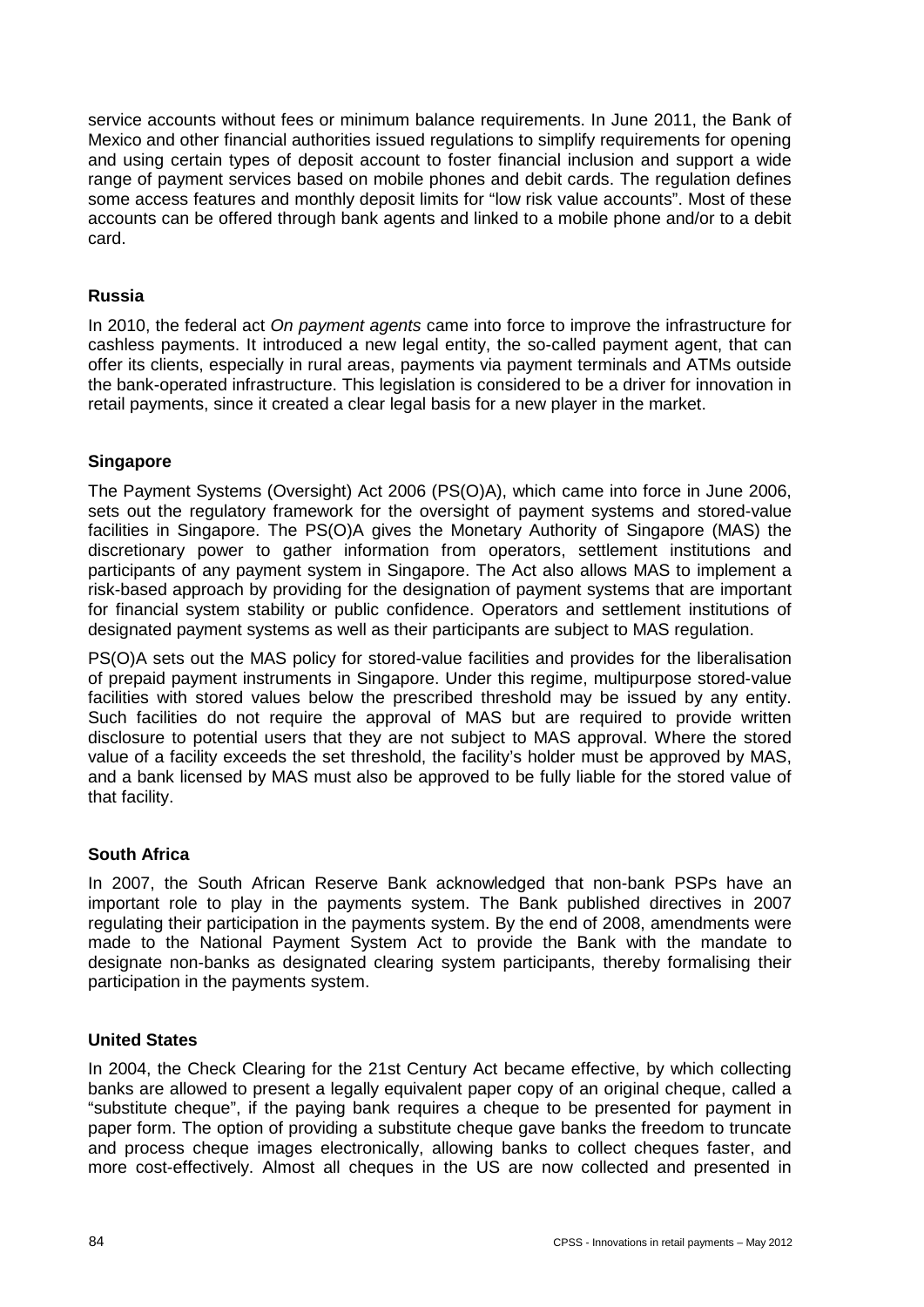service accounts without fees or minimum balance requirements. In June 2011, the Bank of Mexico and other financial authorities issued regulations to simplify requirements for opening and using certain types of deposit account to foster financial inclusion and support a wide range of payment services based on mobile phones and debit cards. The regulation defines some access features and monthly deposit limits for "low risk value accounts". Most of these accounts can be offered through bank agents and linked to a mobile phone and/or to a debit card.

**Russia**

In 2010, the federal act *On payment agents* came into force to improve the infrastructure for cashless payments. It introduced a new legal entity, the so-called payment agent, that can offer its clients, especially in rural areas, payments via payment terminals and ATMs outside the bank-operated infrastructure. This legislation is considered to be a driver for innovation in retail payments, since it created a clear legal basis for a new player in the market.

**Singapore**

The Payment Systems (Oversight) Act 2006 (PS(O)A), which came into force in June 2006, sets out the regulatory framework for the oversight of payment systems and stored-value facilities in Singapore. The PS(O)A gives the Monetary Authority of Singapore (MAS) the discretionary power to gather information from operators, settlement institutions and participants of any payment system in Singapore. The Act also allows MAS to implement a risk-based approach by providing for the designation of payment systems that are important for financial system stability or public confidence. Operators and settlement institutions of designated payment systems as well as their participants are subject to MAS regulation.

PS(O)A sets out the MAS policy for stored-value facilities and provides for the liberalisation of prepaid payment instruments in Singapore. Under this regime, multipurpose stored-value facilities with stored values below the prescribed threshold may be issued by any entity. Such facilities do not require the approval of MAS but are required to provide written disclosure to potential users that they are not subject to MAS approval. Where the stored value of a facility exceeds the set threshold, the facility's holder must be approved by MAS, and a bank licensed by MAS must also be approved to be fully liable for the stored value of that facility.

**South Africa**

In 2007, the South African Reserve Bank acknowledged that non-bank PSPs have an important role to play in the payments system. The Bank published directives in 2007 regulating their participation in the payments system. By the end of 2008, amendments were made to the National Payment System Act to provide the Bank with the mandate to designate non-banks as designated clearing system participants, thereby formalising their participation in the payments system.

**United States**

In 2004, the Check Clearing for the 21st Century Act became effective, by which collecting banks are allowed to present a legally equivalent paper copy of an original cheque, called a "substitute cheque", if the paying bank requires a cheque to be presented for payment in paper form. The option of providing a substitute cheque gave banks the freedom to truncate and process cheque images electronically, allowing banks to collect cheques faster, and more cost-effectively. Almost all cheques in the US are now collected and presented in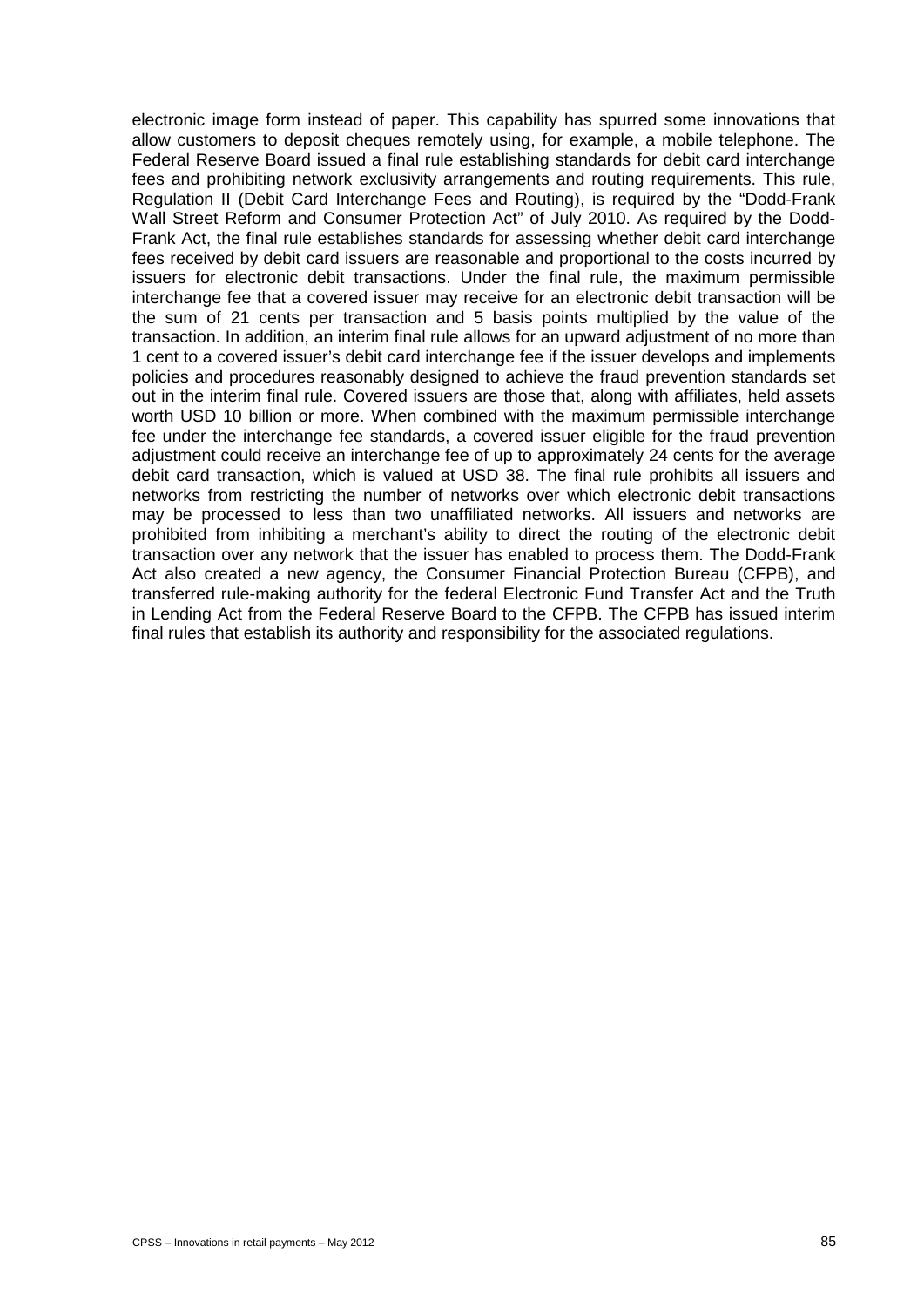electronic image form instead of paper. This capability has spurred some innovations that allow customers to deposit cheques remotely using, for example, a mobile telephone. The Federal Reserve Board issued a final rule establishing standards for debit card interchange fees and prohibiting network exclusivity arrangements and routing requirements. This rule, Regulation II (Debit Card Interchange Fees and Routing), is required by the "Dodd-Frank Wall Street Reform and Consumer Protection Act" of July 2010. As required by the Dodd-Frank Act, the final rule establishes standards for assessing whether debit card interchange fees received by debit card issuers are reasonable and proportional to the costs incurred by issuers for electronic debit transactions. Under the final rule, the maximum permissible interchange fee that a covered issuer may receive for an electronic debit transaction will be the sum of 21 cents per transaction and 5 basis points multiplied by the value of the transaction. In addition, an interim final rule allows for an upward adjustment of no more than 1 cent to a covered issuer's debit card interchange fee if the issuer develops and implements policies and procedures reasonably designed to achieve the fraud prevention standards set out in the interim final rule. Covered issuers are those that, along with affiliates, held assets worth USD 10 billion or more. When combined with the maximum permissible interchange fee under the interchange fee standards, a covered issuer eligible for the fraud prevention adjustment could receive an interchange fee of up to approximately 24 cents for the average debit card transaction, which is valued at USD 38. The final rule prohibits all issuers and networks from restricting the number of networks over which electronic debit transactions may be processed to less than two unaffiliated networks. All issuers and networks are prohibited from inhibiting a merchant's ability to direct the routing of the electronic debit transaction over any network that the issuer has enabled to process them. The Dodd-Frank Act also created a new agency, the Consumer Financial Protection Bureau (CFPB), and transferred rule-making authority for the federal Electronic Fund Transfer Act and the Truth in Lending Act from the Federal Reserve Board to the CFPB. The CFPB has issued interim final rules that establish its authority and responsibility for the associated regulations.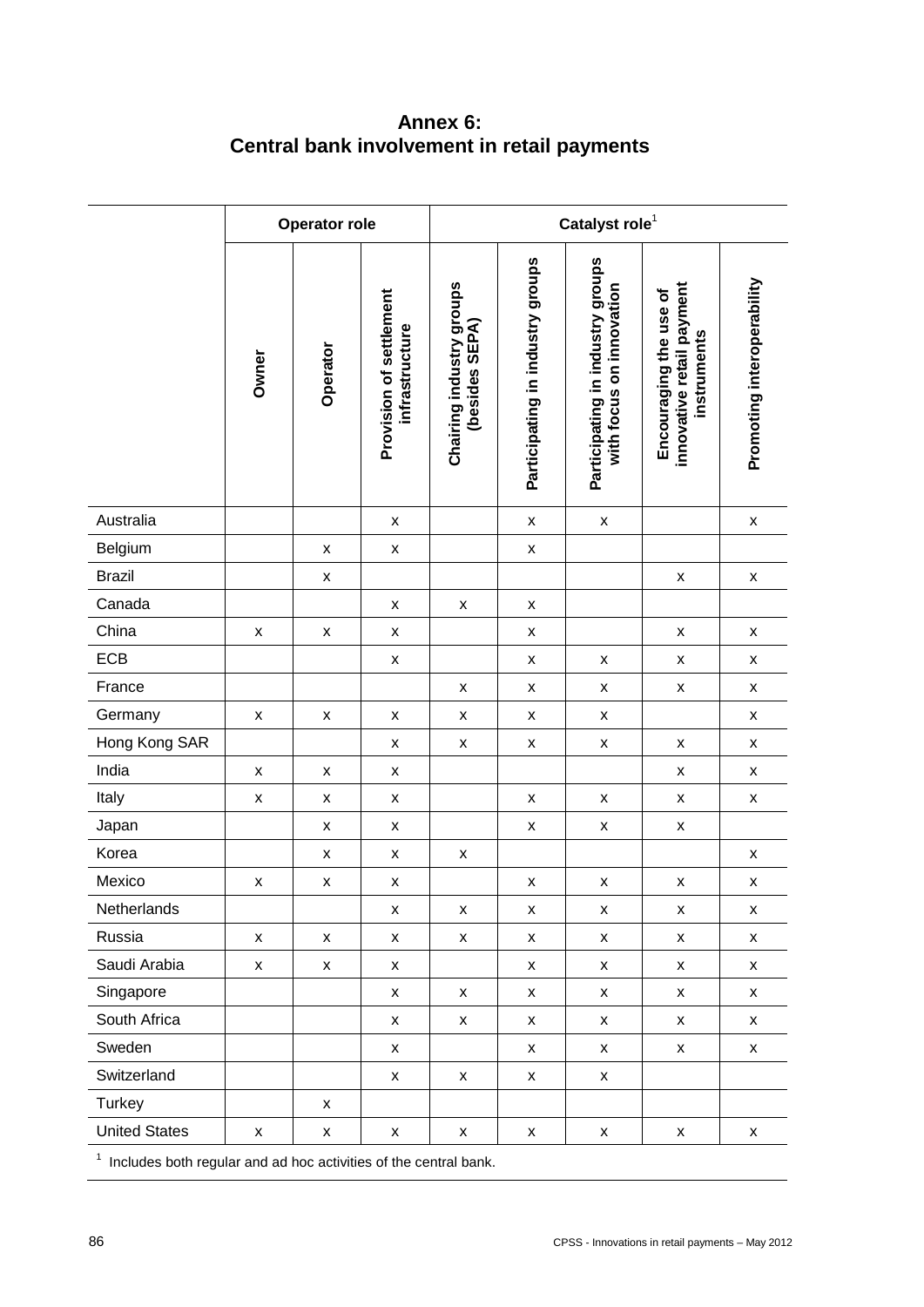# Annex 6: Central bank involvement in retail payments

| | Operator role | | | Catalyst role[1] | | | | |
|---|---|---|---|---|---|---|---|---|
| | Owner | Operator | Provision of settlement infrastructure | Chairing industry groups (besides SEPA) | Participating in industry groups | Participating in industry groups with focus on innovation | Encouraging the use of innovative retail payment instruments | Promoting interoperability |
| Australia | | | x | | x | x | | x |
| Belgium | | x | x | | x | | | |
| Brazil | | x | | | | | x | x |
| Canada | | | x | x | x | | | |
| China | x | x | x | | x | | x | x |
| ECB | | | x | | x | x | x | x |
| France | | | | x | x | x | x | x |
| Germany | x | x | x | x | x | x | | x |
| Hong Kong SAR | | | x | x | x | x | x | x |
| India | x | x | x | | | | x | x |
| Italy | x | x | x | | x | x | x | x |
| Japan | | x | x | | x | x | x | |
| Korea | | x | x | x | | | | x |
| Mexico | x | x | x | | x | x | x | x |
| Netherlands | | | x | x | x | x | x | x |
| Russia | x | x | x | x | x | x | x | x |
| Saudi Arabia | x | x | x | | x | x | x | x |
| Singapore | | | x | x | x | x | x | x |
| South Africa | | | x | x | x | x | x | x |
| Sweden | | | x | | x | x | x | x |
| Switzerland | | | x | x | x | x | | |
| Turkey | | x | | | | | | |
| United States | x | x | x | x | x | x | x | x |

[1] Includes both regular and ad hoc activities of the central bank.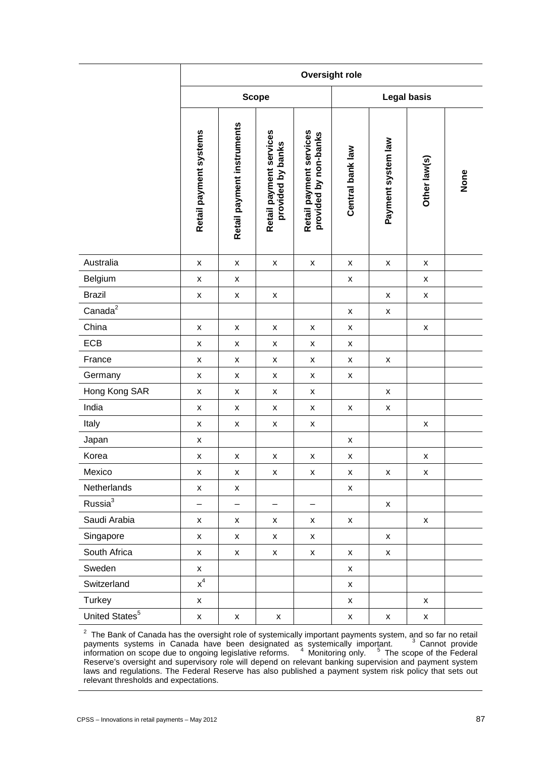| | Oversight role | | | | | | | |
|---|---|---|---|---|---|---|---|---|
| | Scope | | | | Legal basis | | | |
| | Retail payment systems | Retail payment instruments | Retail payment services provided by banks | Retail payment services provided by non-banks | Central bank law | Payment system law | Other law(s) | None |
| Australia | x | x | x | x | x | x | x | |
| Belgium | x | x | | | x | | x | |
| Brazil | x | x | x | | | x | x | |
| Canada[2] | | | | | x | x | | |
| China | x | x | x | x | x | | x | |
| ECB | x | x | x | x | x | | | |
| France | x | x | x | x | x | x | | |
| Germany | x | x | x | x | x | | | |
| Hong Kong SAR | x | x | x | x | | x | | |
| India | x | x | x | x | x | x | | |
| Italy | x | x | x | x | | | x | |
| Japan | x | | | | x | | | |
| Korea | x | x | x | x | x | | x | |
| Mexico | x | x | x | x | x | x | x | |
| Netherlands | x | x | | | x | | | |
| Russia[3] | – | – | – | – | | x | | |
| Saudi Arabia | x | x | x | x | x | | x | |
| Singapore | x | x | x | x | | x | | |
| South Africa | x | x | x | x | x | x | | |
| Sweden | x | | | | x | | | |
| Switzerland | x[4] | | | | x | | | |
| Turkey | x | | | | x | | x | |
| United States[5] | x | x | x | | x | x | x | |

[2] The Bank of Canada has the oversight role of systemically important payments system, and so far no retail payments systems in Canada have been designated as systemically important. [3] Cannot provide information on scope due to ongoing legislative reforms. [4] Monitoring only. [5] The scope of the Federal Reserve's oversight and supervisory role will depend on relevant banking supervision and payment system laws and regulations. The Federal Reserve has also published a payment system risk policy that sets out relevant thresholds and expectations.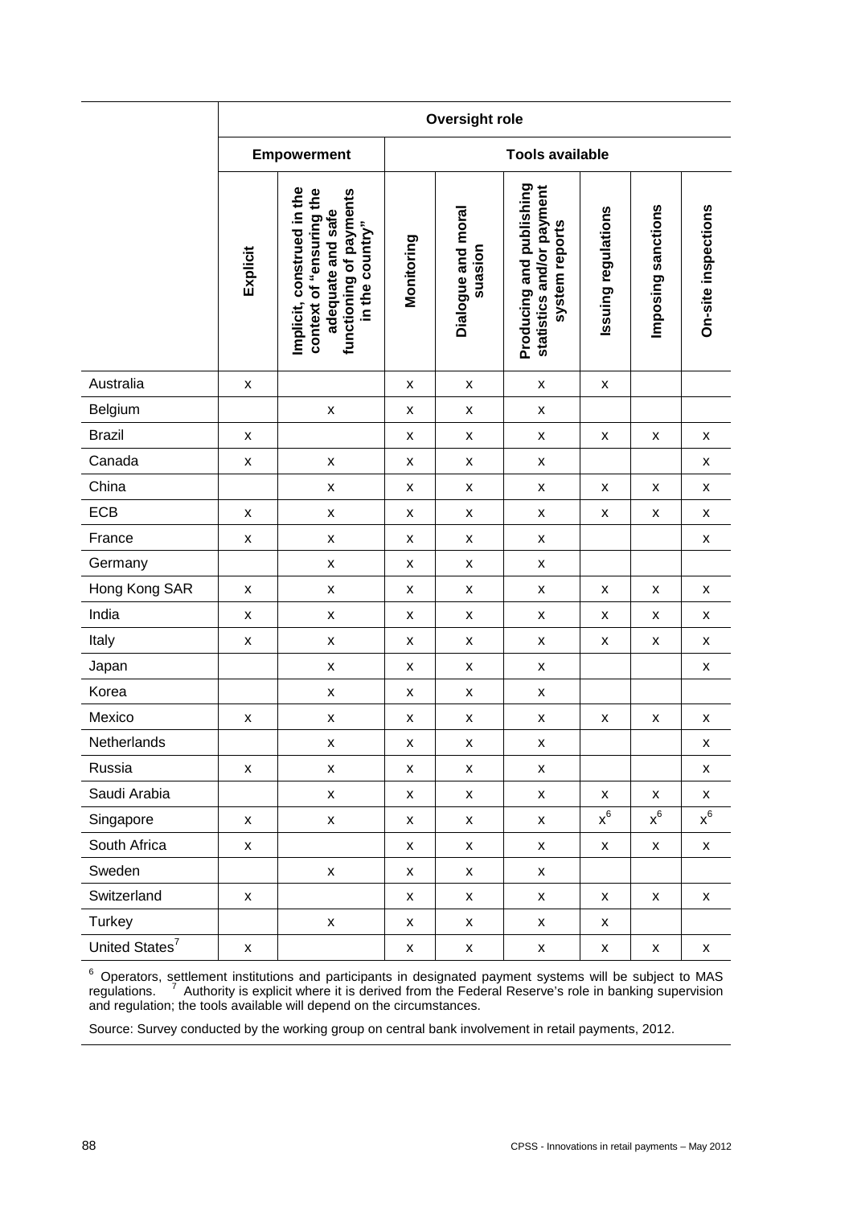| | Oversight role | | | | | | | |
|---|---|---|---|---|---|---|---|---|
| | Empowerment | | Tools available | | | | | |
| | Explicit | Implicit, construed in the context of "ensuring the adequate and safe functioning of payments in the country" | Monitoring | Dialogue and moral suasion | Producing and publishing statistics and/or payment system reports | Issuing regulations | Imposing sanctions | On-site inspections |
| Australia | x | | x | x | x | x | | |
| Belgium | | x | x | x | x | | | |
| Brazil | x | | x | x | x | x | x | x |
| Canada | x | x | x | x | x | | | x |
| China | | x | x | x | x | x | x | x |
| ECB | x | x | x | x | x | x | x | x |
| France | x | x | x | x | x | | | x |
| Germany | | x | x | x | x | | | |
| Hong Kong SAR | x | x | x | x | x | x | x | x |
| India | x | x | x | x | x | x | x | x |
| Italy | x | x | x | x | x | x | x | x |
| Japan | | x | x | x | x | | | x |
| Korea | | x | x | x | x | | | |
| Mexico | x | x | x | x | x | x | x | x |
| Netherlands | | x | x | x | x | | | x |
| Russia | x | x | x | x | x | | | x |
| Saudi Arabia | | x | x | x | x | x | x | x |
| Singapore | x | x | x | x | x | x[6] | x[6] | x[6] |
| South Africa | x | | x | x | x | x | x | x |
| Sweden | | x | x | x | x | | | |
| Switzerland | x | | x | x | x | x | x | x |
| Turkey | | x | x | x | x | x | | |
| United States[7] | x | | x | x | x | x | x | x |

[6] Operators, settlement institutions and participants in designated payment systems will be subject to MAS regulations. [7] Authority is explicit where it is derived from the Federal Reserve's role in banking supervision and regulation; the tools available will depend on the circumstances.

Source: Survey conducted by the working group on central bank involvement in retail payments, 2012.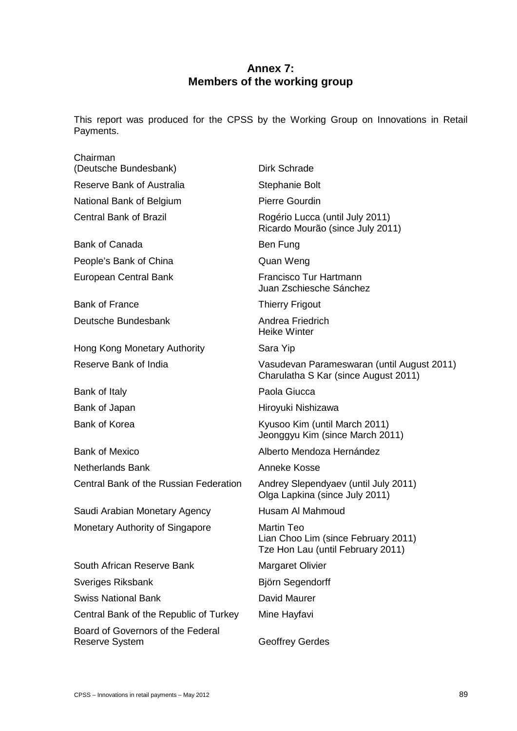# Annex 7: Members of the working group

This report was produced for the CPSS by the Working Group on Innovations in Retail Payments.

| | |
|---|---|
| Chairman (Deutsche Bundesbank) | Dirk Schrade |
| Reserve Bank of Australia | Stephanie Bolt |
| National Bank of Belgium | Pierre Gourdin |
| Central Bank of Brazil | Rogério Lucca (until July 2011)<br>Ricardo Mourão (since July 2011) |
| Bank of Canada | Ben Fung |
| People's Bank of China | Quan Weng |
| European Central Bank | Francisco Tur Hartmann<br>Juan Zschiesche Sánchez |
| Bank of France | Thierry Frigout |
| Deutsche Bundesbank | Andrea Friedrich<br>Heike Winter |
| Hong Kong Monetary Authority | Sara Yip |
| Reserve Bank of India | Vasudevan Parameswaran (until August 2011)<br>Charulatha S Kar (since August 2011) |
| Bank of Italy | Paola Giucca |
| Bank of Japan | Hiroyuki Nishizawa |
| Bank of Korea | Kyusoo Kim (until March 2011)<br>Jeonggyu Kim (since March 2011) |
| Bank of Mexico | Alberto Mendoza Hernández |
| Netherlands Bank | Anneke Kosse |
| Central Bank of the Russian Federation | Andrey Slependyaev (until July 2011)<br>Olga Lapkina (since July 2011) |
| Saudi Arabian Monetary Agency | Husam Al Mahmoud |
| Monetary Authority of Singapore | Martin Teo<br>Lian Choo Lim (since February 2011)<br>Tze Hon Lau (until February 2011) |
| South African Reserve Bank | Margaret Olivier |
| Sveriges Riksbank | Björn Segendorff |
| Swiss National Bank | David Maurer |
| Central Bank of the Republic of Turkey | Mine Hayfavi |
| Board of Governors of the Federal Reserve System | Geoffrey Gerdes |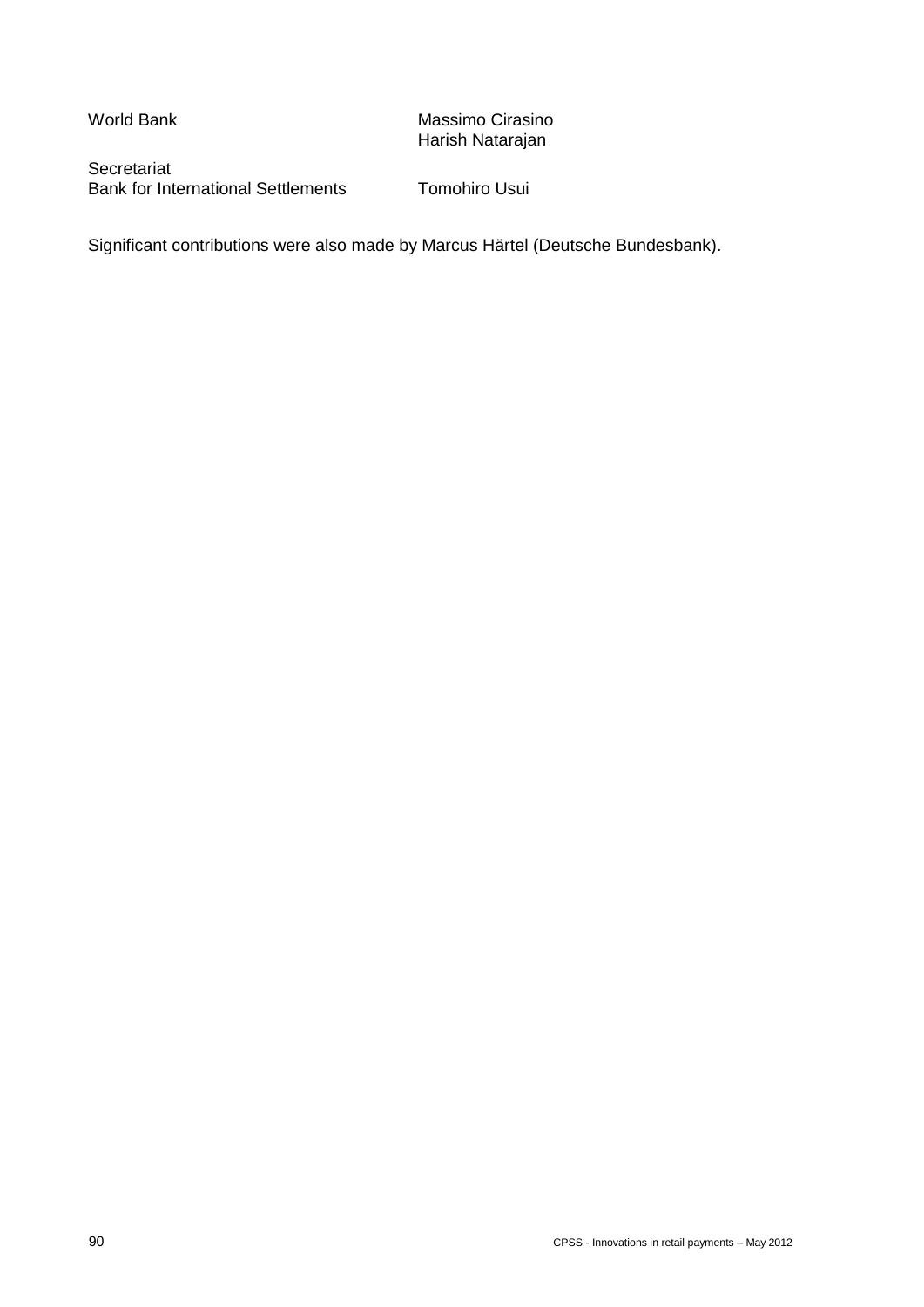| | |
|---|---|
| World Bank | Massimo Cirasino<br>Harish Natarajan |
| Secretariat<br>Bank for International Settlements | Tomohiro Usui |

Significant contributions were also made by Marcus Härtel (Deutsche Bundesbank).